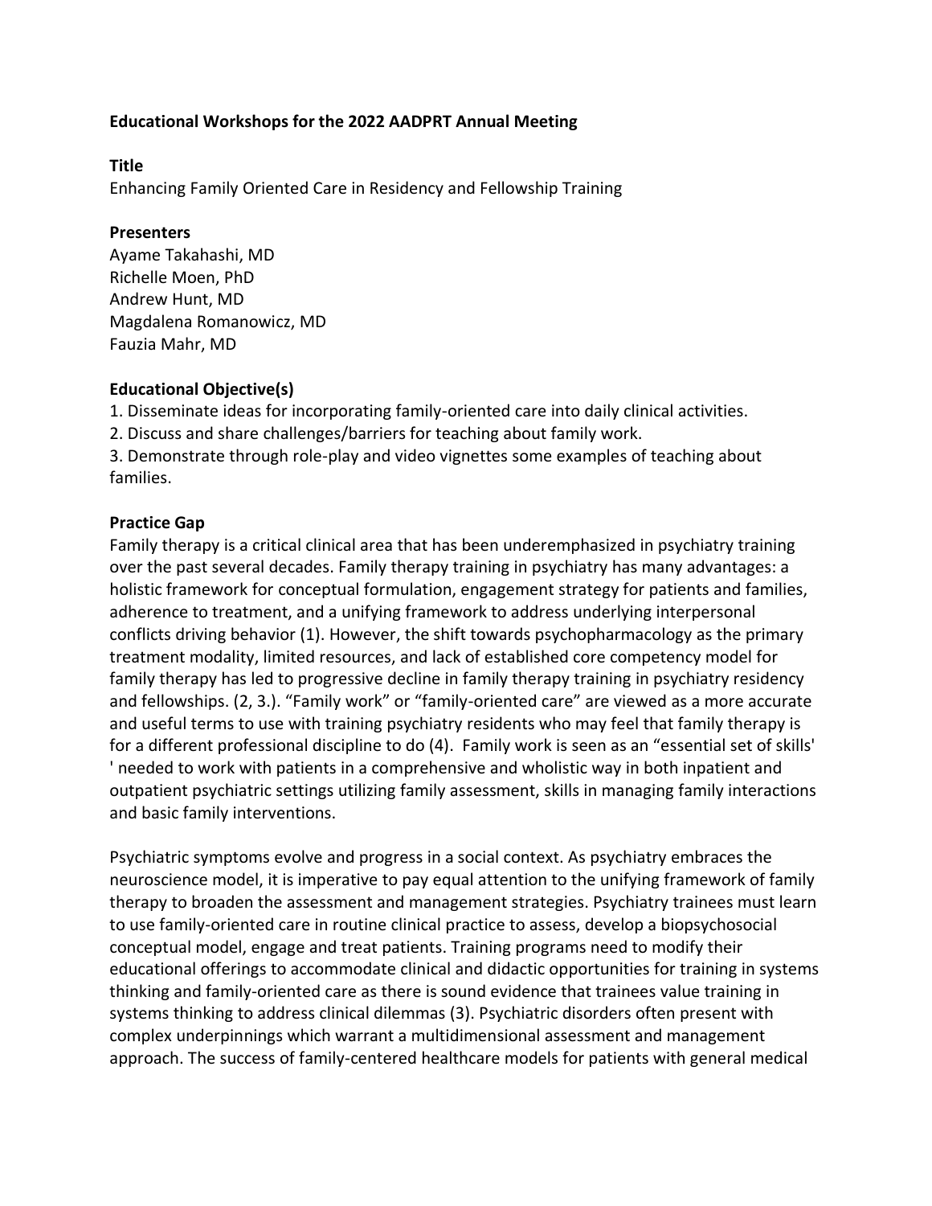**Educational Workshops for the 2022 AADPRT Annual Meeting**

**Title**

Enhancing Family Oriented Care in Residency and Fellowship Training

**Presenters**

Ayame Takahashi, MD
Richelle Moen, PhD
Andrew Hunt, MD
Magdalena Romanowicz, MD
Fauzia Mahr, MD

**Educational Objective(s)**

1. Disseminate ideas for incorporating family-oriented care into daily clinical activities.
2. Discuss and share challenges/barriers for teaching about family work.
3. Demonstrate through role-play and video vignettes some examples of teaching about families.

**Practice Gap**

Family therapy is a critical clinical area that has been underemphasized in psychiatry training over the past several decades. Family therapy training in psychiatry has many advantages: a holistic framework for conceptual formulation, engagement strategy for patients and families, adherence to treatment, and a unifying framework to address underlying interpersonal conflicts driving behavior (1). However, the shift towards psychopharmacology as the primary treatment modality, limited resources, and lack of established core competency model for family therapy has led to progressive decline in family therapy training in psychiatry residency and fellowships. (2, 3.). "Family work" or "family-oriented care" are viewed as a more accurate and useful terms to use with training psychiatry residents who may feel that family therapy is for a different professional discipline to do (4). Family work is seen as an "essential set of skills' ' needed to work with patients in a comprehensive and wholistic way in both inpatient and outpatient psychiatric settings utilizing family assessment, skills in managing family interactions and basic family interventions.

Psychiatric symptoms evolve and progress in a social context. As psychiatry embraces the neuroscience model, it is imperative to pay equal attention to the unifying framework of family therapy to broaden the assessment and management strategies. Psychiatry trainees must learn to use family-oriented care in routine clinical practice to assess, develop a biopsychosocial conceptual model, engage and treat patients. Training programs need to modify their educational offerings to accommodate clinical and didactic opportunities for training in systems thinking and family-oriented care as there is sound evidence that trainees value training in systems thinking to address clinical dilemmas (3). Psychiatric disorders often present with complex underpinnings which warrant a multidimensional assessment and management approach. The success of family-centered healthcare models for patients with general medical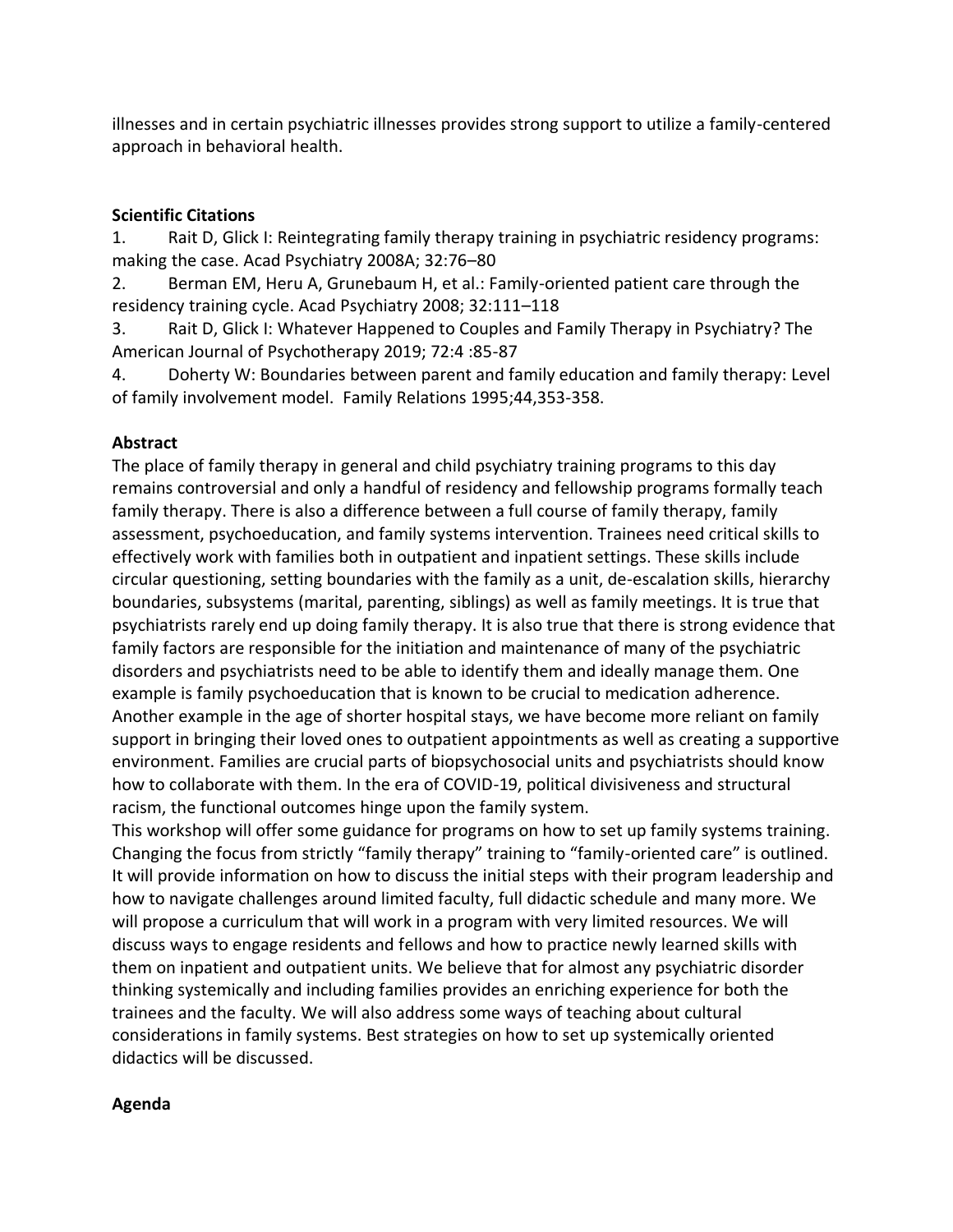illnesses and in certain psychiatric illnesses provides strong support to utilize a family-centered approach in behavioral health.

**Scientific Citations**

1. Rait D, Glick I: Reintegrating family therapy training in psychiatric residency programs: making the case. Acad Psychiatry 2008A; 32:76–80
2. Berman EM, Heru A, Grunebaum H, et al.: Family-oriented patient care through the residency training cycle. Acad Psychiatry 2008; 32:111–118
3. Rait D, Glick I: Whatever Happened to Couples and Family Therapy in Psychiatry? The American Journal of Psychotherapy 2019; 72:4 :85-87
4. Doherty W: Boundaries between parent and family education and family therapy: Level of family involvement model. Family Relations 1995;44,353-358.

**Abstract**

The place of family therapy in general and child psychiatry training programs to this day remains controversial and only a handful of residency and fellowship programs formally teach family therapy. There is also a difference between a full course of family therapy, family assessment, psychoeducation, and family systems intervention. Trainees need critical skills to effectively work with families both in outpatient and inpatient settings. These skills include circular questioning, setting boundaries with the family as a unit, de-escalation skills, hierarchy boundaries, subsystems (marital, parenting, siblings) as well as family meetings. It is true that psychiatrists rarely end up doing family therapy. It is also true that there is strong evidence that family factors are responsible for the initiation and maintenance of many of the psychiatric disorders and psychiatrists need to be able to identify them and ideally manage them. One example is family psychoeducation that is known to be crucial to medication adherence. Another example in the age of shorter hospital stays, we have become more reliant on family support in bringing their loved ones to outpatient appointments as well as creating a supportive environment. Families are crucial parts of biopsychosocial units and psychiatrists should know how to collaborate with them. In the era of COVID-19, political divisiveness and structural racism, the functional outcomes hinge upon the family system.

This workshop will offer some guidance for programs on how to set up family systems training. Changing the focus from strictly "family therapy" training to "family-oriented care" is outlined. It will provide information on how to discuss the initial steps with their program leadership and how to navigate challenges around limited faculty, full didactic schedule and many more. We will propose a curriculum that will work in a program with very limited resources. We will discuss ways to engage residents and fellows and how to practice newly learned skills with them on inpatient and outpatient units. We believe that for almost any psychiatric disorder thinking systemically and including families provides an enriching experience for both the trainees and the faculty. We will also address some ways of teaching about cultural considerations in family systems. Best strategies on how to set up systemically oriented didactics will be discussed.

**Agenda**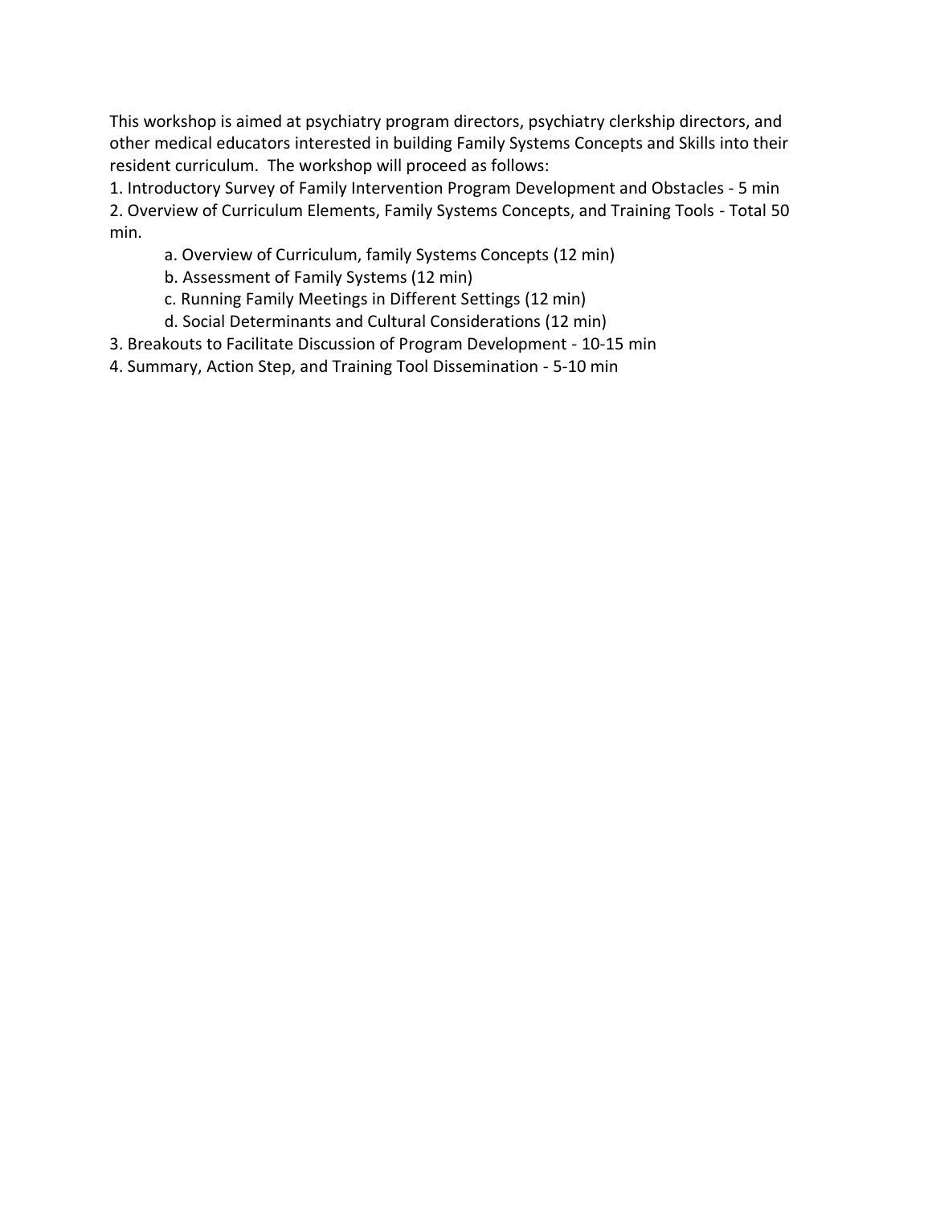This workshop is aimed at psychiatry program directors, psychiatry clerkship directors, and other medical educators interested in building Family Systems Concepts and Skills into their resident curriculum. The workshop will proceed as follows:

1. Introductory Survey of Family Intervention Program Development and Obstacles - 5 min
2. Overview of Curriculum Elements, Family Systems Concepts, and Training Tools - Total 50 min.
    a. Overview of Curriculum, family Systems Concepts (12 min)
    b. Assessment of Family Systems (12 min)
    c. Running Family Meetings in Different Settings (12 min)
    d. Social Determinants and Cultural Considerations (12 min)
3. Breakouts to Facilitate Discussion of Program Development - 10-15 min
4. Summary, Action Step, and Training Tool Dissemination - 5-10 min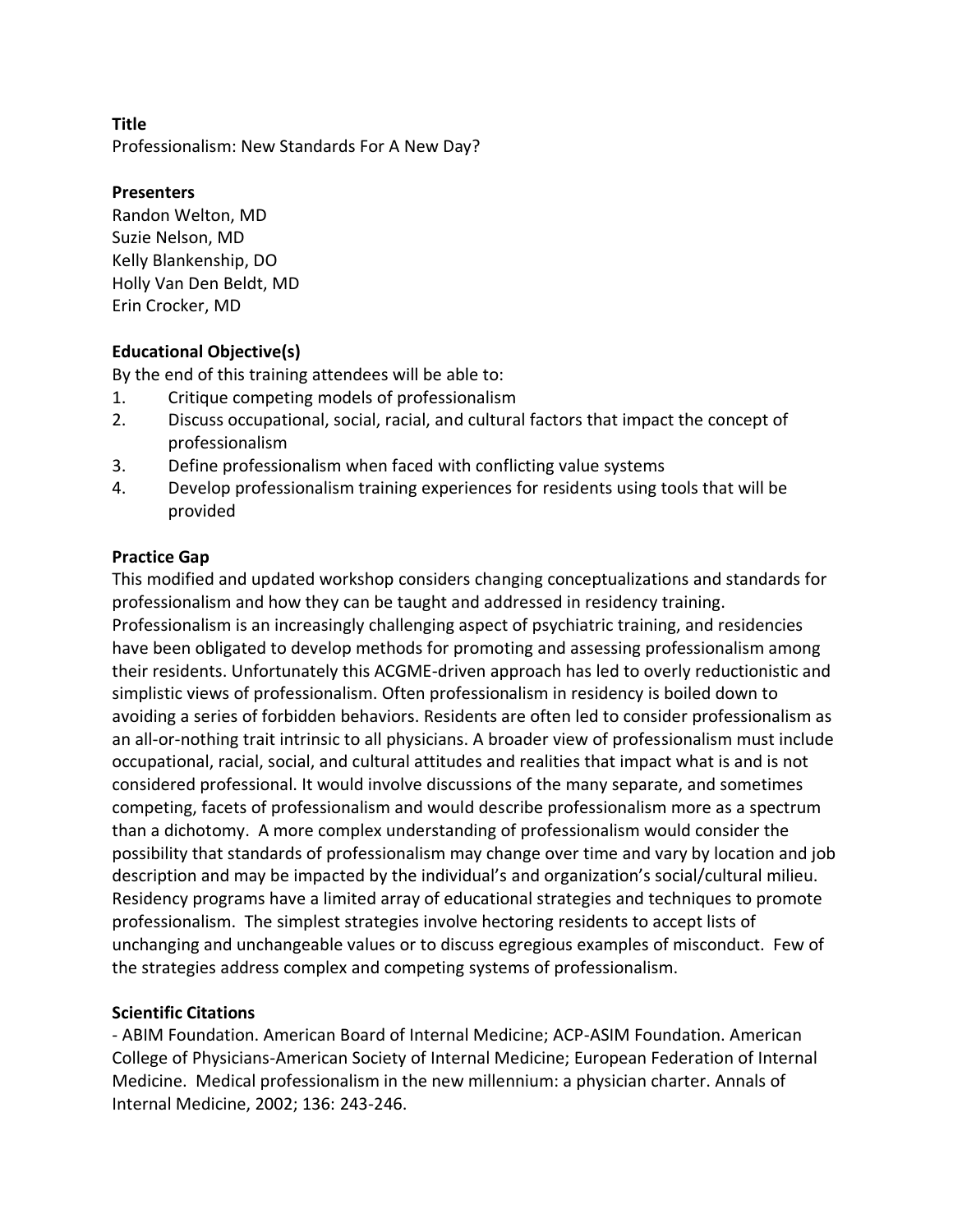**Title**

Professionalism: New Standards For A New Day?

**Presenters**

Randon Welton, MD
Suzie Nelson, MD
Kelly Blankenship, DO
Holly Van Den Beldt, MD
Erin Crocker, MD

**Educational Objective(s)**

By the end of this training attendees will be able to:

1. Critique competing models of professionalism
2. Discuss occupational, social, racial, and cultural factors that impact the concept of professionalism
3. Define professionalism when faced with conflicting value systems
4. Develop professionalism training experiences for residents using tools that will be provided

**Practice Gap**

This modified and updated workshop considers changing conceptualizations and standards for professionalism and how they can be taught and addressed in residency training. Professionalism is an increasingly challenging aspect of psychiatric training, and residencies have been obligated to develop methods for promoting and assessing professionalism among their residents. Unfortunately this ACGME-driven approach has led to overly reductionistic and simplistic views of professionalism. Often professionalism in residency is boiled down to avoiding a series of forbidden behaviors. Residents are often led to consider professionalism as an all-or-nothing trait intrinsic to all physicians. A broader view of professionalism must include occupational, racial, social, and cultural attitudes and realities that impact what is and is not considered professional. It would involve discussions of the many separate, and sometimes competing, facets of professionalism and would describe professionalism more as a spectrum than a dichotomy. A more complex understanding of professionalism would consider the possibility that standards of professionalism may change over time and vary by location and job description and may be impacted by the individual's and organization's social/cultural milieu. Residency programs have a limited array of educational strategies and techniques to promote professionalism. The simplest strategies involve hectoring residents to accept lists of unchanging and unchangeable values or to discuss egregious examples of misconduct. Few of the strategies address complex and competing systems of professionalism.

**Scientific Citations**

- ABIM Foundation. American Board of Internal Medicine; ACP-ASIM Foundation. American College of Physicians-American Society of Internal Medicine; European Federation of Internal Medicine. Medical professionalism in the new millennium: a physician charter. Annals of Internal Medicine, 2002; 136: 243-246.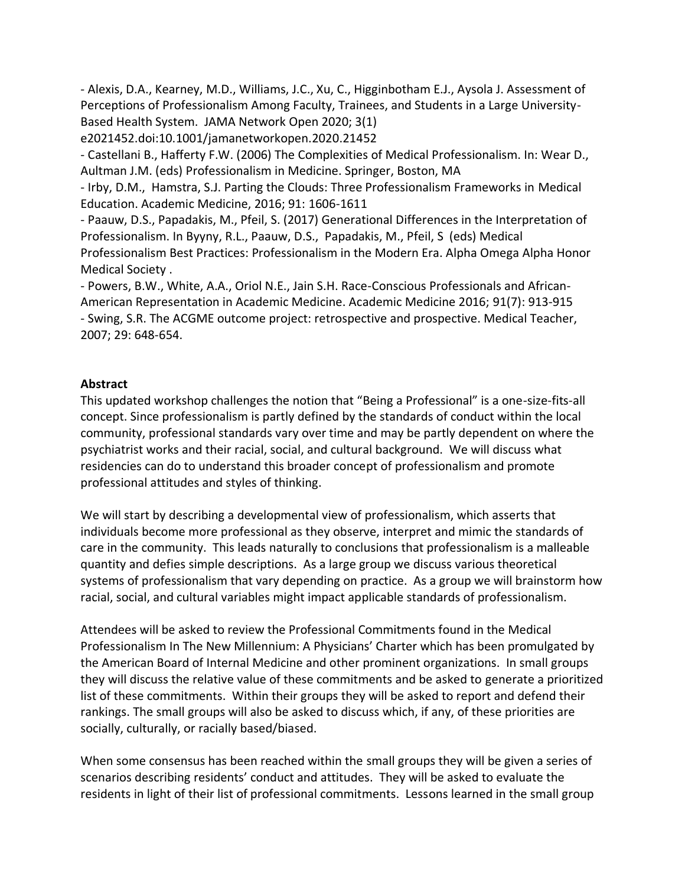- Alexis, D.A., Kearney, M.D., Williams, J.C., Xu, C., Higginbotham E.J., Aysola J. Assessment of Perceptions of Professionalism Among Faculty, Trainees, and Students in a Large University-Based Health System. JAMA Network Open 2020; 3(1) e2021452.doi:10.1001/jamanetworkopen.2020.21452
- Castellani B., Hafferty F.W. (2006) The Complexities of Medical Professionalism. In: Wear D., Aultman J.M. (eds) Professionalism in Medicine. Springer, Boston, MA
- Irby, D.M., Hamstra, S.J. Parting the Clouds: Three Professionalism Frameworks in Medical Education. Academic Medicine, 2016; 91: 1606-1611
- Paauw, D.S., Papadakis, M., Pfeil, S. (2017) Generational Differences in the Interpretation of Professionalism. In Byyny, R.L., Paauw, D.S., Papadakis, M., Pfeil, S (eds) Medical Professionalism Best Practices: Professionalism in the Modern Era. Alpha Omega Alpha Honor Medical Society .
- Powers, B.W., White, A.A., Oriol N.E., Jain S.H. Race-Conscious Professionals and African-American Representation in Academic Medicine. Academic Medicine 2016; 91(7): 913-915
- Swing, S.R. The ACGME outcome project: retrospective and prospective. Medical Teacher, 2007; 29: 648-654.

**Abstract**

This updated workshop challenges the notion that "Being a Professional" is a one-size-fits-all concept. Since professionalism is partly defined by the standards of conduct within the local community, professional standards vary over time and may be partly dependent on where the psychiatrist works and their racial, social, and cultural background. We will discuss what residencies can do to understand this broader concept of professionalism and promote professional attitudes and styles of thinking.

We will start by describing a developmental view of professionalism, which asserts that individuals become more professional as they observe, interpret and mimic the standards of care in the community. This leads naturally to conclusions that professionalism is a malleable quantity and defies simple descriptions. As a large group we discuss various theoretical systems of professionalism that vary depending on practice. As a group we will brainstorm how racial, social, and cultural variables might impact applicable standards of professionalism.

Attendees will be asked to review the Professional Commitments found in the Medical Professionalism In The New Millennium: A Physicians' Charter which has been promulgated by the American Board of Internal Medicine and other prominent organizations. In small groups they will discuss the relative value of these commitments and be asked to generate a prioritized list of these commitments. Within their groups they will be asked to report and defend their rankings. The small groups will also be asked to discuss which, if any, of these priorities are socially, culturally, or racially based/biased.

When some consensus has been reached within the small groups they will be given a series of scenarios describing residents' conduct and attitudes. They will be asked to evaluate the residents in light of their list of professional commitments. Lessons learned in the small group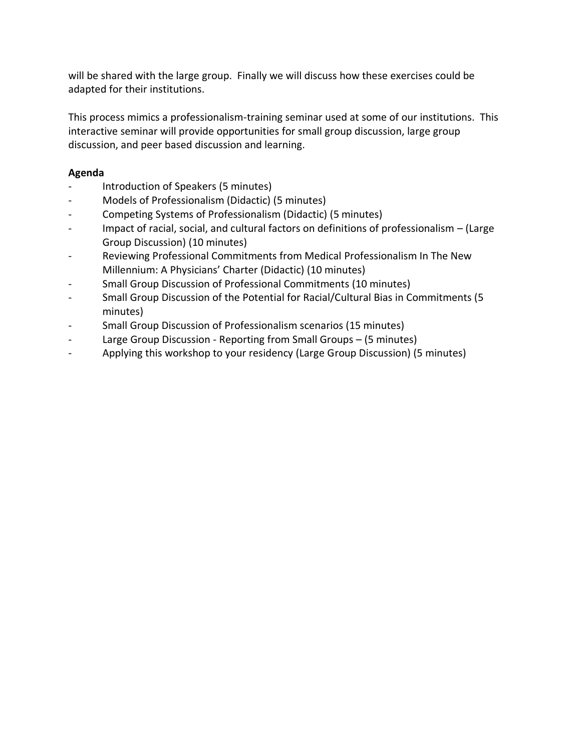will be shared with the large group. Finally we will discuss how these exercises could be adapted for their institutions.

This process mimics a professionalism-training seminar used at some of our institutions. This interactive seminar will provide opportunities for small group discussion, large group discussion, and peer based discussion and learning.

**Agenda**

- Introduction of Speakers (5 minutes)
- Models of Professionalism (Didactic) (5 minutes)
- Competing Systems of Professionalism (Didactic) (5 minutes)
- Impact of racial, social, and cultural factors on definitions of professionalism – (Large Group Discussion) (10 minutes)
- Reviewing Professional Commitments from Medical Professionalism In The New Millennium: A Physicians' Charter (Didactic) (10 minutes)
- Small Group Discussion of Professional Commitments (10 minutes)
- Small Group Discussion of the Potential for Racial/Cultural Bias in Commitments (5 minutes)
- Small Group Discussion of Professionalism scenarios (15 minutes)
- Large Group Discussion - Reporting from Small Groups – (5 minutes)
- Applying this workshop to your residency (Large Group Discussion) (5 minutes)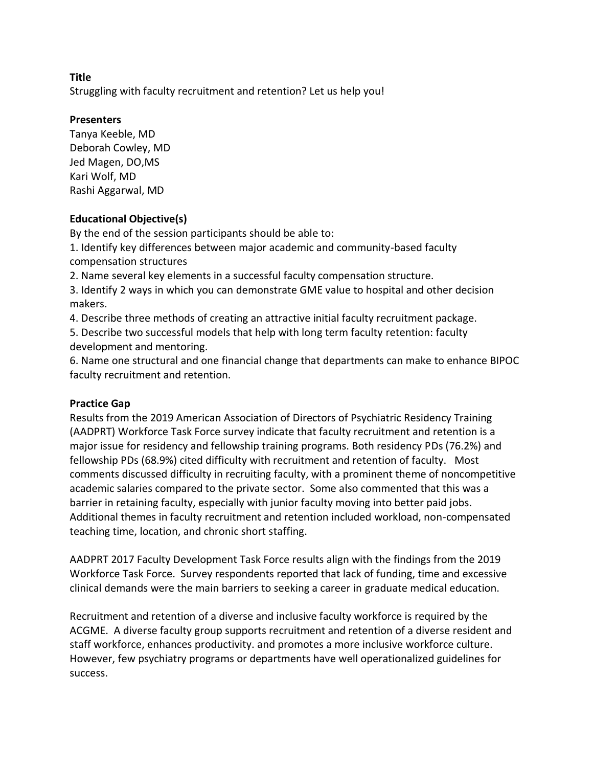**Title**

Struggling with faculty recruitment and retention? Let us help you!

**Presenters**

Tanya Keeble, MD
Deborah Cowley, MD
Jed Magen, DO,MS
Kari Wolf, MD
Rashi Aggarwal, MD

**Educational Objective(s)**

By the end of the session participants should be able to:

1. Identify key differences between major academic and community-based faculty compensation structures
2. Name several key elements in a successful faculty compensation structure.
3. Identify 2 ways in which you can demonstrate GME value to hospital and other decision makers.
4. Describe three methods of creating an attractive initial faculty recruitment package.
5. Describe two successful models that help with long term faculty retention: faculty development and mentoring.
6. Name one structural and one financial change that departments can make to enhance BIPOC faculty recruitment and retention.

**Practice Gap**

Results from the 2019 American Association of Directors of Psychiatric Residency Training (AADPRT) Workforce Task Force survey indicate that faculty recruitment and retention is a major issue for residency and fellowship training programs. Both residency PDs (76.2%) and fellowship PDs (68.9%) cited difficulty with recruitment and retention of faculty. Most comments discussed difficulty in recruiting faculty, with a prominent theme of noncompetitive academic salaries compared to the private sector. Some also commented that this was a barrier in retaining faculty, especially with junior faculty moving into better paid jobs. Additional themes in faculty recruitment and retention included workload, non-compensated teaching time, location, and chronic short staffing.

AADPRT 2017 Faculty Development Task Force results align with the findings from the 2019 Workforce Task Force. Survey respondents reported that lack of funding, time and excessive clinical demands were the main barriers to seeking a career in graduate medical education.

Recruitment and retention of a diverse and inclusive faculty workforce is required by the ACGME. A diverse faculty group supports recruitment and retention of a diverse resident and staff workforce, enhances productivity. and promotes a more inclusive workforce culture. However, few psychiatry programs or departments have well operationalized guidelines for success.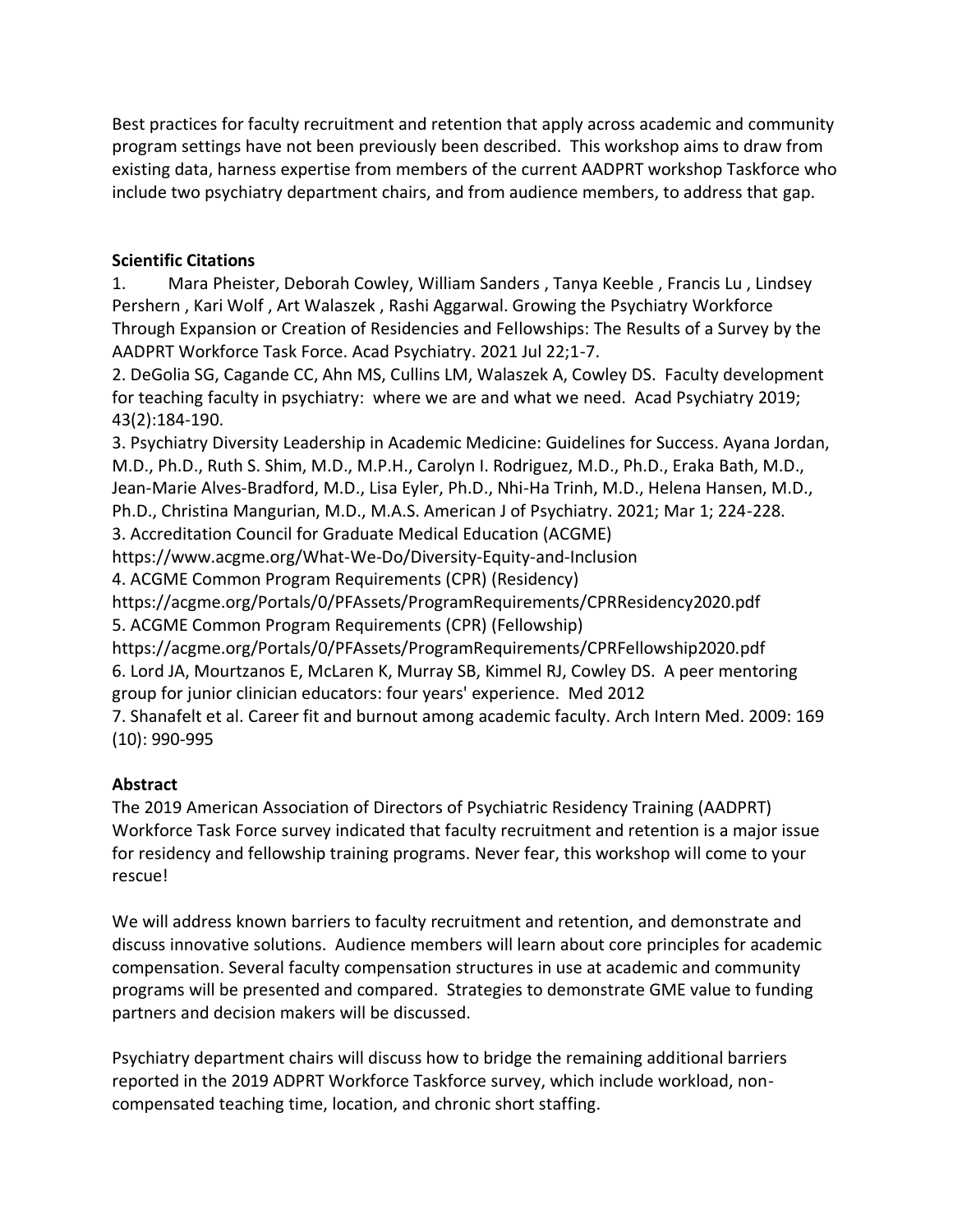Best practices for faculty recruitment and retention that apply across academic and community program settings have not been previously been described. This workshop aims to draw from existing data, harness expertise from members of the current AADPRT workshop Taskforce who include two psychiatry department chairs, and from audience members, to address that gap.

**Scientific Citations**

1. Mara Pheister, Deborah Cowley, William Sanders , Tanya Keeble , Francis Lu , Lindsey Pershern , Kari Wolf , Art Walaszek , Rashi Aggarwal. Growing the Psychiatry Workforce Through Expansion or Creation of Residencies and Fellowships: The Results of a Survey by the AADPRT Workforce Task Force. Acad Psychiatry. 2021 Jul 22;1-7.
2. DeGolia SG, Cagande CC, Ahn MS, Cullins LM, Walaszek A, Cowley DS. Faculty development for teaching faculty in psychiatry: where we are and what we need. Acad Psychiatry 2019; 43(2):184-190.
3. Psychiatry Diversity Leadership in Academic Medicine: Guidelines for Success. Ayana Jordan, M.D., Ph.D., Ruth S. Shim, M.D., M.P.H., Carolyn I. Rodriguez, M.D., Ph.D., Eraka Bath, M.D., Jean-Marie Alves-Bradford, M.D., Lisa Eyler, Ph.D., Nhi-Ha Trinh, M.D., Helena Hansen, M.D., Ph.D., Christina Mangurian, M.D., M.A.S. American J of Psychiatry. 2021; Mar 1; 224-228.
3. Accreditation Council for Graduate Medical Education (ACGME) https://www.acgme.org/What-We-Do/Diversity-Equity-and-Inclusion
4. ACGME Common Program Requirements (CPR) (Residency) https://acgme.org/Portals/0/PFAssets/ProgramRequirements/CPRResidency2020.pdf
5. ACGME Common Program Requirements (CPR) (Fellowship) https://acgme.org/Portals/0/PFAssets/ProgramRequirements/CPRFellowship2020.pdf
6. Lord JA, Mourtzanos E, McLaren K, Murray SB, Kimmel RJ, Cowley DS. A peer mentoring group for junior clinician educators: four years' experience. Med 2012
7. Shanafelt et al. Career fit and burnout among academic faculty. Arch Intern Med. 2009: 169 (10): 990-995

**Abstract**

The 2019 American Association of Directors of Psychiatric Residency Training (AADPRT) Workforce Task Force survey indicated that faculty recruitment and retention is a major issue for residency and fellowship training programs. Never fear, this workshop will come to your rescue!

We will address known barriers to faculty recruitment and retention, and demonstrate and discuss innovative solutions. Audience members will learn about core principles for academic compensation. Several faculty compensation structures in use at academic and community programs will be presented and compared. Strategies to demonstrate GME value to funding partners and decision makers will be discussed.

Psychiatry department chairs will discuss how to bridge the remaining additional barriers reported in the 2019 ADPRT Workforce Taskforce survey, which include workload, non-compensated teaching time, location, and chronic short staffing.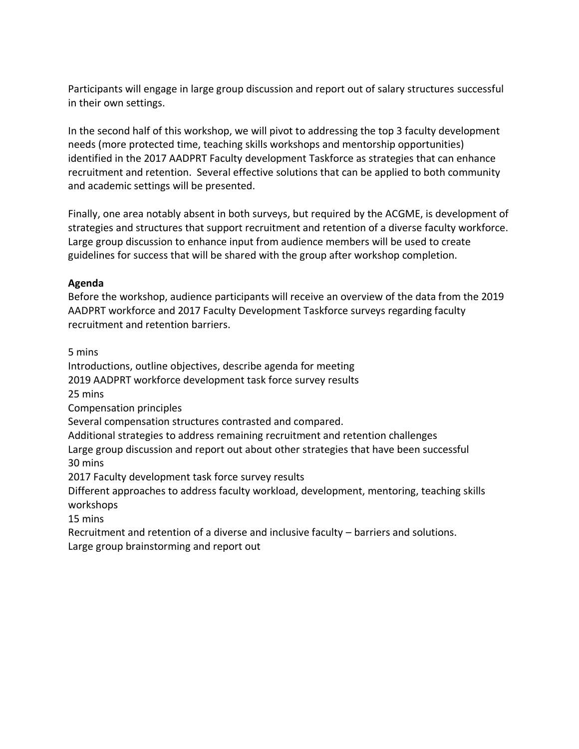Participants will engage in large group discussion and report out of salary structures successful in their own settings.

In the second half of this workshop, we will pivot to addressing the top 3 faculty development needs (more protected time, teaching skills workshops and mentorship opportunities) identified in the 2017 AADPRT Faculty development Taskforce as strategies that can enhance recruitment and retention. Several effective solutions that can be applied to both community and academic settings will be presented.

Finally, one area notably absent in both surveys, but required by the ACGME, is development of strategies and structures that support recruitment and retention of a diverse faculty workforce. Large group discussion to enhance input from audience members will be used to create guidelines for success that will be shared with the group after workshop completion.

**Agenda**

Before the workshop, audience participants will receive an overview of the data from the 2019 AADPRT workforce and 2017 Faculty Development Taskforce surveys regarding faculty recruitment and retention barriers.

5 mins
Introductions, outline objectives, describe agenda for meeting
2019 AADPRT workforce development task force survey results
25 mins
Compensation principles
Several compensation structures contrasted and compared.
Additional strategies to address remaining recruitment and retention challenges
Large group discussion and report out about other strategies that have been successful
30 mins
2017 Faculty development task force survey results
Different approaches to address faculty workload, development, mentoring, teaching skills workshops
15 mins
Recruitment and retention of a diverse and inclusive faculty – barriers and solutions.
Large group brainstorming and report out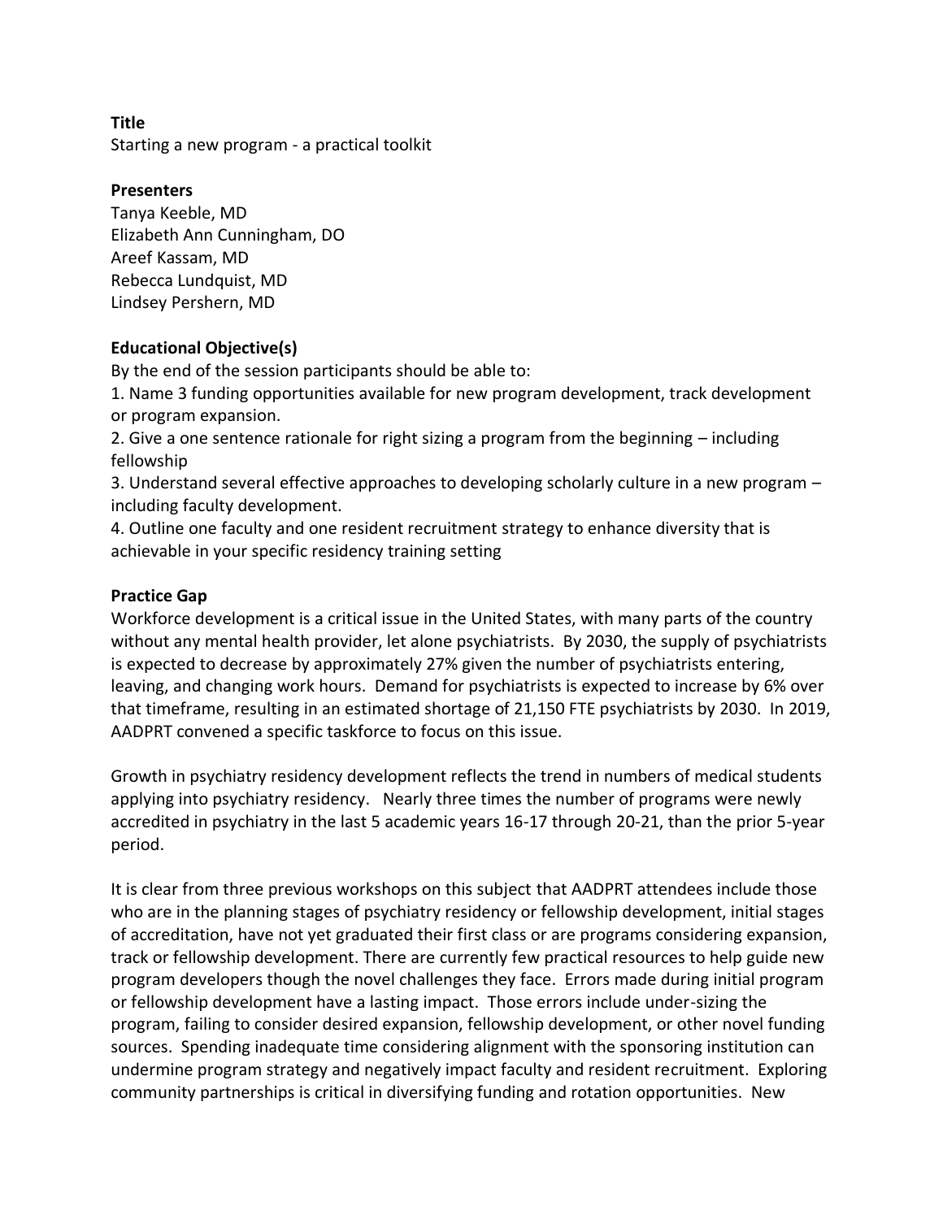**Title**

Starting a new program - a practical toolkit

**Presenters**

Tanya Keeble, MD
Elizabeth Ann Cunningham, DO
Areef Kassam, MD
Rebecca Lundquist, MD
Lindsey Pershern, MD

**Educational Objective(s)**

By the end of the session participants should be able to:

1. Name 3 funding opportunities available for new program development, track development or program expansion.
2. Give a one sentence rationale for right sizing a program from the beginning – including fellowship
3. Understand several effective approaches to developing scholarly culture in a new program – including faculty development.
4. Outline one faculty and one resident recruitment strategy to enhance diversity that is achievable in your specific residency training setting

**Practice Gap**

Workforce development is a critical issue in the United States, with many parts of the country without any mental health provider, let alone psychiatrists. By 2030, the supply of psychiatrists is expected to decrease by approximately 27% given the number of psychiatrists entering, leaving, and changing work hours. Demand for psychiatrists is expected to increase by 6% over that timeframe, resulting in an estimated shortage of 21,150 FTE psychiatrists by 2030. In 2019, AADPRT convened a specific taskforce to focus on this issue.

Growth in psychiatry residency development reflects the trend in numbers of medical students applying into psychiatry residency. Nearly three times the number of programs were newly accredited in psychiatry in the last 5 academic years 16-17 through 20-21, than the prior 5-year period.

It is clear from three previous workshops on this subject that AADPRT attendees include those who are in the planning stages of psychiatry residency or fellowship development, initial stages of accreditation, have not yet graduated their first class or are programs considering expansion, track or fellowship development. There are currently few practical resources to help guide new program developers though the novel challenges they face. Errors made during initial program or fellowship development have a lasting impact. Those errors include under-sizing the program, failing to consider desired expansion, fellowship development, or other novel funding sources. Spending inadequate time considering alignment with the sponsoring institution can undermine program strategy and negatively impact faculty and resident recruitment. Exploring community partnerships is critical in diversifying funding and rotation opportunities. New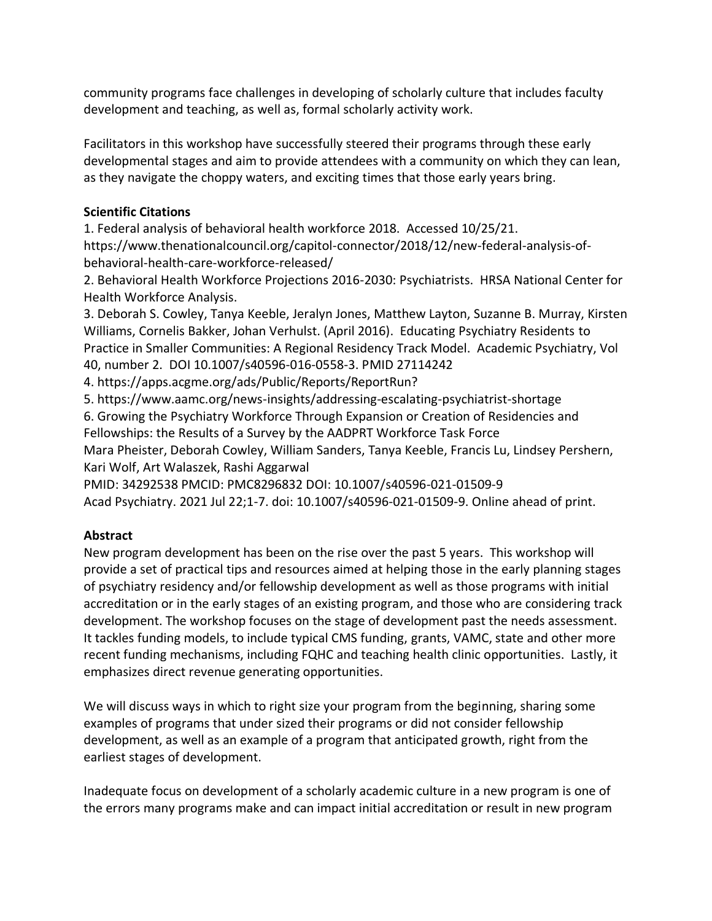community programs face challenges in developing of scholarly culture that includes faculty development and teaching, as well as, formal scholarly activity work.

Facilitators in this workshop have successfully steered their programs through these early developmental stages and aim to provide attendees with a community on which they can lean, as they navigate the choppy waters, and exciting times that those early years bring.

**Scientific Citations**

1. Federal analysis of behavioral health workforce 2018. Accessed 10/25/21. https://www.thenationalcouncil.org/capitol-connector/2018/12/new-federal-analysis-of-behavioral-health-care-workforce-released/
2. Behavioral Health Workforce Projections 2016-2030: Psychiatrists. HRSA National Center for Health Workforce Analysis.
3. Deborah S. Cowley, Tanya Keeble, Jeralyn Jones, Matthew Layton, Suzanne B. Murray, Kirsten Williams, Cornelis Bakker, Johan Verhulst. (April 2016). Educating Psychiatry Residents to Practice in Smaller Communities: A Regional Residency Track Model. Academic Psychiatry, Vol 40, number 2. DOI 10.1007/s40596-016-0558-3. PMID 27114242
4. https://apps.acgme.org/ads/Public/Reports/ReportRun?
5. https://www.aamc.org/news-insights/addressing-escalating-psychiatrist-shortage
6. Growing the Psychiatry Workforce Through Expansion or Creation of Residencies and Fellowships: the Results of a Survey by the AADPRT Workforce Task Force
Mara Pheister, Deborah Cowley, William Sanders, Tanya Keeble, Francis Lu, Lindsey Pershern, Kari Wolf, Art Walaszek, Rashi Aggarwal
PMID: 34292538 PMCID: PMC8296832 DOI: 10.1007/s40596-021-01509-9
Acad Psychiatry. 2021 Jul 22;1-7. doi: 10.1007/s40596-021-01509-9. Online ahead of print.

**Abstract**

New program development has been on the rise over the past 5 years. This workshop will provide a set of practical tips and resources aimed at helping those in the early planning stages of psychiatry residency and/or fellowship development as well as those programs with initial accreditation or in the early stages of an existing program, and those who are considering track development. The workshop focuses on the stage of development past the needs assessment. It tackles funding models, to include typical CMS funding, grants, VAMC, state and other more recent funding mechanisms, including FQHC and teaching health clinic opportunities. Lastly, it emphasizes direct revenue generating opportunities.

We will discuss ways in which to right size your program from the beginning, sharing some examples of programs that under sized their programs or did not consider fellowship development, as well as an example of a program that anticipated growth, right from the earliest stages of development.

Inadequate focus on development of a scholarly academic culture in a new program is one of the errors many programs make and can impact initial accreditation or result in new program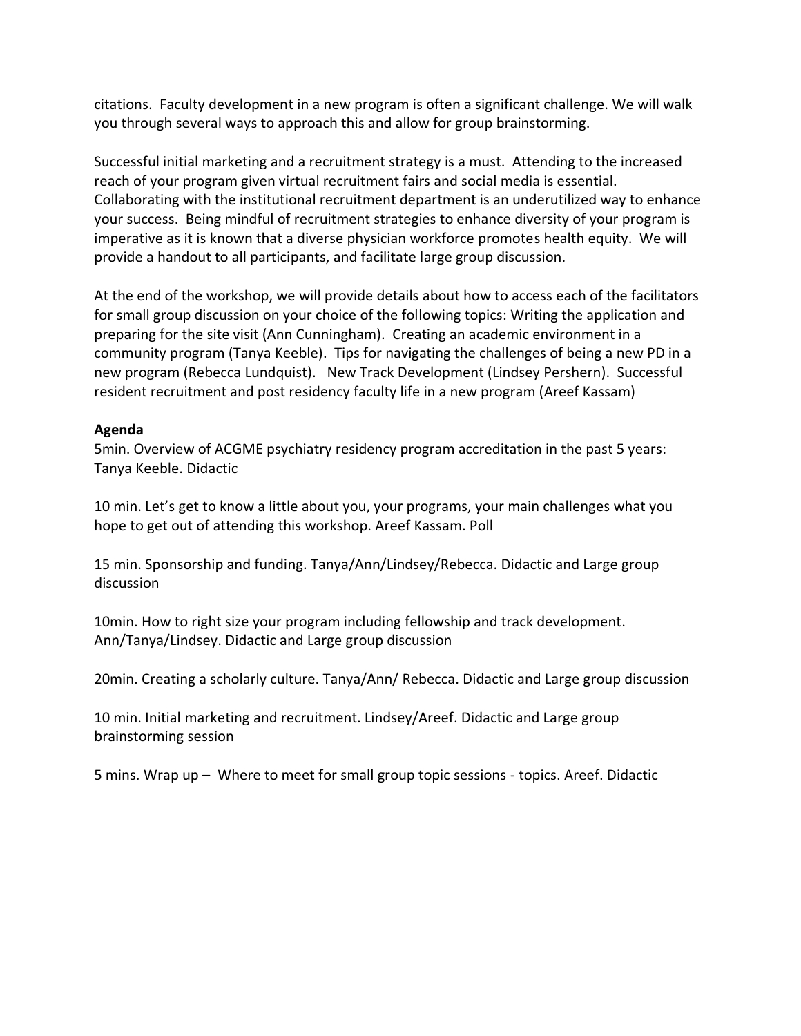citations. Faculty development in a new program is often a significant challenge. We will walk you through several ways to approach this and allow for group brainstorming.

Successful initial marketing and a recruitment strategy is a must. Attending to the increased reach of your program given virtual recruitment fairs and social media is essential. Collaborating with the institutional recruitment department is an underutilized way to enhance your success. Being mindful of recruitment strategies to enhance diversity of your program is imperative as it is known that a diverse physician workforce promotes health equity. We will provide a handout to all participants, and facilitate large group discussion.

At the end of the workshop, we will provide details about how to access each of the facilitators for small group discussion on your choice of the following topics: Writing the application and preparing for the site visit (Ann Cunningham). Creating an academic environment in a community program (Tanya Keeble). Tips for navigating the challenges of being a new PD in a new program (Rebecca Lundquist). New Track Development (Lindsey Pershern). Successful resident recruitment and post residency faculty life in a new program (Areef Kassam)

**Agenda**

5min. Overview of ACGME psychiatry residency program accreditation in the past 5 years: Tanya Keeble. Didactic

10 min. Let's get to know a little about you, your programs, your main challenges what you hope to get out of attending this workshop. Areef Kassam. Poll

15 min. Sponsorship and funding. Tanya/Ann/Lindsey/Rebecca. Didactic and Large group discussion

10min. How to right size your program including fellowship and track development. Ann/Tanya/Lindsey. Didactic and Large group discussion

20min. Creating a scholarly culture. Tanya/Ann/ Rebecca. Didactic and Large group discussion

10 min. Initial marketing and recruitment. Lindsey/Areef. Didactic and Large group brainstorming session

5 mins. Wrap up – Where to meet for small group topic sessions - topics. Areef. Didactic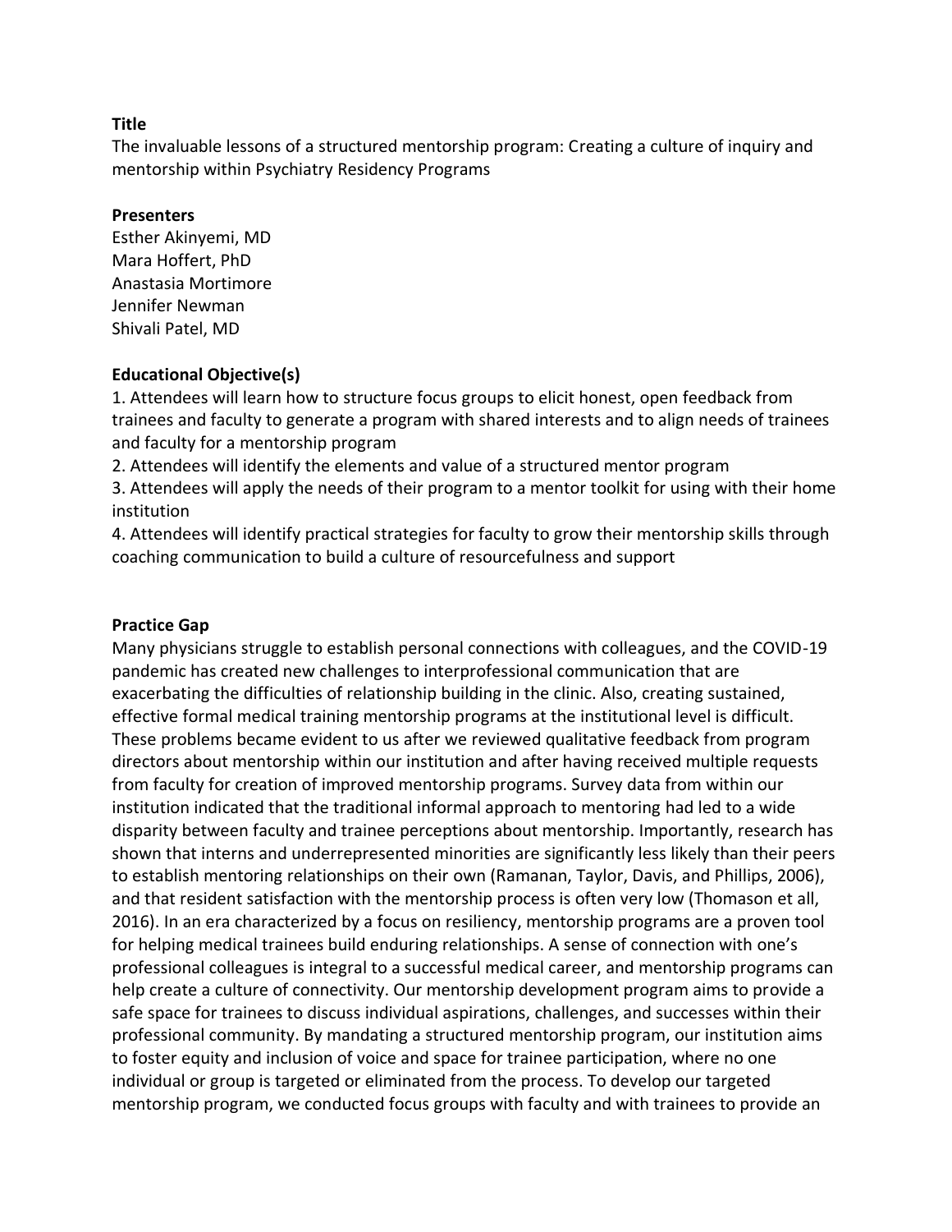**Title**

The invaluable lessons of a structured mentorship program: Creating a culture of inquiry and mentorship within Psychiatry Residency Programs

**Presenters**

Esther Akinyemi, MD
Mara Hoffert, PhD
Anastasia Mortimore
Jennifer Newman
Shivali Patel, MD

**Educational Objective(s)**

1. Attendees will learn how to structure focus groups to elicit honest, open feedback from trainees and faculty to generate a program with shared interests and to align needs of trainees and faculty for a mentorship program
2. Attendees will identify the elements and value of a structured mentor program
3. Attendees will apply the needs of their program to a mentor toolkit for using with their home institution
4. Attendees will identify practical strategies for faculty to grow their mentorship skills through coaching communication to build a culture of resourcefulness and support

**Practice Gap**

Many physicians struggle to establish personal connections with colleagues, and the COVID-19 pandemic has created new challenges to interprofessional communication that are exacerbating the difficulties of relationship building in the clinic. Also, creating sustained, effective formal medical training mentorship programs at the institutional level is difficult. These problems became evident to us after we reviewed qualitative feedback from program directors about mentorship within our institution and after having received multiple requests from faculty for creation of improved mentorship programs. Survey data from within our institution indicated that the traditional informal approach to mentoring had led to a wide disparity between faculty and trainee perceptions about mentorship. Importantly, research has shown that interns and underrepresented minorities are significantly less likely than their peers to establish mentoring relationships on their own (Ramanan, Taylor, Davis, and Phillips, 2006), and that resident satisfaction with the mentorship process is often very low (Thomason et all, 2016). In an era characterized by a focus on resiliency, mentorship programs are a proven tool for helping medical trainees build enduring relationships. A sense of connection with one's professional colleagues is integral to a successful medical career, and mentorship programs can help create a culture of connectivity. Our mentorship development program aims to provide a safe space for trainees to discuss individual aspirations, challenges, and successes within their professional community. By mandating a structured mentorship program, our institution aims to foster equity and inclusion of voice and space for trainee participation, where no one individual or group is targeted or eliminated from the process. To develop our targeted mentorship program, we conducted focus groups with faculty and with trainees to provide an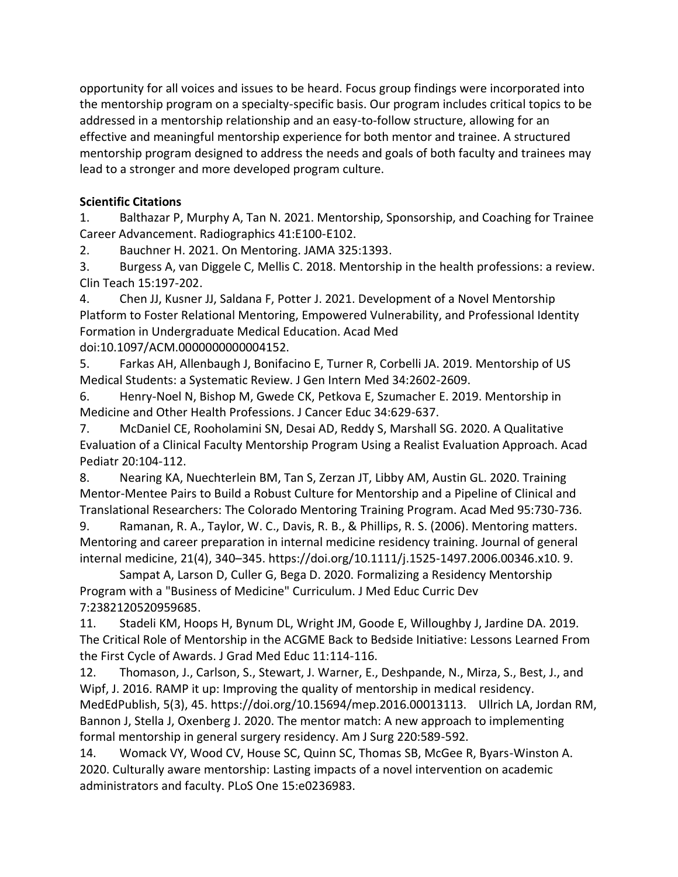opportunity for all voices and issues to be heard. Focus group findings were incorporated into the mentorship program on a specialty-specific basis. Our program includes critical topics to be addressed in a mentorship relationship and an easy-to-follow structure, allowing for an effective and meaningful mentorship experience for both mentor and trainee. A structured mentorship program designed to address the needs and goals of both faculty and trainees may lead to a stronger and more developed program culture.

**Scientific Citations**

1. Balthazar P, Murphy A, Tan N. 2021. Mentorship, Sponsorship, and Coaching for Trainee Career Advancement. Radiographics 41:E100-E102.
2. Bauchner H. 2021. On Mentoring. JAMA 325:1393.
3. Burgess A, van Diggele C, Mellis C. 2018. Mentorship in the health professions: a review. Clin Teach 15:197-202.
4. Chen JJ, Kusner JJ, Saldana F, Potter J. 2021. Development of a Novel Mentorship Platform to Foster Relational Mentoring, Empowered Vulnerability, and Professional Identity Formation in Undergraduate Medical Education. Acad Med doi:10.1097/ACM.0000000000004152.
5. Farkas AH, Allenbaugh J, Bonifacino E, Turner R, Corbelli JA. 2019. Mentorship of US Medical Students: a Systematic Review. J Gen Intern Med 34:2602-2609.
6. Henry-Noel N, Bishop M, Gwede CK, Petkova E, Szumacher E. 2019. Mentorship in Medicine and Other Health Professions. J Cancer Educ 34:629-637.
7. McDaniel CE, Rooholamini SN, Desai AD, Reddy S, Marshall SG. 2020. A Qualitative Evaluation of a Clinical Faculty Mentorship Program Using a Realist Evaluation Approach. Acad Pediatr 20:104-112.
8. Nearing KA, Nuechterlein BM, Tan S, Zerzan JT, Libby AM, Austin GL. 2020. Training Mentor-Mentee Pairs to Build a Robust Culture for Mentorship and a Pipeline of Clinical and Translational Researchers: The Colorado Mentoring Training Program. Acad Med 95:730-736.
9. Ramanan, R. A., Taylor, W. C., Davis, R. B., & Phillips, R. S. (2006). Mentoring matters. Mentoring and career preparation in internal medicine residency training. Journal of general internal medicine, 21(4), 340–345. https://doi.org/10.1111/j.1525-1497.2006.00346.x10. 9. Sampat A, Larson D, Culler G, Bega D. 2020. Formalizing a Residency Mentorship Program with a "Business of Medicine" Curriculum. J Med Educ Curric Dev 7:2382120520959685.
11. Stadeli KM, Hoops H, Bynum DL, Wright JM, Goode E, Willoughby J, Jardine DA. 2019. The Critical Role of Mentorship in the ACGME Back to Bedside Initiative: Lessons Learned From the First Cycle of Awards. J Grad Med Educ 11:114-116.
12. Thomason, J., Carlson, S., Stewart, J. Warner, E., Deshpande, N., Mirza, S., Best, J., and Wipf, J. 2016. RAMP it up: Improving the quality of mentorship in medical residency. MedEdPublish, 5(3), 45. https://doi.org/10.15694/mep.2016.00013113. Ullrich LA, Jordan RM, Bannon J, Stella J, Oxenberg J. 2020. The mentor match: A new approach to implementing formal mentorship in general surgery residency. Am J Surg 220:589-592.
14. Womack VY, Wood CV, House SC, Quinn SC, Thomas SB, McGee R, Byars-Winston A. 2020. Culturally aware mentorship: Lasting impacts of a novel intervention on academic administrators and faculty. PLoS One 15:e0236983.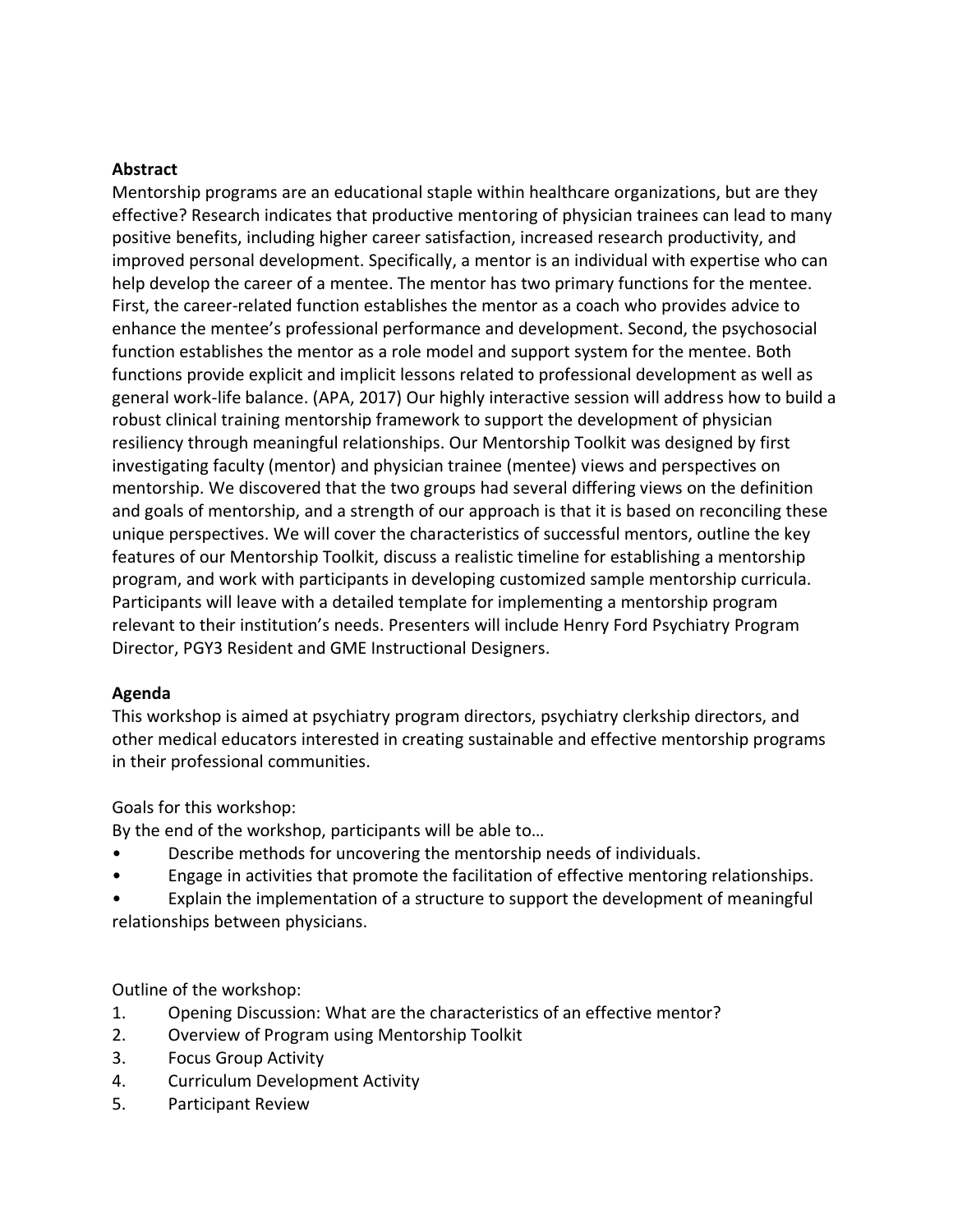**Abstract**

Mentorship programs are an educational staple within healthcare organizations, but are they effective? Research indicates that productive mentoring of physician trainees can lead to many positive benefits, including higher career satisfaction, increased research productivity, and improved personal development. Specifically, a mentor is an individual with expertise who can help develop the career of a mentee. The mentor has two primary functions for the mentee. First, the career-related function establishes the mentor as a coach who provides advice to enhance the mentee's professional performance and development. Second, the psychosocial function establishes the mentor as a role model and support system for the mentee. Both functions provide explicit and implicit lessons related to professional development as well as general work-life balance. (APA, 2017) Our highly interactive session will address how to build a robust clinical training mentorship framework to support the development of physician resiliency through meaningful relationships. Our Mentorship Toolkit was designed by first investigating faculty (mentor) and physician trainee (mentee) views and perspectives on mentorship. We discovered that the two groups had several differing views on the definition and goals of mentorship, and a strength of our approach is that it is based on reconciling these unique perspectives. We will cover the characteristics of successful mentors, outline the key features of our Mentorship Toolkit, discuss a realistic timeline for establishing a mentorship program, and work with participants in developing customized sample mentorship curricula. Participants will leave with a detailed template for implementing a mentorship program relevant to their institution's needs. Presenters will include Henry Ford Psychiatry Program Director, PGY3 Resident and GME Instructional Designers.

**Agenda**

This workshop is aimed at psychiatry program directors, psychiatry clerkship directors, and other medical educators interested in creating sustainable and effective mentorship programs in their professional communities.

Goals for this workshop:
By the end of the workshop, participants will be able to…

- Describe methods for uncovering the mentorship needs of individuals.
- Engage in activities that promote the facilitation of effective mentoring relationships.
- Explain the implementation of a structure to support the development of meaningful relationships between physicians.

Outline of the workshop:

1. Opening Discussion: What are the characteristics of an effective mentor?
2. Overview of Program using Mentorship Toolkit
3. Focus Group Activity
4. Curriculum Development Activity
5. Participant Review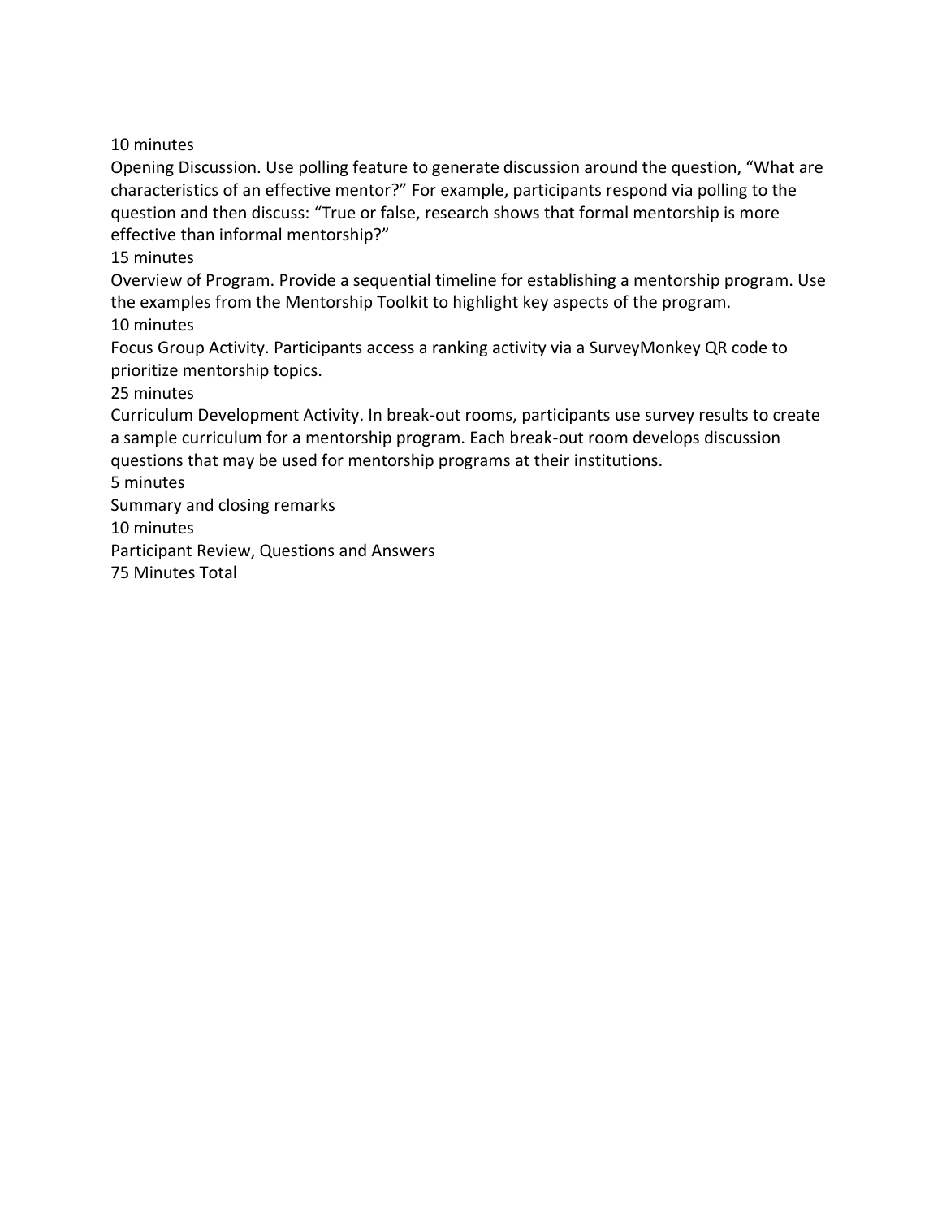10 minutes

Opening Discussion. Use polling feature to generate discussion around the question, "What are characteristics of an effective mentor?" For example, participants respond via polling to the question and then discuss: "True or false, research shows that formal mentorship is more effective than informal mentorship?"

15 minutes

Overview of Program. Provide a sequential timeline for establishing a mentorship program. Use the examples from the Mentorship Toolkit to highlight key aspects of the program.

10 minutes

Focus Group Activity. Participants access a ranking activity via a SurveyMonkey QR code to prioritize mentorship topics.

25 minutes

Curriculum Development Activity. In break-out rooms, participants use survey results to create a sample curriculum for a mentorship program. Each break-out room develops discussion questions that may be used for mentorship programs at their institutions.

5 minutes

Summary and closing remarks

10 minutes

Participant Review, Questions and Answers

75 Minutes Total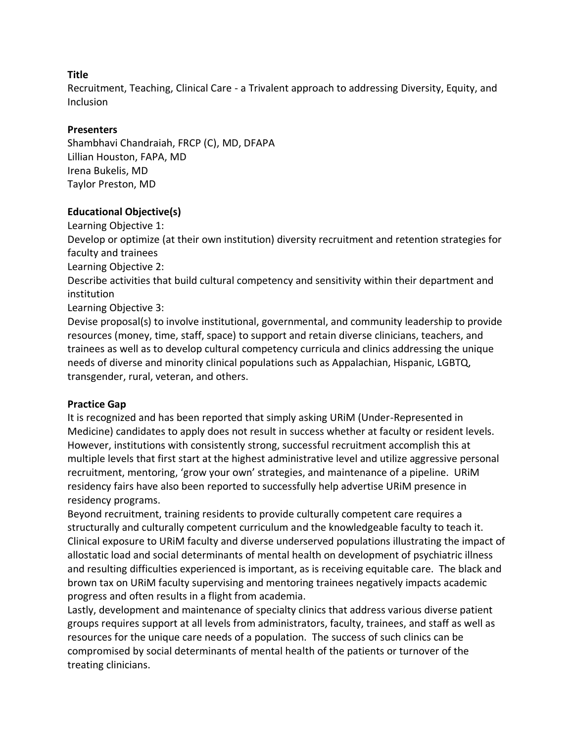**Title**

Recruitment, Teaching, Clinical Care - a Trivalent approach to addressing Diversity, Equity, and Inclusion

**Presenters**

Shambhavi Chandraiah, FRCP (C), MD, DFAPA
Lillian Houston, FAPA, MD
Irena Bukelis, MD
Taylor Preston, MD

**Educational Objective(s)**

Learning Objective 1:
Develop or optimize (at their own institution) diversity recruitment and retention strategies for faculty and trainees
Learning Objective 2:
Describe activities that build cultural competency and sensitivity within their department and institution
Learning Objective 3:
Devise proposal(s) to involve institutional, governmental, and community leadership to provide resources (money, time, staff, space) to support and retain diverse clinicians, teachers, and trainees as well as to develop cultural competency curricula and clinics addressing the unique needs of diverse and minority clinical populations such as Appalachian, Hispanic, LGBTQ, transgender, rural, veteran, and others.

**Practice Gap**

It is recognized and has been reported that simply asking URiM (Under-Represented in Medicine) candidates to apply does not result in success whether at faculty or resident levels. However, institutions with consistently strong, successful recruitment accomplish this at multiple levels that first start at the highest administrative level and utilize aggressive personal recruitment, mentoring, 'grow your own' strategies, and maintenance of a pipeline. URiM residency fairs have also been reported to successfully help advertise URiM presence in residency programs.
Beyond recruitment, training residents to provide culturally competent care requires a structurally and culturally competent curriculum and the knowledgeable faculty to teach it. Clinical exposure to URiM faculty and diverse underserved populations illustrating the impact of allostatic load and social determinants of mental health on development of psychiatric illness and resulting difficulties experienced is important, as is receiving equitable care. The black and brown tax on URiM faculty supervising and mentoring trainees negatively impacts academic progress and often results in a flight from academia.
Lastly, development and maintenance of specialty clinics that address various diverse patient groups requires support at all levels from administrators, faculty, trainees, and staff as well as resources for the unique care needs of a population. The success of such clinics can be compromised by social determinants of mental health of the patients or turnover of the treating clinicians.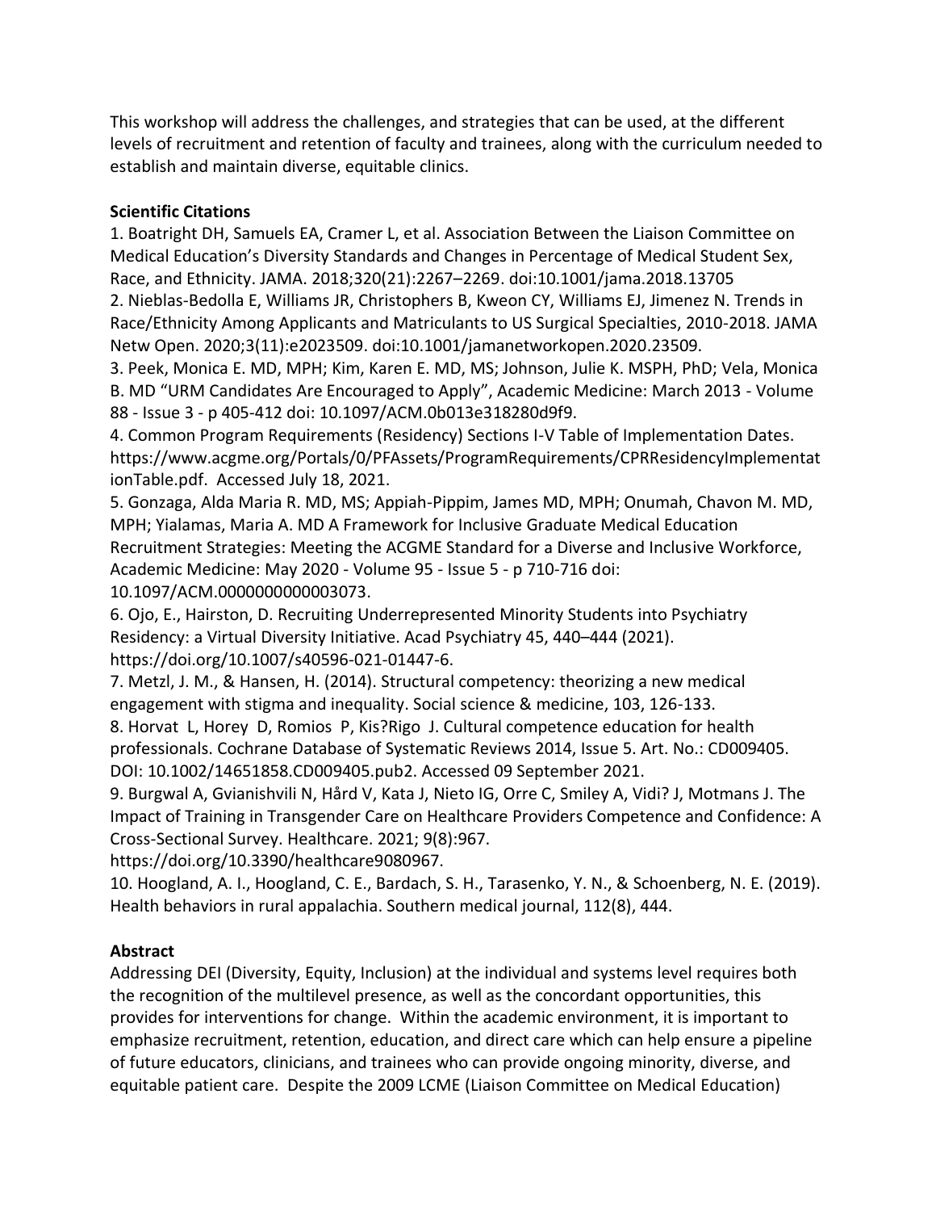This workshop will address the challenges, and strategies that can be used, at the different levels of recruitment and retention of faculty and trainees, along with the curriculum needed to establish and maintain diverse, equitable clinics.

**Scientific Citations**

1. Boatright DH, Samuels EA, Cramer L, et al. Association Between the Liaison Committee on Medical Education's Diversity Standards and Changes in Percentage of Medical Student Sex, Race, and Ethnicity. JAMA. 2018;320(21):2267–2269. doi:10.1001/jama.2018.13705
2. Nieblas-Bedolla E, Williams JR, Christophers B, Kweon CY, Williams EJ, Jimenez N. Trends in Race/Ethnicity Among Applicants and Matriculants to US Surgical Specialties, 2010-2018. JAMA Netw Open. 2020;3(11):e2023509. doi:10.1001/jamanetworkopen.2020.23509.
3. Peek, Monica E. MD, MPH; Kim, Karen E. MD, MS; Johnson, Julie K. MSPH, PhD; Vela, Monica B. MD "URM Candidates Are Encouraged to Apply", Academic Medicine: March 2013 - Volume 88 - Issue 3 - p 405-412 doi: 10.1097/ACM.0b013e318280d9f9.
4. Common Program Requirements (Residency) Sections I-V Table of Implementation Dates. https://www.acgme.org/Portals/0/PFAssets/ProgramRequirements/CPRResidencyImplementationTable.pdf. Accessed July 18, 2021.
5. Gonzaga, Alda Maria R. MD, MS; Appiah-Pippim, James MD, MPH; Onumah, Chavon M. MD, MPH; Yialamas, Maria A. MD A Framework for Inclusive Graduate Medical Education Recruitment Strategies: Meeting the ACGME Standard for a Diverse and Inclusive Workforce, Academic Medicine: May 2020 - Volume 95 - Issue 5 - p 710-716 doi: 10.1097/ACM.0000000000003073.
6. Ojo, E., Hairston, D. Recruiting Underrepresented Minority Students into Psychiatry Residency: a Virtual Diversity Initiative. Acad Psychiatry 45, 440–444 (2021). https://doi.org/10.1007/s40596-021-01447-6.
7. Metzl, J. M., & Hansen, H. (2014). Structural competency: theorizing a new medical engagement with stigma and inequality. Social science & medicine, 103, 126-133.
8. Horvat L, Horey D, Romios P, Kis?Rigo J. Cultural competence education for health professionals. Cochrane Database of Systematic Reviews 2014, Issue 5. Art. No.: CD009405. DOI: 10.1002/14651858.CD009405.pub2. Accessed 09 September 2021.
9. Burgwal A, Gvianishvili N, Hård V, Kata J, Nieto IG, Orre C, Smiley A, Vidi? J, Motmans J. The Impact of Training in Transgender Care on Healthcare Providers Competence and Confidence: A Cross-Sectional Survey. Healthcare. 2021; 9(8):967. https://doi.org/10.3390/healthcare9080967.
10. Hoogland, A. I., Hoogland, C. E., Bardach, S. H., Tarasenko, Y. N., & Schoenberg, N. E. (2019). Health behaviors in rural appalachia. Southern medical journal, 112(8), 444.

**Abstract**

Addressing DEI (Diversity, Equity, Inclusion) at the individual and systems level requires both the recognition of the multilevel presence, as well as the concordant opportunities, this provides for interventions for change. Within the academic environment, it is important to emphasize recruitment, retention, education, and direct care which can help ensure a pipeline of future educators, clinicians, and trainees who can provide ongoing minority, diverse, and equitable patient care. Despite the 2009 LCME (Liaison Committee on Medical Education)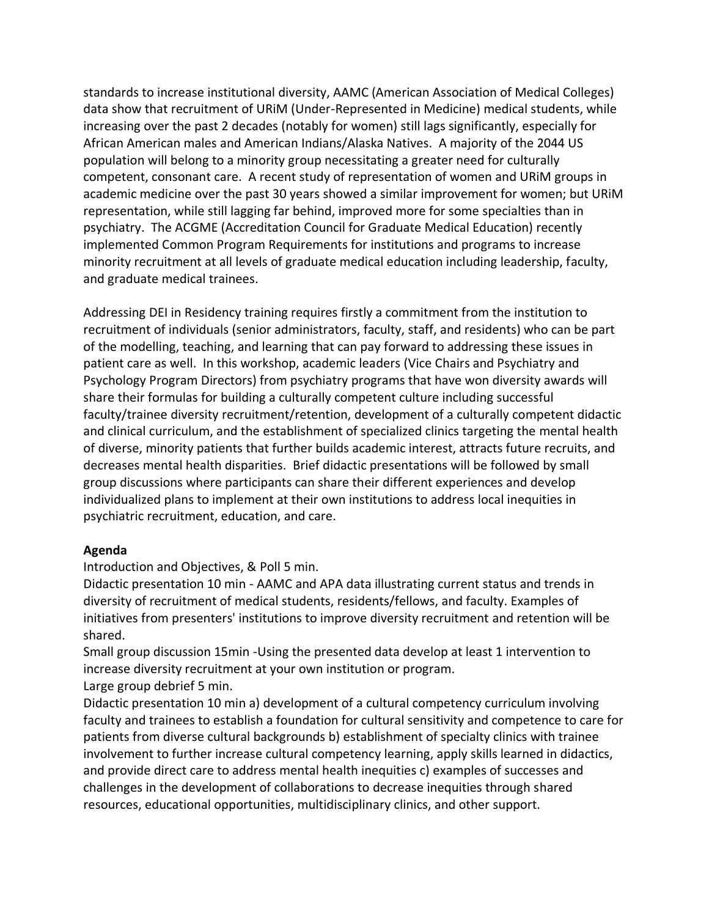standards to increase institutional diversity, AAMC (American Association of Medical Colleges) data show that recruitment of URiM (Under-Represented in Medicine) medical students, while increasing over the past 2 decades (notably for women) still lags significantly, especially for African American males and American Indians/Alaska Natives. A majority of the 2044 US population will belong to a minority group necessitating a greater need for culturally competent, consonant care. A recent study of representation of women and URiM groups in academic medicine over the past 30 years showed a similar improvement for women; but URiM representation, while still lagging far behind, improved more for some specialties than in psychiatry. The ACGME (Accreditation Council for Graduate Medical Education) recently implemented Common Program Requirements for institutions and programs to increase minority recruitment at all levels of graduate medical education including leadership, faculty, and graduate medical trainees.

Addressing DEI in Residency training requires firstly a commitment from the institution to recruitment of individuals (senior administrators, faculty, staff, and residents) who can be part of the modelling, teaching, and learning that can pay forward to addressing these issues in patient care as well. In this workshop, academic leaders (Vice Chairs and Psychiatry and Psychology Program Directors) from psychiatry programs that have won diversity awards will share their formulas for building a culturally competent culture including successful faculty/trainee diversity recruitment/retention, development of a culturally competent didactic and clinical curriculum, and the establishment of specialized clinics targeting the mental health of diverse, minority patients that further builds academic interest, attracts future recruits, and decreases mental health disparities. Brief didactic presentations will be followed by small group discussions where participants can share their different experiences and develop individualized plans to implement at their own institutions to address local inequities in psychiatric recruitment, education, and care.

**Agenda**

Introduction and Objectives, & Poll 5 min.

Didactic presentation 10 min - AAMC and APA data illustrating current status and trends in diversity of recruitment of medical students, residents/fellows, and faculty. Examples of initiatives from presenters' institutions to improve diversity recruitment and retention will be shared.

Small group discussion 15min -Using the presented data develop at least 1 intervention to increase diversity recruitment at your own institution or program.

Large group debrief 5 min.

Didactic presentation 10 min a) development of a cultural competency curriculum involving faculty and trainees to establish a foundation for cultural sensitivity and competence to care for patients from diverse cultural backgrounds b) establishment of specialty clinics with trainee involvement to further increase cultural competency learning, apply skills learned in didactics, and provide direct care to address mental health inequities c) examples of successes and challenges in the development of collaborations to decrease inequities through shared resources, educational opportunities, multidisciplinary clinics, and other support.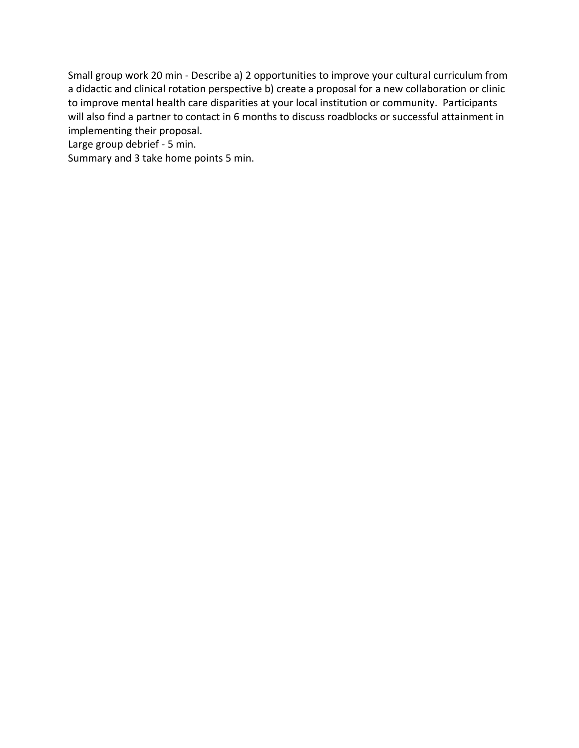Small group work 20 min - Describe a) 2 opportunities to improve your cultural curriculum from a didactic and clinical rotation perspective b) create a proposal for a new collaboration or clinic to improve mental health care disparities at your local institution or community. Participants will also find a partner to contact in 6 months to discuss roadblocks or successful attainment in implementing their proposal.

Large group debrief - 5 min.

Summary and 3 take home points 5 min.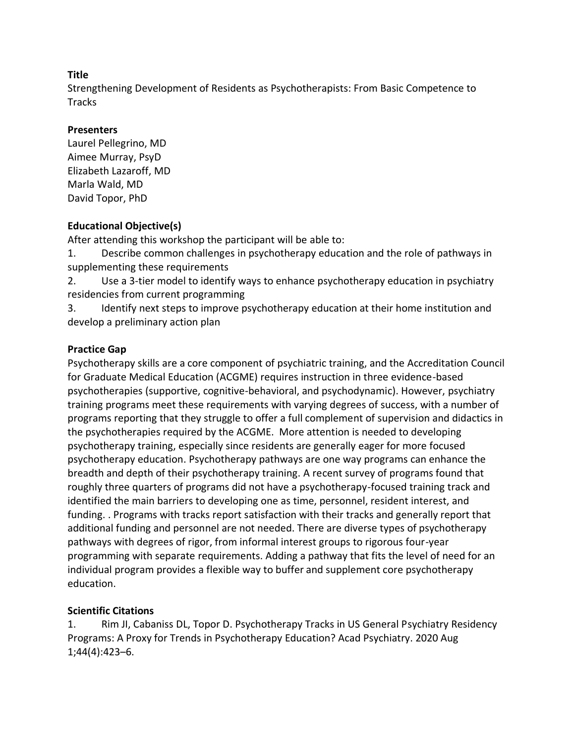**Title**

Strengthening Development of Residents as Psychotherapists: From Basic Competence to Tracks

**Presenters**

Laurel Pellegrino, MD
Aimee Murray, PsyD
Elizabeth Lazaroff, MD
Marla Wald, MD
David Topor, PhD

**Educational Objective(s)**

After attending this workshop the participant will be able to:

1. Describe common challenges in psychotherapy education and the role of pathways in supplementing these requirements
2. Use a 3-tier model to identify ways to enhance psychotherapy education in psychiatry residencies from current programming
3. Identify next steps to improve psychotherapy education at their home institution and develop a preliminary action plan

**Practice Gap**

Psychotherapy skills are a core component of psychiatric training, and the Accreditation Council for Graduate Medical Education (ACGME) requires instruction in three evidence-based psychotherapies (supportive, cognitive-behavioral, and psychodynamic). However, psychiatry training programs meet these requirements with varying degrees of success, with a number of programs reporting that they struggle to offer a full complement of supervision and didactics in the psychotherapies required by the ACGME. More attention is needed to developing psychotherapy training, especially since residents are generally eager for more focused psychotherapy education. Psychotherapy pathways are one way programs can enhance the breadth and depth of their psychotherapy training. A recent survey of programs found that roughly three quarters of programs did not have a psychotherapy-focused training track and identified the main barriers to developing one as time, personnel, resident interest, and funding. . Programs with tracks report satisfaction with their tracks and generally report that additional funding and personnel are not needed. There are diverse types of psychotherapy pathways with degrees of rigor, from informal interest groups to rigorous four-year programming with separate requirements. Adding a pathway that fits the level of need for an individual program provides a flexible way to buffer and supplement core psychotherapy education.

**Scientific Citations**

1. Rim JI, Cabaniss DL, Topor D. Psychotherapy Tracks in US General Psychiatry Residency Programs: A Proxy for Trends in Psychotherapy Education? Acad Psychiatry. 2020 Aug 1;44(4):423–6.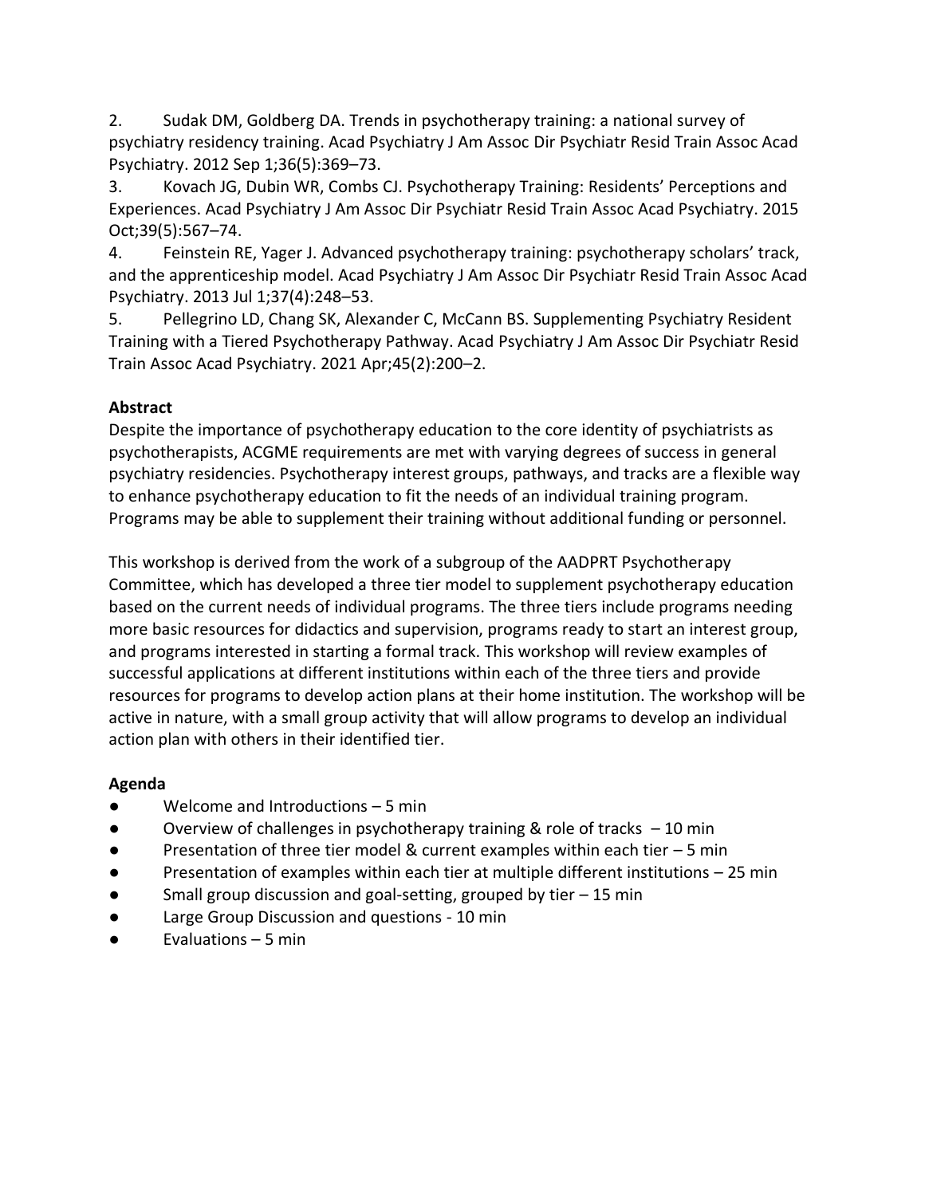2. Sudak DM, Goldberg DA. Trends in psychotherapy training: a national survey of psychiatry residency training. Acad Psychiatry J Am Assoc Dir Psychiatr Resid Train Assoc Acad Psychiatry. 2012 Sep 1;36(5):369–73.
3. Kovach JG, Dubin WR, Combs CJ. Psychotherapy Training: Residents' Perceptions and Experiences. Acad Psychiatry J Am Assoc Dir Psychiatr Resid Train Assoc Acad Psychiatry. 2015 Oct;39(5):567–74.
4. Feinstein RE, Yager J. Advanced psychotherapy training: psychotherapy scholars' track, and the apprenticeship model. Acad Psychiatry J Am Assoc Dir Psychiatr Resid Train Assoc Acad Psychiatry. 2013 Jul 1;37(4):248–53.
5. Pellegrino LD, Chang SK, Alexander C, McCann BS. Supplementing Psychiatry Resident Training with a Tiered Psychotherapy Pathway. Acad Psychiatry J Am Assoc Dir Psychiatr Resid Train Assoc Acad Psychiatry. 2021 Apr;45(2):200–2.

**Abstract**

Despite the importance of psychotherapy education to the core identity of psychiatrists as psychotherapists, ACGME requirements are met with varying degrees of success in general psychiatry residencies. Psychotherapy interest groups, pathways, and tracks are a flexible way to enhance psychotherapy education to fit the needs of an individual training program. Programs may be able to supplement their training without additional funding or personnel.

This workshop is derived from the work of a subgroup of the AADPRT Psychotherapy Committee, which has developed a three tier model to supplement psychotherapy education based on the current needs of individual programs. The three tiers include programs needing more basic resources for didactics and supervision, programs ready to start an interest group, and programs interested in starting a formal track. This workshop will review examples of successful applications at different institutions within each of the three tiers and provide resources for programs to develop action plans at their home institution. The workshop will be active in nature, with a small group activity that will allow programs to develop an individual action plan with others in their identified tier.

**Agenda**

- Welcome and Introductions – 5 min
- Overview of challenges in psychotherapy training & role of tracks – 10 min
- Presentation of three tier model & current examples within each tier – 5 min
- Presentation of examples within each tier at multiple different institutions – 25 min
- Small group discussion and goal-setting, grouped by tier – 15 min
- Large Group Discussion and questions - 10 min
- Evaluations – 5 min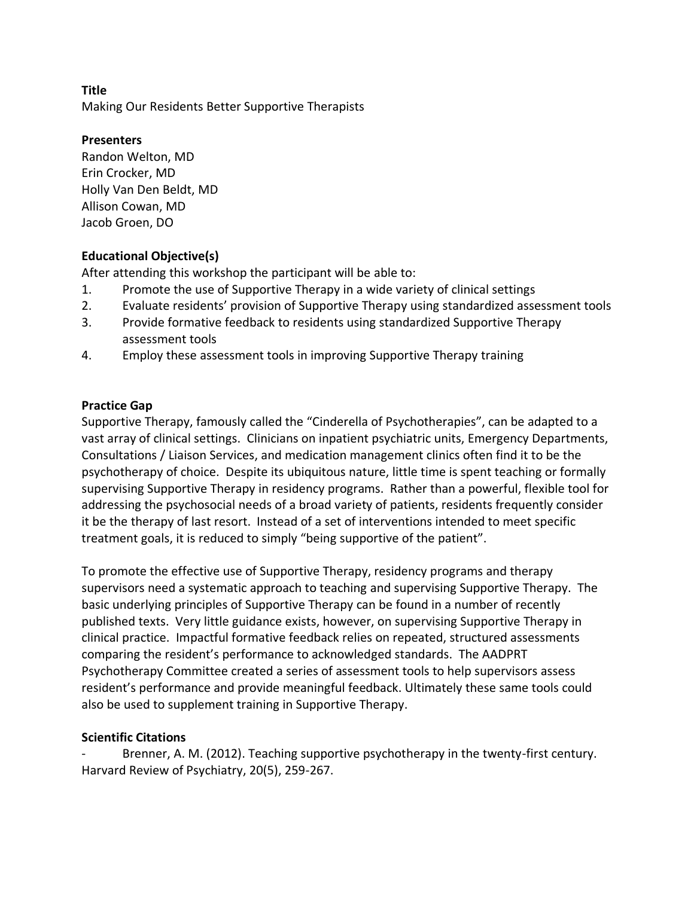**Title**

Making Our Residents Better Supportive Therapists

**Presenters**

Randon Welton, MD
Erin Crocker, MD
Holly Van Den Beldt, MD
Allison Cowan, MD
Jacob Groen, DO

**Educational Objective(s)**

After attending this workshop the participant will be able to:

1. Promote the use of Supportive Therapy in a wide variety of clinical settings
2. Evaluate residents' provision of Supportive Therapy using standardized assessment tools
3. Provide formative feedback to residents using standardized Supportive Therapy assessment tools
4. Employ these assessment tools in improving Supportive Therapy training

**Practice Gap**

Supportive Therapy, famously called the "Cinderella of Psychotherapies", can be adapted to a vast array of clinical settings. Clinicians on inpatient psychiatric units, Emergency Departments, Consultations / Liaison Services, and medication management clinics often find it to be the psychotherapy of choice. Despite its ubiquitous nature, little time is spent teaching or formally supervising Supportive Therapy in residency programs. Rather than a powerful, flexible tool for addressing the psychosocial needs of a broad variety of patients, residents frequently consider it be the therapy of last resort. Instead of a set of interventions intended to meet specific treatment goals, it is reduced to simply "being supportive of the patient".

To promote the effective use of Supportive Therapy, residency programs and therapy supervisors need a systematic approach to teaching and supervising Supportive Therapy. The basic underlying principles of Supportive Therapy can be found in a number of recently published texts. Very little guidance exists, however, on supervising Supportive Therapy in clinical practice. Impactful formative feedback relies on repeated, structured assessments comparing the resident's performance to acknowledged standards. The AADPRT Psychotherapy Committee created a series of assessment tools to help supervisors assess resident's performance and provide meaningful feedback. Ultimately these same tools could also be used to supplement training in Supportive Therapy.

**Scientific Citations**

- Brenner, A. M. (2012). Teaching supportive psychotherapy in the twenty-first century. Harvard Review of Psychiatry, 20(5), 259-267.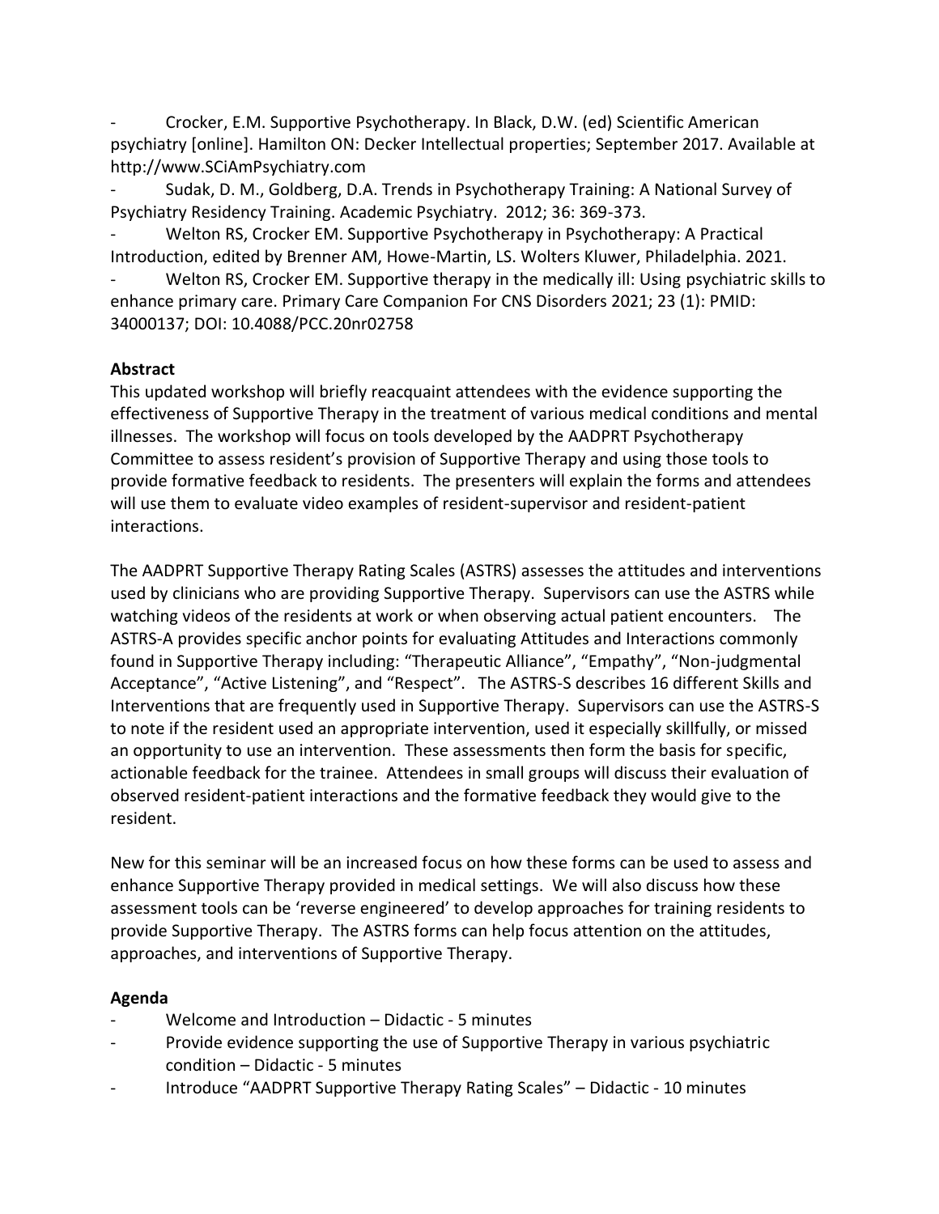- Crocker, E.M. Supportive Psychotherapy. In Black, D.W. (ed) Scientific American psychiatry [online]. Hamilton ON: Decker Intellectual properties; September 2017. Available at http://www.SCiAmPsychiatry.com
- Sudak, D. M., Goldberg, D.A. Trends in Psychotherapy Training: A National Survey of Psychiatry Residency Training. Academic Psychiatry. 2012; 36: 369-373.
- Welton RS, Crocker EM. Supportive Psychotherapy in Psychotherapy: A Practical Introduction, edited by Brenner AM, Howe-Martin, LS. Wolters Kluwer, Philadelphia. 2021.
- Welton RS, Crocker EM. Supportive therapy in the medically ill: Using psychiatric skills to enhance primary care. Primary Care Companion For CNS Disorders 2021; 23 (1): PMID: 34000137; DOI: 10.4088/PCC.20nr02758

**Abstract**

This updated workshop will briefly reacquaint attendees with the evidence supporting the effectiveness of Supportive Therapy in the treatment of various medical conditions and mental illnesses. The workshop will focus on tools developed by the AADPRT Psychotherapy Committee to assess resident's provision of Supportive Therapy and using those tools to provide formative feedback to residents. The presenters will explain the forms and attendees will use them to evaluate video examples of resident-supervisor and resident-patient interactions.

The AADPRT Supportive Therapy Rating Scales (ASTRS) assesses the attitudes and interventions used by clinicians who are providing Supportive Therapy. Supervisors can use the ASTRS while watching videos of the residents at work or when observing actual patient encounters. The ASTRS-A provides specific anchor points for evaluating Attitudes and Interactions commonly found in Supportive Therapy including: "Therapeutic Alliance", "Empathy", "Non-judgmental Acceptance", "Active Listening", and "Respect". The ASTRS-S describes 16 different Skills and Interventions that are frequently used in Supportive Therapy. Supervisors can use the ASTRS-S to note if the resident used an appropriate intervention, used it especially skillfully, or missed an opportunity to use an intervention. These assessments then form the basis for specific, actionable feedback for the trainee. Attendees in small groups will discuss their evaluation of observed resident-patient interactions and the formative feedback they would give to the resident.

New for this seminar will be an increased focus on how these forms can be used to assess and enhance Supportive Therapy provided in medical settings. We will also discuss how these assessment tools can be 'reverse engineered' to develop approaches for training residents to provide Supportive Therapy. The ASTRS forms can help focus attention on the attitudes, approaches, and interventions of Supportive Therapy.

**Agenda**

- Welcome and Introduction – Didactic - 5 minutes
- Provide evidence supporting the use of Supportive Therapy in various psychiatric condition – Didactic - 5 minutes
- Introduce "AADPRT Supportive Therapy Rating Scales" – Didactic - 10 minutes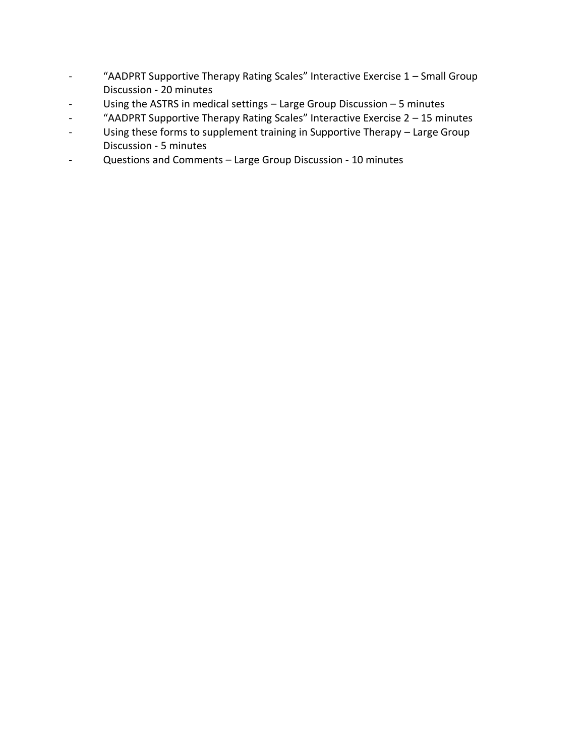- "AADPRT Supportive Therapy Rating Scales" Interactive Exercise 1 – Small Group Discussion - 20 minutes
- Using the ASTRS in medical settings – Large Group Discussion – 5 minutes
- "AADPRT Supportive Therapy Rating Scales" Interactive Exercise 2 – 15 minutes
- Using these forms to supplement training in Supportive Therapy – Large Group Discussion - 5 minutes
- Questions and Comments – Large Group Discussion - 10 minutes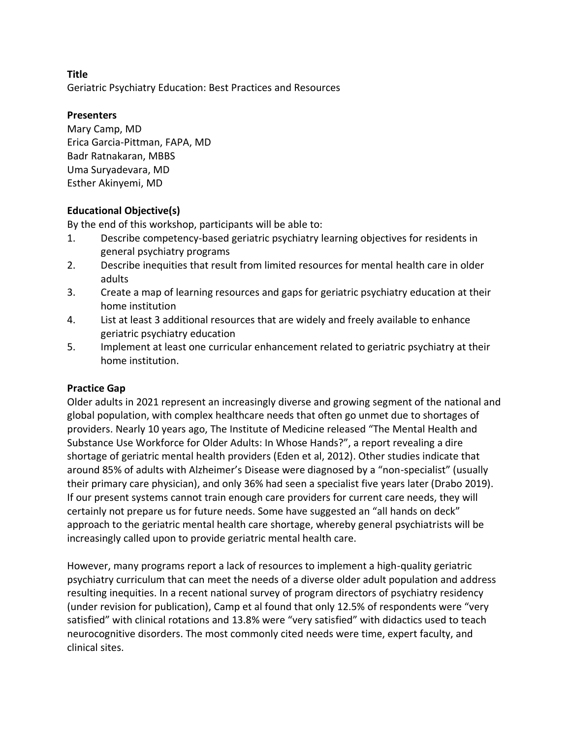**Title**

Geriatric Psychiatry Education: Best Practices and Resources

**Presenters**

Mary Camp, MD
Erica Garcia-Pittman, FAPA, MD
Badr Ratnakaran, MBBS
Uma Suryadevara, MD
Esther Akinyemi, MD

**Educational Objective(s)**

By the end of this workshop, participants will be able to:

1. Describe competency-based geriatric psychiatry learning objectives for residents in general psychiatry programs
2. Describe inequities that result from limited resources for mental health care in older adults
3. Create a map of learning resources and gaps for geriatric psychiatry education at their home institution
4. List at least 3 additional resources that are widely and freely available to enhance geriatric psychiatry education
5. Implement at least one curricular enhancement related to geriatric psychiatry at their home institution.

**Practice Gap**

Older adults in 2021 represent an increasingly diverse and growing segment of the national and global population, with complex healthcare needs that often go unmet due to shortages of providers. Nearly 10 years ago, The Institute of Medicine released "The Mental Health and Substance Use Workforce for Older Adults: In Whose Hands?", a report revealing a dire shortage of geriatric mental health providers (Eden et al, 2012). Other studies indicate that around 85% of adults with Alzheimer's Disease were diagnosed by a "non-specialist" (usually their primary care physician), and only 36% had seen a specialist five years later (Drabo 2019). If our present systems cannot train enough care providers for current care needs, they will certainly not prepare us for future needs. Some have suggested an "all hands on deck" approach to the geriatric mental health care shortage, whereby general psychiatrists will be increasingly called upon to provide geriatric mental health care.

However, many programs report a lack of resources to implement a high-quality geriatric psychiatry curriculum that can meet the needs of a diverse older adult population and address resulting inequities. In a recent national survey of program directors of psychiatry residency (under revision for publication), Camp et al found that only 12.5% of respondents were "very satisfied" with clinical rotations and 13.8% were "very satisfied" with didactics used to teach neurocognitive disorders. The most commonly cited needs were time, expert faculty, and clinical sites.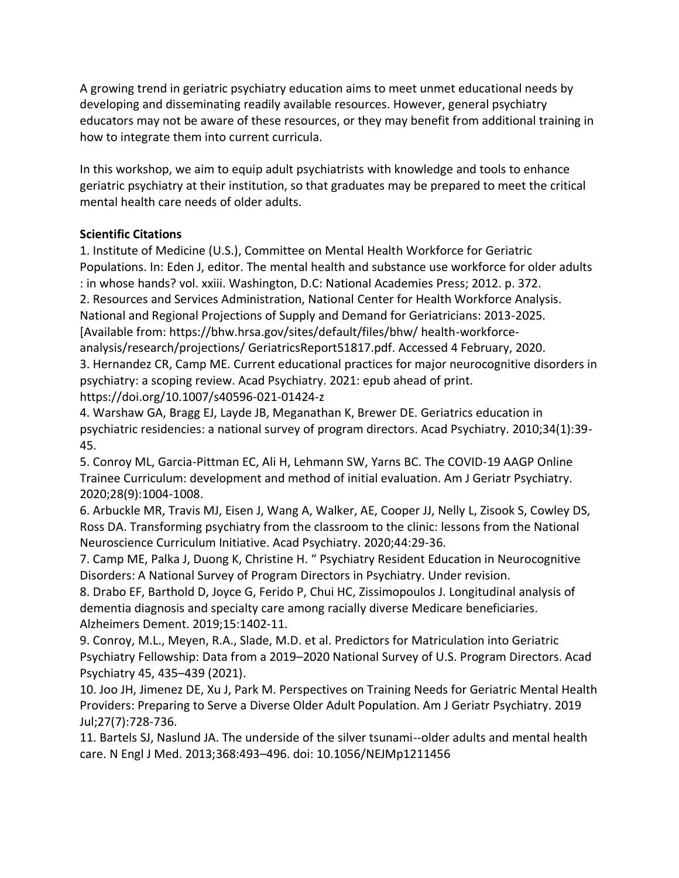A growing trend in geriatric psychiatry education aims to meet unmet educational needs by developing and disseminating readily available resources. However, general psychiatry educators may not be aware of these resources, or they may benefit from additional training in how to integrate them into current curricula.

In this workshop, we aim to equip adult psychiatrists with knowledge and tools to enhance geriatric psychiatry at their institution, so that graduates may be prepared to meet the critical mental health care needs of older adults.

**Scientific Citations**

1. Institute of Medicine (U.S.), Committee on Mental Health Workforce for Geriatric Populations. In: Eden J, editor. The mental health and substance use workforce for older adults : in whose hands? vol. xxiii. Washington, D.C: National Academies Press; 2012. p. 372.
2. Resources and Services Administration, National Center for Health Workforce Analysis. National and Regional Projections of Supply and Demand for Geriatricians: 2013-2025. [Available from: https://bhw.hrsa.gov/sites/default/files/bhw/ health-workforce-analysis/research/projections/ GeriatricsReport51817.pdf. Accessed 4 February, 2020.
3. Hernandez CR, Camp ME. Current educational practices for major neurocognitive disorders in psychiatry: a scoping review. Acad Psychiatry. 2021: epub ahead of print. https://doi.org/10.1007/s40596-021-01424-z
4. Warshaw GA, Bragg EJ, Layde JB, Meganathan K, Brewer DE. Geriatrics education in psychiatric residencies: a national survey of program directors. Acad Psychiatry. 2010;34(1):39-45.
5. Conroy ML, Garcia-Pittman EC, Ali H, Lehmann SW, Yarns BC. The COVID-19 AAGP Online Trainee Curriculum: development and method of initial evaluation. Am J Geriatr Psychiatry. 2020;28(9):1004-1008.
6. Arbuckle MR, Travis MJ, Eisen J, Wang A, Walker, AE, Cooper JJ, Nelly L, Zisook S, Cowley DS, Ross DA. Transforming psychiatry from the classroom to the clinic: lessons from the National Neuroscience Curriculum Initiative. Acad Psychiatry. 2020;44:29-36.
7. Camp ME, Palka J, Duong K, Christine H. " Psychiatry Resident Education in Neurocognitive Disorders: A National Survey of Program Directors in Psychiatry. Under revision.
8. Drabo EF, Barthold D, Joyce G, Ferido P, Chui HC, Zissimopoulos J. Longitudinal analysis of dementia diagnosis and specialty care among racially diverse Medicare beneficiaries. Alzheimers Dement. 2019;15:1402-11.
9. Conroy, M.L., Meyen, R.A., Slade, M.D. et al. Predictors for Matriculation into Geriatric Psychiatry Fellowship: Data from a 2019–2020 National Survey of U.S. Program Directors. Acad Psychiatry 45, 435–439 (2021).
10. Joo JH, Jimenez DE, Xu J, Park M. Perspectives on Training Needs for Geriatric Mental Health Providers: Preparing to Serve a Diverse Older Adult Population. Am J Geriatr Psychiatry. 2019 Jul;27(7):728-736.
11. Bartels SJ, Naslund JA. The underside of the silver tsunami--older adults and mental health care. N Engl J Med. 2013;368:493–496. doi: 10.1056/NEJMp1211456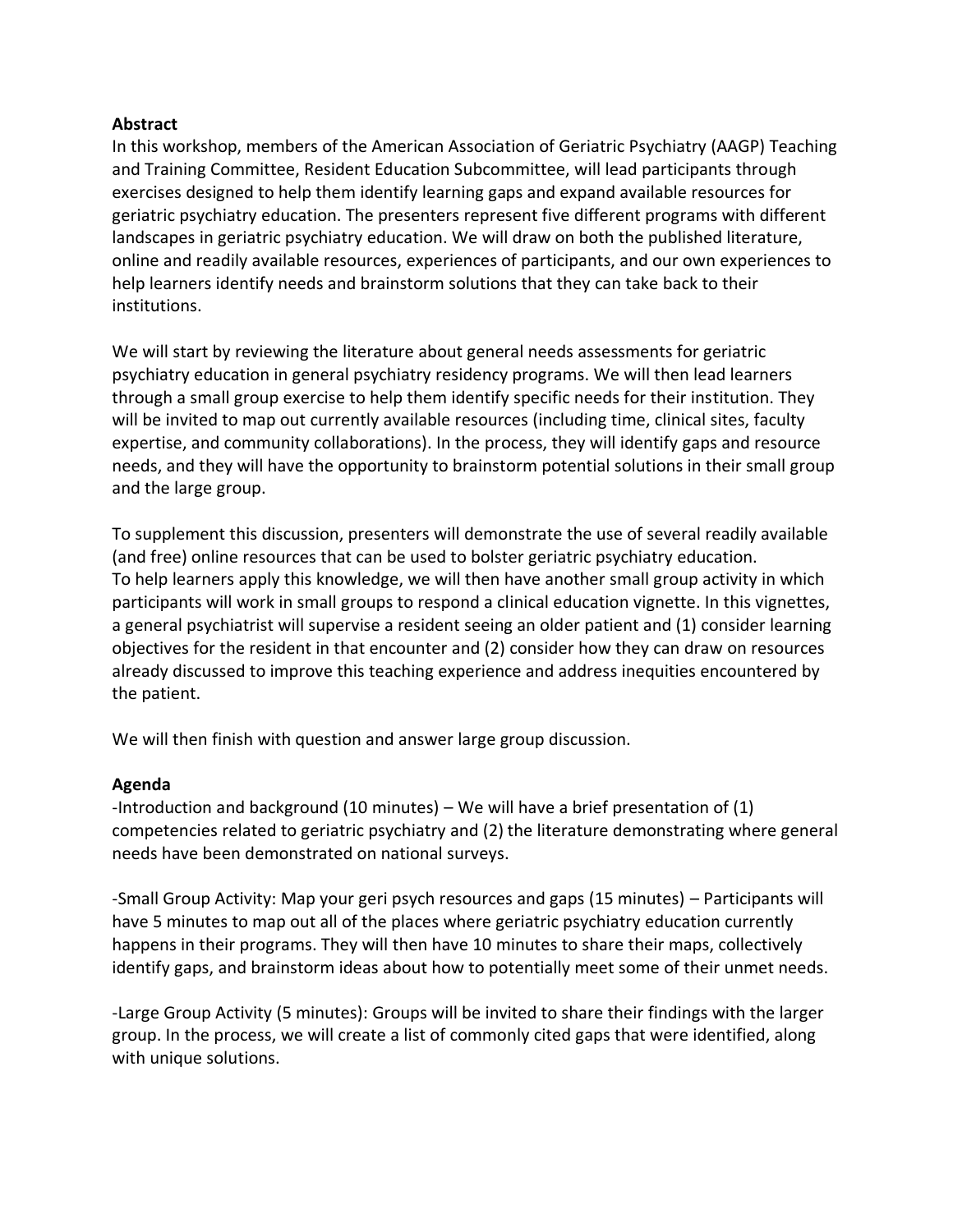**Abstract**

In this workshop, members of the American Association of Geriatric Psychiatry (AAGP) Teaching and Training Committee, Resident Education Subcommittee, will lead participants through exercises designed to help them identify learning gaps and expand available resources for geriatric psychiatry education. The presenters represent five different programs with different landscapes in geriatric psychiatry education. We will draw on both the published literature, online and readily available resources, experiences of participants, and our own experiences to help learners identify needs and brainstorm solutions that they can take back to their institutions.

We will start by reviewing the literature about general needs assessments for geriatric psychiatry education in general psychiatry residency programs. We will then lead learners through a small group exercise to help them identify specific needs for their institution. They will be invited to map out currently available resources (including time, clinical sites, faculty expertise, and community collaborations). In the process, they will identify gaps and resource needs, and they will have the opportunity to brainstorm potential solutions in their small group and the large group.

To supplement this discussion, presenters will demonstrate the use of several readily available (and free) online resources that can be used to bolster geriatric psychiatry education.
To help learners apply this knowledge, we will then have another small group activity in which participants will work in small groups to respond a clinical education vignette. In this vignettes, a general psychiatrist will supervise a resident seeing an older patient and (1) consider learning objectives for the resident in that encounter and (2) consider how they can draw on resources already discussed to improve this teaching experience and address inequities encountered by the patient.

We will then finish with question and answer large group discussion.

**Agenda**

-Introduction and background (10 minutes) – We will have a brief presentation of (1) competencies related to geriatric psychiatry and (2) the literature demonstrating where general needs have been demonstrated on national surveys.

-Small Group Activity: Map your geri psych resources and gaps (15 minutes) – Participants will have 5 minutes to map out all of the places where geriatric psychiatry education currently happens in their programs. They will then have 10 minutes to share their maps, collectively identify gaps, and brainstorm ideas about how to potentially meet some of their unmet needs.

-Large Group Activity (5 minutes): Groups will be invited to share their findings with the larger group. In the process, we will create a list of commonly cited gaps that were identified, along with unique solutions.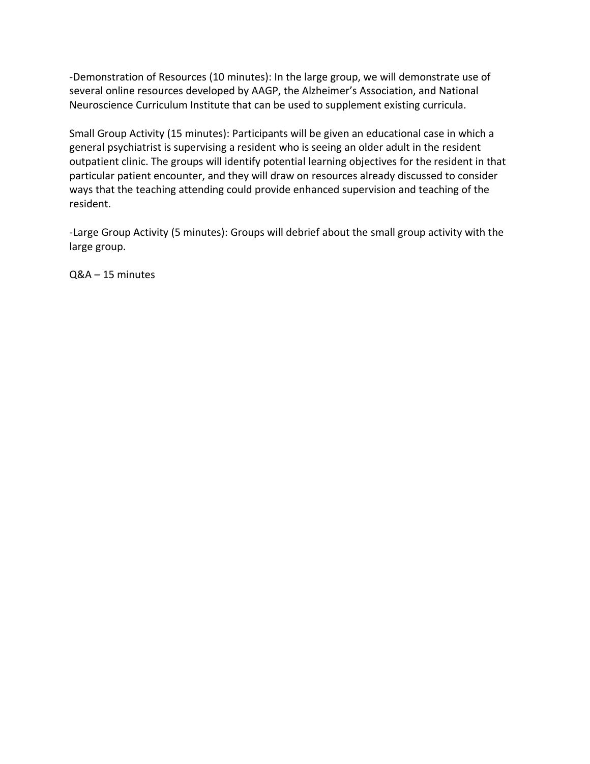-Demonstration of Resources (10 minutes): In the large group, we will demonstrate use of several online resources developed by AAGP, the Alzheimer's Association, and National Neuroscience Curriculum Institute that can be used to supplement existing curricula.

Small Group Activity (15 minutes): Participants will be given an educational case in which a general psychiatrist is supervising a resident who is seeing an older adult in the resident outpatient clinic. The groups will identify potential learning objectives for the resident in that particular patient encounter, and they will draw on resources already discussed to consider ways that the teaching attending could provide enhanced supervision and teaching of the resident.

-Large Group Activity (5 minutes): Groups will debrief about the small group activity with the large group.

Q&A – 15 minutes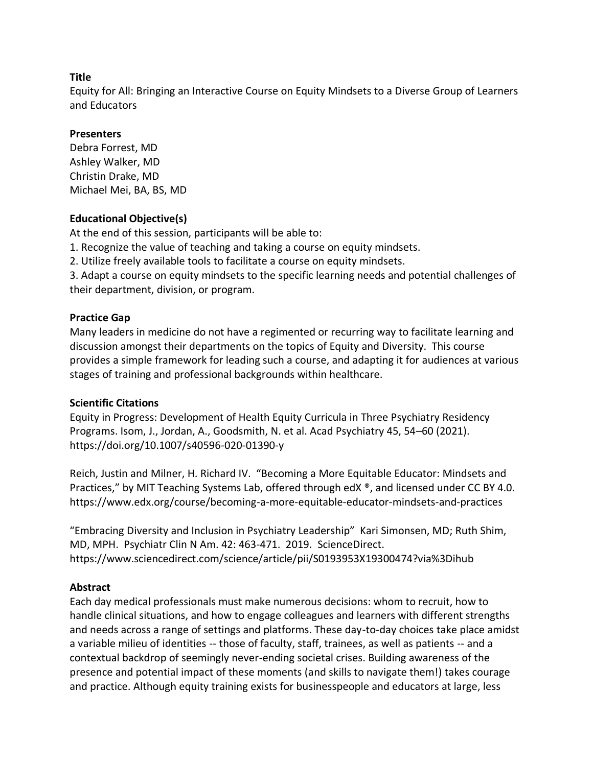**Title**

Equity for All: Bringing an Interactive Course on Equity Mindsets to a Diverse Group of Learners and Educators

**Presenters**

Debra Forrest, MD
Ashley Walker, MD
Christin Drake, MD
Michael Mei, BA, BS, MD

**Educational Objective(s)**

At the end of this session, participants will be able to:

1. Recognize the value of teaching and taking a course on equity mindsets.
2. Utilize freely available tools to facilitate a course on equity mindsets.
3. Adapt a course on equity mindsets to the specific learning needs and potential challenges of their department, division, or program.

**Practice Gap**

Many leaders in medicine do not have a regimented or recurring way to facilitate learning and discussion amongst their departments on the topics of Equity and Diversity. This course provides a simple framework for leading such a course, and adapting it for audiences at various stages of training and professional backgrounds within healthcare.

**Scientific Citations**

Equity in Progress: Development of Health Equity Curricula in Three Psychiatry Residency Programs. Isom, J., Jordan, A., Goodsmith, N. et al. Acad Psychiatry 45, 54–60 (2021). https://doi.org/10.1007/s40596-020-01390-y

Reich, Justin and Milner, H. Richard IV. "Becoming a More Equitable Educator: Mindsets and Practices," by MIT Teaching Systems Lab, offered through edX ®, and licensed under CC BY 4.0. https://www.edx.org/course/becoming-a-more-equitable-educator-mindsets-and-practices

"Embracing Diversity and Inclusion in Psychiatry Leadership" Kari Simonsen, MD; Ruth Shim, MD, MPH. Psychiatr Clin N Am. 42: 463-471. 2019. ScienceDirect. https://www.sciencedirect.com/science/article/pii/S0193953X19300474?via%3Dihub

**Abstract**

Each day medical professionals must make numerous decisions: whom to recruit, how to handle clinical situations, and how to engage colleagues and learners with different strengths and needs across a range of settings and platforms. These day-to-day choices take place amidst a variable milieu of identities -- those of faculty, staff, trainees, as well as patients -- and a contextual backdrop of seemingly never-ending societal crises. Building awareness of the presence and potential impact of these moments (and skills to navigate them!) takes courage and practice. Although equity training exists for businesspeople and educators at large, less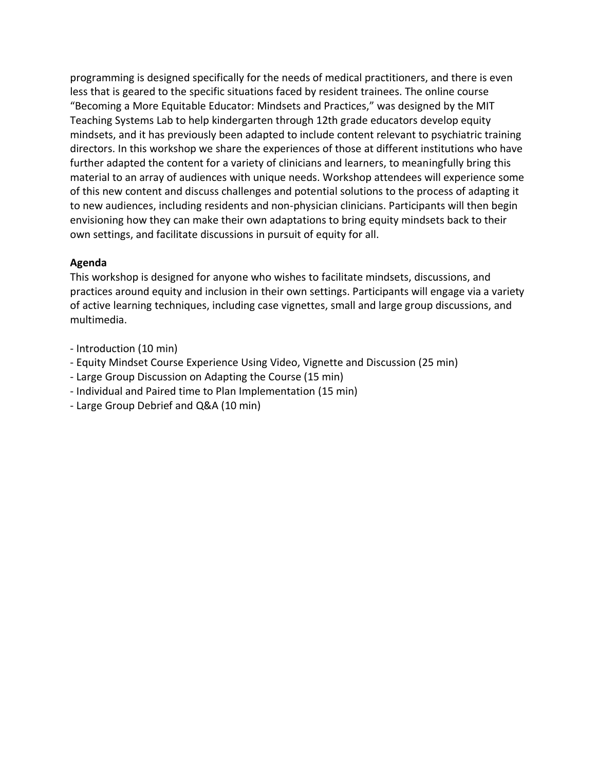programming is designed specifically for the needs of medical practitioners, and there is even less that is geared to the specific situations faced by resident trainees. The online course "Becoming a More Equitable Educator: Mindsets and Practices," was designed by the MIT Teaching Systems Lab to help kindergarten through 12th grade educators develop equity mindsets, and it has previously been adapted to include content relevant to psychiatric training directors. In this workshop we share the experiences of those at different institutions who have further adapted the content for a variety of clinicians and learners, to meaningfully bring this material to an array of audiences with unique needs. Workshop attendees will experience some of this new content and discuss challenges and potential solutions to the process of adapting it to new audiences, including residents and non-physician clinicians. Participants will then begin envisioning how they can make their own adaptations to bring equity mindsets back to their own settings, and facilitate discussions in pursuit of equity for all.

**Agenda**

This workshop is designed for anyone who wishes to facilitate mindsets, discussions, and practices around equity and inclusion in their own settings. Participants will engage via a variety of active learning techniques, including case vignettes, small and large group discussions, and multimedia.

- Introduction (10 min)
- Equity Mindset Course Experience Using Video, Vignette and Discussion (25 min)
- Large Group Discussion on Adapting the Course (15 min)
- Individual and Paired time to Plan Implementation (15 min)
- Large Group Debrief and Q&A (10 min)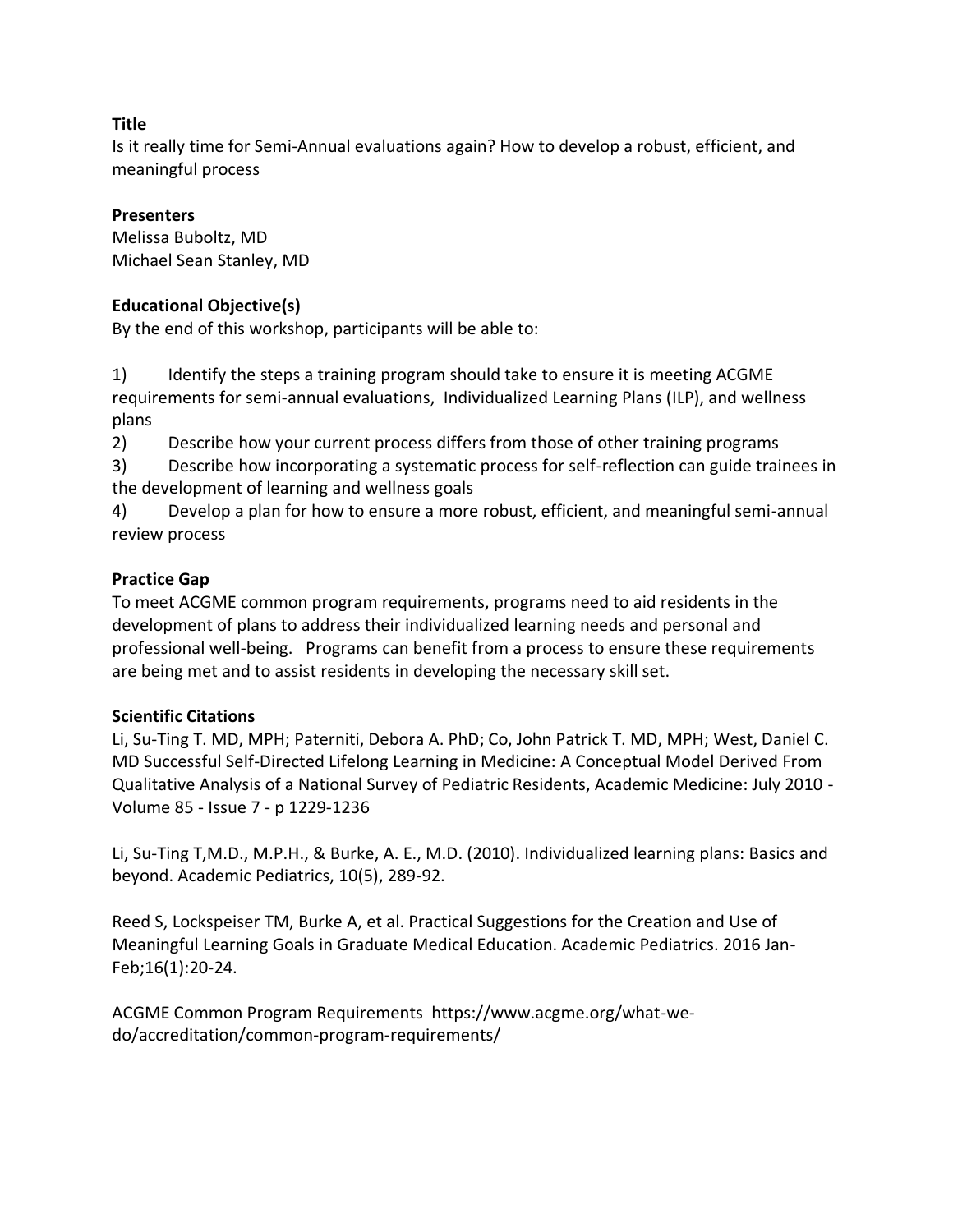**Title**

Is it really time for Semi-Annual evaluations again? How to develop a robust, efficient, and meaningful process

**Presenters**

Melissa Buboltz, MD
Michael Sean Stanley, MD

**Educational Objective(s)**

By the end of this workshop, participants will be able to:

1) Identify the steps a training program should take to ensure it is meeting ACGME requirements for semi-annual evaluations, Individualized Learning Plans (ILP), and wellness plans
2) Describe how your current process differs from those of other training programs
3) Describe how incorporating a systematic process for self-reflection can guide trainees in the development of learning and wellness goals
4) Develop a plan for how to ensure a more robust, efficient, and meaningful semi-annual review process

**Practice Gap**

To meet ACGME common program requirements, programs need to aid residents in the development of plans to address their individualized learning needs and personal and professional well-being. Programs can benefit from a process to ensure these requirements are being met and to assist residents in developing the necessary skill set.

**Scientific Citations**

Li, Su-Ting T. MD, MPH; Paterniti, Debora A. PhD; Co, John Patrick T. MD, MPH; West, Daniel C. MD Successful Self-Directed Lifelong Learning in Medicine: A Conceptual Model Derived From Qualitative Analysis of a National Survey of Pediatric Residents, Academic Medicine: July 2010 - Volume 85 - Issue 7 - p 1229-1236

Li, Su-Ting T,M.D., M.P.H., & Burke, A. E., M.D. (2010). Individualized learning plans: Basics and beyond. Academic Pediatrics, 10(5), 289-92.

Reed S, Lockspeiser TM, Burke A, et al. Practical Suggestions for the Creation and Use of Meaningful Learning Goals in Graduate Medical Education. Academic Pediatrics. 2016 Jan-Feb;16(1):20-24.

ACGME Common Program Requirements https://www.acgme.org/what-we-do/accreditation/common-program-requirements/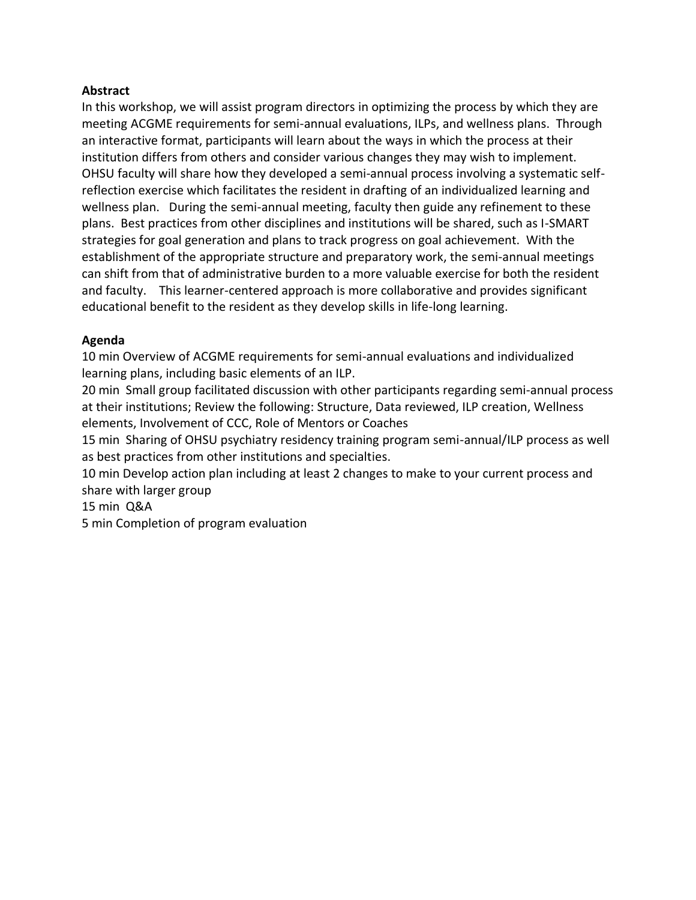## Abstract

In this workshop, we will assist program directors in optimizing the process by which they are meeting ACGME requirements for semi-annual evaluations, ILPs, and wellness plans. Through an interactive format, participants will learn about the ways in which the process at their institution differs from others and consider various changes they may wish to implement. OHSU faculty will share how they developed a semi-annual process involving a systematic self-reflection exercise which facilitates the resident in drafting of an individualized learning and wellness plan. During the semi-annual meeting, faculty then guide any refinement to these plans. Best practices from other disciplines and institutions will be shared, such as I-SMART strategies for goal generation and plans to track progress on goal achievement. With the establishment of the appropriate structure and preparatory work, the semi-annual meetings can shift from that of administrative burden to a more valuable exercise for both the resident and faculty. This learner-centered approach is more collaborative and provides significant educational benefit to the resident as they develop skills in life-long learning.

## Agenda

10 min Overview of ACGME requirements for semi-annual evaluations and individualized learning plans, including basic elements of an ILP.

20 min Small group facilitated discussion with other participants regarding semi-annual process at their institutions; Review the following: Structure, Data reviewed, ILP creation, Wellness elements, Involvement of CCC, Role of Mentors or Coaches

15 min Sharing of OHSU psychiatry residency training program semi-annual/ILP process as well as best practices from other institutions and specialties.

10 min Develop action plan including at least 2 changes to make to your current process and share with larger group

15 min Q&A

5 min Completion of program evaluation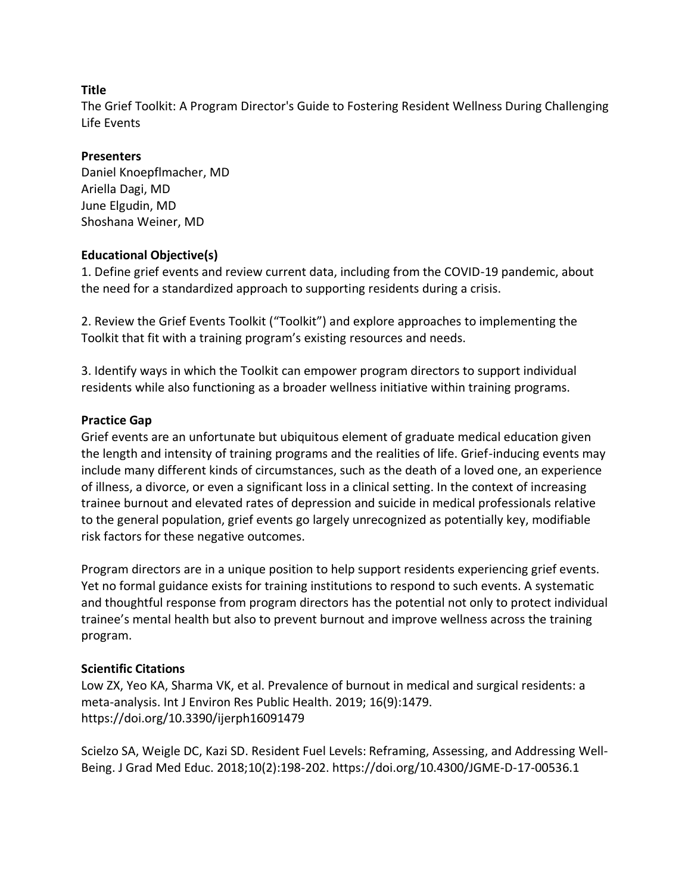**Title**

The Grief Toolkit: A Program Director's Guide to Fostering Resident Wellness During Challenging Life Events

**Presenters**

Daniel Knoepflmacher, MD
Ariella Dagi, MD
June Elgudin, MD
Shoshana Weiner, MD

**Educational Objective(s)**

1. Define grief events and review current data, including from the COVID-19 pandemic, about the need for a standardized approach to supporting residents during a crisis.

2. Review the Grief Events Toolkit ("Toolkit") and explore approaches to implementing the Toolkit that fit with a training program's existing resources and needs.

3. Identify ways in which the Toolkit can empower program directors to support individual residents while also functioning as a broader wellness initiative within training programs.

**Practice Gap**

Grief events are an unfortunate but ubiquitous element of graduate medical education given the length and intensity of training programs and the realities of life. Grief-inducing events may include many different kinds of circumstances, such as the death of a loved one, an experience of illness, a divorce, or even a significant loss in a clinical setting. In the context of increasing trainee burnout and elevated rates of depression and suicide in medical professionals relative to the general population, grief events go largely unrecognized as potentially key, modifiable risk factors for these negative outcomes.

Program directors are in a unique position to help support residents experiencing grief events. Yet no formal guidance exists for training institutions to respond to such events. A systematic and thoughtful response from program directors has the potential not only to protect individual trainee's mental health but also to prevent burnout and improve wellness across the training program.

**Scientific Citations**

Low ZX, Yeo KA, Sharma VK, et al. Prevalence of burnout in medical and surgical residents: a meta-analysis. Int J Environ Res Public Health. 2019; 16(9):1479. https://doi.org/10.3390/ijerph16091479

Scielzo SA, Weigle DC, Kazi SD. Resident Fuel Levels: Reframing, Assessing, and Addressing Well-Being. J Grad Med Educ. 2018;10(2):198-202. https://doi.org/10.4300/JGME-D-17-00536.1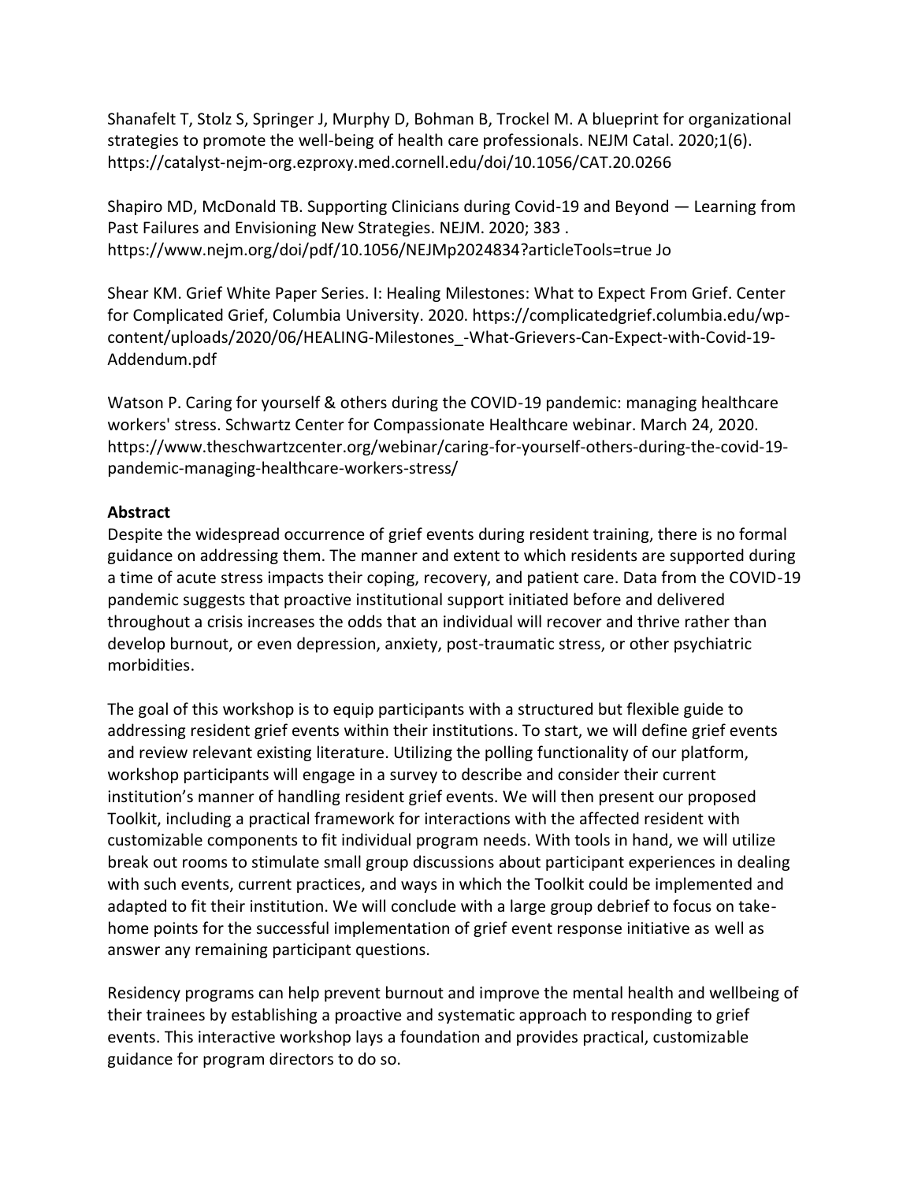Shanafelt T, Stolz S, Springer J, Murphy D, Bohman B, Trockel M. A blueprint for organizational strategies to promote the well-being of health care professionals. NEJM Catal. 2020;1(6). https://catalyst-nejm-org.ezproxy.med.cornell.edu/doi/10.1056/CAT.20.0266

Shapiro MD, McDonald TB. Supporting Clinicians during Covid-19 and Beyond — Learning from Past Failures and Envisioning New Strategies. NEJM. 2020; 383 . https://www.nejm.org/doi/pdf/10.1056/NEJMp2024834?articleTools=true Jo

Shear KM. Grief White Paper Series. I: Healing Milestones: What to Expect From Grief. Center for Complicated Grief, Columbia University. 2020. https://complicatedgrief.columbia.edu/wp-content/uploads/2020/06/HEALING-Milestones_-What-Grievers-Can-Expect-with-Covid-19-Addendum.pdf

Watson P. Caring for yourself & others during the COVID-19 pandemic: managing healthcare workers' stress. Schwartz Center for Compassionate Healthcare webinar. March 24, 2020. https://www.theschwartzcenter.org/webinar/caring-for-yourself-others-during-the-covid-19-pandemic-managing-healthcare-workers-stress/

**Abstract**

Despite the widespread occurrence of grief events during resident training, there is no formal guidance on addressing them. The manner and extent to which residents are supported during a time of acute stress impacts their coping, recovery, and patient care. Data from the COVID-19 pandemic suggests that proactive institutional support initiated before and delivered throughout a crisis increases the odds that an individual will recover and thrive rather than develop burnout, or even depression, anxiety, post-traumatic stress, or other psychiatric morbidities.

The goal of this workshop is to equip participants with a structured but flexible guide to addressing resident grief events within their institutions. To start, we will define grief events and review relevant existing literature. Utilizing the polling functionality of our platform, workshop participants will engage in a survey to describe and consider their current institution's manner of handling resident grief events. We will then present our proposed Toolkit, including a practical framework for interactions with the affected resident with customizable components to fit individual program needs. With tools in hand, we will utilize break out rooms to stimulate small group discussions about participant experiences in dealing with such events, current practices, and ways in which the Toolkit could be implemented and adapted to fit their institution. We will conclude with a large group debrief to focus on take-home points for the successful implementation of grief event response initiative as well as answer any remaining participant questions.

Residency programs can help prevent burnout and improve the mental health and wellbeing of their trainees by establishing a proactive and systematic approach to responding to grief events. This interactive workshop lays a foundation and provides practical, customizable guidance for program directors to do so.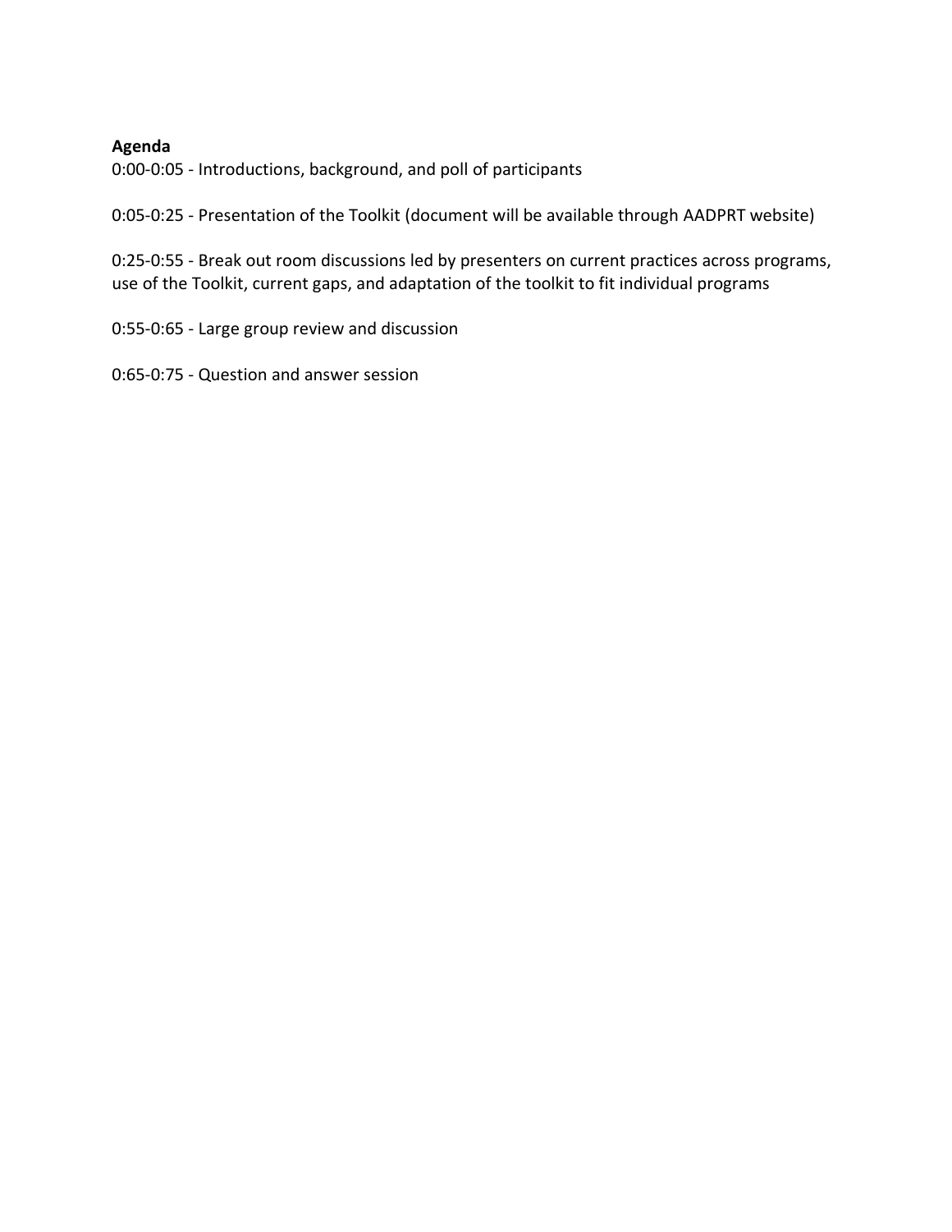**Agenda**

0:00-0:05 - Introductions, background, and poll of participants

0:05-0:25 - Presentation of the Toolkit (document will be available through AADPRT website)

0:25-0:55 - Break out room discussions led by presenters on current practices across programs, use of the Toolkit, current gaps, and adaptation of the toolkit to fit individual programs

0:55-0:65 - Large group review and discussion

0:65-0:75 - Question and answer session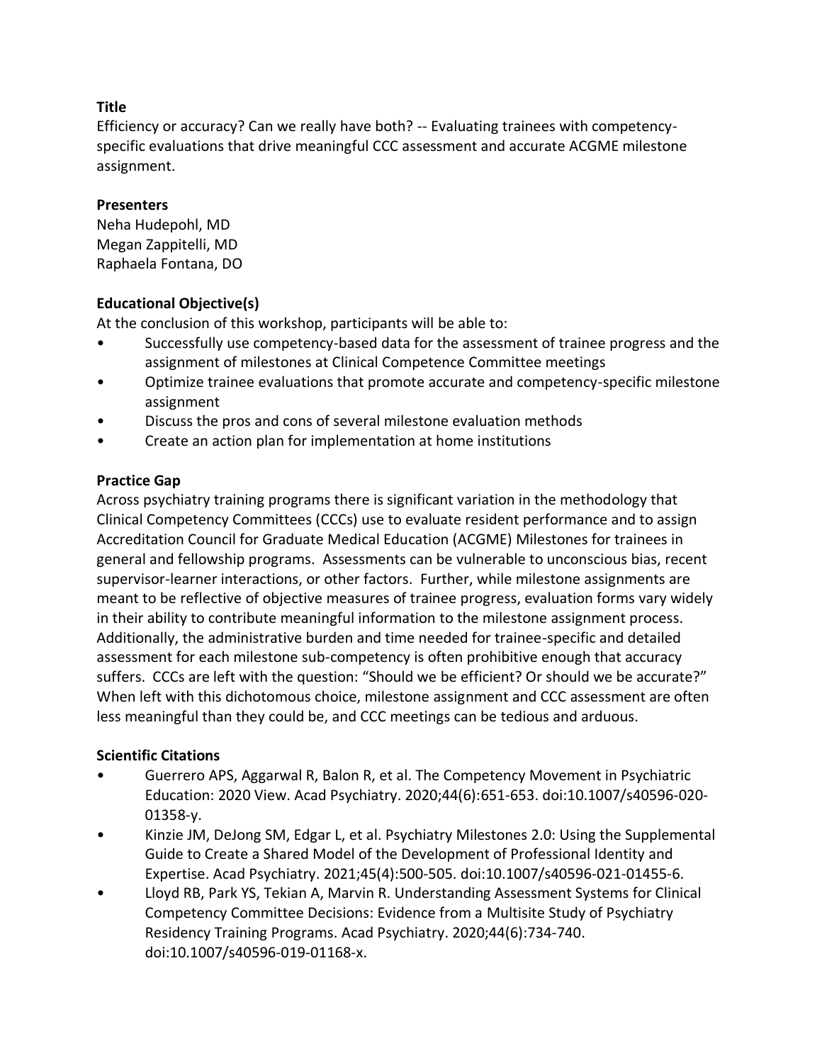**Title**

Efficiency or accuracy? Can we really have both? -- Evaluating trainees with competency-specific evaluations that drive meaningful CCC assessment and accurate ACGME milestone assignment.

**Presenters**

Neha Hudepohl, MD
Megan Zappitelli, MD
Raphaela Fontana, DO

**Educational Objective(s)**

At the conclusion of this workshop, participants will be able to:

- Successfully use competency-based data for the assessment of trainee progress and the assignment of milestones at Clinical Competence Committee meetings
- Optimize trainee evaluations that promote accurate and competency-specific milestone assignment
- Discuss the pros and cons of several milestone evaluation methods
- Create an action plan for implementation at home institutions

**Practice Gap**

Across psychiatry training programs there is significant variation in the methodology that Clinical Competency Committees (CCCs) use to evaluate resident performance and to assign Accreditation Council for Graduate Medical Education (ACGME) Milestones for trainees in general and fellowship programs. Assessments can be vulnerable to unconscious bias, recent supervisor-learner interactions, or other factors. Further, while milestone assignments are meant to be reflective of objective measures of trainee progress, evaluation forms vary widely in their ability to contribute meaningful information to the milestone assignment process. Additionally, the administrative burden and time needed for trainee-specific and detailed assessment for each milestone sub-competency is often prohibitive enough that accuracy suffers. CCCs are left with the question: "Should we be efficient? Or should we be accurate?" When left with this dichotomous choice, milestone assignment and CCC assessment are often less meaningful than they could be, and CCC meetings can be tedious and arduous.

**Scientific Citations**

- Guerrero APS, Aggarwal R, Balon R, et al. The Competency Movement in Psychiatric Education: 2020 View. Acad Psychiatry. 2020;44(6):651-653. doi:10.1007/s40596-020-01358-y.
- Kinzie JM, DeJong SM, Edgar L, et al. Psychiatry Milestones 2.0: Using the Supplemental Guide to Create a Shared Model of the Development of Professional Identity and Expertise. Acad Psychiatry. 2021;45(4):500-505. doi:10.1007/s40596-021-01455-6.
- Lloyd RB, Park YS, Tekian A, Marvin R. Understanding Assessment Systems for Clinical Competency Committee Decisions: Evidence from a Multisite Study of Psychiatry Residency Training Programs. Acad Psychiatry. 2020;44(6):734-740. doi:10.1007/s40596-019-01168-x.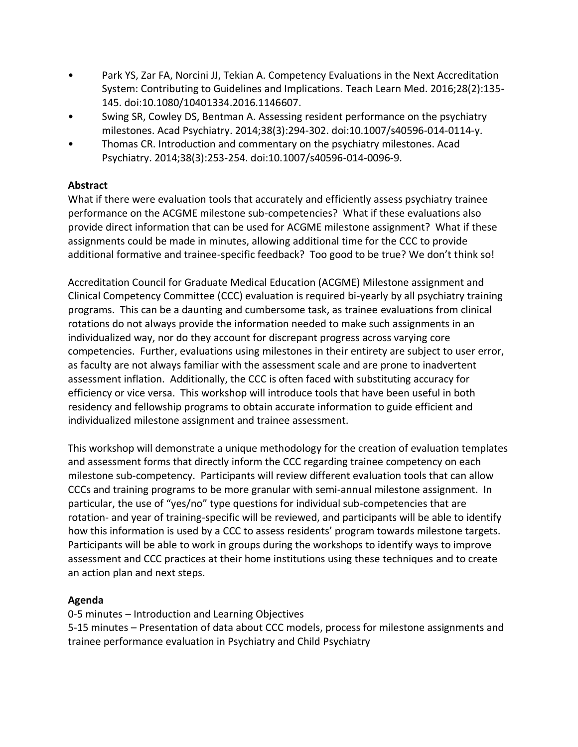- Park YS, Zar FA, Norcini JJ, Tekian A. Competency Evaluations in the Next Accreditation System: Contributing to Guidelines and Implications. Teach Learn Med. 2016;28(2):135-145. doi:10.1080/10401334.2016.1146607.
- Swing SR, Cowley DS, Bentman A. Assessing resident performance on the psychiatry milestones. Acad Psychiatry. 2014;38(3):294-302. doi:10.1007/s40596-014-0114-y.
- Thomas CR. Introduction and commentary on the psychiatry milestones. Acad Psychiatry. 2014;38(3):253-254. doi:10.1007/s40596-014-0096-9.

**Abstract**

What if there were evaluation tools that accurately and efficiently assess psychiatry trainee performance on the ACGME milestone sub-competencies? What if these evaluations also provide direct information that can be used for ACGME milestone assignment? What if these assignments could be made in minutes, allowing additional time for the CCC to provide additional formative and trainee-specific feedback? Too good to be true? We don't think so!

Accreditation Council for Graduate Medical Education (ACGME) Milestone assignment and Clinical Competency Committee (CCC) evaluation is required bi-yearly by all psychiatry training programs. This can be a daunting and cumbersome task, as trainee evaluations from clinical rotations do not always provide the information needed to make such assignments in an individualized way, nor do they account for discrepant progress across varying core competencies. Further, evaluations using milestones in their entirety are subject to user error, as faculty are not always familiar with the assessment scale and are prone to inadvertent assessment inflation. Additionally, the CCC is often faced with substituting accuracy for efficiency or vice versa. This workshop will introduce tools that have been useful in both residency and fellowship programs to obtain accurate information to guide efficient and individualized milestone assignment and trainee assessment.

This workshop will demonstrate a unique methodology for the creation of evaluation templates and assessment forms that directly inform the CCC regarding trainee competency on each milestone sub-competency. Participants will review different evaluation tools that can allow CCCs and training programs to be more granular with semi-annual milestone assignment. In particular, the use of "yes/no" type questions for individual sub-competencies that are rotation- and year of training-specific will be reviewed, and participants will be able to identify how this information is used by a CCC to assess residents' program towards milestone targets. Participants will be able to work in groups during the workshops to identify ways to improve assessment and CCC practices at their home institutions using these techniques and to create an action plan and next steps.

**Agenda**

0-5 minutes – Introduction and Learning Objectives
5-15 minutes – Presentation of data about CCC models, process for milestone assignments and trainee performance evaluation in Psychiatry and Child Psychiatry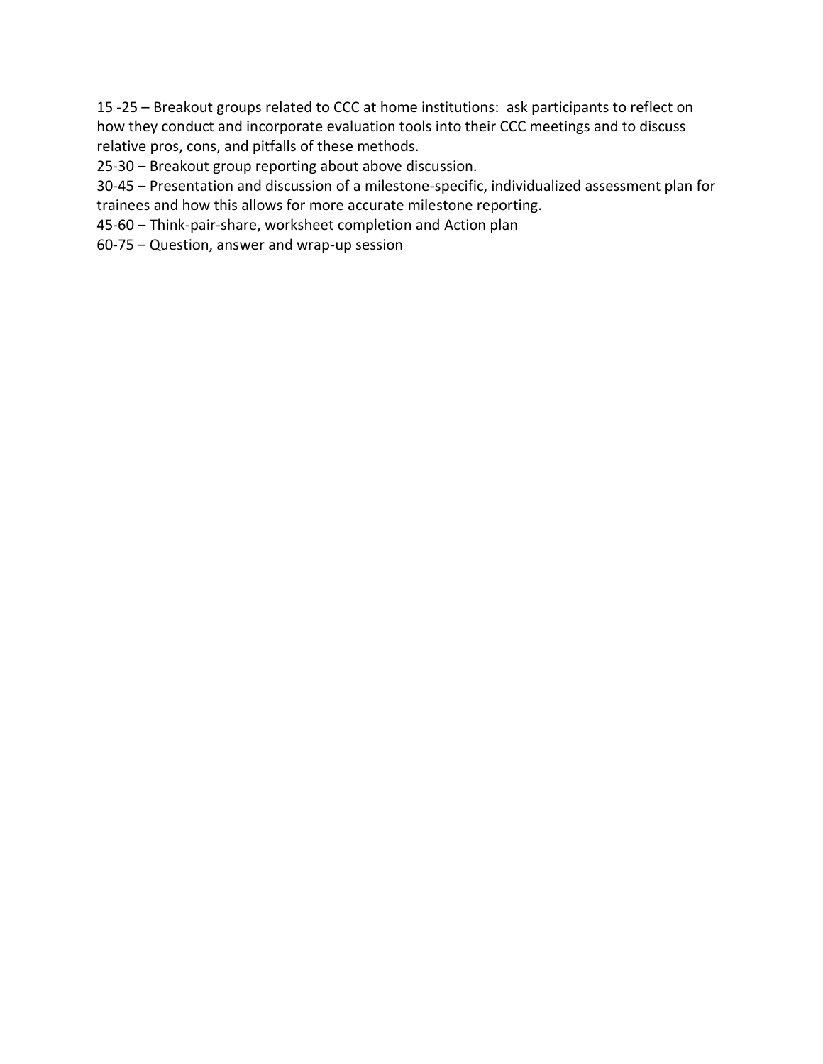15 -25 – Breakout groups related to CCC at home institutions:  ask participants to reflect on how they conduct and incorporate evaluation tools into their CCC meetings and to discuss relative pros, cons, and pitfalls of these methods.

25-30 – Breakout group reporting about above discussion.

30-45 – Presentation and discussion of a milestone-specific, individualized assessment plan for trainees and how this allows for more accurate milestone reporting.

45-60 – Think-pair-share, worksheet completion and Action plan

60-75 – Question, answer and wrap-up session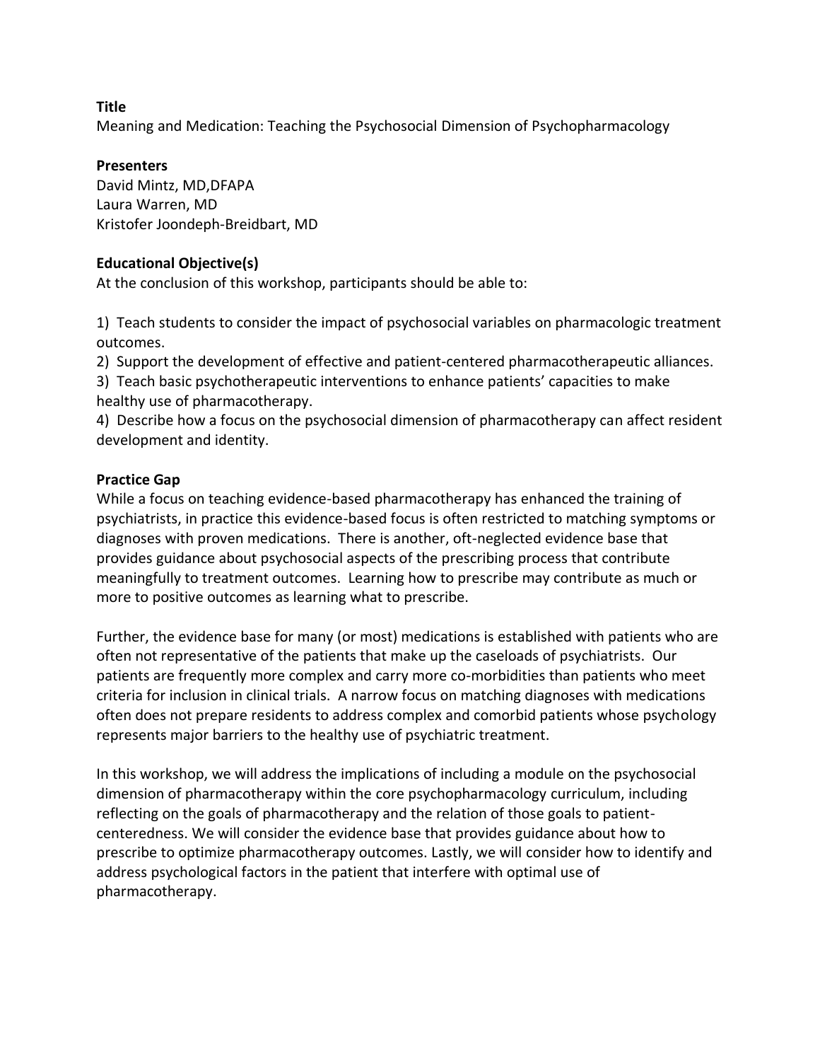**Title**
Meaning and Medication: Teaching the Psychosocial Dimension of Psychopharmacology

**Presenters**
David Mintz, MD,DFAPA
Laura Warren, MD
Kristofer Joondeph-Breidbart, MD

**Educational Objective(s)**
At the conclusion of this workshop, participants should be able to:

1) Teach students to consider the impact of psychosocial variables on pharmacologic treatment outcomes.
2) Support the development of effective and patient-centered pharmacotherapeutic alliances.
3) Teach basic psychotherapeutic interventions to enhance patients' capacities to make healthy use of pharmacotherapy.
4) Describe how a focus on the psychosocial dimension of pharmacotherapy can affect resident development and identity.

**Practice Gap**
While a focus on teaching evidence-based pharmacotherapy has enhanced the training of psychiatrists, in practice this evidence-based focus is often restricted to matching symptoms or diagnoses with proven medications. There is another, oft-neglected evidence base that provides guidance about psychosocial aspects of the prescribing process that contribute meaningfully to treatment outcomes. Learning how to prescribe may contribute as much or more to positive outcomes as learning what to prescribe.

Further, the evidence base for many (or most) medications is established with patients who are often not representative of the patients that make up the caseloads of psychiatrists. Our patients are frequently more complex and carry more co-morbidities than patients who meet criteria for inclusion in clinical trials. A narrow focus on matching diagnoses with medications often does not prepare residents to address complex and comorbid patients whose psychology represents major barriers to the healthy use of psychiatric treatment.

In this workshop, we will address the implications of including a module on the psychosocial dimension of pharmacotherapy within the core psychopharmacology curriculum, including reflecting on the goals of pharmacotherapy and the relation of those goals to patient-centeredness. We will consider the evidence base that provides guidance about how to prescribe to optimize pharmacotherapy outcomes. Lastly, we will consider how to identify and address psychological factors in the patient that interfere with optimal use of pharmacotherapy.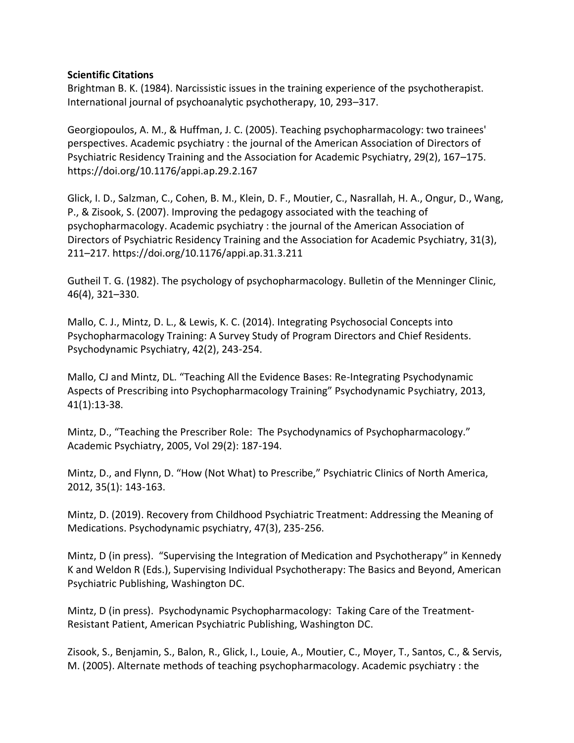**Scientific Citations**

Brightman B. K. (1984). Narcissistic issues in the training experience of the psychotherapist. International journal of psychoanalytic psychotherapy, 10, 293–317.

Georgiopoulos, A. M., & Huffman, J. C. (2005). Teaching psychopharmacology: two trainees' perspectives. Academic psychiatry : the journal of the American Association of Directors of Psychiatric Residency Training and the Association for Academic Psychiatry, 29(2), 167–175. https://doi.org/10.1176/appi.ap.29.2.167

Glick, I. D., Salzman, C., Cohen, B. M., Klein, D. F., Moutier, C., Nasrallah, H. A., Ongur, D., Wang, P., & Zisook, S. (2007). Improving the pedagogy associated with the teaching of psychopharmacology. Academic psychiatry : the journal of the American Association of Directors of Psychiatric Residency Training and the Association for Academic Psychiatry, 31(3), 211–217. https://doi.org/10.1176/appi.ap.31.3.211

Gutheil T. G. (1982). The psychology of psychopharmacology. Bulletin of the Menninger Clinic, 46(4), 321–330.

Mallo, C. J., Mintz, D. L., & Lewis, K. C. (2014). Integrating Psychosocial Concepts into Psychopharmacology Training: A Survey Study of Program Directors and Chief Residents. Psychodynamic Psychiatry, 42(2), 243-254.

Mallo, CJ and Mintz, DL. "Teaching All the Evidence Bases: Re-Integrating Psychodynamic Aspects of Prescribing into Psychopharmacology Training" Psychodynamic Psychiatry, 2013, 41(1):13-38.

Mintz, D., "Teaching the Prescriber Role: The Psychodynamics of Psychopharmacology." Academic Psychiatry, 2005, Vol 29(2): 187-194.

Mintz, D., and Flynn, D. "How (Not What) to Prescribe," Psychiatric Clinics of North America, 2012, 35(1): 143-163.

Mintz, D. (2019). Recovery from Childhood Psychiatric Treatment: Addressing the Meaning of Medications. Psychodynamic psychiatry, 47(3), 235-256.

Mintz, D (in press). "Supervising the Integration of Medication and Psychotherapy" in Kennedy K and Weldon R (Eds.), Supervising Individual Psychotherapy: The Basics and Beyond, American Psychiatric Publishing, Washington DC.

Mintz, D (in press). Psychodynamic Psychopharmacology: Taking Care of the Treatment-Resistant Patient, American Psychiatric Publishing, Washington DC.

Zisook, S., Benjamin, S., Balon, R., Glick, I., Louie, A., Moutier, C., Moyer, T., Santos, C., & Servis, M. (2005). Alternate methods of teaching psychopharmacology. Academic psychiatry : the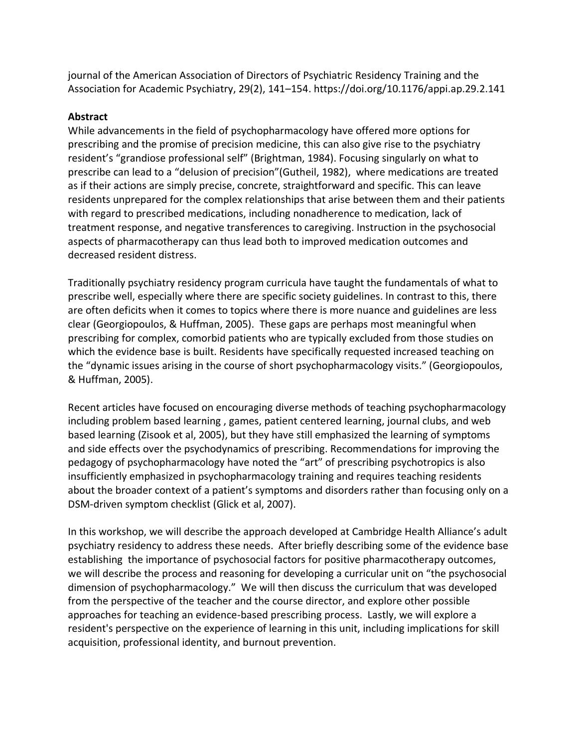journal of the American Association of Directors of Psychiatric Residency Training and the Association for Academic Psychiatry, 29(2), 141–154. https://doi.org/10.1176/appi.ap.29.2.141

**Abstract**

While advancements in the field of psychopharmacology have offered more options for prescribing and the promise of precision medicine, this can also give rise to the psychiatry resident's "grandiose professional self" (Brightman, 1984). Focusing singularly on what to prescribe can lead to a "delusion of precision"(Gutheil, 1982), where medications are treated as if their actions are simply precise, concrete, straightforward and specific. This can leave residents unprepared for the complex relationships that arise between them and their patients with regard to prescribed medications, including nonadherence to medication, lack of treatment response, and negative transferences to caregiving. Instruction in the psychosocial aspects of pharmacotherapy can thus lead both to improved medication outcomes and decreased resident distress.

Traditionally psychiatry residency program curricula have taught the fundamentals of what to prescribe well, especially where there are specific society guidelines. In contrast to this, there are often deficits when it comes to topics where there is more nuance and guidelines are less clear (Georgiopoulos, & Huffman, 2005). These gaps are perhaps most meaningful when prescribing for complex, comorbid patients who are typically excluded from those studies on which the evidence base is built. Residents have specifically requested increased teaching on the "dynamic issues arising in the course of short psychopharmacology visits." (Georgiopoulos, & Huffman, 2005).

Recent articles have focused on encouraging diverse methods of teaching psychopharmacology including problem based learning , games, patient centered learning, journal clubs, and web based learning (Zisook et al, 2005), but they have still emphasized the learning of symptoms and side effects over the psychodynamics of prescribing. Recommendations for improving the pedagogy of psychopharmacology have noted the "art" of prescribing psychotropics is also insufficiently emphasized in psychopharmacology training and requires teaching residents about the broader context of a patient's symptoms and disorders rather than focusing only on a DSM-driven symptom checklist (Glick et al, 2007).

In this workshop, we will describe the approach developed at Cambridge Health Alliance's adult psychiatry residency to address these needs. After briefly describing some of the evidence base establishing the importance of psychosocial factors for positive pharmacotherapy outcomes, we will describe the process and reasoning for developing a curricular unit on "the psychosocial dimension of psychopharmacology." We will then discuss the curriculum that was developed from the perspective of the teacher and the course director, and explore other possible approaches for teaching an evidence-based prescribing process. Lastly, we will explore a resident's perspective on the experience of learning in this unit, including implications for skill acquisition, professional identity, and burnout prevention.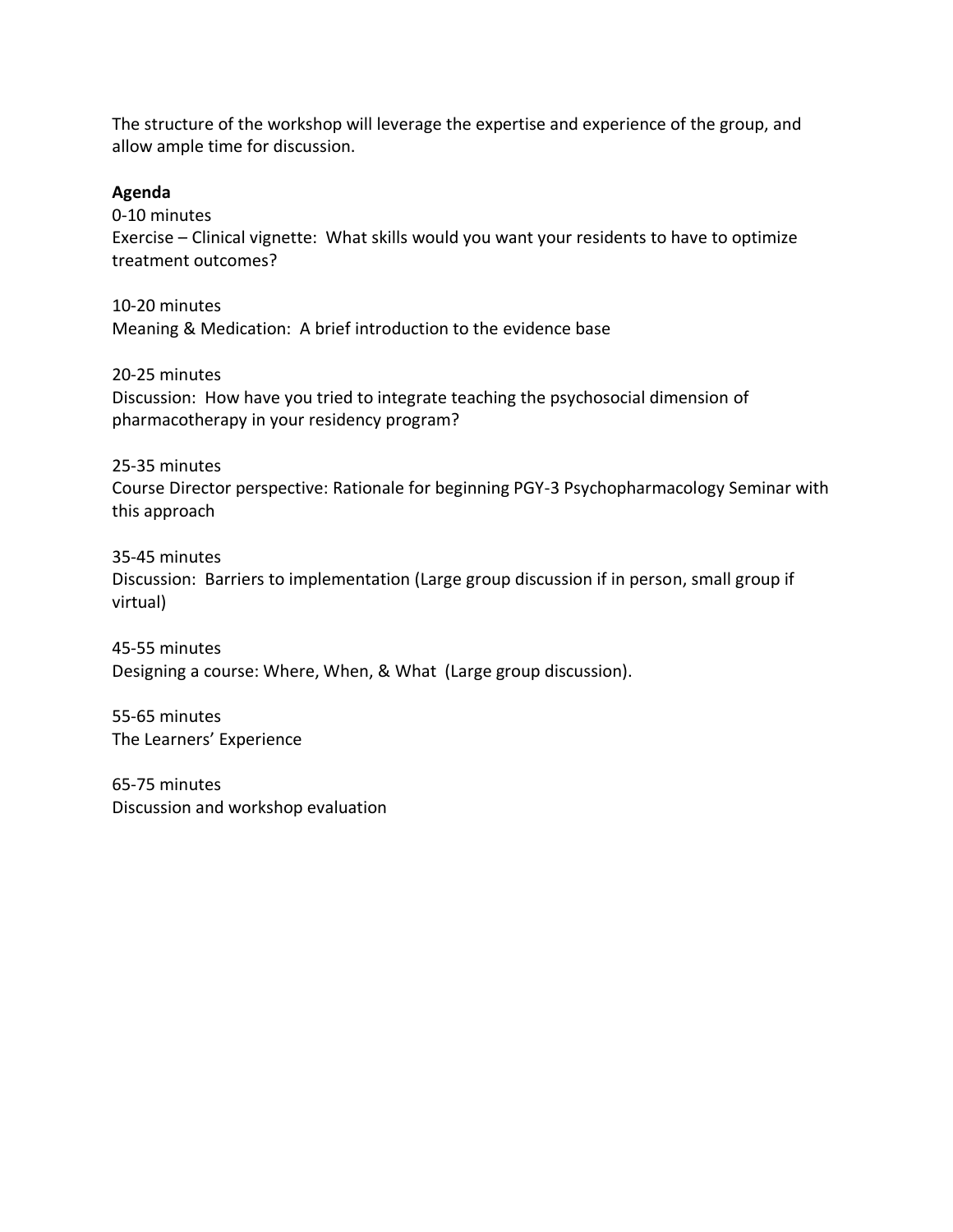The structure of the workshop will leverage the expertise and experience of the group, and allow ample time for discussion.

**Agenda**

0-10 minutes
Exercise – Clinical vignette: What skills would you want your residents to have to optimize treatment outcomes?

10-20 minutes
Meaning & Medication: A brief introduction to the evidence base

20-25 minutes
Discussion: How have you tried to integrate teaching the psychosocial dimension of pharmacotherapy in your residency program?

25-35 minutes
Course Director perspective: Rationale for beginning PGY-3 Psychopharmacology Seminar with this approach

35-45 minutes
Discussion: Barriers to implementation (Large group discussion if in person, small group if virtual)

45-55 minutes
Designing a course: Where, When, & What (Large group discussion).

55-65 minutes
The Learners' Experience

65-75 minutes
Discussion and workshop evaluation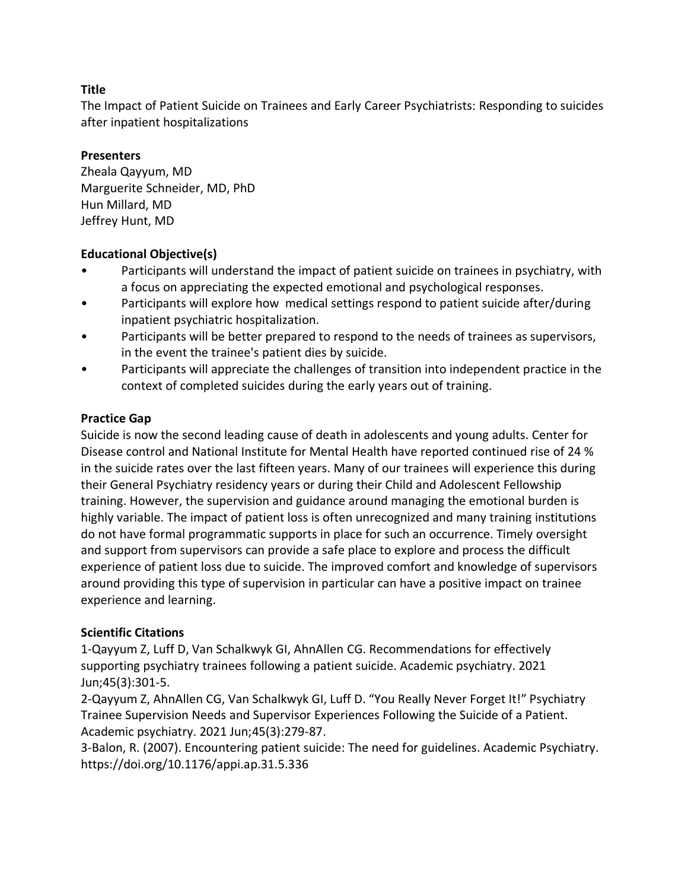**Title**

The Impact of Patient Suicide on Trainees and Early Career Psychiatrists: Responding to suicides after inpatient hospitalizations

**Presenters**

Zheala Qayyum, MD
Marguerite Schneider, MD, PhD
Hun Millard, MD
Jeffrey Hunt, MD

**Educational Objective(s)**

- Participants will understand the impact of patient suicide on trainees in psychiatry, with a focus on appreciating the expected emotional and psychological responses.
- Participants will explore how medical settings respond to patient suicide after/during inpatient psychiatric hospitalization.
- Participants will be better prepared to respond to the needs of trainees as supervisors, in the event the trainee's patient dies by suicide.
- Participants will appreciate the challenges of transition into independent practice in the context of completed suicides during the early years out of training.

**Practice Gap**

Suicide is now the second leading cause of death in adolescents and young adults. Center for Disease control and National Institute for Mental Health have reported continued rise of 24 % in the suicide rates over the last fifteen years. Many of our trainees will experience this during their General Psychiatry residency years or during their Child and Adolescent Fellowship training. However, the supervision and guidance around managing the emotional burden is highly variable. The impact of patient loss is often unrecognized and many training institutions do not have formal programmatic supports in place for such an occurrence. Timely oversight and support from supervisors can provide a safe place to explore and process the difficult experience of patient loss due to suicide. The improved comfort and knowledge of supervisors around providing this type of supervision in particular can have a positive impact on trainee experience and learning.

**Scientific Citations**

1-Qayyum Z, Luff D, Van Schalkwyk GI, AhnAllen CG. Recommendations for effectively supporting psychiatry trainees following a patient suicide. Academic psychiatry. 2021 Jun;45(3):301-5.

2-Qayyum Z, AhnAllen CG, Van Schalkwyk GI, Luff D. "You Really Never Forget It!" Psychiatry Trainee Supervision Needs and Supervisor Experiences Following the Suicide of a Patient. Academic psychiatry. 2021 Jun;45(3):279-87.

3-Balon, R. (2007). Encountering patient suicide: The need for guidelines. Academic Psychiatry. https://doi.org/10.1176/appi.ap.31.5.336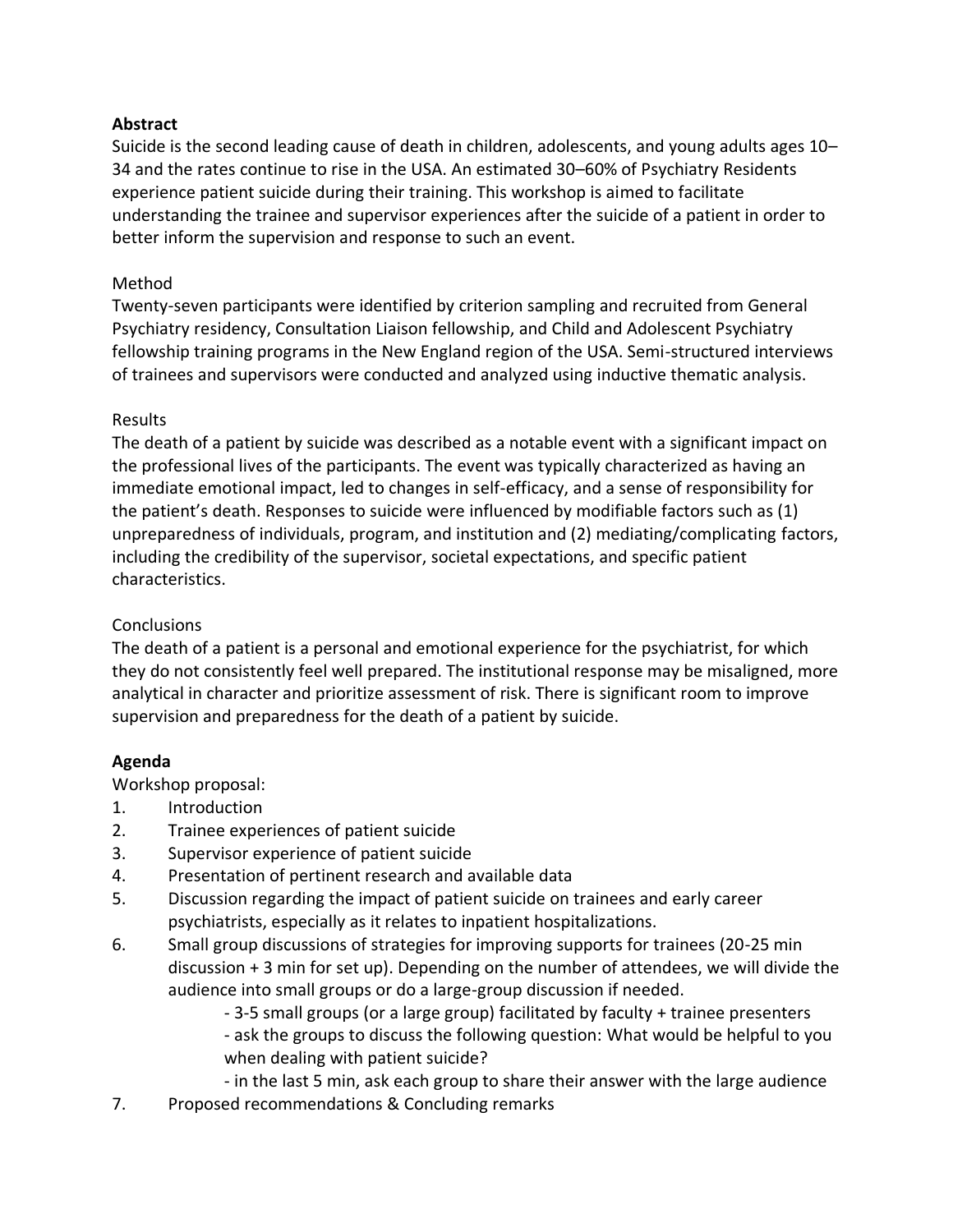**Abstract**

Suicide is the second leading cause of death in children, adolescents, and young adults ages 10–34 and the rates continue to rise in the USA. An estimated 30–60% of Psychiatry Residents experience patient suicide during their training. This workshop is aimed to facilitate understanding the trainee and supervisor experiences after the suicide of a patient in order to better inform the supervision and response to such an event.

Method

Twenty-seven participants were identified by criterion sampling and recruited from General Psychiatry residency, Consultation Liaison fellowship, and Child and Adolescent Psychiatry fellowship training programs in the New England region of the USA. Semi-structured interviews of trainees and supervisors were conducted and analyzed using inductive thematic analysis.

Results

The death of a patient by suicide was described as a notable event with a significant impact on the professional lives of the participants. The event was typically characterized as having an immediate emotional impact, led to changes in self-efficacy, and a sense of responsibility for the patient's death. Responses to suicide were influenced by modifiable factors such as (1) unpreparedness of individuals, program, and institution and (2) mediating/complicating factors, including the credibility of the supervisor, societal expectations, and specific patient characteristics.

Conclusions

The death of a patient is a personal and emotional experience for the psychiatrist, for which they do not consistently feel well prepared. The institutional response may be misaligned, more analytical in character and prioritize assessment of risk. There is significant room to improve supervision and preparedness for the death of a patient by suicide.

**Agenda**

Workshop proposal:

1. Introduction
2. Trainee experiences of patient suicide
3. Supervisor experience of patient suicide
4. Presentation of pertinent research and available data
5. Discussion regarding the impact of patient suicide on trainees and early career psychiatrists, especially as it relates to inpatient hospitalizations.
6. Small group discussions of strategies for improving supports for trainees (20-25 min discussion + 3 min for set up). Depending on the number of attendees, we will divide the audience into small groups or do a large-group discussion if needed.
   - 3-5 small groups (or a large group) facilitated by faculty + trainee presenters
   - ask the groups to discuss the following question: What would be helpful to you when dealing with patient suicide?
   - in the last 5 min, ask each group to share their answer with the large audience
7. Proposed recommendations & Concluding remarks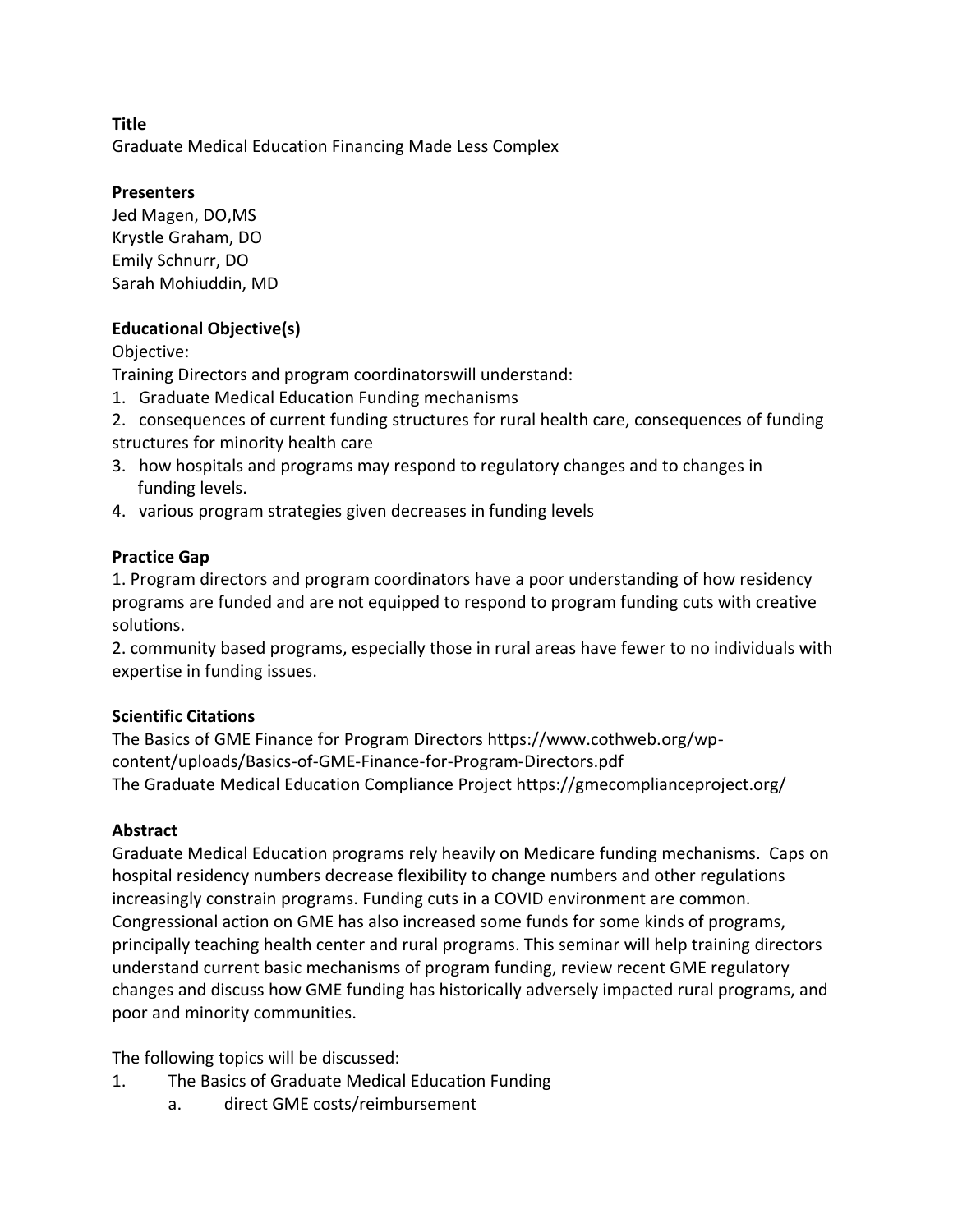**Title**

Graduate Medical Education Financing Made Less Complex

**Presenters**

Jed Magen, DO,MS
Krystle Graham, DO
Emily Schnurr, DO
Sarah Mohiuddin, MD

**Educational Objective(s)**

Objective:
Training Directors and program coordinatorswill understand:

1. Graduate Medical Education Funding mechanisms
2. consequences of current funding structures for rural health care, consequences of funding structures for minority health care
3. how hospitals and programs may respond to regulatory changes and to changes in funding levels.
4. various program strategies given decreases in funding levels

**Practice Gap**

1. Program directors and program coordinators have a poor understanding of how residency programs are funded and are not equipped to respond to program funding cuts with creative solutions.
2. community based programs, especially those in rural areas have fewer to no individuals with expertise in funding issues.

**Scientific Citations**

The Basics of GME Finance for Program Directors https://www.cothweb.org/wp-content/uploads/Basics-of-GME-Finance-for-Program-Directors.pdf
The Graduate Medical Education Compliance Project https://gmecomplianceproject.org/

**Abstract**

Graduate Medical Education programs rely heavily on Medicare funding mechanisms. Caps on hospital residency numbers decrease flexibility to change numbers and other regulations increasingly constrain programs. Funding cuts in a COVID environment are common. Congressional action on GME has also increased some funds for some kinds of programs, principally teaching health center and rural programs. This seminar will help training directors understand current basic mechanisms of program funding, review recent GME regulatory changes and discuss how GME funding has historically adversely impacted rural programs, and poor and minority communities.

The following topics will be discussed:

1. The Basics of Graduate Medical Education Funding
   a. direct GME costs/reimbursement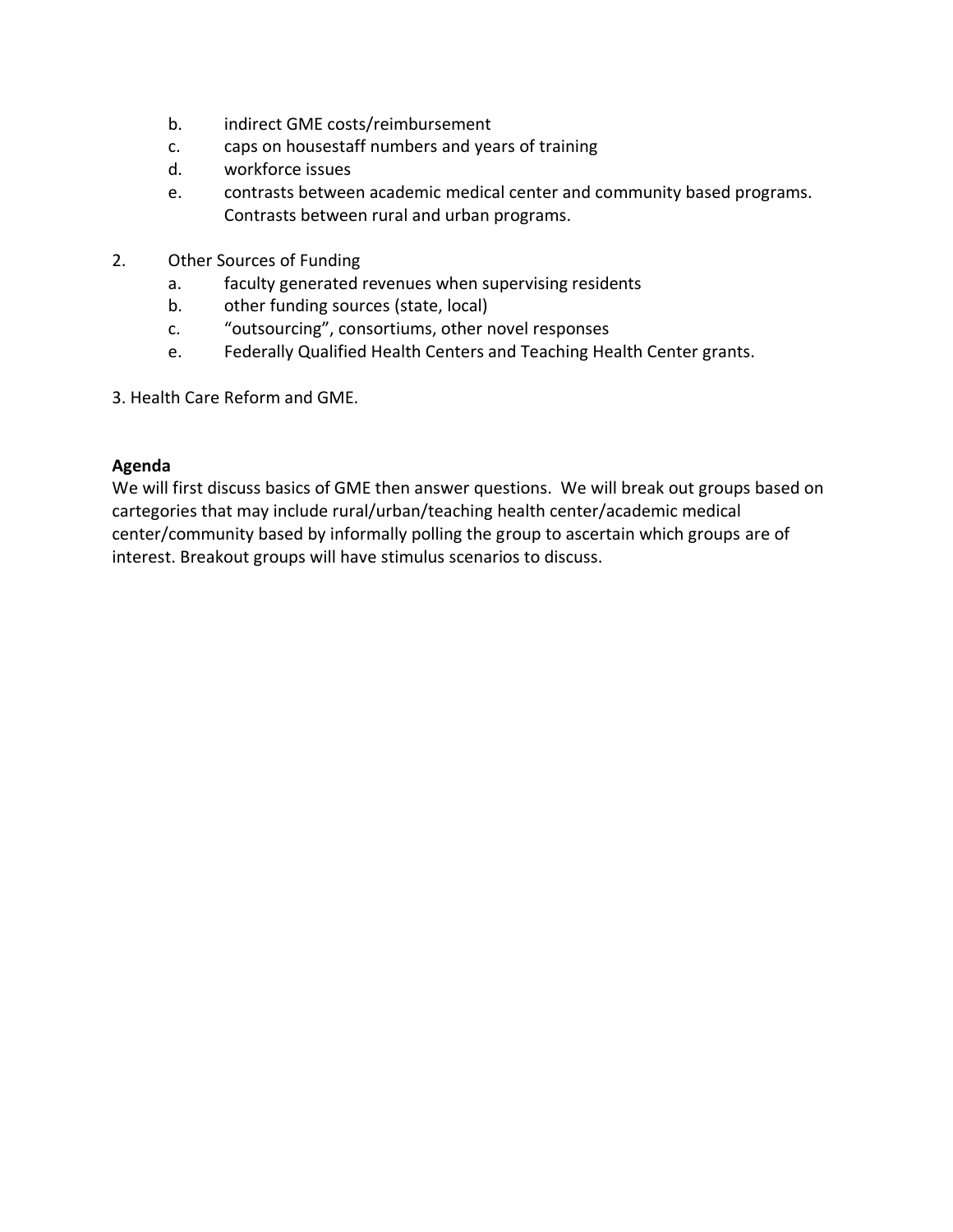b. indirect GME costs/reimbursement
   c. caps on housestaff numbers and years of training
   d. workforce issues
   e. contrasts between academic medical center and community based programs. Contrasts between rural and urban programs.

2. Other Sources of Funding
   a. faculty generated revenues when supervising residents
   b. other funding sources (state, local)
   c. "outsourcing", consortiums, other novel responses
   e. Federally Qualified Health Centers and Teaching Health Center grants.

3. Health Care Reform and GME.

**Agenda**

We will first discuss basics of GME then answer questions. We will break out groups based on cartegories that may include rural/urban/teaching health center/academic medical center/community based by informally polling the group to ascertain which groups are of interest. Breakout groups will have stimulus scenarios to discuss.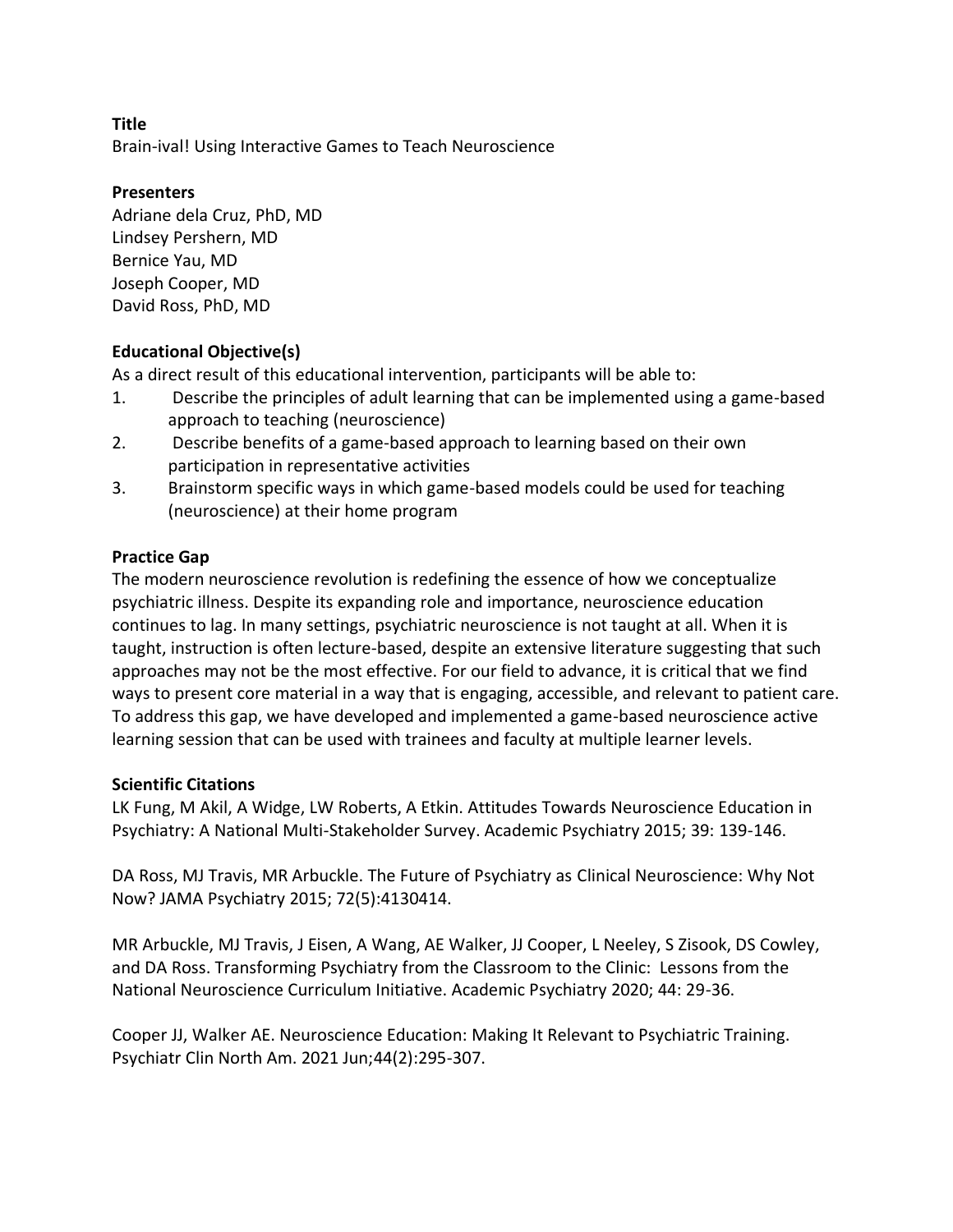**Title**

Brain-ival! Using Interactive Games to Teach Neuroscience

**Presenters**

Adriane dela Cruz, PhD, MD
Lindsey Pershern, MD
Bernice Yau, MD
Joseph Cooper, MD
David Ross, PhD, MD

**Educational Objective(s)**

As a direct result of this educational intervention, participants will be able to:

1. Describe the principles of adult learning that can be implemented using a game-based approach to teaching (neuroscience)
2. Describe benefits of a game-based approach to learning based on their own participation in representative activities
3. Brainstorm specific ways in which game-based models could be used for teaching (neuroscience) at their home program

**Practice Gap**

The modern neuroscience revolution is redefining the essence of how we conceptualize psychiatric illness. Despite its expanding role and importance, neuroscience education continues to lag. In many settings, psychiatric neuroscience is not taught at all. When it is taught, instruction is often lecture-based, despite an extensive literature suggesting that such approaches may not be the most effective. For our field to advance, it is critical that we find ways to present core material in a way that is engaging, accessible, and relevant to patient care. To address this gap, we have developed and implemented a game-based neuroscience active learning session that can be used with trainees and faculty at multiple learner levels.

**Scientific Citations**

LK Fung, M Akil, A Widge, LW Roberts, A Etkin. Attitudes Towards Neuroscience Education in Psychiatry: A National Multi-Stakeholder Survey. Academic Psychiatry 2015; 39: 139-146.

DA Ross, MJ Travis, MR Arbuckle. The Future of Psychiatry as Clinical Neuroscience: Why Not Now? JAMA Psychiatry 2015; 72(5):4130414.

MR Arbuckle, MJ Travis, J Eisen, A Wang, AE Walker, JJ Cooper, L Neeley, S Zisook, DS Cowley, and DA Ross. Transforming Psychiatry from the Classroom to the Clinic: Lessons from the National Neuroscience Curriculum Initiative. Academic Psychiatry 2020; 44: 29-36.

Cooper JJ, Walker AE. Neuroscience Education: Making It Relevant to Psychiatric Training. Psychiatr Clin North Am. 2021 Jun;44(2):295-307.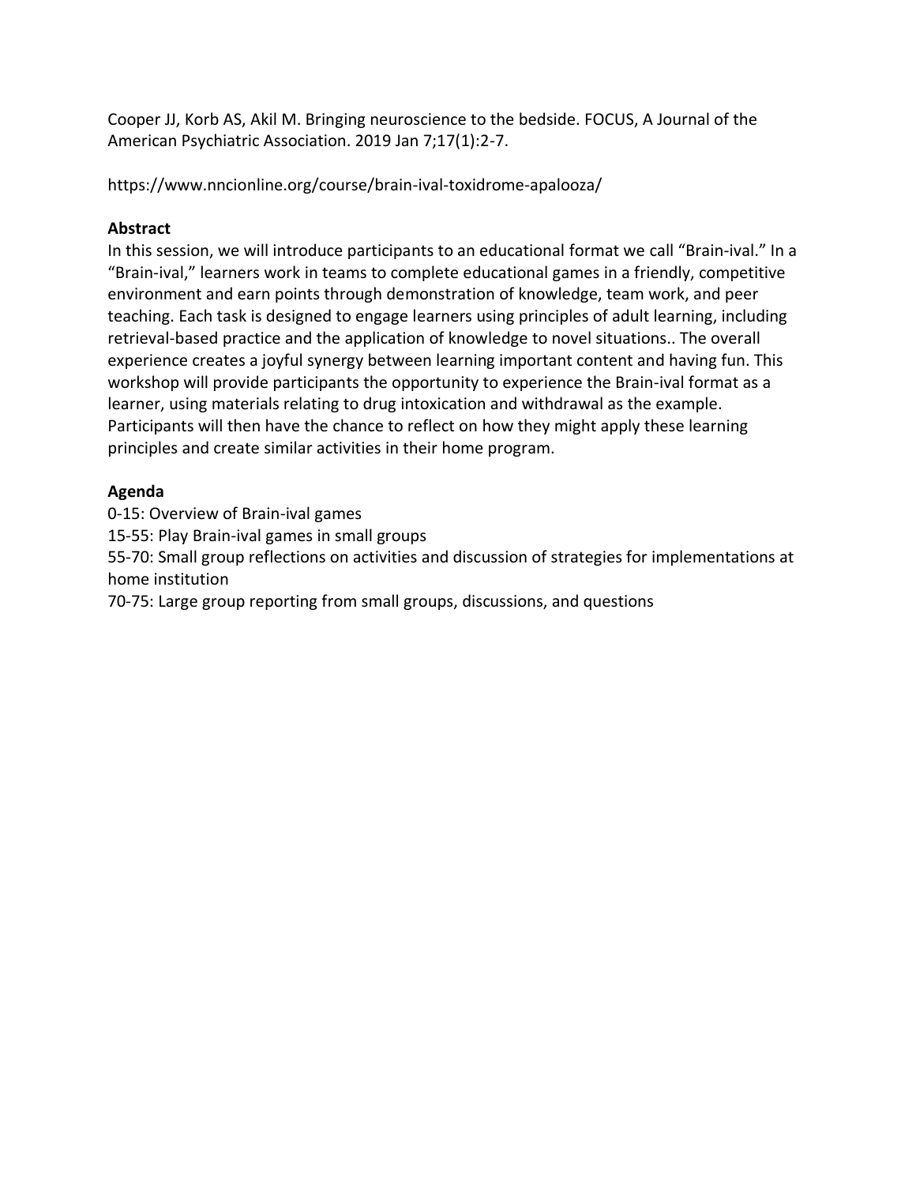Cooper JJ, Korb AS, Akil M. Bringing neuroscience to the bedside. FOCUS, A Journal of the American Psychiatric Association. 2019 Jan 7;17(1):2-7.

https://www.nncionline.org/course/brain-ival-toxidrome-apalooza/

**Abstract**

In this session, we will introduce participants to an educational format we call "Brain-ival." In a "Brain-ival," learners work in teams to complete educational games in a friendly, competitive environment and earn points through demonstration of knowledge, team work, and peer teaching. Each task is designed to engage learners using principles of adult learning, including retrieval-based practice and the application of knowledge to novel situations.. The overall experience creates a joyful synergy between learning important content and having fun. This workshop will provide participants the opportunity to experience the Brain-ival format as a learner, using materials relating to drug intoxication and withdrawal as the example. Participants will then have the chance to reflect on how they might apply these learning principles and create similar activities in their home program.

**Agenda**

0-15: Overview of Brain-ival games
15-55: Play Brain-ival games in small groups
55-70: Small group reflections on activities and discussion of strategies for implementations at home institution
70-75: Large group reporting from small groups, discussions, and questions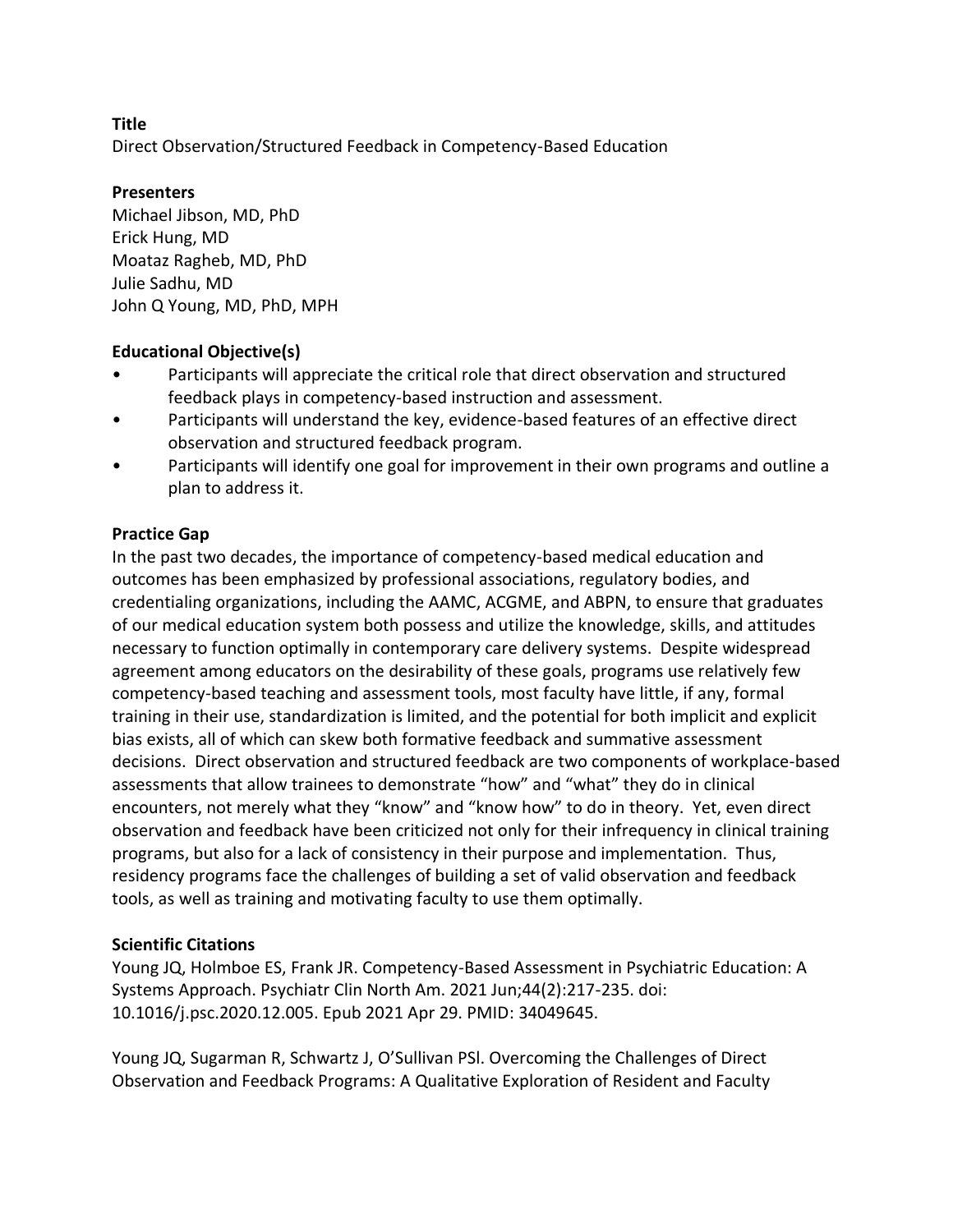**Title**

Direct Observation/Structured Feedback in Competency-Based Education

**Presenters**

Michael Jibson, MD, PhD
Erick Hung, MD
Moataz Ragheb, MD, PhD
Julie Sadhu, MD
John Q Young, MD, PhD, MPH

**Educational Objective(s)**

- Participants will appreciate the critical role that direct observation and structured feedback plays in competency-based instruction and assessment.
- Participants will understand the key, evidence-based features of an effective direct observation and structured feedback program.
- Participants will identify one goal for improvement in their own programs and outline a plan to address it.

**Practice Gap**

In the past two decades, the importance of competency-based medical education and outcomes has been emphasized by professional associations, regulatory bodies, and credentialing organizations, including the AAMC, ACGME, and ABPN, to ensure that graduates of our medical education system both possess and utilize the knowledge, skills, and attitudes necessary to function optimally in contemporary care delivery systems. Despite widespread agreement among educators on the desirability of these goals, programs use relatively few competency-based teaching and assessment tools, most faculty have little, if any, formal training in their use, standardization is limited, and the potential for both implicit and explicit bias exists, all of which can skew both formative feedback and summative assessment decisions. Direct observation and structured feedback are two components of workplace-based assessments that allow trainees to demonstrate "how" and "what" they do in clinical encounters, not merely what they "know" and "know how" to do in theory. Yet, even direct observation and feedback have been criticized not only for their infrequency in clinical training programs, but also for a lack of consistency in their purpose and implementation. Thus, residency programs face the challenges of building a set of valid observation and feedback tools, as well as training and motivating faculty to use them optimally.

**Scientific Citations**

Young JQ, Holmboe ES, Frank JR. Competency-Based Assessment in Psychiatric Education: A Systems Approach. Psychiatr Clin North Am. 2021 Jun;44(2):217-235. doi: 10.1016/j.psc.2020.12.005. Epub 2021 Apr 29. PMID: 34049645.

Young JQ, Sugarman R, Schwartz J, O'Sullivan PSl. Overcoming the Challenges of Direct Observation and Feedback Programs: A Qualitative Exploration of Resident and Faculty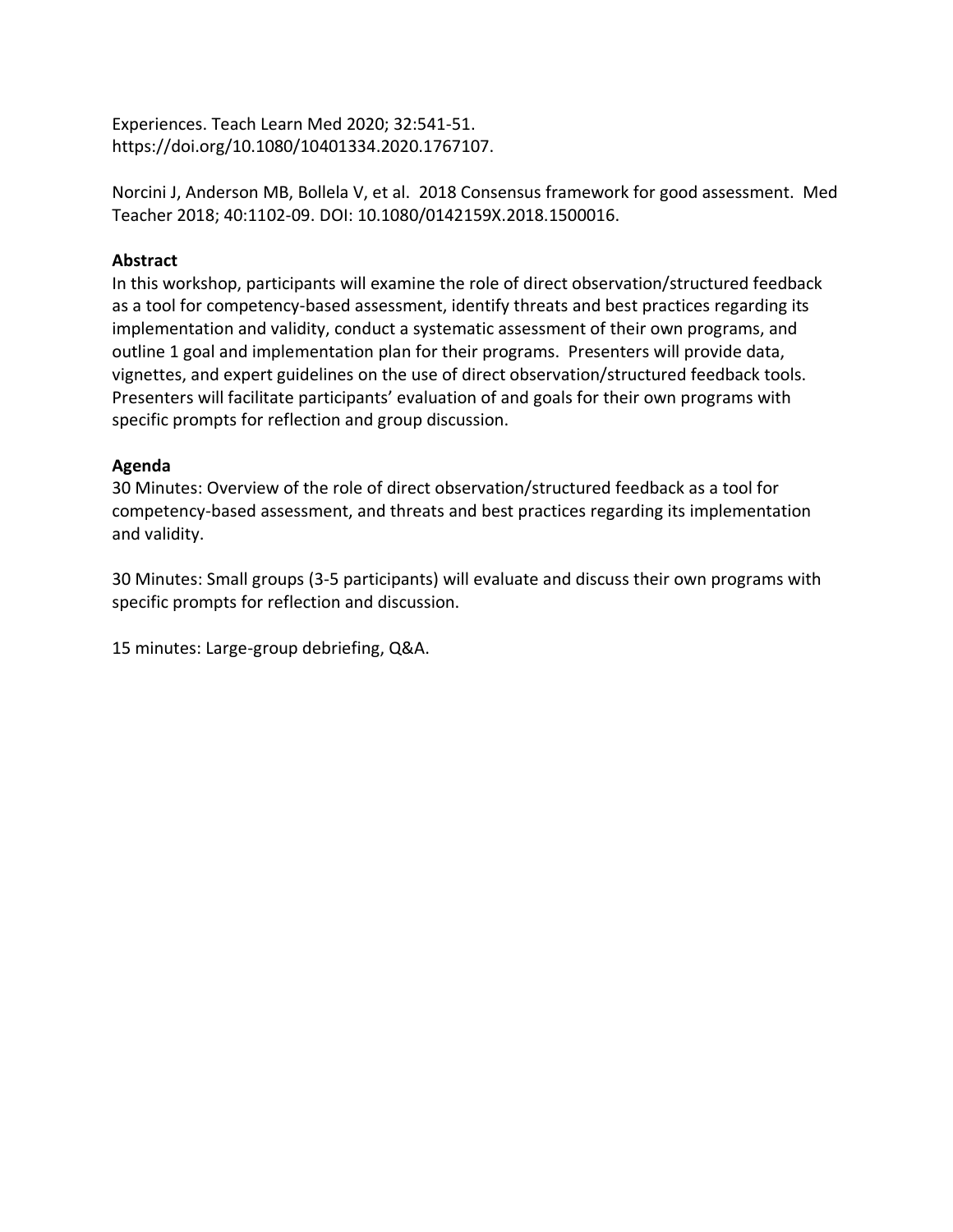Experiences. Teach Learn Med 2020; 32:541-51. https://doi.org/10.1080/10401334.2020.1767107.

Norcini J, Anderson MB, Bollela V, et al. 2018 Consensus framework for good assessment. Med Teacher 2018; 40:1102-09. DOI: 10.1080/0142159X.2018.1500016.

**Abstract**

In this workshop, participants will examine the role of direct observation/structured feedback as a tool for competency-based assessment, identify threats and best practices regarding its implementation and validity, conduct a systematic assessment of their own programs, and outline 1 goal and implementation plan for their programs. Presenters will provide data, vignettes, and expert guidelines on the use of direct observation/structured feedback tools. Presenters will facilitate participants' evaluation of and goals for their own programs with specific prompts for reflection and group discussion.

**Agenda**

30 Minutes: Overview of the role of direct observation/structured feedback as a tool for competency-based assessment, and threats and best practices regarding its implementation and validity.

30 Minutes: Small groups (3-5 participants) will evaluate and discuss their own programs with specific prompts for reflection and discussion.

15 minutes: Large-group debriefing, Q&A.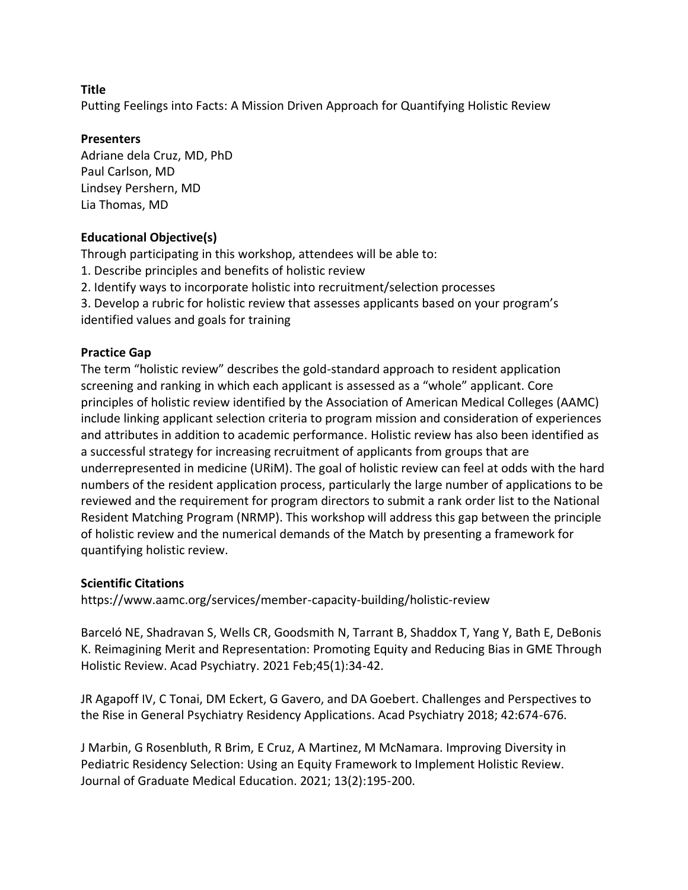**Title**

Putting Feelings into Facts: A Mission Driven Approach for Quantifying Holistic Review

**Presenters**

Adriane dela Cruz, MD, PhD
Paul Carlson, MD
Lindsey Pershern, MD
Lia Thomas, MD

**Educational Objective(s)**

Through participating in this workshop, attendees will be able to:

1. Describe principles and benefits of holistic review
2. Identify ways to incorporate holistic into recruitment/selection processes
3. Develop a rubric for holistic review that assesses applicants based on your program's identified values and goals for training

**Practice Gap**

The term "holistic review" describes the gold-standard approach to resident application screening and ranking in which each applicant is assessed as a "whole" applicant. Core principles of holistic review identified by the Association of American Medical Colleges (AAMC) include linking applicant selection criteria to program mission and consideration of experiences and attributes in addition to academic performance. Holistic review has also been identified as a successful strategy for increasing recruitment of applicants from groups that are underrepresented in medicine (URiM). The goal of holistic review can feel at odds with the hard numbers of the resident application process, particularly the large number of applications to be reviewed and the requirement for program directors to submit a rank order list to the National Resident Matching Program (NRMP). This workshop will address this gap between the principle of holistic review and the numerical demands of the Match by presenting a framework for quantifying holistic review.

**Scientific Citations**

https://www.aamc.org/services/member-capacity-building/holistic-review

Barceló NE, Shadravan S, Wells CR, Goodsmith N, Tarrant B, Shaddox T, Yang Y, Bath E, DeBonis K. Reimagining Merit and Representation: Promoting Equity and Reducing Bias in GME Through Holistic Review. Acad Psychiatry. 2021 Feb;45(1):34-42.

JR Agapoff IV, C Tonai, DM Eckert, G Gavero, and DA Goebert. Challenges and Perspectives to the Rise in General Psychiatry Residency Applications. Acad Psychiatry 2018; 42:674-676.

J Marbin, G Rosenbluth, R Brim, E Cruz, A Martinez, M McNamara. Improving Diversity in Pediatric Residency Selection: Using an Equity Framework to Implement Holistic Review. Journal of Graduate Medical Education. 2021; 13(2):195-200.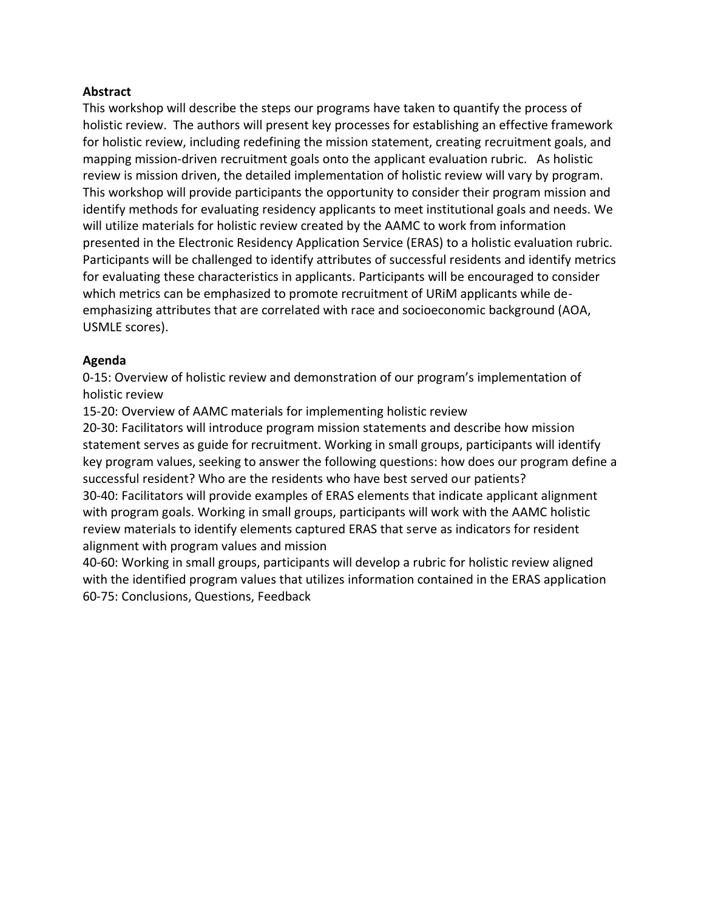**Abstract**

This workshop will describe the steps our programs have taken to quantify the process of holistic review. The authors will present key processes for establishing an effective framework for holistic review, including redefining the mission statement, creating recruitment goals, and mapping mission-driven recruitment goals onto the applicant evaluation rubric. As holistic review is mission driven, the detailed implementation of holistic review will vary by program. This workshop will provide participants the opportunity to consider their program mission and identify methods for evaluating residency applicants to meet institutional goals and needs. We will utilize materials for holistic review created by the AAMC to work from information presented in the Electronic Residency Application Service (ERAS) to a holistic evaluation rubric. Participants will be challenged to identify attributes of successful residents and identify metrics for evaluating these characteristics in applicants. Participants will be encouraged to consider which metrics can be emphasized to promote recruitment of URiM applicants while de-emphasizing attributes that are correlated with race and socioeconomic background (AOA, USMLE scores).

**Agenda**

0-15: Overview of holistic review and demonstration of our program's implementation of holistic review

15-20: Overview of AAMC materials for implementing holistic review

20-30: Facilitators will introduce program mission statements and describe how mission statement serves as guide for recruitment. Working in small groups, participants will identify key program values, seeking to answer the following questions: how does our program define a successful resident? Who are the residents who have best served our patients?

30-40: Facilitators will provide examples of ERAS elements that indicate applicant alignment with program goals. Working in small groups, participants will work with the AAMC holistic review materials to identify elements captured ERAS that serve as indicators for resident alignment with program values and mission

40-60: Working in small groups, participants will develop a rubric for holistic review aligned with the identified program values that utilizes information contained in the ERAS application

60-75: Conclusions, Questions, Feedback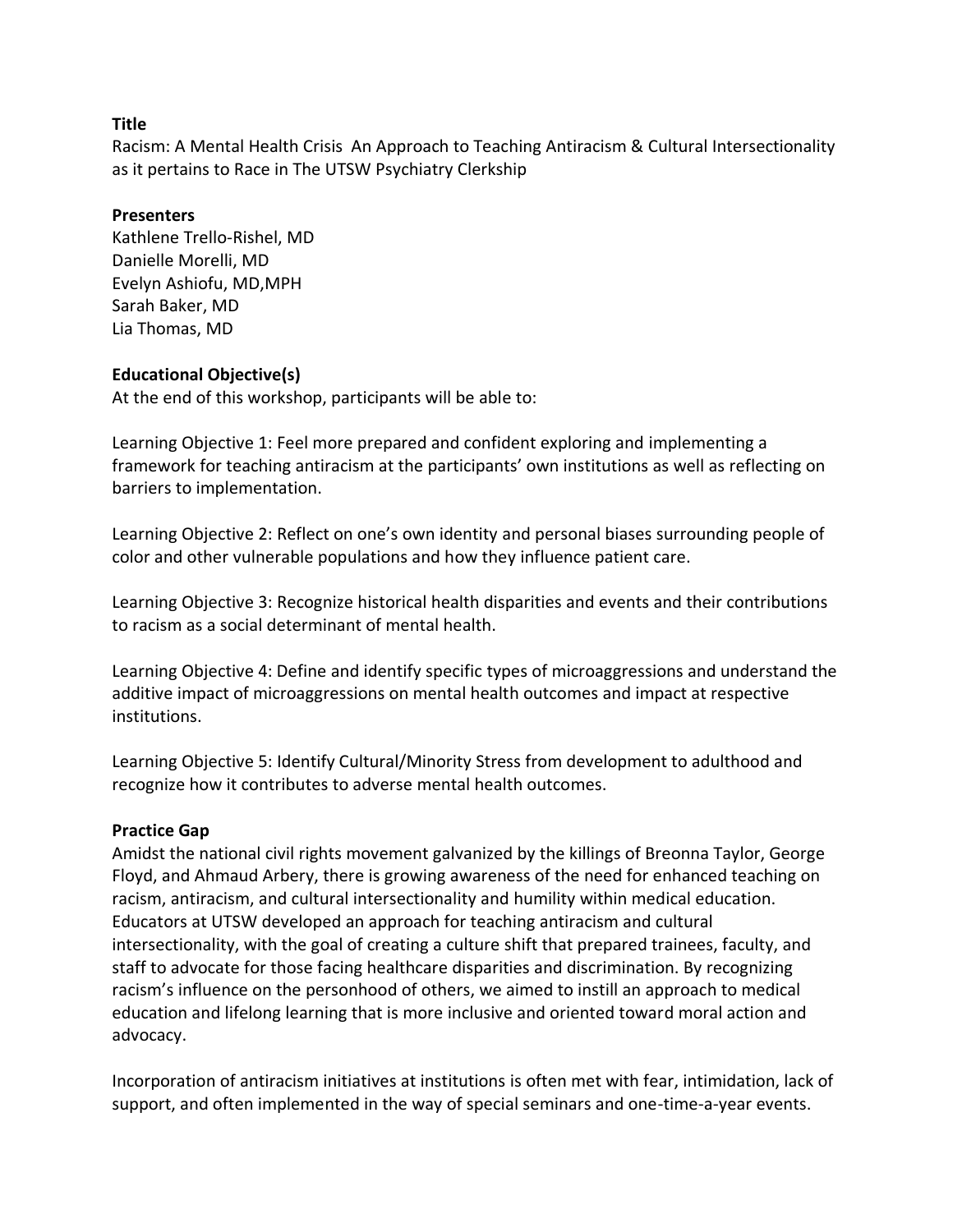**Title**

Racism: A Mental Health Crisis An Approach to Teaching Antiracism & Cultural Intersectionality as it pertains to Race in The UTSW Psychiatry Clerkship

**Presenters**

Kathlene Trello-Rishel, MD
Danielle Morelli, MD
Evelyn Ashiofu, MD,MPH
Sarah Baker, MD
Lia Thomas, MD

**Educational Objective(s)**

At the end of this workshop, participants will be able to:

Learning Objective 1: Feel more prepared and confident exploring and implementing a framework for teaching antiracism at the participants' own institutions as well as reflecting on barriers to implementation.

Learning Objective 2: Reflect on one's own identity and personal biases surrounding people of color and other vulnerable populations and how they influence patient care.

Learning Objective 3: Recognize historical health disparities and events and their contributions to racism as a social determinant of mental health.

Learning Objective 4: Define and identify specific types of microaggressions and understand the additive impact of microaggressions on mental health outcomes and impact at respective institutions.

Learning Objective 5: Identify Cultural/Minority Stress from development to adulthood and recognize how it contributes to adverse mental health outcomes.

**Practice Gap**

Amidst the national civil rights movement galvanized by the killings of Breonna Taylor, George Floyd, and Ahmaud Arbery, there is growing awareness of the need for enhanced teaching on racism, antiracism, and cultural intersectionality and humility within medical education. Educators at UTSW developed an approach for teaching antiracism and cultural intersectionality, with the goal of creating a culture shift that prepared trainees, faculty, and staff to advocate for those facing healthcare disparities and discrimination. By recognizing racism's influence on the personhood of others, we aimed to instill an approach to medical education and lifelong learning that is more inclusive and oriented toward moral action and advocacy.

Incorporation of antiracism initiatives at institutions is often met with fear, intimidation, lack of support, and often implemented in the way of special seminars and one-time-a-year events.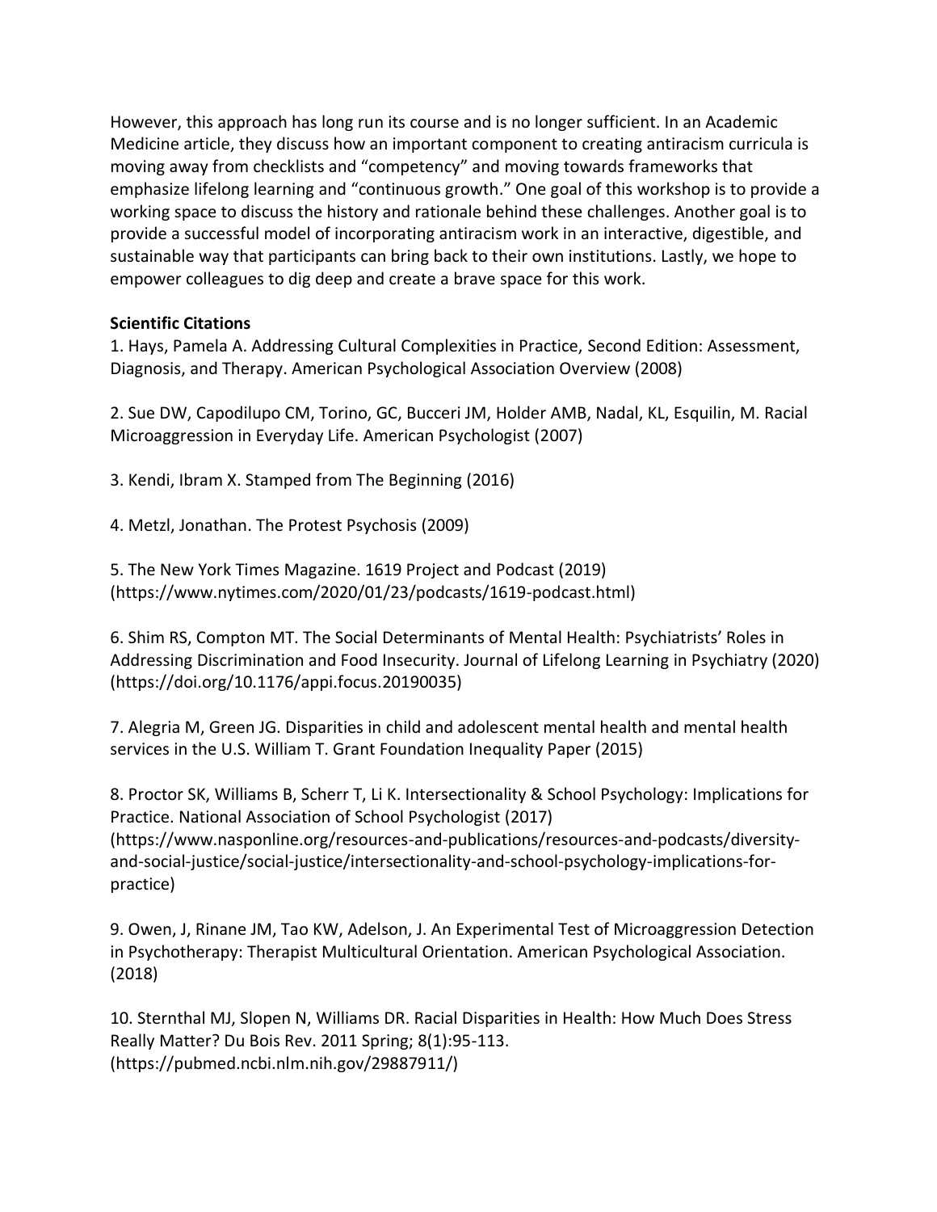However, this approach has long run its course and is no longer sufficient. In an Academic Medicine article, they discuss how an important component to creating antiracism curricula is moving away from checklists and "competency" and moving towards frameworks that emphasize lifelong learning and "continuous growth." One goal of this workshop is to provide a working space to discuss the history and rationale behind these challenges. Another goal is to provide a successful model of incorporating antiracism work in an interactive, digestible, and sustainable way that participants can bring back to their own institutions. Lastly, we hope to empower colleagues to dig deep and create a brave space for this work.

**Scientific Citations**

1. Hays, Pamela A. Addressing Cultural Complexities in Practice, Second Edition: Assessment, Diagnosis, and Therapy. American Psychological Association Overview (2008)

2. Sue DW, Capodilupo CM, Torino, GC, Bucceri JM, Holder AMB, Nadal, KL, Esquilin, M. Racial Microaggression in Everyday Life. American Psychologist (2007)

3. Kendi, Ibram X. Stamped from The Beginning (2016)

4. Metzl, Jonathan. The Protest Psychosis (2009)

5. The New York Times Magazine. 1619 Project and Podcast (2019) (https://www.nytimes.com/2020/01/23/podcasts/1619-podcast.html)

6. Shim RS, Compton MT. The Social Determinants of Mental Health: Psychiatrists' Roles in Addressing Discrimination and Food Insecurity. Journal of Lifelong Learning in Psychiatry (2020) (https://doi.org/10.1176/appi.focus.20190035)

7. Alegria M, Green JG. Disparities in child and adolescent mental health and mental health services in the U.S. William T. Grant Foundation Inequality Paper (2015)

8. Proctor SK, Williams B, Scherr T, Li K. Intersectionality & School Psychology: Implications for Practice. National Association of School Psychologist (2017) (https://www.nasponline.org/resources-and-publications/resources-and-podcasts/diversity-and-social-justice/social-justice/intersectionality-and-school-psychology-implications-for-practice)

9. Owen, J, Rinane JM, Tao KW, Adelson, J. An Experimental Test of Microaggression Detection in Psychotherapy: Therapist Multicultural Orientation. American Psychological Association. (2018)

10. Sternthal MJ, Slopen N, Williams DR. Racial Disparities in Health: How Much Does Stress Really Matter? Du Bois Rev. 2011 Spring; 8(1):95-113. (https://pubmed.ncbi.nlm.nih.gov/29887911/)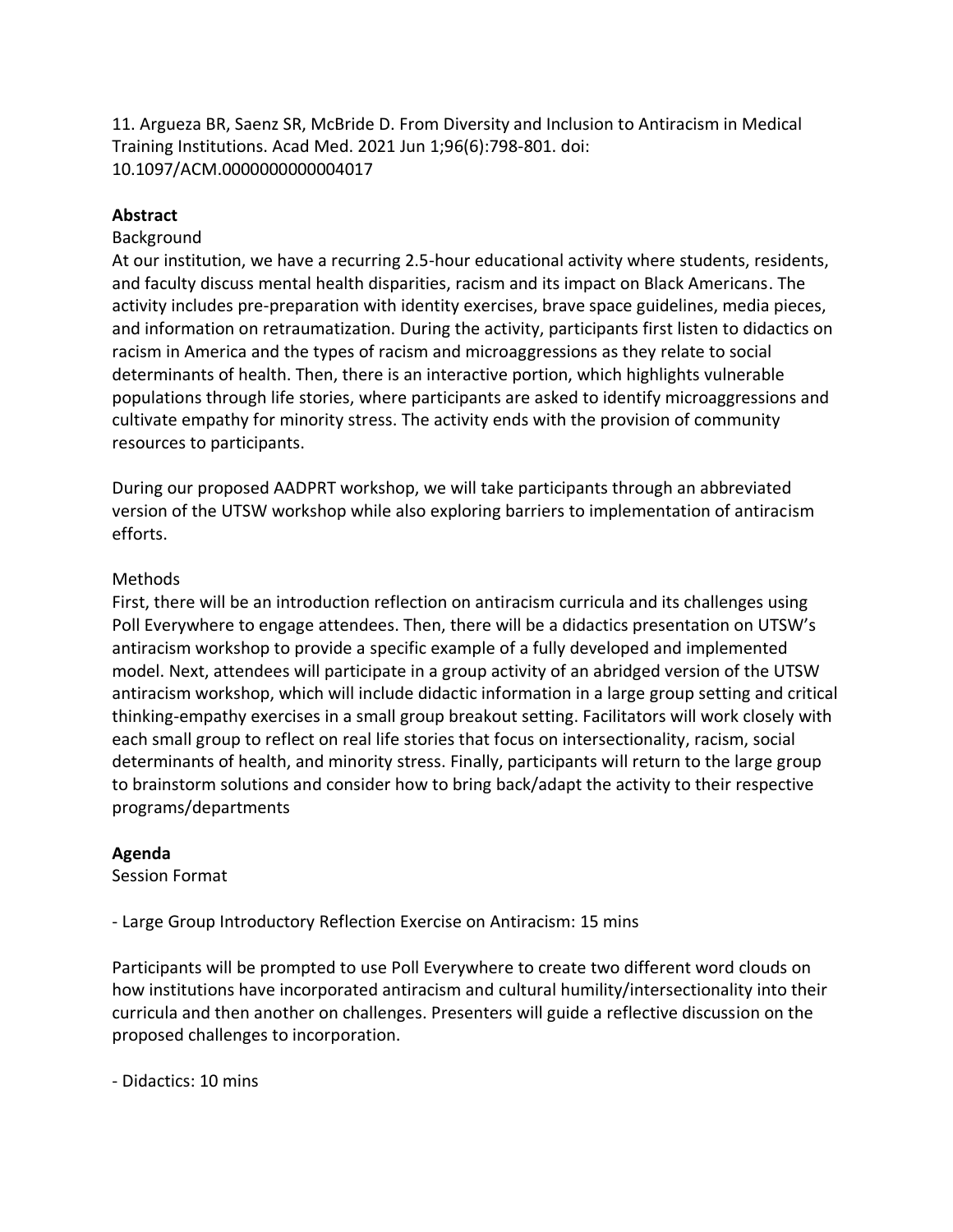11. Argueza BR, Saenz SR, McBride D. From Diversity and Inclusion to Antiracism in Medical Training Institutions. Acad Med. 2021 Jun 1;96(6):798-801. doi: 10.1097/ACM.0000000000004017

**Abstract**

Background

At our institution, we have a recurring 2.5-hour educational activity where students, residents, and faculty discuss mental health disparities, racism and its impact on Black Americans. The activity includes pre-preparation with identity exercises, brave space guidelines, media pieces, and information on retraumatization. During the activity, participants first listen to didactics on racism in America and the types of racism and microaggressions as they relate to social determinants of health. Then, there is an interactive portion, which highlights vulnerable populations through life stories, where participants are asked to identify microaggressions and cultivate empathy for minority stress. The activity ends with the provision of community resources to participants.

During our proposed AADPRT workshop, we will take participants through an abbreviated version of the UTSW workshop while also exploring barriers to implementation of antiracism efforts.

Methods

First, there will be an introduction reflection on antiracism curricula and its challenges using Poll Everywhere to engage attendees. Then, there will be a didactics presentation on UTSW's antiracism workshop to provide a specific example of a fully developed and implemented model. Next, attendees will participate in a group activity of an abridged version of the UTSW antiracism workshop, which will include didactic information in a large group setting and critical thinking-empathy exercises in a small group breakout setting. Facilitators will work closely with each small group to reflect on real life stories that focus on intersectionality, racism, social determinants of health, and minority stress. Finally, participants will return to the large group to brainstorm solutions and consider how to bring back/adapt the activity to their respective programs/departments

**Agenda**

Session Format

- Large Group Introductory Reflection Exercise on Antiracism: 15 mins

Participants will be prompted to use Poll Everywhere to create two different word clouds on how institutions have incorporated antiracism and cultural humility/intersectionality into their curricula and then another on challenges. Presenters will guide a reflective discussion on the proposed challenges to incorporation.

- Didactics: 10 mins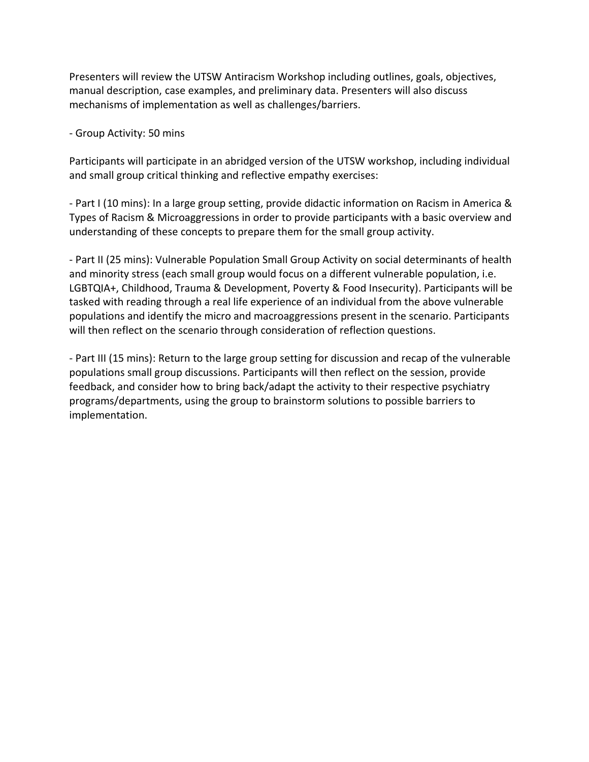Presenters will review the UTSW Antiracism Workshop including outlines, goals, objectives, manual description, case examples, and preliminary data. Presenters will also discuss mechanisms of implementation as well as challenges/barriers.

- Group Activity: 50 mins

Participants will participate in an abridged version of the UTSW workshop, including individual and small group critical thinking and reflective empathy exercises:

- Part I (10 mins): In a large group setting, provide didactic information on Racism in America & Types of Racism & Microaggressions in order to provide participants with a basic overview and understanding of these concepts to prepare them for the small group activity.

- Part II (25 mins): Vulnerable Population Small Group Activity on social determinants of health and minority stress (each small group would focus on a different vulnerable population, i.e. LGBTQIA+, Childhood, Trauma & Development, Poverty & Food Insecurity). Participants will be tasked with reading through a real life experience of an individual from the above vulnerable populations and identify the micro and macroaggressions present in the scenario. Participants will then reflect on the scenario through consideration of reflection questions.

- Part III (15 mins): Return to the large group setting for discussion and recap of the vulnerable populations small group discussions. Participants will then reflect on the session, provide feedback, and consider how to bring back/adapt the activity to their respective psychiatry programs/departments, using the group to brainstorm solutions to possible barriers to implementation.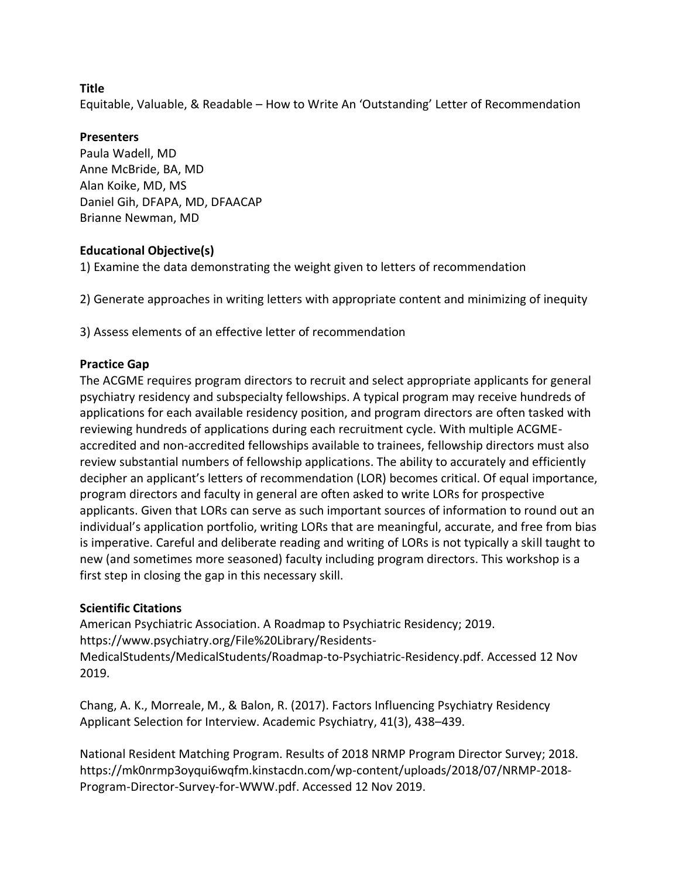**Title**

Equitable, Valuable, & Readable – How to Write An 'Outstanding' Letter of Recommendation

**Presenters**

Paula Wadell, MD
Anne McBride, BA, MD
Alan Koike, MD, MS
Daniel Gih, DFAPA, MD, DFAACAP
Brianne Newman, MD

**Educational Objective(s)**

1) Examine the data demonstrating the weight given to letters of recommendation

2) Generate approaches in writing letters with appropriate content and minimizing of inequity

3) Assess elements of an effective letter of recommendation

**Practice Gap**

The ACGME requires program directors to recruit and select appropriate applicants for general psychiatry residency and subspecialty fellowships. A typical program may receive hundreds of applications for each available residency position, and program directors are often tasked with reviewing hundreds of applications during each recruitment cycle. With multiple ACGME-accredited and non-accredited fellowships available to trainees, fellowship directors must also review substantial numbers of fellowship applications. The ability to accurately and efficiently decipher an applicant's letters of recommendation (LOR) becomes critical. Of equal importance, program directors and faculty in general are often asked to write LORs for prospective applicants. Given that LORs can serve as such important sources of information to round out an individual's application portfolio, writing LORs that are meaningful, accurate, and free from bias is imperative. Careful and deliberate reading and writing of LORs is not typically a skill taught to new (and sometimes more seasoned) faculty including program directors. This workshop is a first step in closing the gap in this necessary skill.

**Scientific Citations**

American Psychiatric Association. A Roadmap to Psychiatric Residency; 2019. https://www.psychiatry.org/File%20Library/Residents-MedicalStudents/MedicalStudents/Roadmap-to-Psychiatric-Residency.pdf. Accessed 12 Nov 2019.

Chang, A. K., Morreale, M., & Balon, R. (2017). Factors Influencing Psychiatry Residency Applicant Selection for Interview. Academic Psychiatry, 41(3), 438–439.

National Resident Matching Program. Results of 2018 NRMP Program Director Survey; 2018. https://mk0nrmp3oyqui6wqfm.kinstacdn.com/wp-content/uploads/2018/07/NRMP-2018-Program-Director-Survey-for-WWW.pdf. Accessed 12 Nov 2019.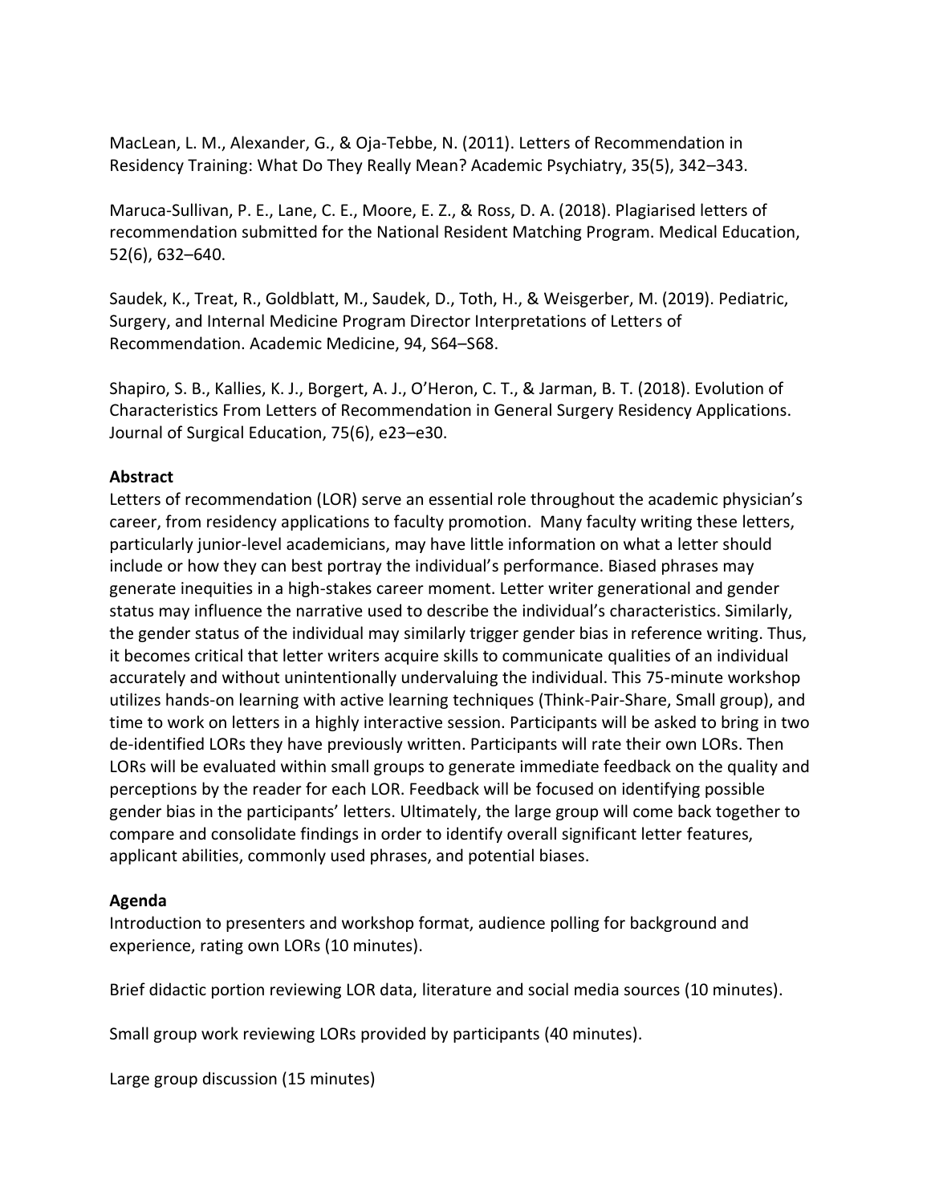MacLean, L. M., Alexander, G., & Oja-Tebbe, N. (2011). Letters of Recommendation in Residency Training: What Do They Really Mean? Academic Psychiatry, 35(5), 342–343.

Maruca-Sullivan, P. E., Lane, C. E., Moore, E. Z., & Ross, D. A. (2018). Plagiarised letters of recommendation submitted for the National Resident Matching Program. Medical Education, 52(6), 632–640.

Saudek, K., Treat, R., Goldblatt, M., Saudek, D., Toth, H., & Weisgerber, M. (2019). Pediatric, Surgery, and Internal Medicine Program Director Interpretations of Letters of Recommendation. Academic Medicine, 94, S64–S68.

Shapiro, S. B., Kallies, K. J., Borgert, A. J., O'Heron, C. T., & Jarman, B. T. (2018). Evolution of Characteristics From Letters of Recommendation in General Surgery Residency Applications. Journal of Surgical Education, 75(6), e23–e30.

**Abstract**

Letters of recommendation (LOR) serve an essential role throughout the academic physician's career, from residency applications to faculty promotion. Many faculty writing these letters, particularly junior-level academicians, may have little information on what a letter should include or how they can best portray the individual's performance. Biased phrases may generate inequities in a high-stakes career moment. Letter writer generational and gender status may influence the narrative used to describe the individual's characteristics. Similarly, the gender status of the individual may similarly trigger gender bias in reference writing. Thus, it becomes critical that letter writers acquire skills to communicate qualities of an individual accurately and without unintentionally undervaluing the individual. This 75-minute workshop utilizes hands-on learning with active learning techniques (Think-Pair-Share, Small group), and time to work on letters in a highly interactive session. Participants will be asked to bring in two de-identified LORs they have previously written. Participants will rate their own LORs. Then LORs will be evaluated within small groups to generate immediate feedback on the quality and perceptions by the reader for each LOR. Feedback will be focused on identifying possible gender bias in the participants' letters. Ultimately, the large group will come back together to compare and consolidate findings in order to identify overall significant letter features, applicant abilities, commonly used phrases, and potential biases.

**Agenda**

Introduction to presenters and workshop format, audience polling for background and experience, rating own LORs (10 minutes).

Brief didactic portion reviewing LOR data, literature and social media sources (10 minutes).

Small group work reviewing LORs provided by participants (40 minutes).

Large group discussion (15 minutes)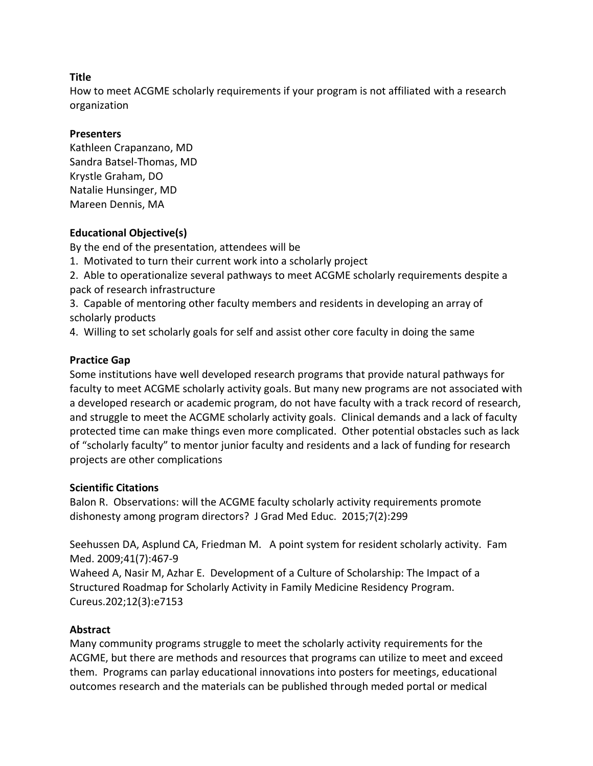**Title**

How to meet ACGME scholarly requirements if your program is not affiliated with a research organization

**Presenters**

Kathleen Crapanzano, MD
Sandra Batsel-Thomas, MD
Krystle Graham, DO
Natalie Hunsinger, MD
Mareen Dennis, MA

**Educational Objective(s)**

By the end of the presentation, attendees will be

1. Motivated to turn their current work into a scholarly project
2. Able to operationalize several pathways to meet ACGME scholarly requirements despite a pack of research infrastructure
3. Capable of mentoring other faculty members and residents in developing an array of scholarly products
4. Willing to set scholarly goals for self and assist other core faculty in doing the same

**Practice Gap**

Some institutions have well developed research programs that provide natural pathways for faculty to meet ACGME scholarly activity goals. But many new programs are not associated with a developed research or academic program, do not have faculty with a track record of research, and struggle to meet the ACGME scholarly activity goals. Clinical demands and a lack of faculty protected time can make things even more complicated. Other potential obstacles such as lack of "scholarly faculty" to mentor junior faculty and residents and a lack of funding for research projects are other complications

**Scientific Citations**

Balon R. Observations: will the ACGME faculty scholarly activity requirements promote dishonesty among program directors? J Grad Med Educ. 2015;7(2):299

Seehussen DA, Asplund CA, Friedman M. A point system for resident scholarly activity. Fam Med. 2009;41(7):467-9
Waheed A, Nasir M, Azhar E. Development of a Culture of Scholarship: The Impact of a Structured Roadmap for Scholarly Activity in Family Medicine Residency Program. Cureus.202;12(3):e7153

**Abstract**

Many community programs struggle to meet the scholarly activity requirements for the ACGME, but there are methods and resources that programs can utilize to meet and exceed them. Programs can parlay educational innovations into posters for meetings, educational outcomes research and the materials can be published through meded portal or medical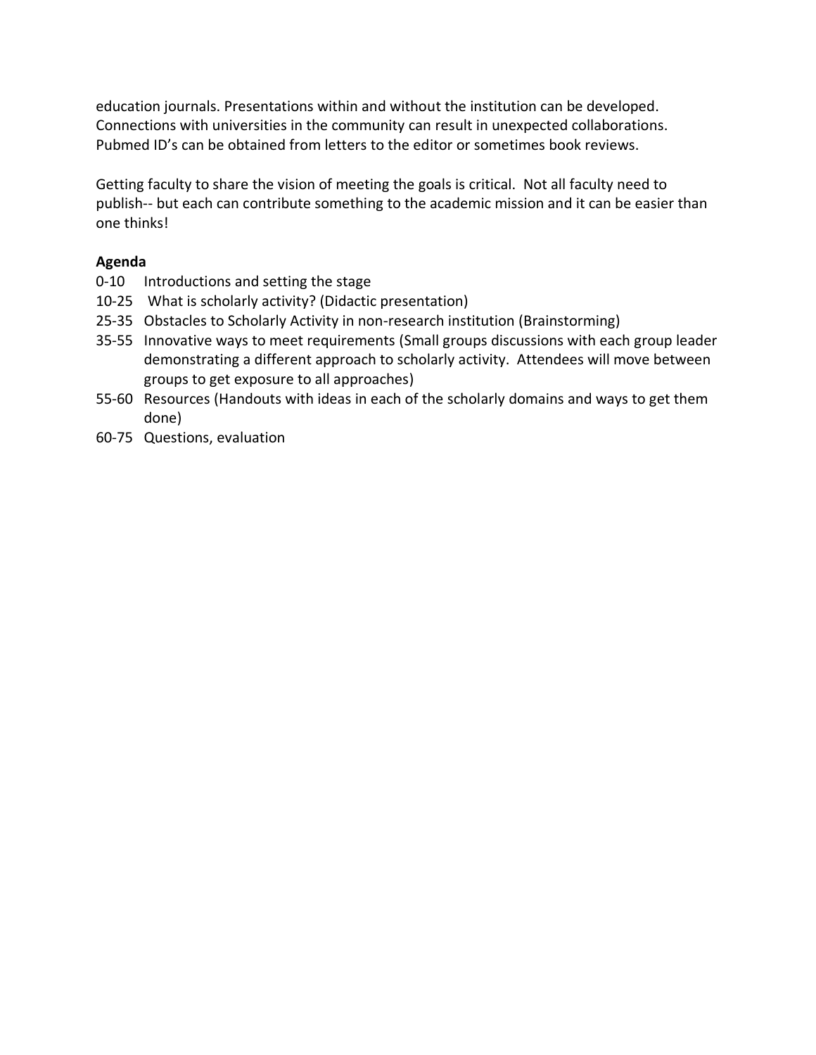education journals. Presentations within and without the institution can be developed. Connections with universities in the community can result in unexpected collaborations. Pubmed ID's can be obtained from letters to the editor or sometimes book reviews.

Getting faculty to share the vision of meeting the goals is critical. Not all faculty need to publish-- but each can contribute something to the academic mission and it can be easier than one thinks!

**Agenda**

- 0-10 Introductions and setting the stage
- 10-25 What is scholarly activity? (Didactic presentation)
- 25-35 Obstacles to Scholarly Activity in non-research institution (Brainstorming)
- 35-55 Innovative ways to meet requirements (Small groups discussions with each group leader demonstrating a different approach to scholarly activity. Attendees will move between groups to get exposure to all approaches)
- 55-60 Resources (Handouts with ideas in each of the scholarly domains and ways to get them done)
- 60-75 Questions, evaluation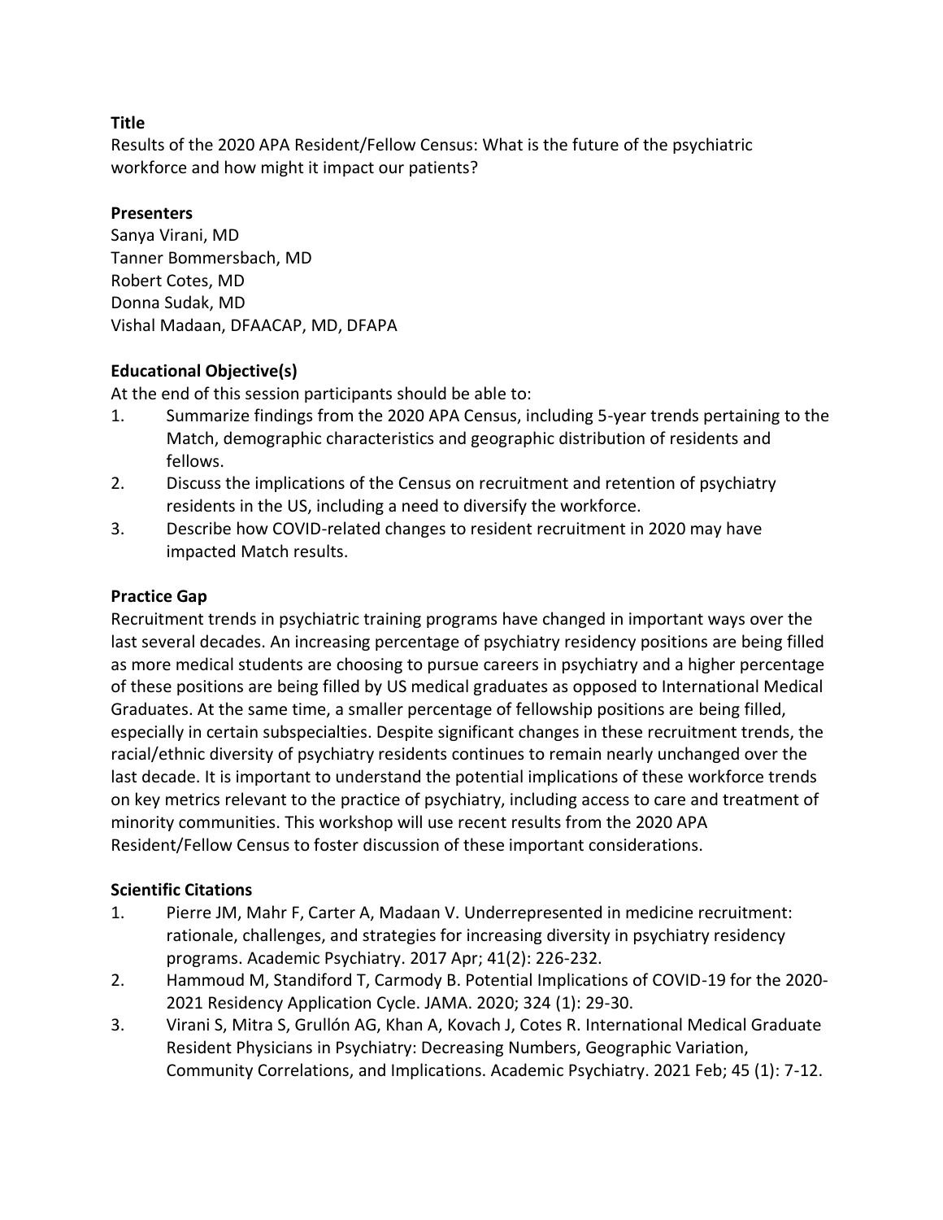**Title**

Results of the 2020 APA Resident/Fellow Census: What is the future of the psychiatric workforce and how might it impact our patients?

**Presenters**

Sanya Virani, MD
Tanner Bommersbach, MD
Robert Cotes, MD
Donna Sudak, MD
Vishal Madaan, DFAACAP, MD, DFAPA

**Educational Objective(s)**

At the end of this session participants should be able to:

1. Summarize findings from the 2020 APA Census, including 5-year trends pertaining to the Match, demographic characteristics and geographic distribution of residents and fellows.
2. Discuss the implications of the Census on recruitment and retention of psychiatry residents in the US, including a need to diversify the workforce.
3. Describe how COVID-related changes to resident recruitment in 2020 may have impacted Match results.

**Practice Gap**

Recruitment trends in psychiatric training programs have changed in important ways over the last several decades. An increasing percentage of psychiatry residency positions are being filled as more medical students are choosing to pursue careers in psychiatry and a higher percentage of these positions are being filled by US medical graduates as opposed to International Medical Graduates. At the same time, a smaller percentage of fellowship positions are being filled, especially in certain subspecialties. Despite significant changes in these recruitment trends, the racial/ethnic diversity of psychiatry residents continues to remain nearly unchanged over the last decade. It is important to understand the potential implications of these workforce trends on key metrics relevant to the practice of psychiatry, including access to care and treatment of minority communities. This workshop will use recent results from the 2020 APA Resident/Fellow Census to foster discussion of these important considerations.

**Scientific Citations**

1. Pierre JM, Mahr F, Carter A, Madaan V. Underrepresented in medicine recruitment: rationale, challenges, and strategies for increasing diversity in psychiatry residency programs. Academic Psychiatry. 2017 Apr; 41(2): 226-232.
2. Hammoud M, Standiford T, Carmody B. Potential Implications of COVID-19 for the 2020-2021 Residency Application Cycle. JAMA. 2020; 324 (1): 29-30.
3. Virani S, Mitra S, Grullón AG, Khan A, Kovach J, Cotes R. International Medical Graduate Resident Physicians in Psychiatry: Decreasing Numbers, Geographic Variation, Community Correlations, and Implications. Academic Psychiatry. 2021 Feb; 45 (1): 7-12.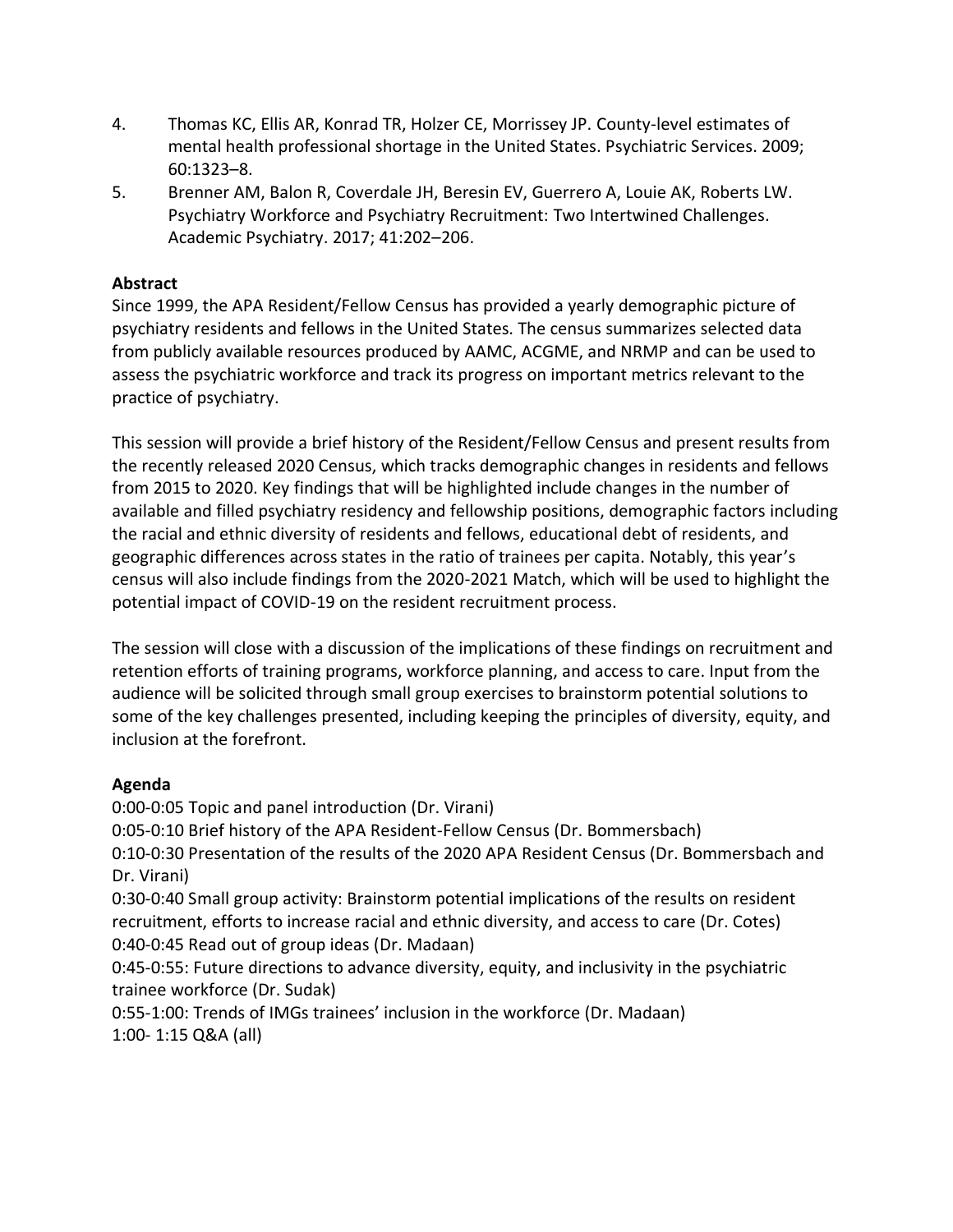4. Thomas KC, Ellis AR, Konrad TR, Holzer CE, Morrissey JP. County-level estimates of mental health professional shortage in the United States. Psychiatric Services. 2009; 60:1323–8.
5. Brenner AM, Balon R, Coverdale JH, Beresin EV, Guerrero A, Louie AK, Roberts LW. Psychiatry Workforce and Psychiatry Recruitment: Two Intertwined Challenges. Academic Psychiatry. 2017; 41:202–206.

**Abstract**

Since 1999, the APA Resident/Fellow Census has provided a yearly demographic picture of psychiatry residents and fellows in the United States. The census summarizes selected data from publicly available resources produced by AAMC, ACGME, and NRMP and can be used to assess the psychiatric workforce and track its progress on important metrics relevant to the practice of psychiatry.

This session will provide a brief history of the Resident/Fellow Census and present results from the recently released 2020 Census, which tracks demographic changes in residents and fellows from 2015 to 2020. Key findings that will be highlighted include changes in the number of available and filled psychiatry residency and fellowship positions, demographic factors including the racial and ethnic diversity of residents and fellows, educational debt of residents, and geographic differences across states in the ratio of trainees per capita. Notably, this year's census will also include findings from the 2020-2021 Match, which will be used to highlight the potential impact of COVID-19 on the resident recruitment process.

The session will close with a discussion of the implications of these findings on recruitment and retention efforts of training programs, workforce planning, and access to care. Input from the audience will be solicited through small group exercises to brainstorm potential solutions to some of the key challenges presented, including keeping the principles of diversity, equity, and inclusion at the forefront.

**Agenda**

0:00-0:05 Topic and panel introduction (Dr. Virani)
0:05-0:10 Brief history of the APA Resident-Fellow Census (Dr. Bommersbach)
0:10-0:30 Presentation of the results of the 2020 APA Resident Census (Dr. Bommersbach and Dr. Virani)
0:30-0:40 Small group activity: Brainstorm potential implications of the results on resident recruitment, efforts to increase racial and ethnic diversity, and access to care (Dr. Cotes)
0:40-0:45 Read out of group ideas (Dr. Madaan)
0:45-0:55: Future directions to advance diversity, equity, and inclusivity in the psychiatric trainee workforce (Dr. Sudak)
0:55-1:00: Trends of IMGs trainees' inclusion in the workforce (Dr. Madaan)
1:00- 1:15 Q&A (all)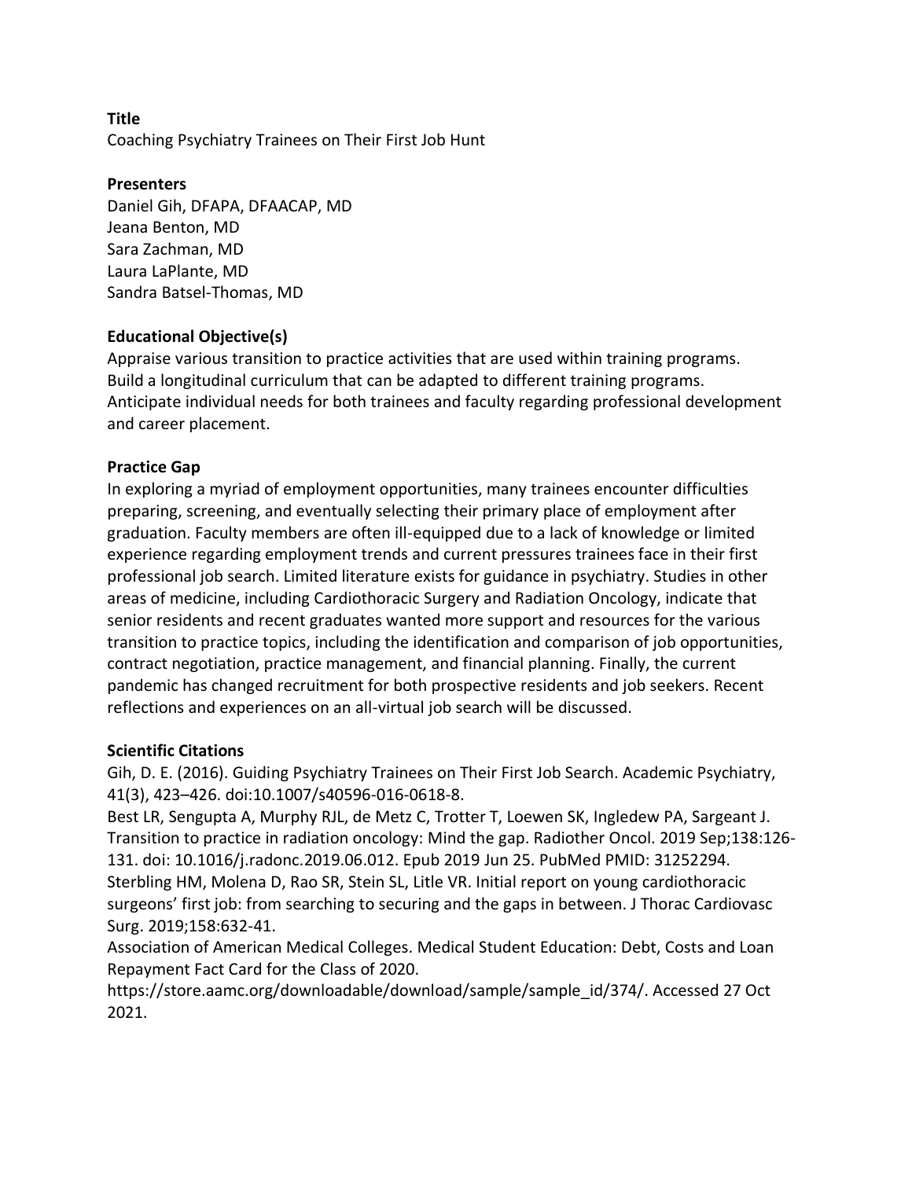**Title**

Coaching Psychiatry Trainees on Their First Job Hunt

**Presenters**

Daniel Gih, DFAPA, DFAACAP, MD
Jeana Benton, MD
Sara Zachman, MD
Laura LaPlante, MD
Sandra Batsel-Thomas, MD

**Educational Objective(s)**

Appraise various transition to practice activities that are used within training programs.
Build a longitudinal curriculum that can be adapted to different training programs.
Anticipate individual needs for both trainees and faculty regarding professional development and career placement.

**Practice Gap**

In exploring a myriad of employment opportunities, many trainees encounter difficulties preparing, screening, and eventually selecting their primary place of employment after graduation. Faculty members are often ill-equipped due to a lack of knowledge or limited experience regarding employment trends and current pressures trainees face in their first professional job search. Limited literature exists for guidance in psychiatry. Studies in other areas of medicine, including Cardiothoracic Surgery and Radiation Oncology, indicate that senior residents and recent graduates wanted more support and resources for the various transition to practice topics, including the identification and comparison of job opportunities, contract negotiation, practice management, and financial planning. Finally, the current pandemic has changed recruitment for both prospective residents and job seekers. Recent reflections and experiences on an all-virtual job search will be discussed.

**Scientific Citations**

Gih, D. E. (2016). Guiding Psychiatry Trainees on Their First Job Search. Academic Psychiatry, 41(3), 423–426. doi:10.1007/s40596-016-0618-8.
Best LR, Sengupta A, Murphy RJL, de Metz C, Trotter T, Loewen SK, Ingledew PA, Sargeant J. Transition to practice in radiation oncology: Mind the gap. Radiother Oncol. 2019 Sep;138:126-131. doi: 10.1016/j.radonc.2019.06.012. Epub 2019 Jun 25. PubMed PMID: 31252294.
Sterbling HM, Molena D, Rao SR, Stein SL, Litle VR. Initial report on young cardiothoracic surgeons' first job: from searching to securing and the gaps in between. J Thorac Cardiovasc Surg. 2019;158:632-41.
Association of American Medical Colleges. Medical Student Education: Debt, Costs and Loan Repayment Fact Card for the Class of 2020. https://store.aamc.org/downloadable/download/sample/sample_id/374/. Accessed 27 Oct 2021.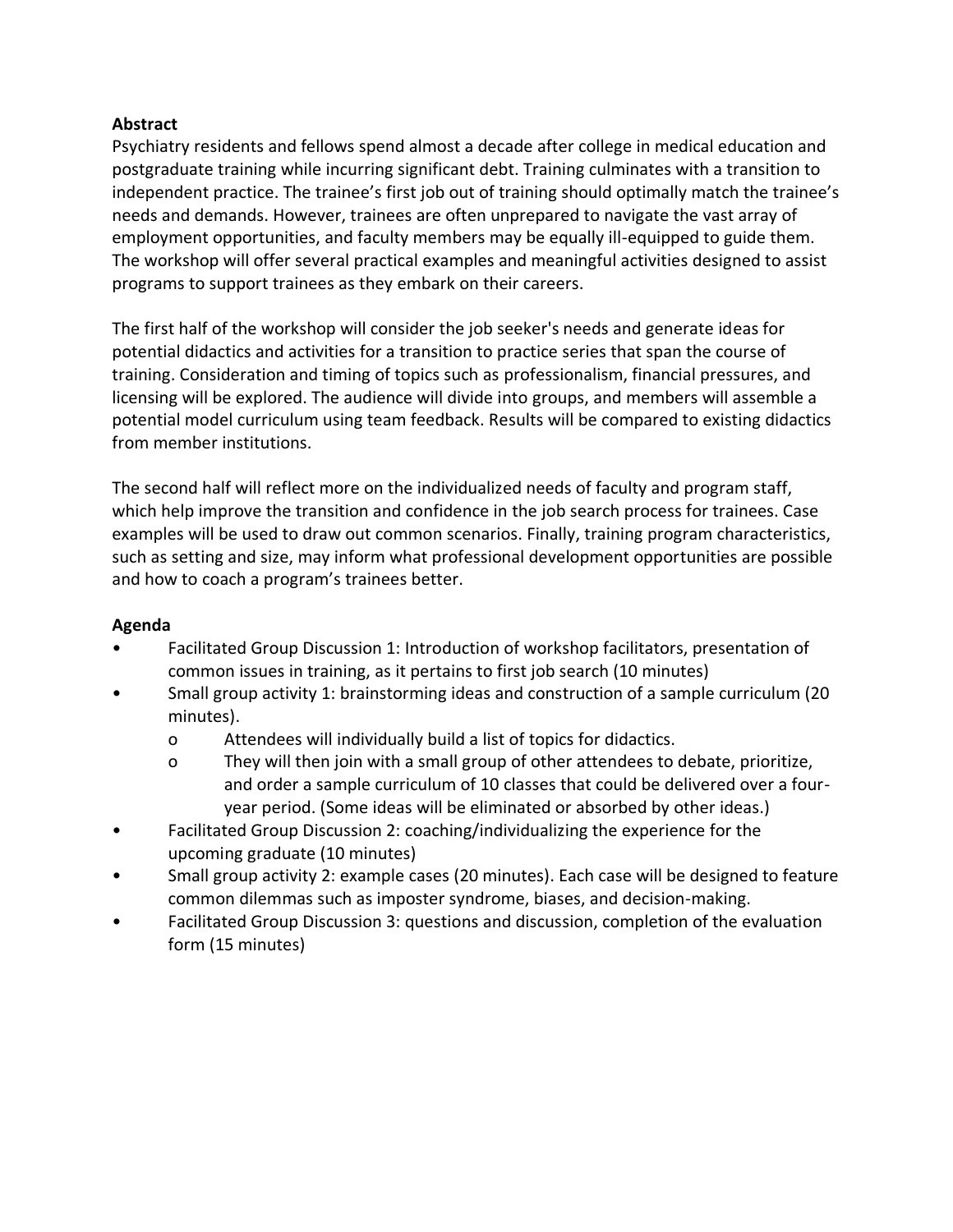**Abstract**

Psychiatry residents and fellows spend almost a decade after college in medical education and postgraduate training while incurring significant debt. Training culminates with a transition to independent practice. The trainee's first job out of training should optimally match the trainee's needs and demands. However, trainees are often unprepared to navigate the vast array of employment opportunities, and faculty members may be equally ill-equipped to guide them. The workshop will offer several practical examples and meaningful activities designed to assist programs to support trainees as they embark on their careers.

The first half of the workshop will consider the job seeker's needs and generate ideas for potential didactics and activities for a transition to practice series that span the course of training. Consideration and timing of topics such as professionalism, financial pressures, and licensing will be explored. The audience will divide into groups, and members will assemble a potential model curriculum using team feedback. Results will be compared to existing didactics from member institutions.

The second half will reflect more on the individualized needs of faculty and program staff, which help improve the transition and confidence in the job search process for trainees. Case examples will be used to draw out common scenarios. Finally, training program characteristics, such as setting and size, may inform what professional development opportunities are possible and how to coach a program's trainees better.

**Agenda**

- Facilitated Group Discussion 1: Introduction of workshop facilitators, presentation of common issues in training, as it pertains to first job search (10 minutes)
- Small group activity 1: brainstorming ideas and construction of a sample curriculum (20 minutes).
  - Attendees will individually build a list of topics for didactics.
  - They will then join with a small group of other attendees to debate, prioritize, and order a sample curriculum of 10 classes that could be delivered over a four-year period. (Some ideas will be eliminated or absorbed by other ideas.)
- Facilitated Group Discussion 2: coaching/individualizing the experience for the upcoming graduate (10 minutes)
- Small group activity 2: example cases (20 minutes). Each case will be designed to feature common dilemmas such as imposter syndrome, biases, and decision-making.
- Facilitated Group Discussion 3: questions and discussion, completion of the evaluation form (15 minutes)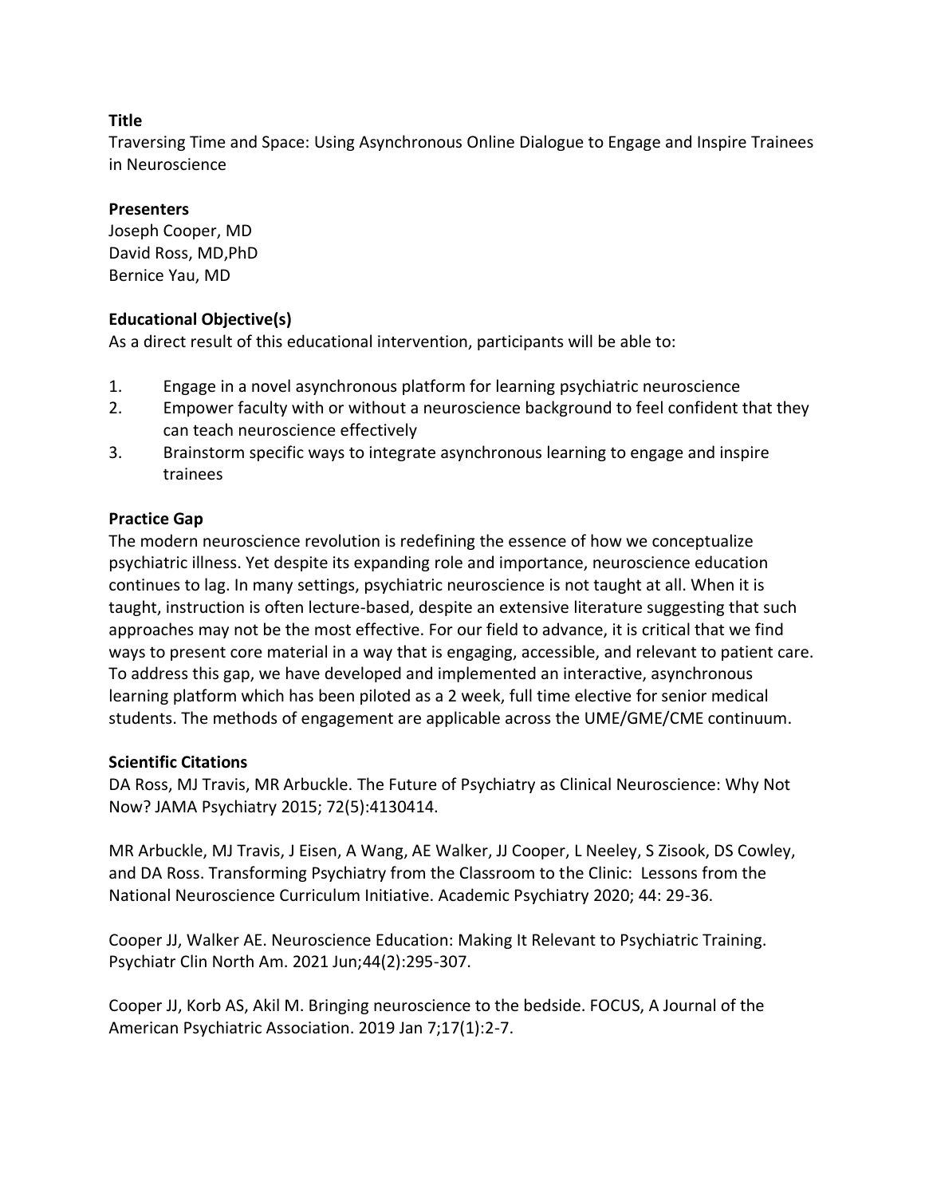**Title**

Traversing Time and Space: Using Asynchronous Online Dialogue to Engage and Inspire Trainees in Neuroscience

**Presenters**

Joseph Cooper, MD
David Ross, MD,PhD
Bernice Yau, MD

**Educational Objective(s)**

As a direct result of this educational intervention, participants will be able to:

1. Engage in a novel asynchronous platform for learning psychiatric neuroscience
2. Empower faculty with or without a neuroscience background to feel confident that they can teach neuroscience effectively
3. Brainstorm specific ways to integrate asynchronous learning to engage and inspire trainees

**Practice Gap**

The modern neuroscience revolution is redefining the essence of how we conceptualize psychiatric illness. Yet despite its expanding role and importance, neuroscience education continues to lag. In many settings, psychiatric neuroscience is not taught at all. When it is taught, instruction is often lecture-based, despite an extensive literature suggesting that such approaches may not be the most effective. For our field to advance, it is critical that we find ways to present core material in a way that is engaging, accessible, and relevant to patient care. To address this gap, we have developed and implemented an interactive, asynchronous learning platform which has been piloted as a 2 week, full time elective for senior medical students. The methods of engagement are applicable across the UME/GME/CME continuum.

**Scientific Citations**

DA Ross, MJ Travis, MR Arbuckle. The Future of Psychiatry as Clinical Neuroscience: Why Not Now? JAMA Psychiatry 2015; 72(5):4130414.

MR Arbuckle, MJ Travis, J Eisen, A Wang, AE Walker, JJ Cooper, L Neeley, S Zisook, DS Cowley, and DA Ross. Transforming Psychiatry from the Classroom to the Clinic: Lessons from the National Neuroscience Curriculum Initiative. Academic Psychiatry 2020; 44: 29-36.

Cooper JJ, Walker AE. Neuroscience Education: Making It Relevant to Psychiatric Training. Psychiatr Clin North Am. 2021 Jun;44(2):295-307.

Cooper JJ, Korb AS, Akil M. Bringing neuroscience to the bedside. FOCUS, A Journal of the American Psychiatric Association. 2019 Jan 7;17(1):2-7.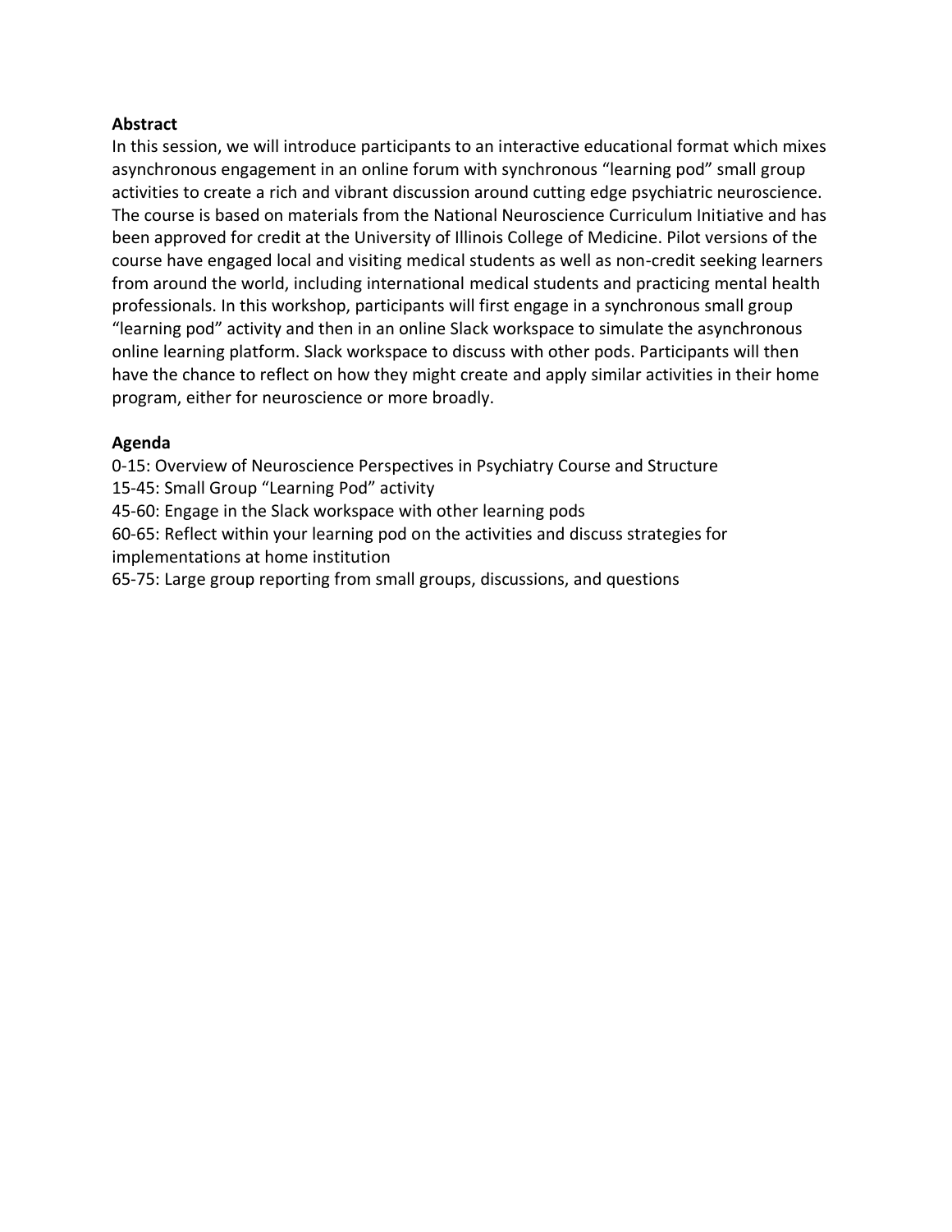**Abstract**

In this session, we will introduce participants to an interactive educational format which mixes asynchronous engagement in an online forum with synchronous "learning pod" small group activities to create a rich and vibrant discussion around cutting edge psychiatric neuroscience. The course is based on materials from the National Neuroscience Curriculum Initiative and has been approved for credit at the University of Illinois College of Medicine. Pilot versions of the course have engaged local and visiting medical students as well as non-credit seeking learners from around the world, including international medical students and practicing mental health professionals. In this workshop, participants will first engage in a synchronous small group "learning pod" activity and then in an online Slack workspace to simulate the asynchronous online learning platform. Slack workspace to discuss with other pods. Participants will then have the chance to reflect on how they might create and apply similar activities in their home program, either for neuroscience or more broadly.

**Agenda**

0-15: Overview of Neuroscience Perspectives in Psychiatry Course and Structure
15-45: Small Group "Learning Pod" activity
45-60: Engage in the Slack workspace with other learning pods
60-65: Reflect within your learning pod on the activities and discuss strategies for implementations at home institution
65-75: Large group reporting from small groups, discussions, and questions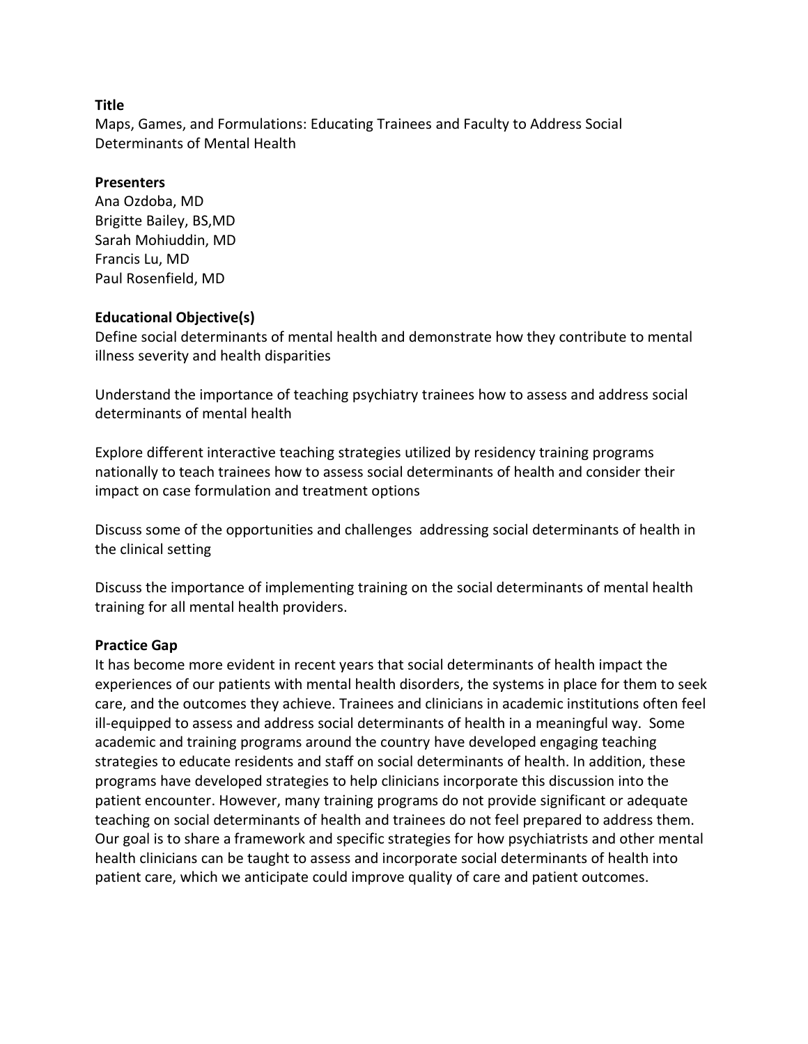**Title**

Maps, Games, and Formulations: Educating Trainees and Faculty to Address Social Determinants of Mental Health

**Presenters**

Ana Ozdoba, MD
Brigitte Bailey, BS,MD
Sarah Mohiuddin, MD
Francis Lu, MD
Paul Rosenfield, MD

**Educational Objective(s)**

Define social determinants of mental health and demonstrate how they contribute to mental illness severity and health disparities

Understand the importance of teaching psychiatry trainees how to assess and address social determinants of mental health

Explore different interactive teaching strategies utilized by residency training programs nationally to teach trainees how to assess social determinants of health and consider their impact on case formulation and treatment options

Discuss some of the opportunities and challenges addressing social determinants of health in the clinical setting

Discuss the importance of implementing training on the social determinants of mental health training for all mental health providers.

**Practice Gap**

It has become more evident in recent years that social determinants of health impact the experiences of our patients with mental health disorders, the systems in place for them to seek care, and the outcomes they achieve. Trainees and clinicians in academic institutions often feel ill-equipped to assess and address social determinants of health in a meaningful way. Some academic and training programs around the country have developed engaging teaching strategies to educate residents and staff on social determinants of health. In addition, these programs have developed strategies to help clinicians incorporate this discussion into the patient encounter. However, many training programs do not provide significant or adequate teaching on social determinants of health and trainees do not feel prepared to address them. Our goal is to share a framework and specific strategies for how psychiatrists and other mental health clinicians can be taught to assess and incorporate social determinants of health into patient care, which we anticipate could improve quality of care and patient outcomes.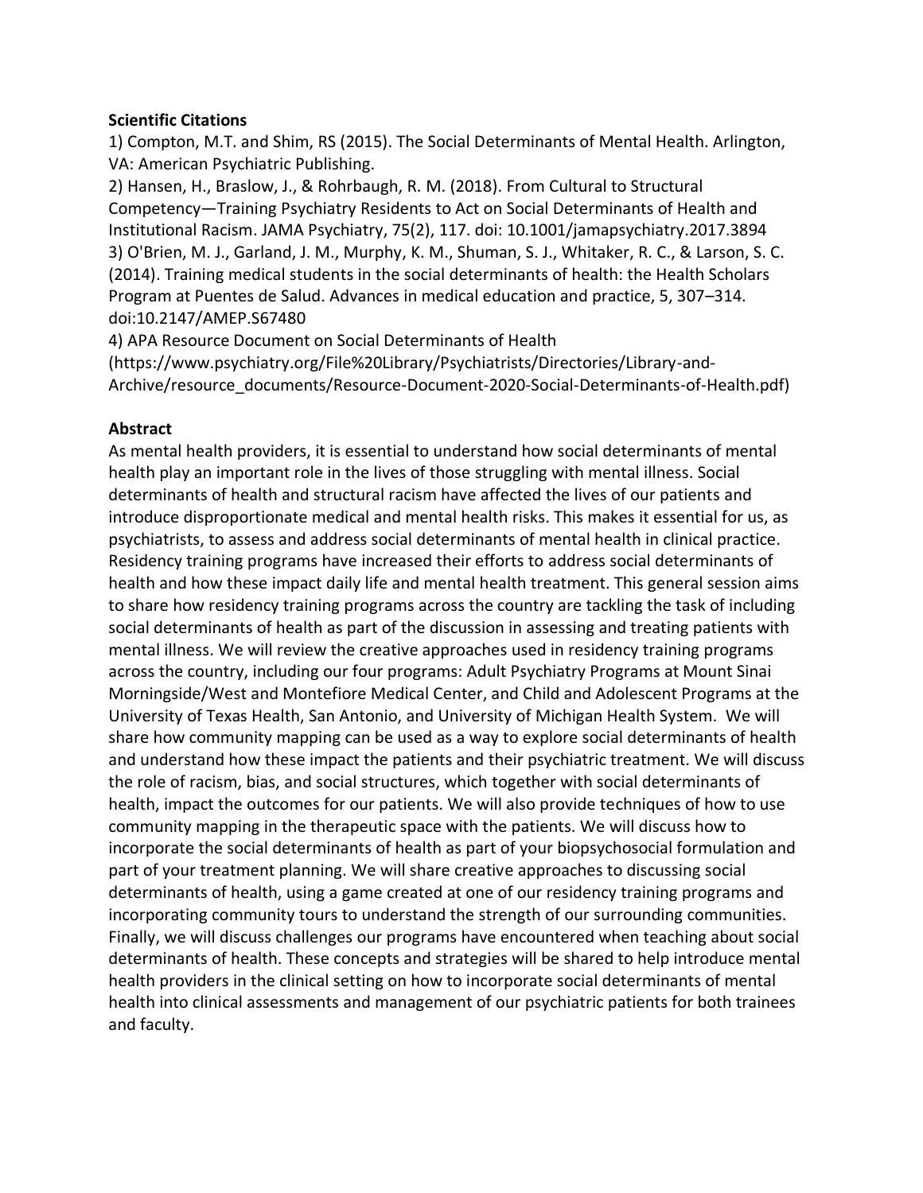**Scientific Citations**

1) Compton, M.T. and Shim, RS (2015). The Social Determinants of Mental Health. Arlington, VA: American Psychiatric Publishing.
2) Hansen, H., Braslow, J., & Rohrbaugh, R. M. (2018). From Cultural to Structural Competency—Training Psychiatry Residents to Act on Social Determinants of Health and Institutional Racism. JAMA Psychiatry, 75(2), 117. doi: 10.1001/jamapsychiatry.2017.3894
3) O'Brien, M. J., Garland, J. M., Murphy, K. M., Shuman, S. J., Whitaker, R. C., & Larson, S. C. (2014). Training medical students in the social determinants of health: the Health Scholars Program at Puentes de Salud. Advances in medical education and practice, 5, 307–314. doi:10.2147/AMEP.S67480
4) APA Resource Document on Social Determinants of Health (https://www.psychiatry.org/File%20Library/Psychiatrists/Directories/Library-and-Archive/resource_documents/Resource-Document-2020-Social-Determinants-of-Health.pdf)

**Abstract**

As mental health providers, it is essential to understand how social determinants of mental health play an important role in the lives of those struggling with mental illness. Social determinants of health and structural racism have affected the lives of our patients and introduce disproportionate medical and mental health risks. This makes it essential for us, as psychiatrists, to assess and address social determinants of mental health in clinical practice. Residency training programs have increased their efforts to address social determinants of health and how these impact daily life and mental health treatment. This general session aims to share how residency training programs across the country are tackling the task of including social determinants of health as part of the discussion in assessing and treating patients with mental illness. We will review the creative approaches used in residency training programs across the country, including our four programs: Adult Psychiatry Programs at Mount Sinai Morningside/West and Montefiore Medical Center, and Child and Adolescent Programs at the University of Texas Health, San Antonio, and University of Michigan Health System. We will share how community mapping can be used as a way to explore social determinants of health and understand how these impact the patients and their psychiatric treatment. We will discuss the role of racism, bias, and social structures, which together with social determinants of health, impact the outcomes for our patients. We will also provide techniques of how to use community mapping in the therapeutic space with the patients. We will discuss how to incorporate the social determinants of health as part of your biopsychosocial formulation and part of your treatment planning. We will share creative approaches to discussing social determinants of health, using a game created at one of our residency training programs and incorporating community tours to understand the strength of our surrounding communities. Finally, we will discuss challenges our programs have encountered when teaching about social determinants of health. These concepts and strategies will be shared to help introduce mental health providers in the clinical setting on how to incorporate social determinants of mental health into clinical assessments and management of our psychiatric patients for both trainees and faculty.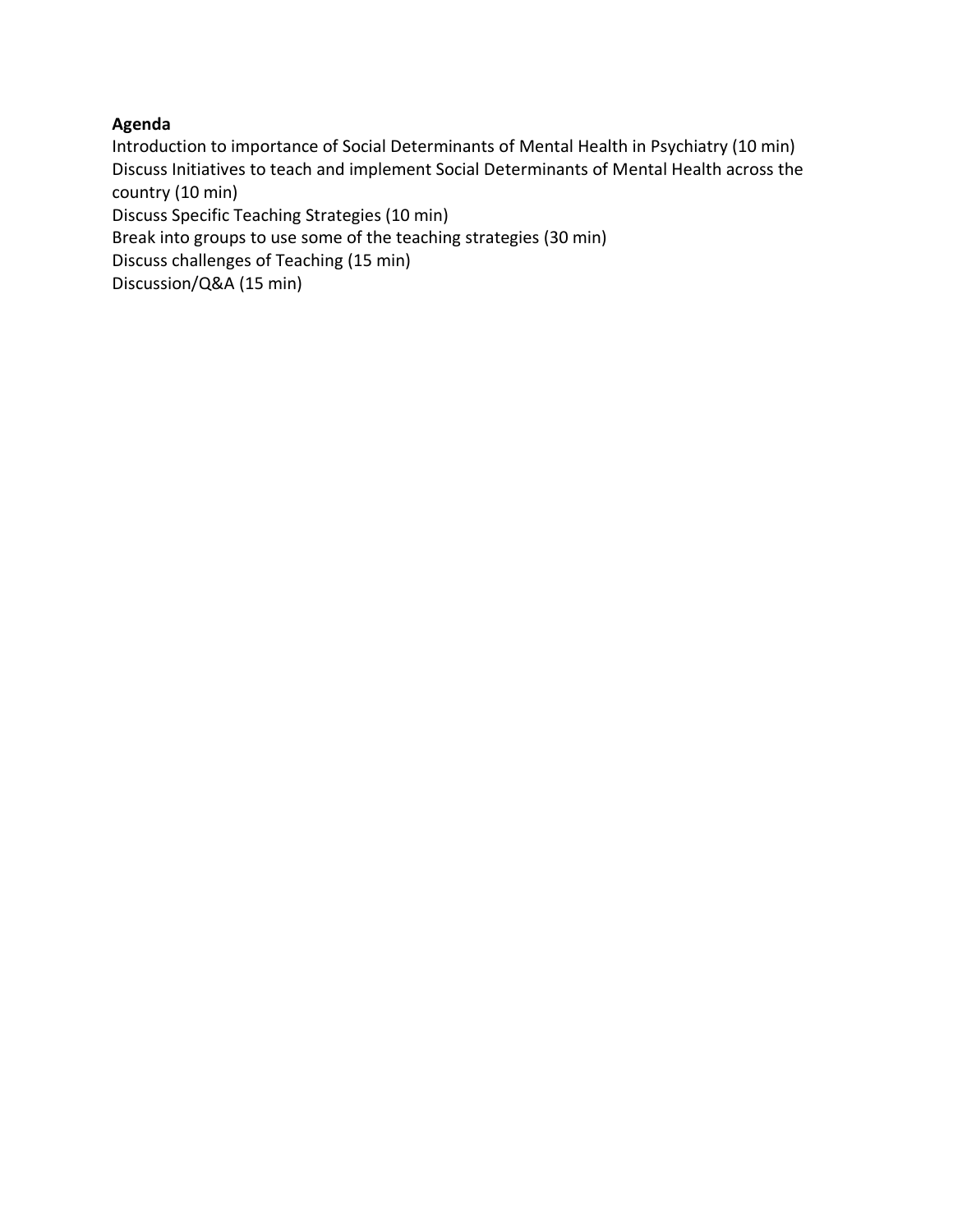**Agenda**

Introduction to importance of Social Determinants of Mental Health in Psychiatry (10 min)
Discuss Initiatives to teach and implement Social Determinants of Mental Health across the country (10 min)
Discuss Specific Teaching Strategies (10 min)
Break into groups to use some of the teaching strategies (30 min)
Discuss challenges of Teaching (15 min)
Discussion/Q&A (15 min)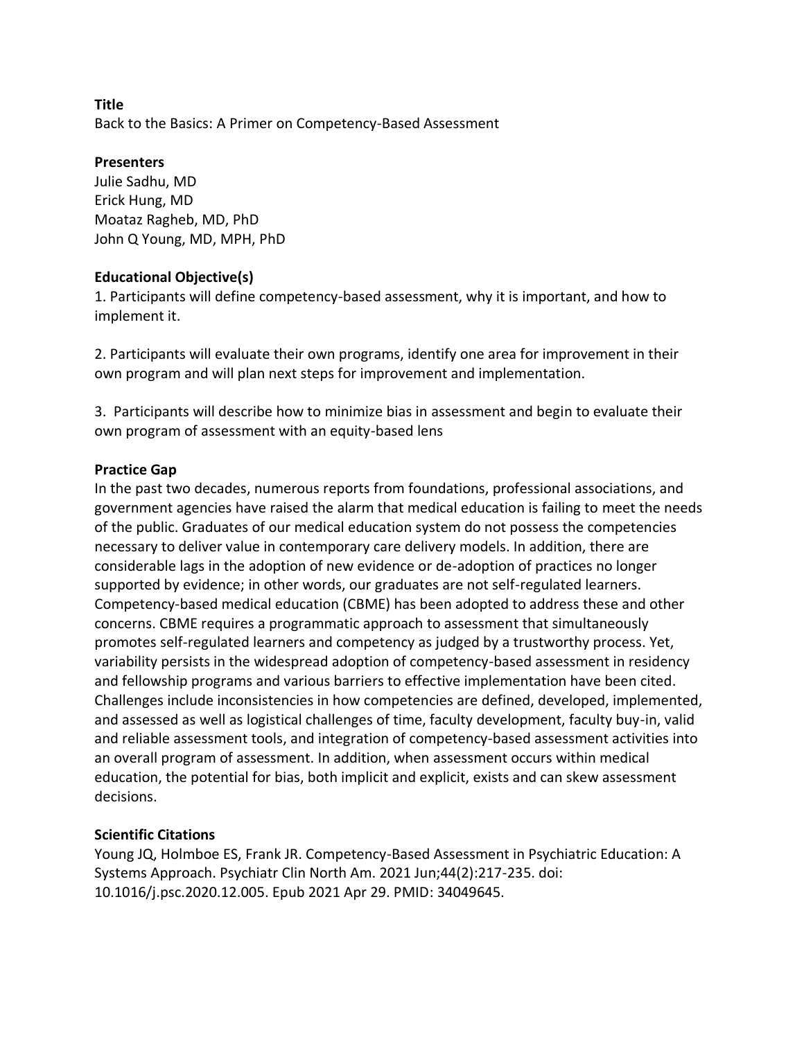**Title**

Back to the Basics: A Primer on Competency-Based Assessment

**Presenters**

Julie Sadhu, MD
Erick Hung, MD
Moataz Ragheb, MD, PhD
John Q Young, MD, MPH, PhD

**Educational Objective(s)**

1. Participants will define competency-based assessment, why it is important, and how to implement it.

2. Participants will evaluate their own programs, identify one area for improvement in their own program and will plan next steps for improvement and implementation.

3. Participants will describe how to minimize bias in assessment and begin to evaluate their own program of assessment with an equity-based lens

**Practice Gap**

In the past two decades, numerous reports from foundations, professional associations, and government agencies have raised the alarm that medical education is failing to meet the needs of the public. Graduates of our medical education system do not possess the competencies necessary to deliver value in contemporary care delivery models. In addition, there are considerable lags in the adoption of new evidence or de-adoption of practices no longer supported by evidence; in other words, our graduates are not self-regulated learners. Competency-based medical education (CBME) has been adopted to address these and other concerns. CBME requires a programmatic approach to assessment that simultaneously promotes self-regulated learners and competency as judged by a trustworthy process. Yet, variability persists in the widespread adoption of competency-based assessment in residency and fellowship programs and various barriers to effective implementation have been cited. Challenges include inconsistencies in how competencies are defined, developed, implemented, and assessed as well as logistical challenges of time, faculty development, faculty buy-in, valid and reliable assessment tools, and integration of competency-based assessment activities into an overall program of assessment. In addition, when assessment occurs within medical education, the potential for bias, both implicit and explicit, exists and can skew assessment decisions.

**Scientific Citations**

Young JQ, Holmboe ES, Frank JR. Competency-Based Assessment in Psychiatric Education: A Systems Approach. Psychiatr Clin North Am. 2021 Jun;44(2):217-235. doi: 10.1016/j.psc.2020.12.005. Epub 2021 Apr 29. PMID: 34049645.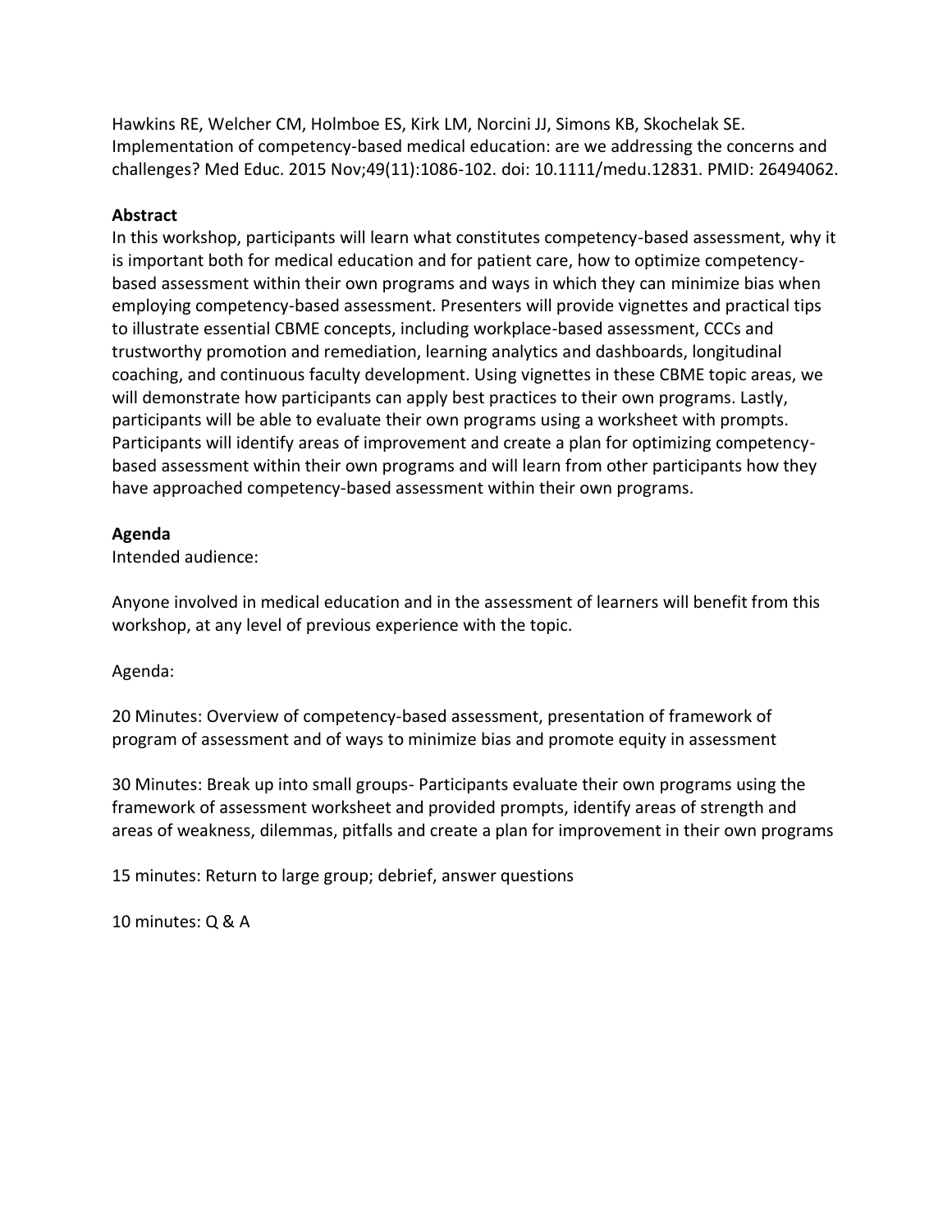Hawkins RE, Welcher CM, Holmboe ES, Kirk LM, Norcini JJ, Simons KB, Skochelak SE. Implementation of competency-based medical education: are we addressing the concerns and challenges? Med Educ. 2015 Nov;49(11):1086-102. doi: 10.1111/medu.12831. PMID: 26494062.

**Abstract**

In this workshop, participants will learn what constitutes competency-based assessment, why it is important both for medical education and for patient care, how to optimize competency-based assessment within their own programs and ways in which they can minimize bias when employing competency-based assessment. Presenters will provide vignettes and practical tips to illustrate essential CBME concepts, including workplace-based assessment, CCCs and trustworthy promotion and remediation, learning analytics and dashboards, longitudinal coaching, and continuous faculty development. Using vignettes in these CBME topic areas, we will demonstrate how participants can apply best practices to their own programs. Lastly, participants will be able to evaluate their own programs using a worksheet with prompts. Participants will identify areas of improvement and create a plan for optimizing competency-based assessment within their own programs and will learn from other participants how they have approached competency-based assessment within their own programs.

**Agenda**

Intended audience:

Anyone involved in medical education and in the assessment of learners will benefit from this workshop, at any level of previous experience with the topic.

Agenda:

20 Minutes: Overview of competency-based assessment, presentation of framework of program of assessment and of ways to minimize bias and promote equity in assessment

30 Minutes: Break up into small groups- Participants evaluate their own programs using the framework of assessment worksheet and provided prompts, identify areas of strength and areas of weakness, dilemmas, pitfalls and create a plan for improvement in their own programs

15 minutes: Return to large group; debrief, answer questions

10 minutes: Q & A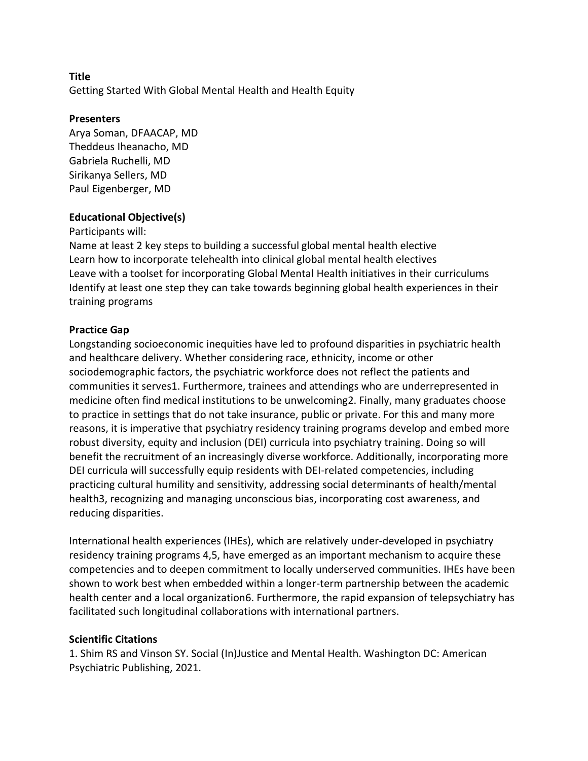**Title**

Getting Started With Global Mental Health and Health Equity

**Presenters**

Arya Soman, DFAACAP, MD
Theddeus Iheanacho, MD
Gabriela Ruchelli, MD
Sirikanya Sellers, MD
Paul Eigenberger, MD

**Educational Objective(s)**

Participants will:
Name at least 2 key steps to building a successful global mental health elective
Learn how to incorporate telehealth into clinical global mental health electives
Leave with a toolset for incorporating Global Mental Health initiatives in their curriculums
Identify at least one step they can take towards beginning global health experiences in their training programs

**Practice Gap**

Longstanding socioeconomic inequities have led to profound disparities in psychiatric health and healthcare delivery. Whether considering race, ethnicity, income or other sociodemographic factors, the psychiatric workforce does not reflect the patients and communities it serves[1]. Furthermore, trainees and attendings who are underrepresented in medicine often find medical institutions to be unwelcoming[2]. Finally, many graduates choose to practice in settings that do not take insurance, public or private. For this and many more reasons, it is imperative that psychiatry residency training programs develop and embed more robust diversity, equity and inclusion (DEI) curricula into psychiatry training. Doing so will benefit the recruitment of an increasingly diverse workforce. Additionally, incorporating more DEI curricula will successfully equip residents with DEI-related competencies, including practicing cultural humility and sensitivity, addressing social determinants of health/mental health[3], recognizing and managing unconscious bias, incorporating cost awareness, and reducing disparities.

International health experiences (IHEs), which are relatively under-developed in psychiatry residency training programs [4,5], have emerged as an important mechanism to acquire these competencies and to deepen commitment to locally underserved communities. IHEs have been shown to work best when embedded within a longer-term partnership between the academic health center and a local organization[6]. Furthermore, the rapid expansion of telepsychiatry has facilitated such longitudinal collaborations with international partners.

**Scientific Citations**

1. Shim RS and Vinson SY. Social (In)Justice and Mental Health. Washington DC: American Psychiatric Publishing, 2021.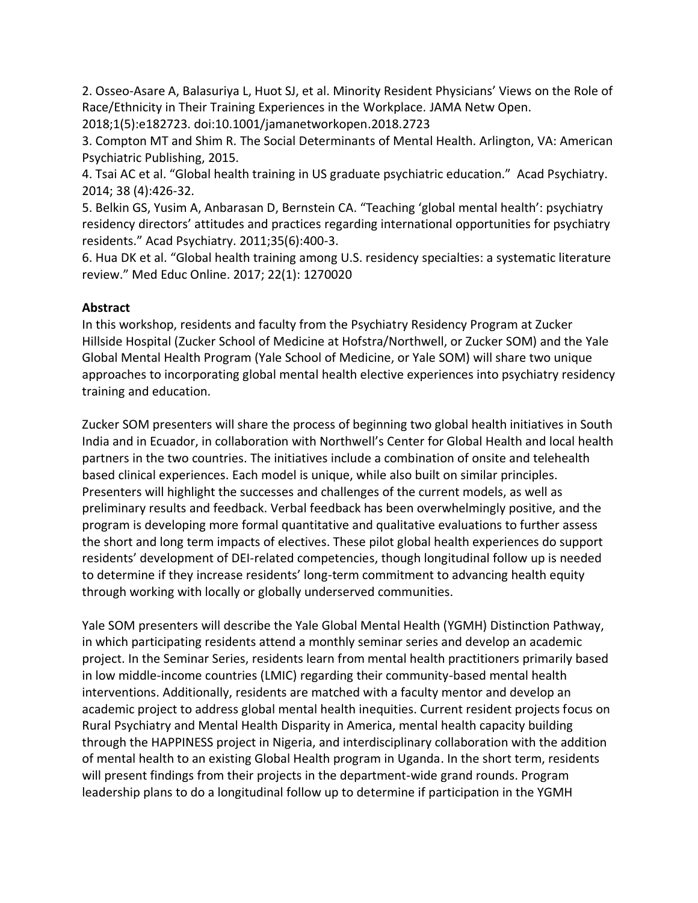2. Osseo-Asare A, Balasuriya L, Huot SJ, et al. Minority Resident Physicians' Views on the Role of Race/Ethnicity in Their Training Experiences in the Workplace. JAMA Netw Open. 2018;1(5):e182723. doi:10.1001/jamanetworkopen.2018.2723
3. Compton MT and Shim R. The Social Determinants of Mental Health. Arlington, VA: American Psychiatric Publishing, 2015.
4. Tsai AC et al. "Global health training in US graduate psychiatric education." Acad Psychiatry. 2014; 38 (4):426-32.
5. Belkin GS, Yusim A, Anbarasan D, Bernstein CA. "Teaching 'global mental health': psychiatry residency directors' attitudes and practices regarding international opportunities for psychiatry residents." Acad Psychiatry. 2011;35(6):400-3.
6. Hua DK et al. "Global health training among U.S. residency specialties: a systematic literature review." Med Educ Online. 2017; 22(1): 1270020

**Abstract**

In this workshop, residents and faculty from the Psychiatry Residency Program at Zucker Hillside Hospital (Zucker School of Medicine at Hofstra/Northwell, or Zucker SOM) and the Yale Global Mental Health Program (Yale School of Medicine, or Yale SOM) will share two unique approaches to incorporating global mental health elective experiences into psychiatry residency training and education.

Zucker SOM presenters will share the process of beginning two global health initiatives in South India and in Ecuador, in collaboration with Northwell's Center for Global Health and local health partners in the two countries. The initiatives include a combination of onsite and telehealth based clinical experiences. Each model is unique, while also built on similar principles. Presenters will highlight the successes and challenges of the current models, as well as preliminary results and feedback. Verbal feedback has been overwhelmingly positive, and the program is developing more formal quantitative and qualitative evaluations to further assess the short and long term impacts of electives. These pilot global health experiences do support residents' development of DEI-related competencies, though longitudinal follow up is needed to determine if they increase residents' long-term commitment to advancing health equity through working with locally or globally underserved communities.

Yale SOM presenters will describe the Yale Global Mental Health (YGMH) Distinction Pathway, in which participating residents attend a monthly seminar series and develop an academic project. In the Seminar Series, residents learn from mental health practitioners primarily based in low middle-income countries (LMIC) regarding their community-based mental health interventions. Additionally, residents are matched with a faculty mentor and develop an academic project to address global mental health inequities. Current resident projects focus on Rural Psychiatry and Mental Health Disparity in America, mental health capacity building through the HAPPINESS project in Nigeria, and interdisciplinary collaboration with the addition of mental health to an existing Global Health program in Uganda. In the short term, residents will present findings from their projects in the department-wide grand rounds. Program leadership plans to do a longitudinal follow up to determine if participation in the YGMH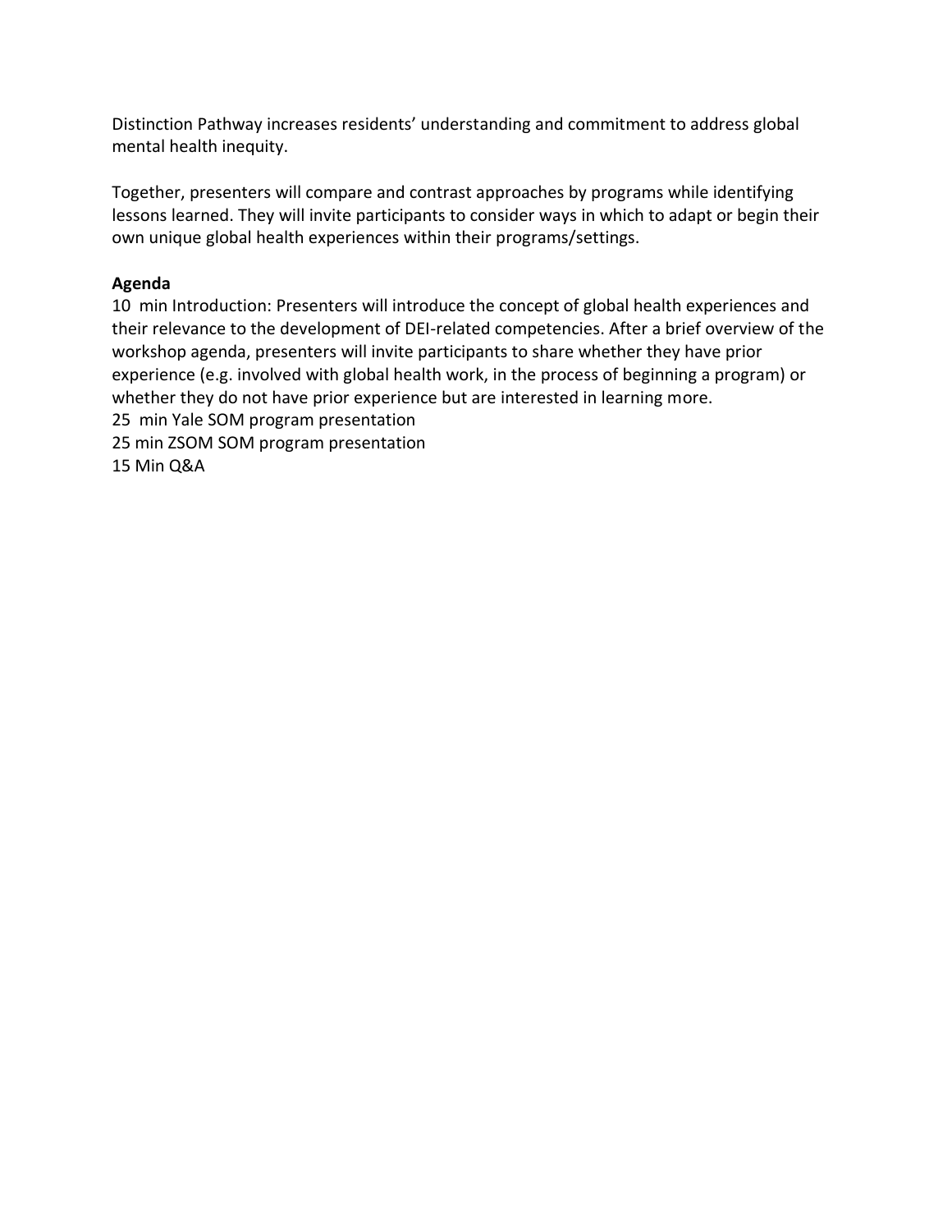Distinction Pathway increases residents' understanding and commitment to address global mental health inequity.

Together, presenters will compare and contrast approaches by programs while identifying lessons learned. They will invite participants to consider ways in which to adapt or begin their own unique global health experiences within their programs/settings.

**Agenda**

10 min Introduction: Presenters will introduce the concept of global health experiences and their relevance to the development of DEI-related competencies. After a brief overview of the workshop agenda, presenters will invite participants to share whether they have prior experience (e.g. involved with global health work, in the process of beginning a program) or whether they do not have prior experience but are interested in learning more.
25 min Yale SOM program presentation
25 min ZSOM SOM program presentation
15 Min Q&A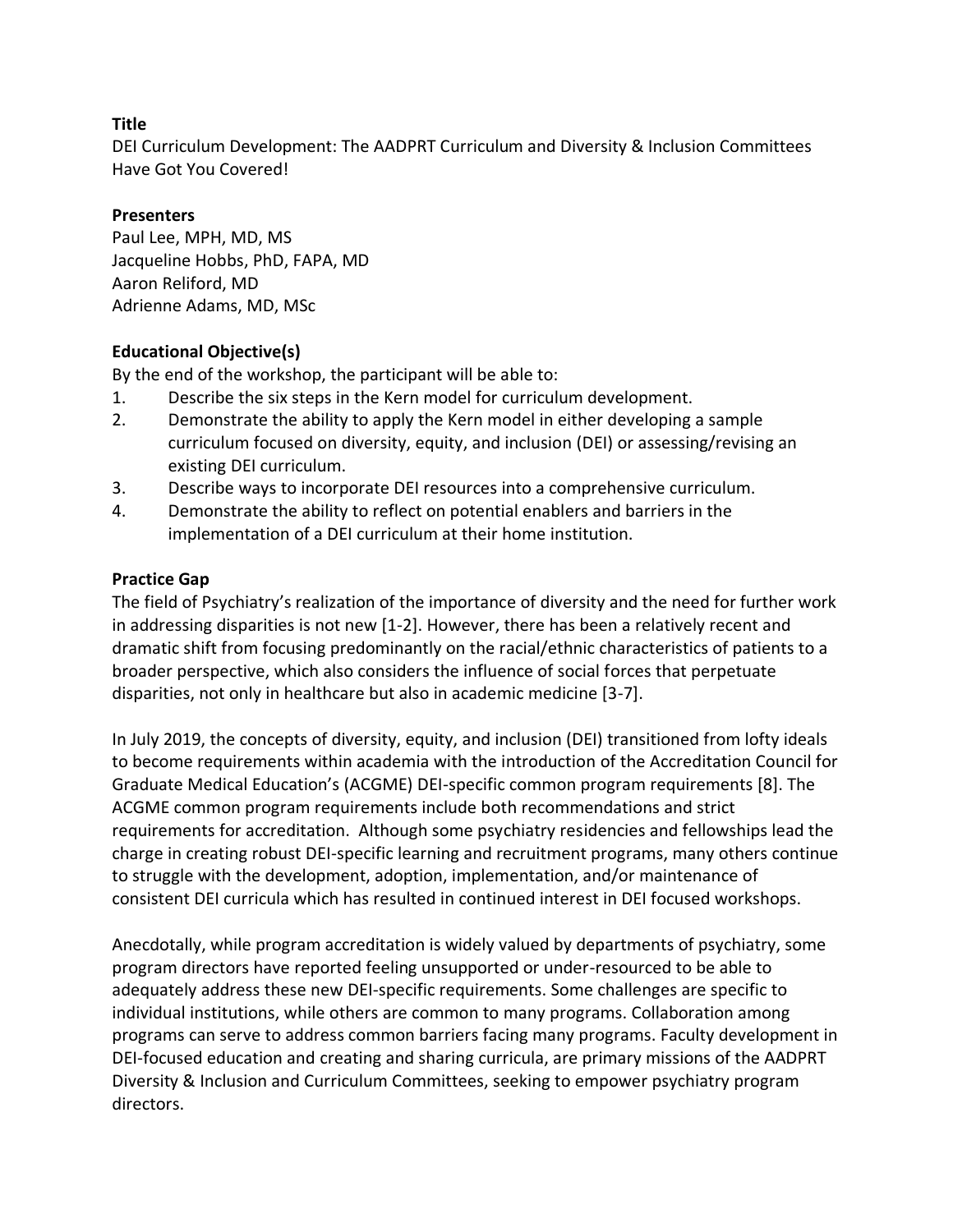**Title**

DEI Curriculum Development: The AADPRT Curriculum and Diversity & Inclusion Committees Have Got You Covered!

**Presenters**

Paul Lee, MPH, MD, MS
Jacqueline Hobbs, PhD, FAPA, MD
Aaron Reliford, MD
Adrienne Adams, MD, MSc

**Educational Objective(s)**

By the end of the workshop, the participant will be able to:

1. Describe the six steps in the Kern model for curriculum development.
2. Demonstrate the ability to apply the Kern model in either developing a sample curriculum focused on diversity, equity, and inclusion (DEI) or assessing/revising an existing DEI curriculum.
3. Describe ways to incorporate DEI resources into a comprehensive curriculum.
4. Demonstrate the ability to reflect on potential enablers and barriers in the implementation of a DEI curriculum at their home institution.

**Practice Gap**

The field of Psychiatry's realization of the importance of diversity and the need for further work in addressing disparities is not new [1-2]. However, there has been a relatively recent and dramatic shift from focusing predominantly on the racial/ethnic characteristics of patients to a broader perspective, which also considers the influence of social forces that perpetuate disparities, not only in healthcare but also in academic medicine [3-7].

In July 2019, the concepts of diversity, equity, and inclusion (DEI) transitioned from lofty ideals to become requirements within academia with the introduction of the Accreditation Council for Graduate Medical Education's (ACGME) DEI-specific common program requirements [8]. The ACGME common program requirements include both recommendations and strict requirements for accreditation. Although some psychiatry residencies and fellowships lead the charge in creating robust DEI-specific learning and recruitment programs, many others continue to struggle with the development, adoption, implementation, and/or maintenance of consistent DEI curricula which has resulted in continued interest in DEI focused workshops.

Anecdotally, while program accreditation is widely valued by departments of psychiatry, some program directors have reported feeling unsupported or under-resourced to be able to adequately address these new DEI-specific requirements. Some challenges are specific to individual institutions, while others are common to many programs. Collaboration among programs can serve to address common barriers facing many programs. Faculty development in DEI-focused education and creating and sharing curricula, are primary missions of the AADPRT Diversity & Inclusion and Curriculum Committees, seeking to empower psychiatry program directors.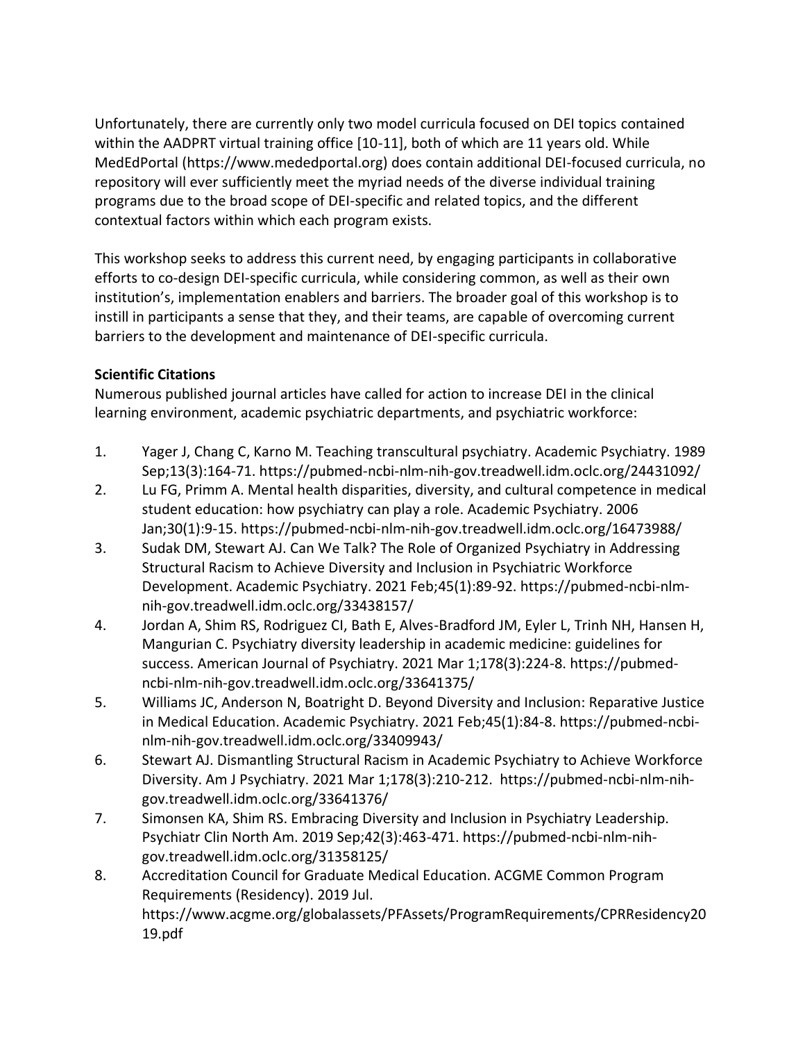Unfortunately, there are currently only two model curricula focused on DEI topics contained within the AADPRT virtual training office [10-11], both of which are 11 years old. While MedEdPortal (https://www.mededportal.org) does contain additional DEI-focused curricula, no repository will ever sufficiently meet the myriad needs of the diverse individual training programs due to the broad scope of DEI-specific and related topics, and the different contextual factors within which each program exists.

This workshop seeks to address this current need, by engaging participants in collaborative efforts to co-design DEI-specific curricula, while considering common, as well as their own institution's, implementation enablers and barriers. The broader goal of this workshop is to instill in participants a sense that they, and their teams, are capable of overcoming current barriers to the development and maintenance of DEI-specific curricula.

**Scientific Citations**

Numerous published journal articles have called for action to increase DEI in the clinical learning environment, academic psychiatric departments, and psychiatric workforce:

1. Yager J, Chang C, Karno M. Teaching transcultural psychiatry. Academic Psychiatry. 1989 Sep;13(3):164-71. https://pubmed-ncbi-nlm-nih-gov.treadwell.idm.oclc.org/24431092/
2. Lu FG, Primm A. Mental health disparities, diversity, and cultural competence in medical student education: how psychiatry can play a role. Academic Psychiatry. 2006 Jan;30(1):9-15. https://pubmed-ncbi-nlm-nih-gov.treadwell.idm.oclc.org/16473988/
3. Sudak DM, Stewart AJ. Can We Talk? The Role of Organized Psychiatry in Addressing Structural Racism to Achieve Diversity and Inclusion in Psychiatric Workforce Development. Academic Psychiatry. 2021 Feb;45(1):89-92. https://pubmed-ncbi-nlm-nih-gov.treadwell.idm.oclc.org/33438157/
4. Jordan A, Shim RS, Rodriguez CI, Bath E, Alves-Bradford JM, Eyler L, Trinh NH, Hansen H, Mangurian C. Psychiatry diversity leadership in academic medicine: guidelines for success. American Journal of Psychiatry. 2021 Mar 1;178(3):224-8. https://pubmed-ncbi-nlm-nih-gov.treadwell.idm.oclc.org/33641375/
5. Williams JC, Anderson N, Boatright D. Beyond Diversity and Inclusion: Reparative Justice in Medical Education. Academic Psychiatry. 2021 Feb;45(1):84-8. https://pubmed-ncbi-nlm-nih-gov.treadwell.idm.oclc.org/33409943/
6. Stewart AJ. Dismantling Structural Racism in Academic Psychiatry to Achieve Workforce Diversity. Am J Psychiatry. 2021 Mar 1;178(3):210-212. https://pubmed-ncbi-nlm-nih-gov.treadwell.idm.oclc.org/33641376/
7. Simonsen KA, Shim RS. Embracing Diversity and Inclusion in Psychiatry Leadership. Psychiatr Clin North Am. 2019 Sep;42(3):463-471. https://pubmed-ncbi-nlm-nih-gov.treadwell.idm.oclc.org/31358125/
8. Accreditation Council for Graduate Medical Education. ACGME Common Program Requirements (Residency). 2019 Jul. https://www.acgme.org/globalassets/PFAssets/ProgramRequirements/CPRResidency2019.pdf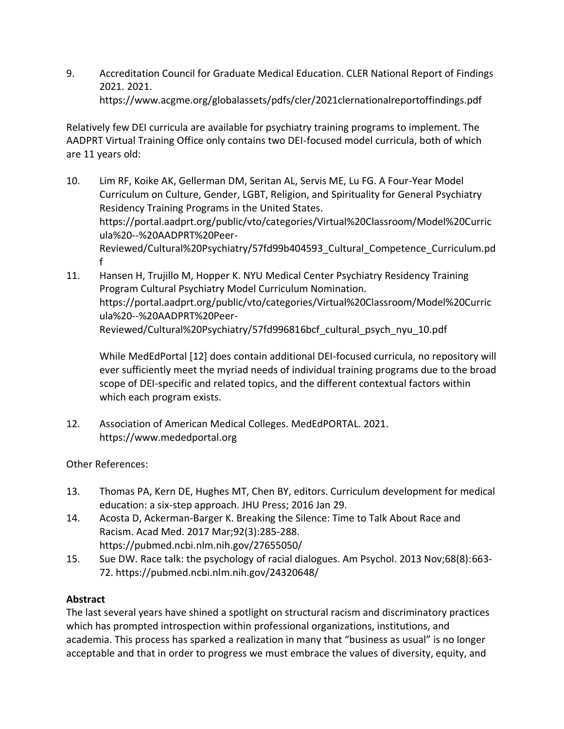9. Accreditation Council for Graduate Medical Education. CLER National Report of Findings 2021. 2021. https://www.acgme.org/globalassets/pdfs/cler/2021clernationalreportoffindings.pdf

Relatively few DEI curricula are available for psychiatry training programs to implement. The AADPRT Virtual Training Office only contains two DEI-focused model curricula, both of which are 11 years old:

10. Lim RF, Koike AK, Gellerman DM, Seritan AL, Servis ME, Lu FG. A Four-Year Model Curriculum on Culture, Gender, LGBT, Religion, and Spirituality for General Psychiatry Residency Training Programs in the United States. https://portal.aadprt.org/public/vto/categories/Virtual%20Classroom/Model%20Curricula%20--%20AADPRT%20Peer-Reviewed/Cultural%20Psychiatry/57fd99b404593_Cultural_Competence_Curriculum.pdf
11. Hansen H, Trujillo M, Hopper K. NYU Medical Center Psychiatry Residency Training Program Cultural Psychiatry Model Curriculum Nomination. https://portal.aadprt.org/public/vto/categories/Virtual%20Classroom/Model%20Curricula%20--%20AADPRT%20Peer-Reviewed/Cultural%20Psychiatry/57fd996816bcf_cultural_psych_nyu_10.pdf

    While MedEdPortal [12] does contain additional DEI-focused curricula, no repository will ever sufficiently meet the myriad needs of individual training programs due to the broad scope of DEI-specific and related topics, and the different contextual factors within which each program exists.

12. Association of American Medical Colleges. MedEdPORTAL. 2021. https://www.mededportal.org

Other References:

13. Thomas PA, Kern DE, Hughes MT, Chen BY, editors. Curriculum development for medical education: a six-step approach. JHU Press; 2016 Jan 29.
14. Acosta D, Ackerman-Barger K. Breaking the Silence: Time to Talk About Race and Racism. Acad Med. 2017 Mar;92(3):285-288. https://pubmed.ncbi.nlm.nih.gov/27655050/
15. Sue DW. Race talk: the psychology of racial dialogues. Am Psychol. 2013 Nov;68(8):663-72. https://pubmed.ncbi.nlm.nih.gov/24320648/

**Abstract**

The last several years have shined a spotlight on structural racism and discriminatory practices which has prompted introspection within professional organizations, institutions, and academia. This process has sparked a realization in many that "business as usual" is no longer acceptable and that in order to progress we must embrace the values of diversity, equity, and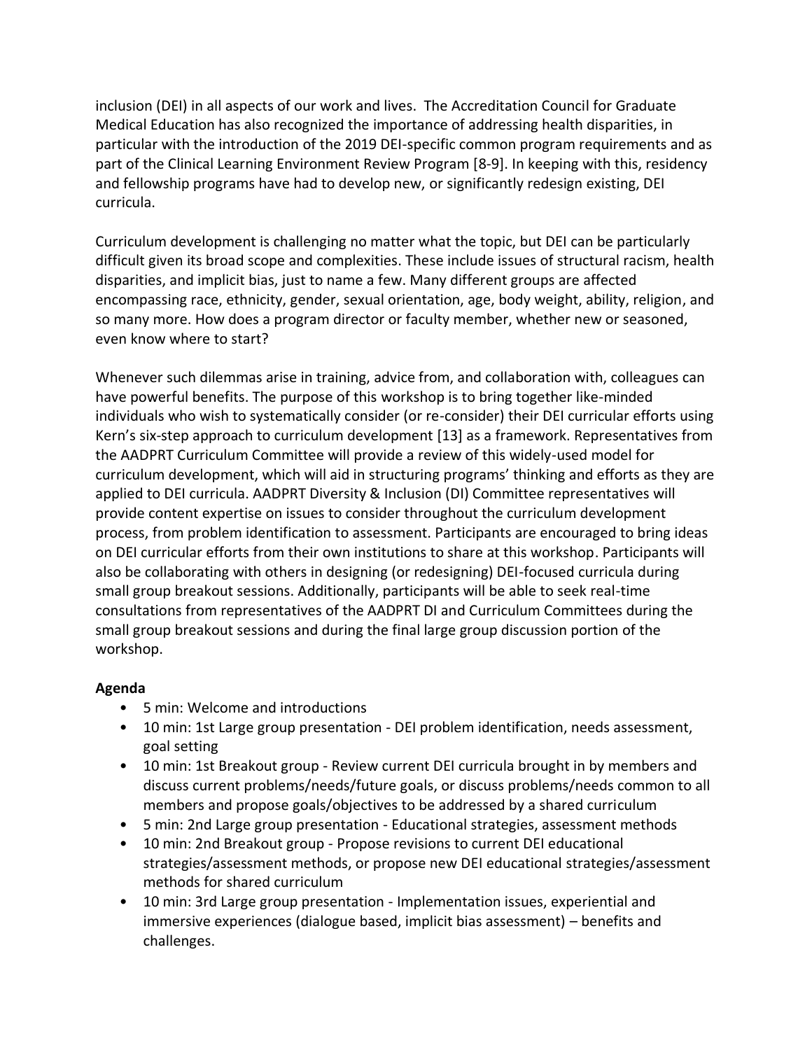inclusion (DEI) in all aspects of our work and lives. The Accreditation Council for Graduate Medical Education has also recognized the importance of addressing health disparities, in particular with the introduction of the 2019 DEI-specific common program requirements and as part of the Clinical Learning Environment Review Program [8-9]. In keeping with this, residency and fellowship programs have had to develop new, or significantly redesign existing, DEI curricula.

Curriculum development is challenging no matter what the topic, but DEI can be particularly difficult given its broad scope and complexities. These include issues of structural racism, health disparities, and implicit bias, just to name a few. Many different groups are affected encompassing race, ethnicity, gender, sexual orientation, age, body weight, ability, religion, and so many more. How does a program director or faculty member, whether new or seasoned, even know where to start?

Whenever such dilemmas arise in training, advice from, and collaboration with, colleagues can have powerful benefits. The purpose of this workshop is to bring together like-minded individuals who wish to systematically consider (or re-consider) their DEI curricular efforts using Kern's six-step approach to curriculum development [13] as a framework. Representatives from the AADPRT Curriculum Committee will provide a review of this widely-used model for curriculum development, which will aid in structuring programs' thinking and efforts as they are applied to DEI curricula. AADPRT Diversity & Inclusion (DI) Committee representatives will provide content expertise on issues to consider throughout the curriculum development process, from problem identification to assessment. Participants are encouraged to bring ideas on DEI curricular efforts from their own institutions to share at this workshop. Participants will also be collaborating with others in designing (or redesigning) DEI-focused curricula during small group breakout sessions. Additionally, participants will be able to seek real-time consultations from representatives of the AADPRT DI and Curriculum Committees during the small group breakout sessions and during the final large group discussion portion of the workshop.

**Agenda**

- 5 min: Welcome and introductions
- 10 min: 1st Large group presentation - DEI problem identification, needs assessment, goal setting
- 10 min: 1st Breakout group - Review current DEI curricula brought in by members and discuss current problems/needs/future goals, or discuss problems/needs common to all members and propose goals/objectives to be addressed by a shared curriculum
- 5 min: 2nd Large group presentation - Educational strategies, assessment methods
- 10 min: 2nd Breakout group - Propose revisions to current DEI educational strategies/assessment methods, or propose new DEI educational strategies/assessment methods for shared curriculum
- 10 min: 3rd Large group presentation - Implementation issues, experiential and immersive experiences (dialogue based, implicit bias assessment) – benefits and challenges.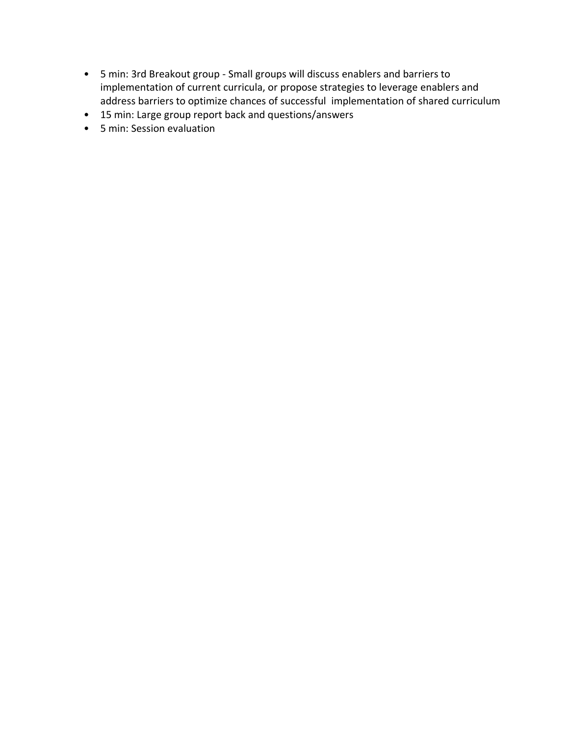- 5 min: 3rd Breakout group - Small groups will discuss enablers and barriers to implementation of current curricula, or propose strategies to leverage enablers and address barriers to optimize chances of successful implementation of shared curriculum
- 15 min: Large group report back and questions/answers
- 5 min: Session evaluation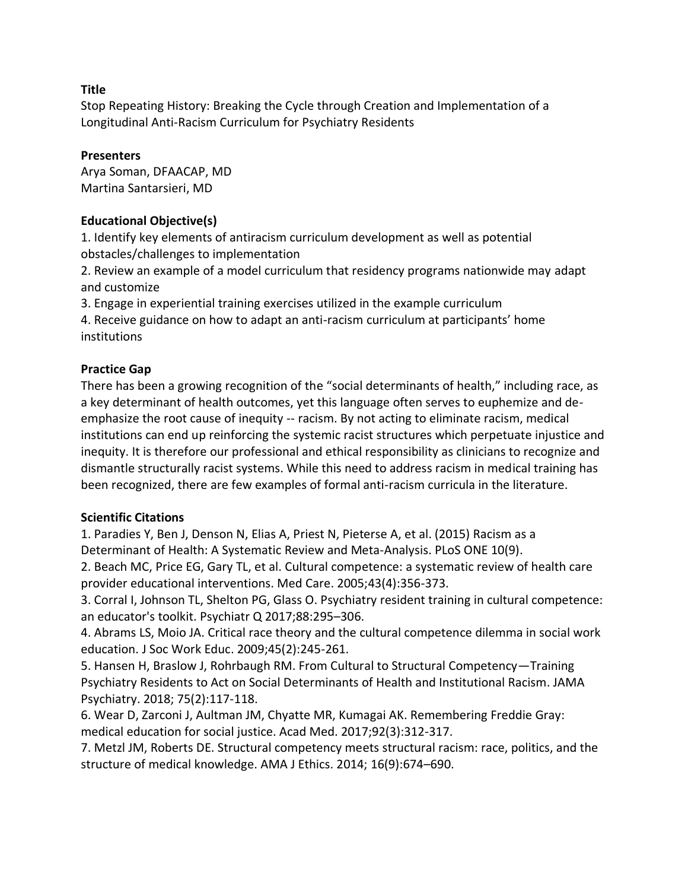**Title**

Stop Repeating History: Breaking the Cycle through Creation and Implementation of a Longitudinal Anti-Racism Curriculum for Psychiatry Residents

**Presenters**

Arya Soman, DFAACAP, MD
Martina Santarsieri, MD

**Educational Objective(s)**

1. Identify key elements of antiracism curriculum development as well as potential obstacles/challenges to implementation
2. Review an example of a model curriculum that residency programs nationwide may adapt and customize
3. Engage in experiential training exercises utilized in the example curriculum
4. Receive guidance on how to adapt an anti-racism curriculum at participants' home institutions

**Practice Gap**

There has been a growing recognition of the "social determinants of health," including race, as a key determinant of health outcomes, yet this language often serves to euphemize and de-emphasize the root cause of inequity -- racism. By not acting to eliminate racism, medical institutions can end up reinforcing the systemic racist structures which perpetuate injustice and inequity. It is therefore our professional and ethical responsibility as clinicians to recognize and dismantle structurally racist systems. While this need to address racism in medical training has been recognized, there are few examples of formal anti-racism curricula in the literature.

**Scientific Citations**

1. Paradies Y, Ben J, Denson N, Elias A, Priest N, Pieterse A, et al. (2015) Racism as a Determinant of Health: A Systematic Review and Meta-Analysis. PLoS ONE 10(9).
2. Beach MC, Price EG, Gary TL, et al. Cultural competence: a systematic review of health care provider educational interventions. Med Care. 2005;43(4):356-373.
3. Corral I, Johnson TL, Shelton PG, Glass O. Psychiatry resident training in cultural competence: an educator's toolkit. Psychiatr Q 2017;88:295–306.
4. Abrams LS, Moio JA. Critical race theory and the cultural competence dilemma in social work education. J Soc Work Educ. 2009;45(2):245-261.
5. Hansen H, Braslow J, Rohrbaugh RM. From Cultural to Structural Competency—Training Psychiatry Residents to Act on Social Determinants of Health and Institutional Racism. JAMA Psychiatry. 2018; 75(2):117-118.
6. Wear D, Zarconi J, Aultman JM, Chyatte MR, Kumagai AK. Remembering Freddie Gray: medical education for social justice. Acad Med. 2017;92(3):312-317.
7. Metzl JM, Roberts DE. Structural competency meets structural racism: race, politics, and the structure of medical knowledge. AMA J Ethics. 2014; 16(9):674–690.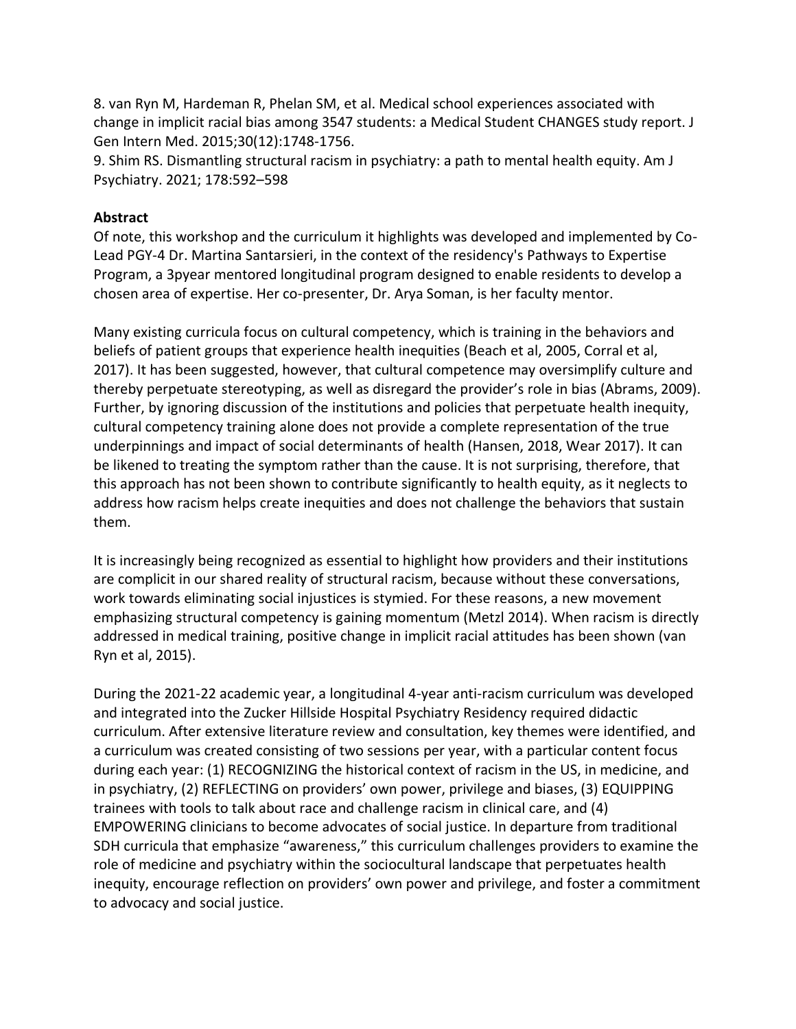8. van Ryn M, Hardeman R, Phelan SM, et al. Medical school experiences associated with change in implicit racial bias among 3547 students: a Medical Student CHANGES study report. J Gen Intern Med. 2015;30(12):1748-1756.

9. Shim RS. Dismantling structural racism in psychiatry: a path to mental health equity. Am J Psychiatry. 2021; 178:592–598

**Abstract**

Of note, this workshop and the curriculum it highlights was developed and implemented by Co-Lead PGY-4 Dr. Martina Santarsieri, in the context of the residency's Pathways to Expertise Program, a 3pyear mentored longitudinal program designed to enable residents to develop a chosen area of expertise. Her co-presenter, Dr. Arya Soman, is her faculty mentor.

Many existing curricula focus on cultural competency, which is training in the behaviors and beliefs of patient groups that experience health inequities (Beach et al, 2005, Corral et al, 2017). It has been suggested, however, that cultural competence may oversimplify culture and thereby perpetuate stereotyping, as well as disregard the provider's role in bias (Abrams, 2009). Further, by ignoring discussion of the institutions and policies that perpetuate health inequity, cultural competency training alone does not provide a complete representation of the true underpinnings and impact of social determinants of health (Hansen, 2018, Wear 2017). It can be likened to treating the symptom rather than the cause. It is not surprising, therefore, that this approach has not been shown to contribute significantly to health equity, as it neglects to address how racism helps create inequities and does not challenge the behaviors that sustain them.

It is increasingly being recognized as essential to highlight how providers and their institutions are complicit in our shared reality of structural racism, because without these conversations, work towards eliminating social injustices is stymied. For these reasons, a new movement emphasizing structural competency is gaining momentum (Metzl 2014). When racism is directly addressed in medical training, positive change in implicit racial attitudes has been shown (van Ryn et al, 2015).

During the 2021-22 academic year, a longitudinal 4-year anti-racism curriculum was developed and integrated into the Zucker Hillside Hospital Psychiatry Residency required didactic curriculum. After extensive literature review and consultation, key themes were identified, and a curriculum was created consisting of two sessions per year, with a particular content focus during each year: (1) RECOGNIZING the historical context of racism in the US, in medicine, and in psychiatry, (2) REFLECTING on providers' own power, privilege and biases, (3) EQUIPPING trainees with tools to talk about race and challenge racism in clinical care, and (4) EMPOWERING clinicians to become advocates of social justice. In departure from traditional SDH curricula that emphasize "awareness," this curriculum challenges providers to examine the role of medicine and psychiatry within the sociocultural landscape that perpetuates health inequity, encourage reflection on providers' own power and privilege, and foster a commitment to advocacy and social justice.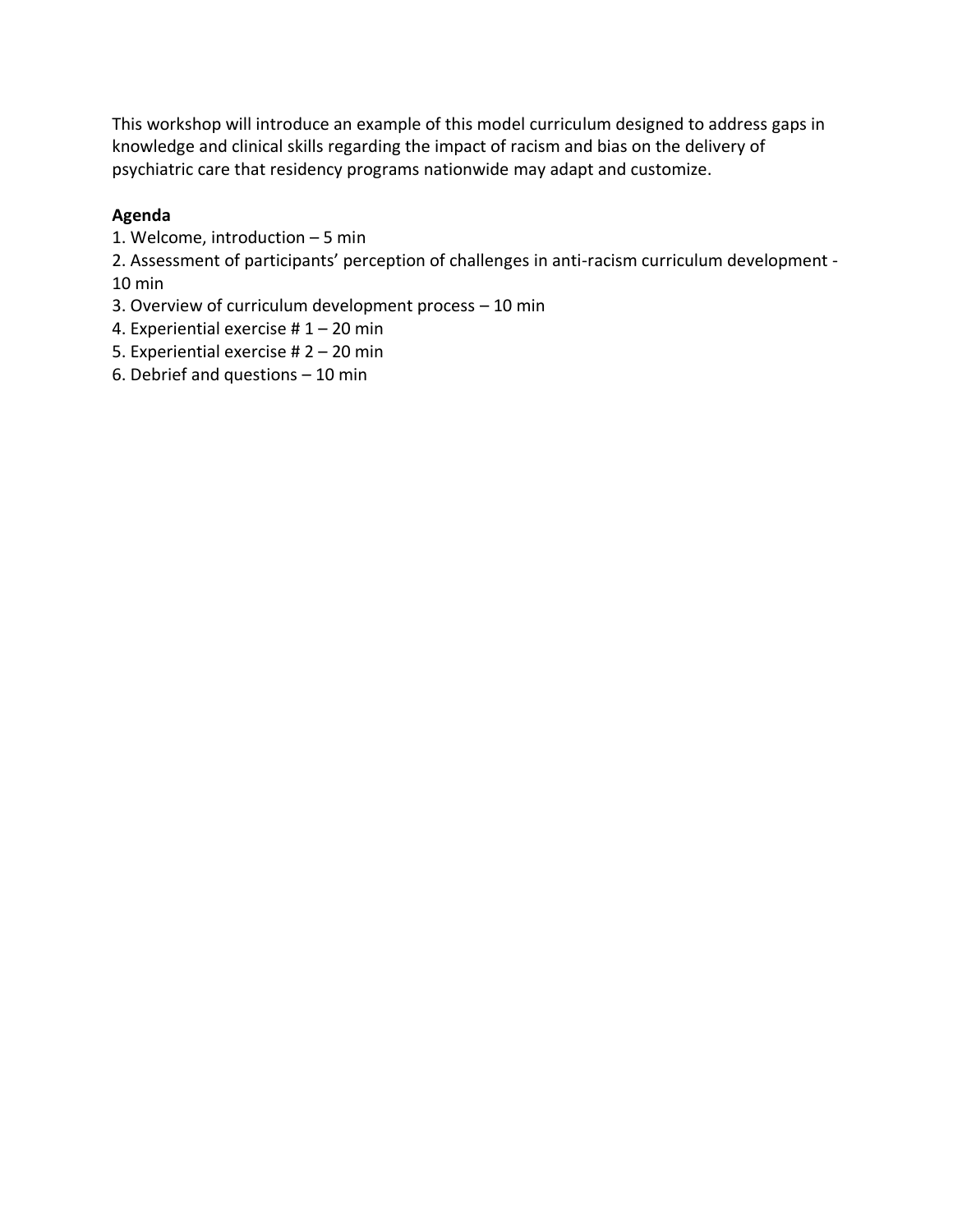This workshop will introduce an example of this model curriculum designed to address gaps in knowledge and clinical skills regarding the impact of racism and bias on the delivery of psychiatric care that residency programs nationwide may adapt and customize.

**Agenda**

1. Welcome, introduction – 5 min
2. Assessment of participants' perception of challenges in anti-racism curriculum development - 10 min
3. Overview of curriculum development process – 10 min
4. Experiential exercise # 1 – 20 min
5. Experiential exercise # 2 – 20 min
6. Debrief and questions – 10 min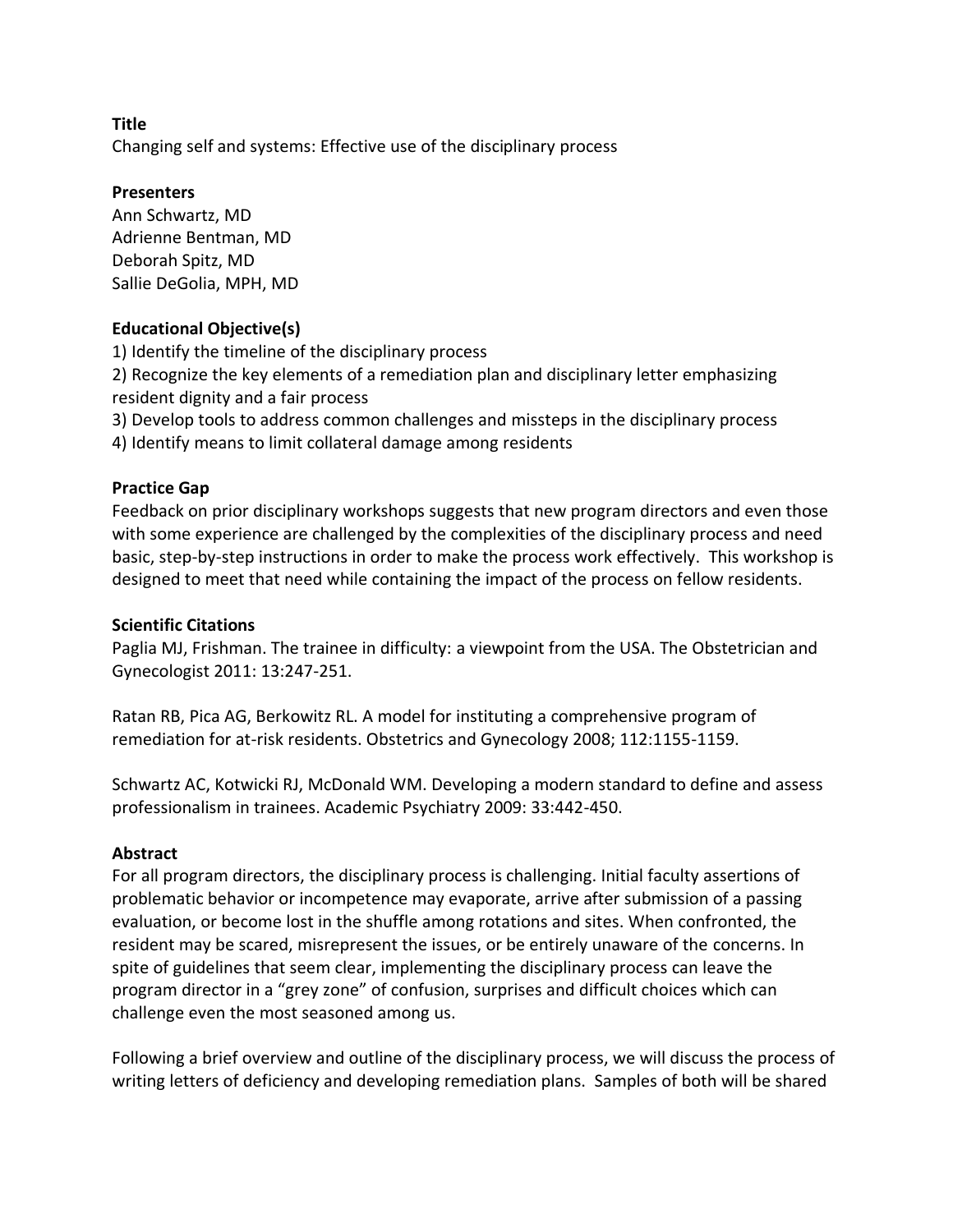**Title**
Changing self and systems: Effective use of the disciplinary process

**Presenters**
Ann Schwartz, MD
Adrienne Bentman, MD
Deborah Spitz, MD
Sallie DeGolia, MPH, MD

**Educational Objective(s)**
1) Identify the timeline of the disciplinary process
2) Recognize the key elements of a remediation plan and disciplinary letter emphasizing resident dignity and a fair process
3) Develop tools to address common challenges and missteps in the disciplinary process
4) Identify means to limit collateral damage among residents

**Practice Gap**
Feedback on prior disciplinary workshops suggests that new program directors and even those with some experience are challenged by the complexities of the disciplinary process and need basic, step-by-step instructions in order to make the process work effectively. This workshop is designed to meet that need while containing the impact of the process on fellow residents.

**Scientific Citations**
Paglia MJ, Frishman. The trainee in difficulty: a viewpoint from the USA. The Obstetrician and Gynecologist 2011: 13:247-251.

Ratan RB, Pica AG, Berkowitz RL. A model for instituting a comprehensive program of remediation for at-risk residents. Obstetrics and Gynecology 2008; 112:1155-1159.

Schwartz AC, Kotwicki RJ, McDonald WM. Developing a modern standard to define and assess professionalism in trainees. Academic Psychiatry 2009: 33:442-450.

**Abstract**
For all program directors, the disciplinary process is challenging. Initial faculty assertions of problematic behavior or incompetence may evaporate, arrive after submission of a passing evaluation, or become lost in the shuffle among rotations and sites. When confronted, the resident may be scared, misrepresent the issues, or be entirely unaware of the concerns. In spite of guidelines that seem clear, implementing the disciplinary process can leave the program director in a "grey zone" of confusion, surprises and difficult choices which can challenge even the most seasoned among us.

Following a brief overview and outline of the disciplinary process, we will discuss the process of writing letters of deficiency and developing remediation plans. Samples of both will be shared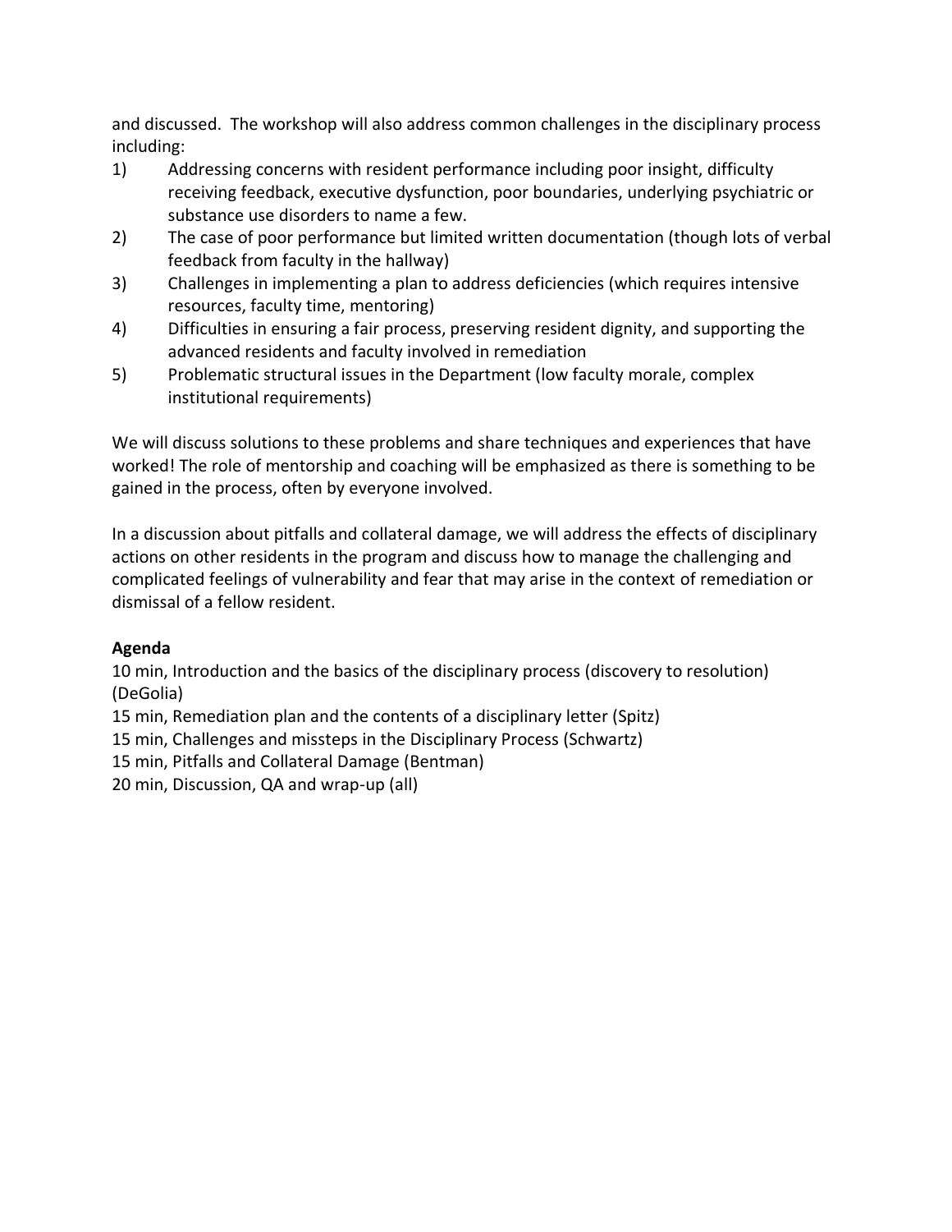and discussed. The workshop will also address common challenges in the disciplinary process including:

1) Addressing concerns with resident performance including poor insight, difficulty receiving feedback, executive dysfunction, poor boundaries, underlying psychiatric or substance use disorders to name a few.
2) The case of poor performance but limited written documentation (though lots of verbal feedback from faculty in the hallway)
3) Challenges in implementing a plan to address deficiencies (which requires intensive resources, faculty time, mentoring)
4) Difficulties in ensuring a fair process, preserving resident dignity, and supporting the advanced residents and faculty involved in remediation
5) Problematic structural issues in the Department (low faculty morale, complex institutional requirements)

We will discuss solutions to these problems and share techniques and experiences that have worked! The role of mentorship and coaching will be emphasized as there is something to be gained in the process, often by everyone involved.

In a discussion about pitfalls and collateral damage, we will address the effects of disciplinary actions on other residents in the program and discuss how to manage the challenging and complicated feelings of vulnerability and fear that may arise in the context of remediation or dismissal of a fellow resident.

**Agenda**

10 min, Introduction and the basics of the disciplinary process (discovery to resolution) (DeGolia)
15 min, Remediation plan and the contents of a disciplinary letter (Spitz)
15 min, Challenges and missteps in the Disciplinary Process (Schwartz)
15 min, Pitfalls and Collateral Damage (Bentman)
20 min, Discussion, QA and wrap-up (all)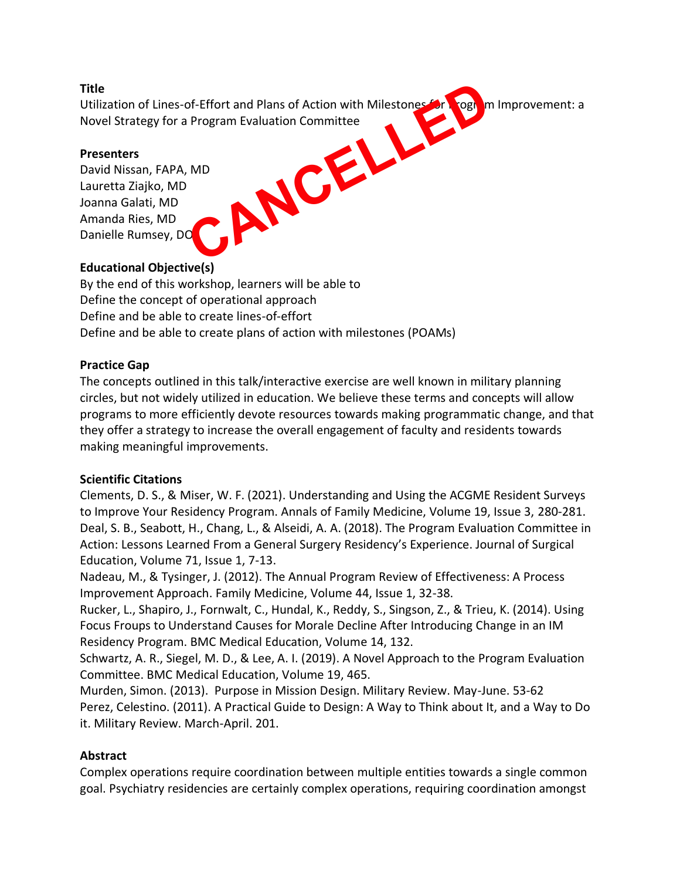**Title**

Utilization of Lines-of-Effort and Plans of Action with Milestones for Program Improvement: a Novel Strategy for a Program Evaluation Committee

CANCELLED

**Presenters**

David Nissan, FAPA, MD
Lauretta Ziajko, MD
Joanna Galati, MD
Amanda Ries, MD
Danielle Rumsey, DO

**Educational Objective(s)**

By the end of this workshop, learners will be able to
Define the concept of operational approach
Define and be able to create lines-of-effort
Define and be able to create plans of action with milestones (POAMs)

**Practice Gap**

The concepts outlined in this talk/interactive exercise are well known in military planning circles, but not widely utilized in education. We believe these terms and concepts will allow programs to more efficiently devote resources towards making programmatic change, and that they offer a strategy to increase the overall engagement of faculty and residents towards making meaningful improvements.

**Scientific Citations**

Clements, D. S., & Miser, W. F. (2021). Understanding and Using the ACGME Resident Surveys to Improve Your Residency Program. Annals of Family Medicine, Volume 19, Issue 3, 280-281.
Deal, S. B., Seabott, H., Chang, L., & Alseidi, A. A. (2018). The Program Evaluation Committee in Action: Lessons Learned From a General Surgery Residency's Experience. Journal of Surgical Education, Volume 71, Issue 1, 7-13.
Nadeau, M., & Tysinger, J. (2012). The Annual Program Review of Effectiveness: A Process Improvement Approach. Family Medicine, Volume 44, Issue 1, 32-38.
Rucker, L., Shapiro, J., Fornwalt, C., Hundal, K., Reddy, S., Singson, Z., & Trieu, K. (2014). Using Focus Froups to Understand Causes for Morale Decline After Introducing Change in an IM Residency Program. BMC Medical Education, Volume 14, 132.
Schwartz, A. R., Siegel, M. D., & Lee, A. I. (2019). A Novel Approach to the Program Evaluation Committee. BMC Medical Education, Volume 19, 465.
Murden, Simon. (2013). Purpose in Mission Design. Military Review. May-June. 53-62
Perez, Celestino. (2011). A Practical Guide to Design: A Way to Think about It, and a Way to Do it. Military Review. March-April. 201.

**Abstract**

Complex operations require coordination between multiple entities towards a single common goal. Psychiatry residencies are certainly complex operations, requiring coordination amongst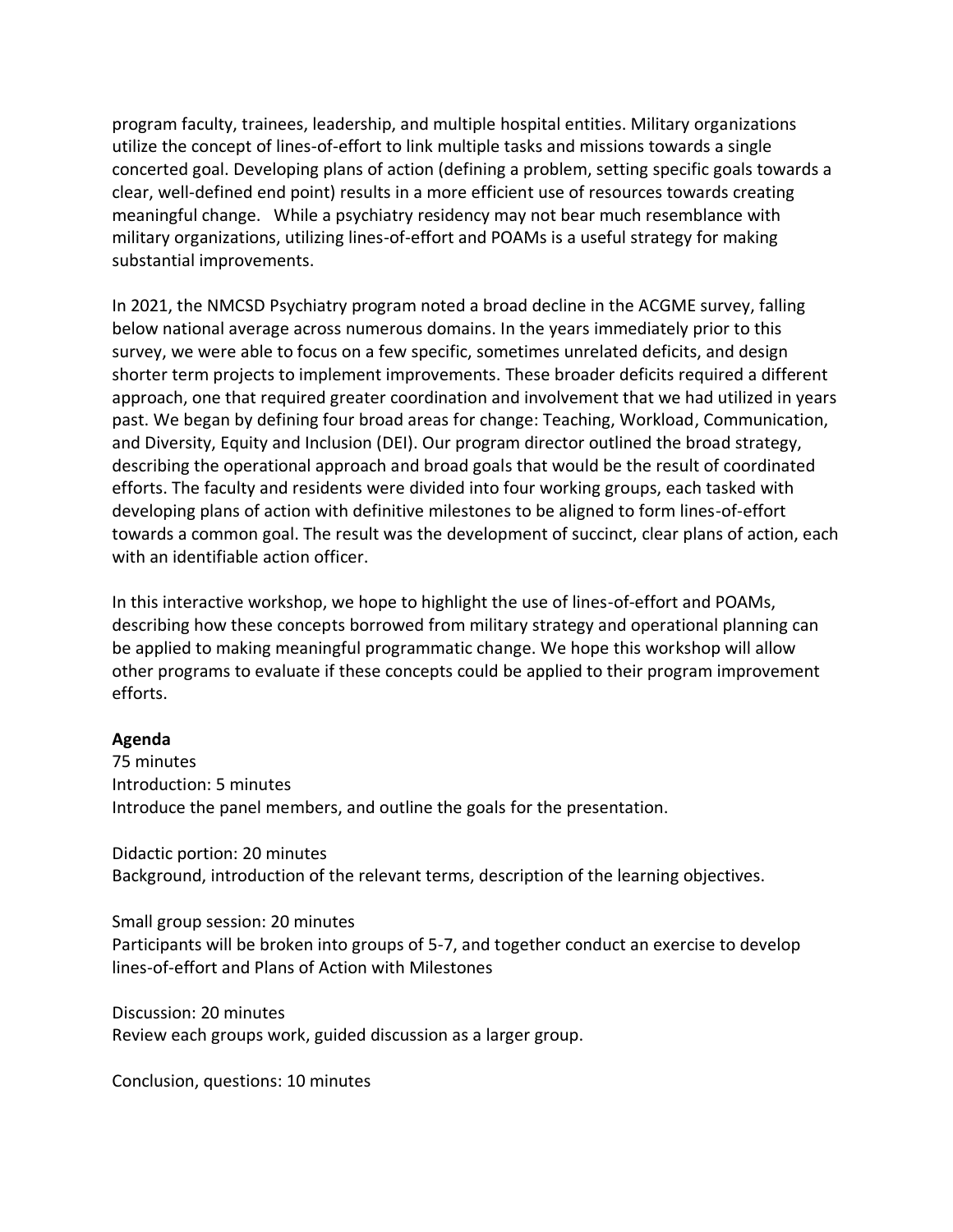program faculty, trainees, leadership, and multiple hospital entities. Military organizations utilize the concept of lines-of-effort to link multiple tasks and missions towards a single concerted goal. Developing plans of action (defining a problem, setting specific goals towards a clear, well-defined end point) results in a more efficient use of resources towards creating meaningful change. While a psychiatry residency may not bear much resemblance with military organizations, utilizing lines-of-effort and POAMs is a useful strategy for making substantial improvements.

In 2021, the NMCSD Psychiatry program noted a broad decline in the ACGME survey, falling below national average across numerous domains. In the years immediately prior to this survey, we were able to focus on a few specific, sometimes unrelated deficits, and design shorter term projects to implement improvements. These broader deficits required a different approach, one that required greater coordination and involvement that we had utilized in years past. We began by defining four broad areas for change: Teaching, Workload, Communication, and Diversity, Equity and Inclusion (DEI). Our program director outlined the broad strategy, describing the operational approach and broad goals that would be the result of coordinated efforts. The faculty and residents were divided into four working groups, each tasked with developing plans of action with definitive milestones to be aligned to form lines-of-effort towards a common goal. The result was the development of succinct, clear plans of action, each with an identifiable action officer.

In this interactive workshop, we hope to highlight the use of lines-of-effort and POAMs, describing how these concepts borrowed from military strategy and operational planning can be applied to making meaningful programmatic change. We hope this workshop will allow other programs to evaluate if these concepts could be applied to their program improvement efforts.

**Agenda**

75 minutes

Introduction: 5 minutes

Introduce the panel members, and outline the goals for the presentation.

Didactic portion: 20 minutes

Background, introduction of the relevant terms, description of the learning objectives.

Small group session: 20 minutes

Participants will be broken into groups of 5-7, and together conduct an exercise to develop lines-of-effort and Plans of Action with Milestones

Discussion: 20 minutes

Review each groups work, guided discussion as a larger group.

Conclusion, questions: 10 minutes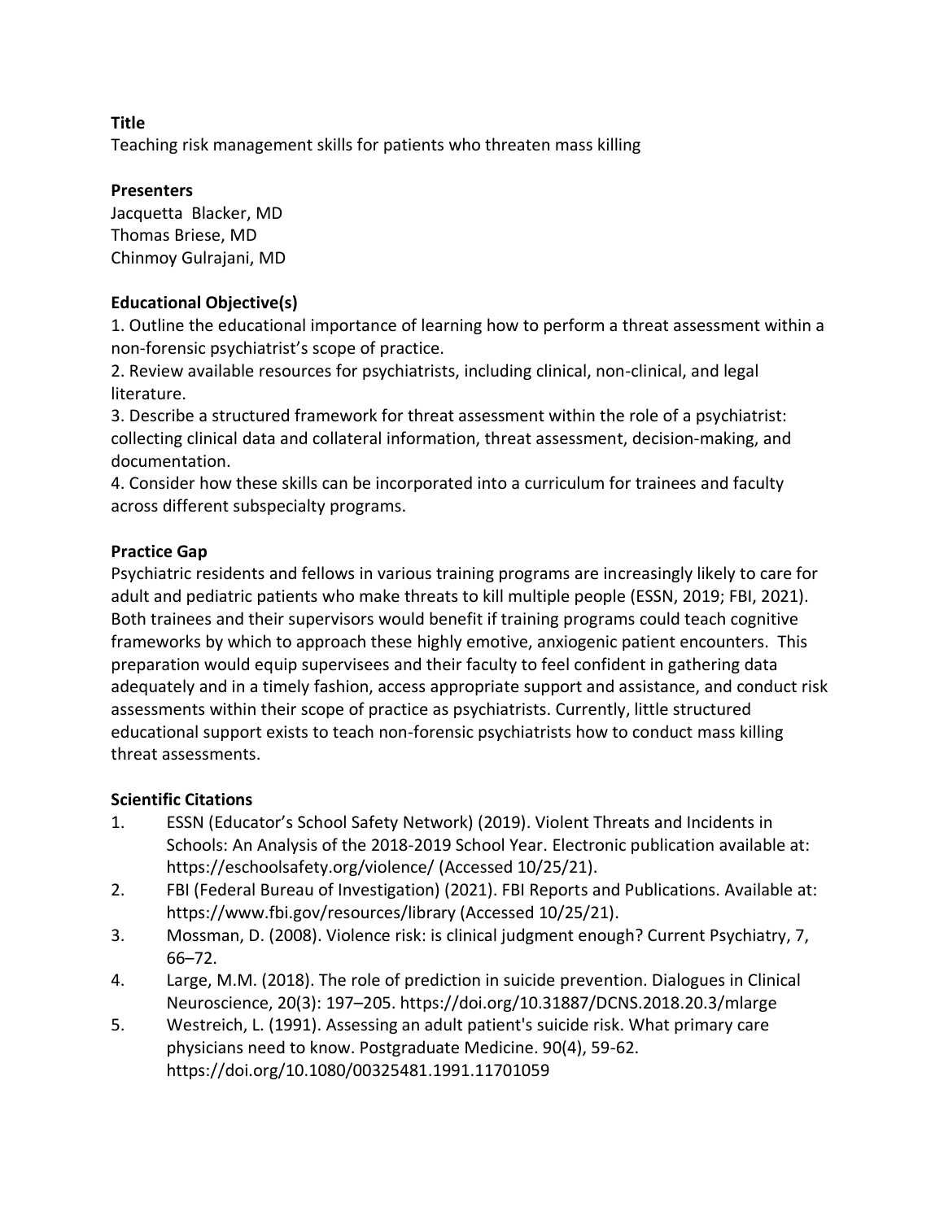**Title**

Teaching risk management skills for patients who threaten mass killing

**Presenters**

Jacquetta Blacker, MD
Thomas Briese, MD
Chinmoy Gulrajani, MD

**Educational Objective(s)**

1. Outline the educational importance of learning how to perform a threat assessment within a non-forensic psychiatrist's scope of practice.
2. Review available resources for psychiatrists, including clinical, non-clinical, and legal literature.
3. Describe a structured framework for threat assessment within the role of a psychiatrist: collecting clinical data and collateral information, threat assessment, decision-making, and documentation.
4. Consider how these skills can be incorporated into a curriculum for trainees and faculty across different subspecialty programs.

**Practice Gap**

Psychiatric residents and fellows in various training programs are increasingly likely to care for adult and pediatric patients who make threats to kill multiple people (ESSN, 2019; FBI, 2021). Both trainees and their supervisors would benefit if training programs could teach cognitive frameworks by which to approach these highly emotive, anxiogenic patient encounters. This preparation would equip supervisees and their faculty to feel confident in gathering data adequately and in a timely fashion, access appropriate support and assistance, and conduct risk assessments within their scope of practice as psychiatrists. Currently, little structured educational support exists to teach non-forensic psychiatrists how to conduct mass killing threat assessments.

**Scientific Citations**

1. ESSN (Educator's School Safety Network) (2019). Violent Threats and Incidents in Schools: An Analysis of the 2018-2019 School Year. Electronic publication available at: https://eschoolsafety.org/violence/ (Accessed 10/25/21).
2. FBI (Federal Bureau of Investigation) (2021). FBI Reports and Publications. Available at: https://www.fbi.gov/resources/library (Accessed 10/25/21).
3. Mossman, D. (2008). Violence risk: is clinical judgment enough? Current Psychiatry, 7, 66–72.
4. Large, M.M. (2018). The role of prediction in suicide prevention. Dialogues in Clinical Neuroscience, 20(3): 197–205. https://doi.org/10.31887/DCNS.2018.20.3/mlarge
5. Westreich, L. (1991). Assessing an adult patient's suicide risk. What primary care physicians need to know. Postgraduate Medicine. 90(4), 59-62. https://doi.org/10.1080/00325481.1991.11701059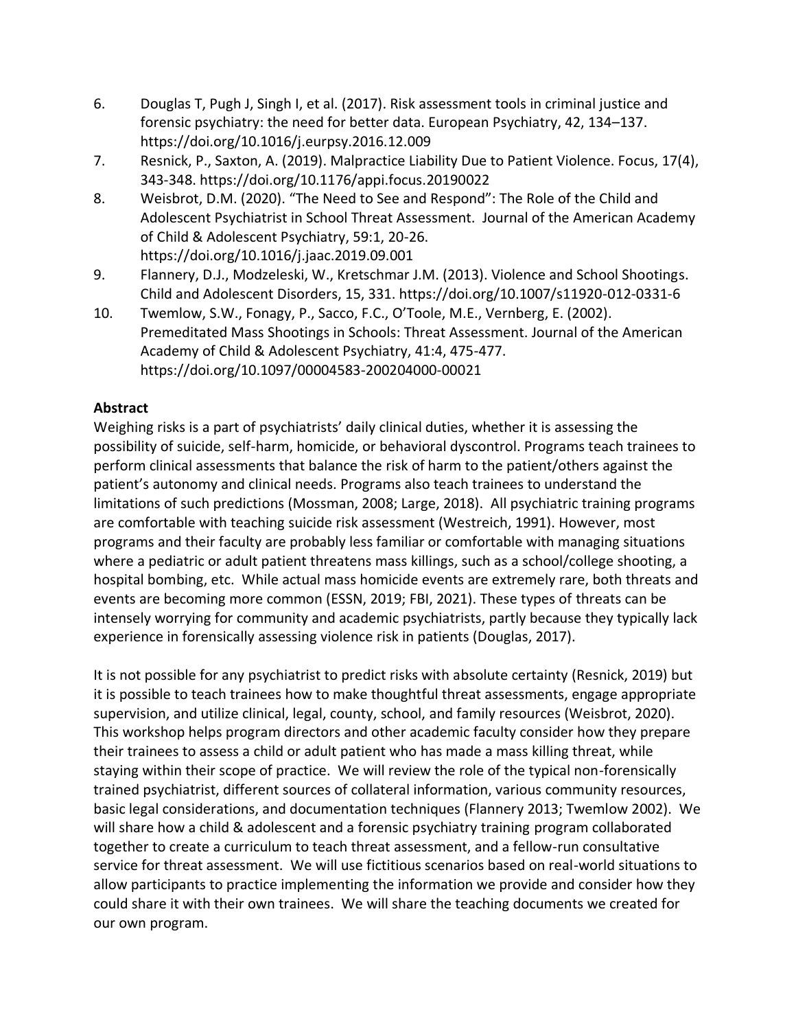6. Douglas T, Pugh J, Singh I, et al. (2017). Risk assessment tools in criminal justice and forensic psychiatry: the need for better data. European Psychiatry, 42, 134–137. https://doi.org/10.1016/j.eurpsy.2016.12.009
7. Resnick, P., Saxton, A. (2019). Malpractice Liability Due to Patient Violence. Focus, 17(4), 343-348. https://doi.org/10.1176/appi.focus.20190022
8. Weisbrot, D.M. (2020). "The Need to See and Respond": The Role of the Child and Adolescent Psychiatrist in School Threat Assessment. Journal of the American Academy of Child & Adolescent Psychiatry, 59:1, 20-26. https://doi.org/10.1016/j.jaac.2019.09.001
9. Flannery, D.J., Modzeleski, W., Kretschmar J.M. (2013). Violence and School Shootings. Child and Adolescent Disorders, 15, 331. https://doi.org/10.1007/s11920-012-0331-6
10. Twemlow, S.W., Fonagy, P., Sacco, F.C., O'Toole, M.E., Vernberg, E. (2002). Premeditated Mass Shootings in Schools: Threat Assessment. Journal of the American Academy of Child & Adolescent Psychiatry, 41:4, 475-477. https://doi.org/10.1097/00004583-200204000-00021

**Abstract**

Weighing risks is a part of psychiatrists' daily clinical duties, whether it is assessing the possibility of suicide, self-harm, homicide, or behavioral dyscontrol. Programs teach trainees to perform clinical assessments that balance the risk of harm to the patient/others against the patient's autonomy and clinical needs. Programs also teach trainees to understand the limitations of such predictions (Mossman, 2008; Large, 2018). All psychiatric training programs are comfortable with teaching suicide risk assessment (Westreich, 1991). However, most programs and their faculty are probably less familiar or comfortable with managing situations where a pediatric or adult patient threatens mass killings, such as a school/college shooting, a hospital bombing, etc. While actual mass homicide events are extremely rare, both threats and events are becoming more common (ESSN, 2019; FBI, 2021). These types of threats can be intensely worrying for community and academic psychiatrists, partly because they typically lack experience in forensically assessing violence risk in patients (Douglas, 2017).

It is not possible for any psychiatrist to predict risks with absolute certainty (Resnick, 2019) but it is possible to teach trainees how to make thoughtful threat assessments, engage appropriate supervision, and utilize clinical, legal, county, school, and family resources (Weisbrot, 2020). This workshop helps program directors and other academic faculty consider how they prepare their trainees to assess a child or adult patient who has made a mass killing threat, while staying within their scope of practice. We will review the role of the typical non-forensically trained psychiatrist, different sources of collateral information, various community resources, basic legal considerations, and documentation techniques (Flannery 2013; Twemlow 2002). We will share how a child & adolescent and a forensic psychiatry training program collaborated together to create a curriculum to teach threat assessment, and a fellow-run consultative service for threat assessment. We will use fictitious scenarios based on real-world situations to allow participants to practice implementing the information we provide and consider how they could share it with their own trainees. We will share the teaching documents we created for our own program.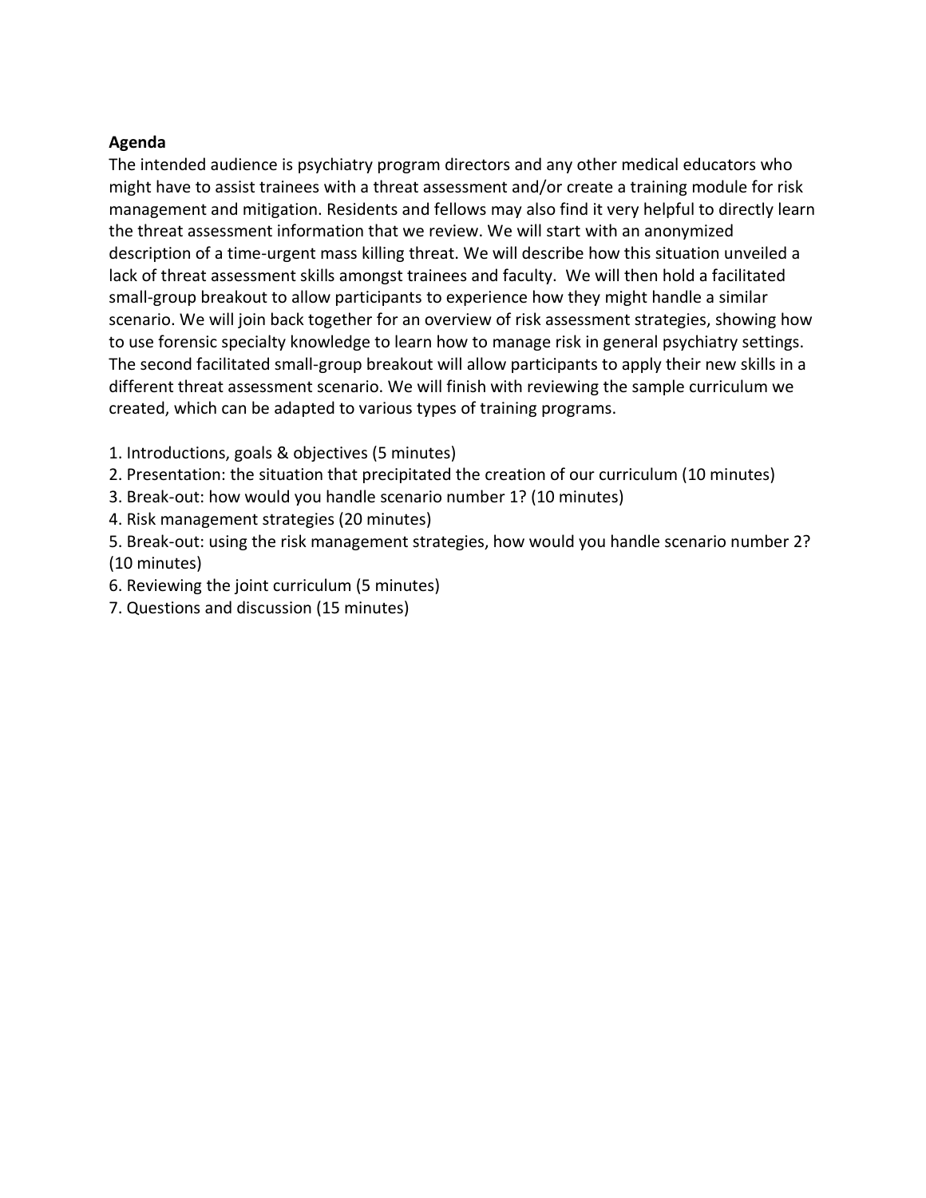**Agenda**

The intended audience is psychiatry program directors and any other medical educators who might have to assist trainees with a threat assessment and/or create a training module for risk management and mitigation. Residents and fellows may also find it very helpful to directly learn the threat assessment information that we review. We will start with an anonymized description of a time-urgent mass killing threat. We will describe how this situation unveiled a lack of threat assessment skills amongst trainees and faculty. We will then hold a facilitated small-group breakout to allow participants to experience how they might handle a similar scenario. We will join back together for an overview of risk assessment strategies, showing how to use forensic specialty knowledge to learn how to manage risk in general psychiatry settings. The second facilitated small-group breakout will allow participants to apply their new skills in a different threat assessment scenario. We will finish with reviewing the sample curriculum we created, which can be adapted to various types of training programs.

1. Introductions, goals & objectives (5 minutes)
2. Presentation: the situation that precipitated the creation of our curriculum (10 minutes)
3. Break-out: how would you handle scenario number 1? (10 minutes)
4. Risk management strategies (20 minutes)
5. Break-out: using the risk management strategies, how would you handle scenario number 2? (10 minutes)
6. Reviewing the joint curriculum (5 minutes)
7. Questions and discussion (15 minutes)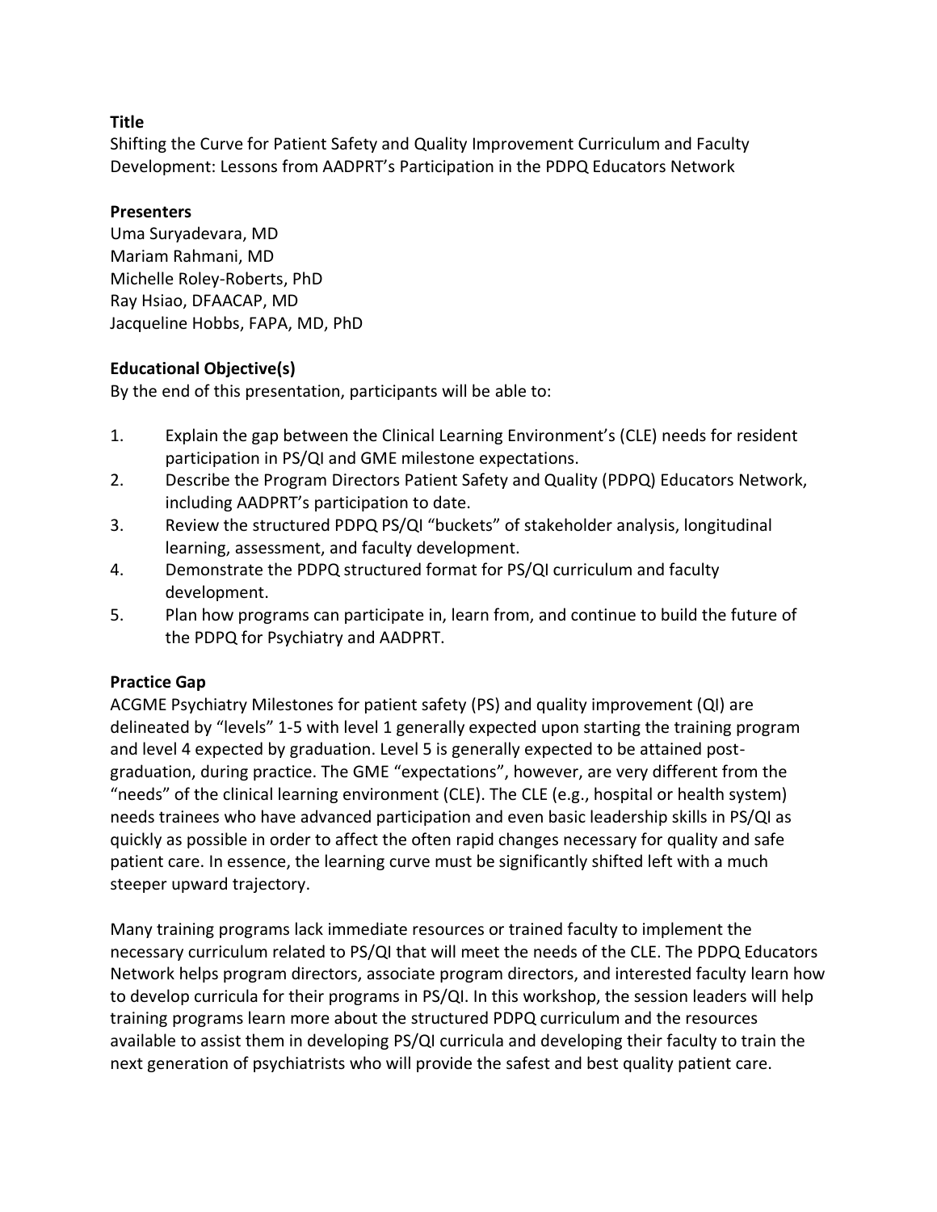**Title**

Shifting the Curve for Patient Safety and Quality Improvement Curriculum and Faculty Development: Lessons from AADPRT's Participation in the PDPQ Educators Network

**Presenters**

Uma Suryadevara, MD
Mariam Rahmani, MD
Michelle Roley-Roberts, PhD
Ray Hsiao, DFAACAP, MD
Jacqueline Hobbs, FAPA, MD, PhD

**Educational Objective(s)**

By the end of this presentation, participants will be able to:

1. Explain the gap between the Clinical Learning Environment's (CLE) needs for resident participation in PS/QI and GME milestone expectations.
2. Describe the Program Directors Patient Safety and Quality (PDPQ) Educators Network, including AADPRT's participation to date.
3. Review the structured PDPQ PS/QI "buckets" of stakeholder analysis, longitudinal learning, assessment, and faculty development.
4. Demonstrate the PDPQ structured format for PS/QI curriculum and faculty development.
5. Plan how programs can participate in, learn from, and continue to build the future of the PDPQ for Psychiatry and AADPRT.

**Practice Gap**

ACGME Psychiatry Milestones for patient safety (PS) and quality improvement (QI) are delineated by "levels" 1-5 with level 1 generally expected upon starting the training program and level 4 expected by graduation. Level 5 is generally expected to be attained post-graduation, during practice. The GME "expectations", however, are very different from the "needs" of the clinical learning environment (CLE). The CLE (e.g., hospital or health system) needs trainees who have advanced participation and even basic leadership skills in PS/QI as quickly as possible in order to affect the often rapid changes necessary for quality and safe patient care. In essence, the learning curve must be significantly shifted left with a much steeper upward trajectory.

Many training programs lack immediate resources or trained faculty to implement the necessary curriculum related to PS/QI that will meet the needs of the CLE. The PDPQ Educators Network helps program directors, associate program directors, and interested faculty learn how to develop curricula for their programs in PS/QI. In this workshop, the session leaders will help training programs learn more about the structured PDPQ curriculum and the resources available to assist them in developing PS/QI curricula and developing their faculty to train the next generation of psychiatrists who will provide the safest and best quality patient care.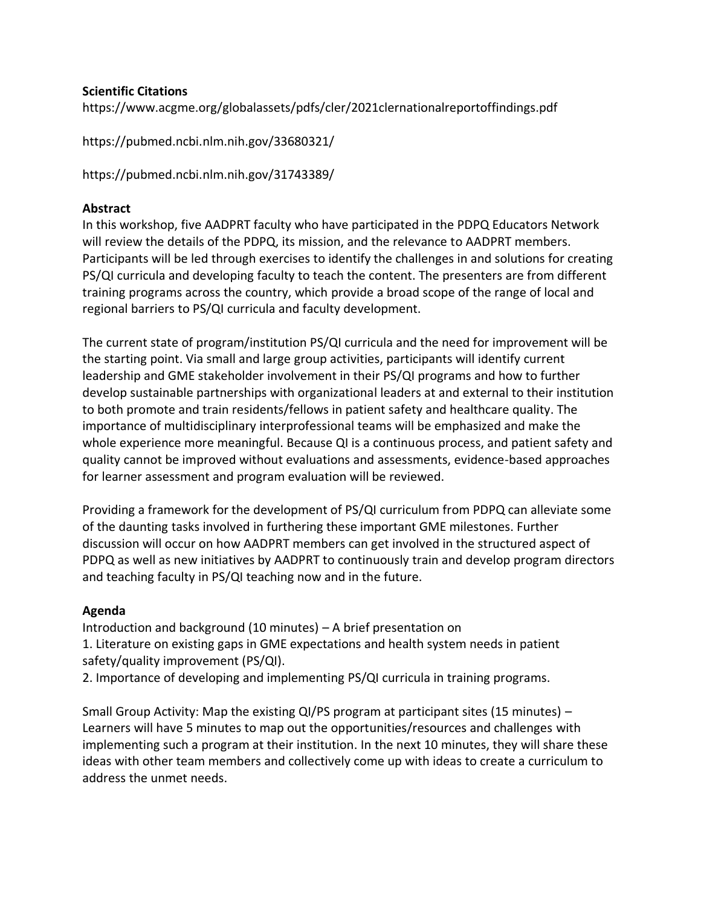**Scientific Citations**

https://www.acgme.org/globalassets/pdfs/cler/2021clernationalreportoffindings.pdf

https://pubmed.ncbi.nlm.nih.gov/33680321/

https://pubmed.ncbi.nlm.nih.gov/31743389/

**Abstract**

In this workshop, five AADPRT faculty who have participated in the PDPQ Educators Network will review the details of the PDPQ, its mission, and the relevance to AADPRT members. Participants will be led through exercises to identify the challenges in and solutions for creating PS/QI curricula and developing faculty to teach the content. The presenters are from different training programs across the country, which provide a broad scope of the range of local and regional barriers to PS/QI curricula and faculty development.

The current state of program/institution PS/QI curricula and the need for improvement will be the starting point. Via small and large group activities, participants will identify current leadership and GME stakeholder involvement in their PS/QI programs and how to further develop sustainable partnerships with organizational leaders at and external to their institution to both promote and train residents/fellows in patient safety and healthcare quality. The importance of multidisciplinary interprofessional teams will be emphasized and make the whole experience more meaningful. Because QI is a continuous process, and patient safety and quality cannot be improved without evaluations and assessments, evidence-based approaches for learner assessment and program evaluation will be reviewed.

Providing a framework for the development of PS/QI curriculum from PDPQ can alleviate some of the daunting tasks involved in furthering these important GME milestones. Further discussion will occur on how AADPRT members can get involved in the structured aspect of PDPQ as well as new initiatives by AADPRT to continuously train and develop program directors and teaching faculty in PS/QI teaching now and in the future.

**Agenda**

Introduction and background (10 minutes) – A brief presentation on

1. Literature on existing gaps in GME expectations and health system needs in patient safety/quality improvement (PS/QI).
2. Importance of developing and implementing PS/QI curricula in training programs.

Small Group Activity: Map the existing QI/PS program at participant sites (15 minutes) – Learners will have 5 minutes to map out the opportunities/resources and challenges with implementing such a program at their institution. In the next 10 minutes, they will share these ideas with other team members and collectively come up with ideas to create a curriculum to address the unmet needs.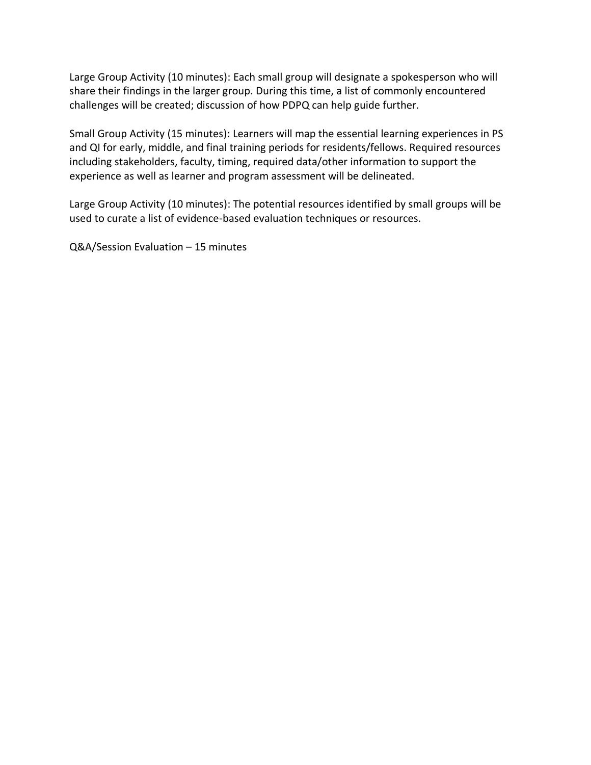Large Group Activity (10 minutes): Each small group will designate a spokesperson who will share their findings in the larger group. During this time, a list of commonly encountered challenges will be created; discussion of how PDPQ can help guide further.

Small Group Activity (15 minutes): Learners will map the essential learning experiences in PS and QI for early, middle, and final training periods for residents/fellows. Required resources including stakeholders, faculty, timing, required data/other information to support the experience as well as learner and program assessment will be delineated.

Large Group Activity (10 minutes): The potential resources identified by small groups will be used to curate a list of evidence-based evaluation techniques or resources.

Q&A/Session Evaluation – 15 minutes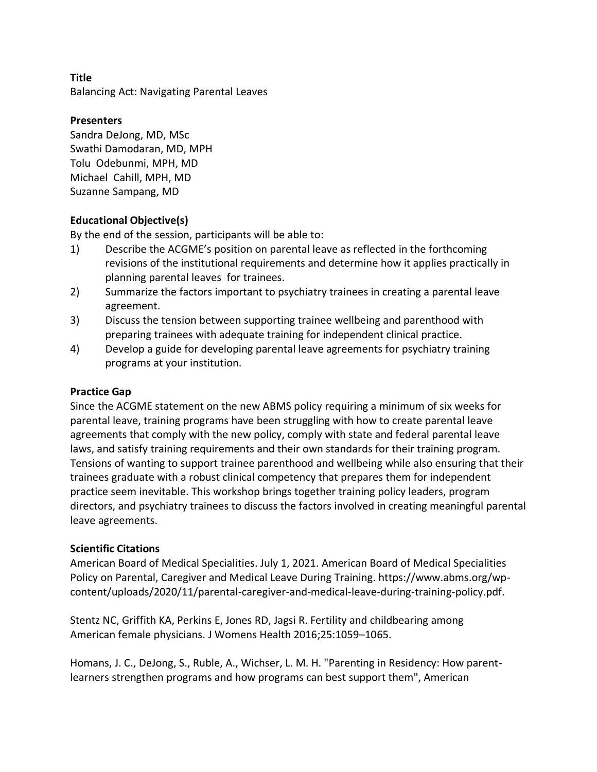**Title**

Balancing Act: Navigating Parental Leaves

**Presenters**

Sandra DeJong, MD, MSc
Swathi Damodaran, MD, MPH
Tolu Odebunmi, MPH, MD
Michael Cahill, MPH, MD
Suzanne Sampang, MD

**Educational Objective(s)**

By the end of the session, participants will be able to:

1) Describe the ACGME's position on parental leave as reflected in the forthcoming revisions of the institutional requirements and determine how it applies practically in planning parental leaves for trainees.
2) Summarize the factors important to psychiatry trainees in creating a parental leave agreement.
3) Discuss the tension between supporting trainee wellbeing and parenthood with preparing trainees with adequate training for independent clinical practice.
4) Develop a guide for developing parental leave agreements for psychiatry training programs at your institution.

**Practice Gap**

Since the ACGME statement on the new ABMS policy requiring a minimum of six weeks for parental leave, training programs have been struggling with how to create parental leave agreements that comply with the new policy, comply with state and federal parental leave laws, and satisfy training requirements and their own standards for their training program. Tensions of wanting to support trainee parenthood and wellbeing while also ensuring that their trainees graduate with a robust clinical competency that prepares them for independent practice seem inevitable. This workshop brings together training policy leaders, program directors, and psychiatry trainees to discuss the factors involved in creating meaningful parental leave agreements.

**Scientific Citations**

American Board of Medical Specialities. July 1, 2021. American Board of Medical Specialities Policy on Parental, Caregiver and Medical Leave During Training. https://www.abms.org/wp-content/uploads/2020/11/parental-caregiver-and-medical-leave-during-training-policy.pdf.

Stentz NC, Griffith KA, Perkins E, Jones RD, Jagsi R. Fertility and childbearing among American female physicians. J Womens Health 2016;25:1059–1065.

Homans, J. C., DeJong, S., Ruble, A., Wichser, L. M. H. "Parenting in Residency: How parent-learners strengthen programs and how programs can best support them", American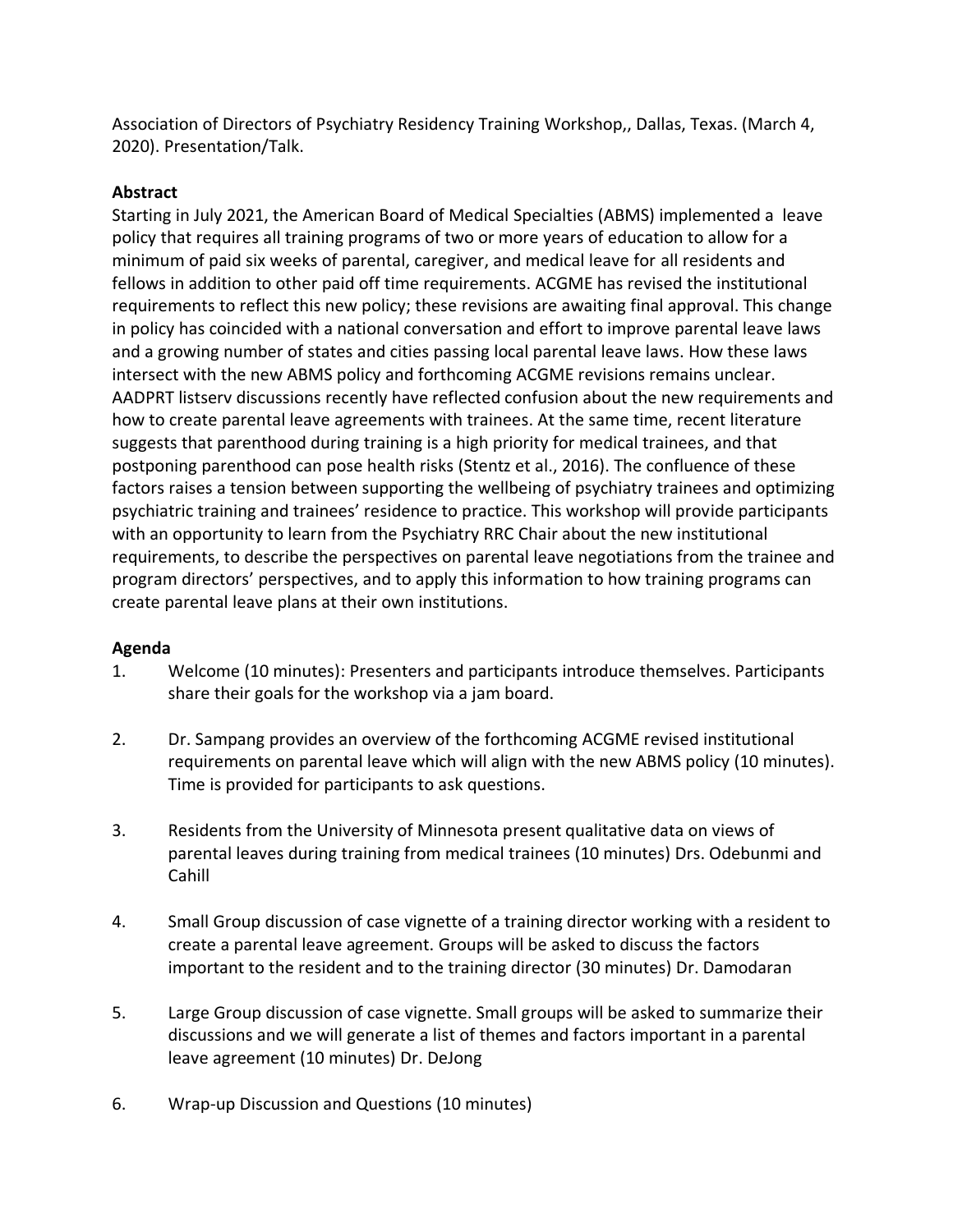Association of Directors of Psychiatry Residency Training Workshop,, Dallas, Texas. (March 4, 2020). Presentation/Talk.

**Abstract**

Starting in July 2021, the American Board of Medical Specialties (ABMS) implemented a leave policy that requires all training programs of two or more years of education to allow for a minimum of paid six weeks of parental, caregiver, and medical leave for all residents and fellows in addition to other paid off time requirements. ACGME has revised the institutional requirements to reflect this new policy; these revisions are awaiting final approval. This change in policy has coincided with a national conversation and effort to improve parental leave laws and a growing number of states and cities passing local parental leave laws. How these laws intersect with the new ABMS policy and forthcoming ACGME revisions remains unclear. AADPRT listserv discussions recently have reflected confusion about the new requirements and how to create parental leave agreements with trainees. At the same time, recent literature suggests that parenthood during training is a high priority for medical trainees, and that postponing parenthood can pose health risks (Stentz et al., 2016). The confluence of these factors raises a tension between supporting the wellbeing of psychiatry trainees and optimizing psychiatric training and trainees' residence to practice. This workshop will provide participants with an opportunity to learn from the Psychiatry RRC Chair about the new institutional requirements, to describe the perspectives on parental leave negotiations from the trainee and program directors' perspectives, and to apply this information to how training programs can create parental leave plans at their own institutions.

**Agenda**

1. Welcome (10 minutes): Presenters and participants introduce themselves. Participants share their goals for the workshop via a jam board.

2. Dr. Sampang provides an overview of the forthcoming ACGME revised institutional requirements on parental leave which will align with the new ABMS policy (10 minutes). Time is provided for participants to ask questions.

3. Residents from the University of Minnesota present qualitative data on views of parental leaves during training from medical trainees (10 minutes) Drs. Odebunmi and Cahill

4. Small Group discussion of case vignette of a training director working with a resident to create a parental leave agreement. Groups will be asked to discuss the factors important to the resident and to the training director (30 minutes) Dr. Damodaran

5. Large Group discussion of case vignette. Small groups will be asked to summarize their discussions and we will generate a list of themes and factors important in a parental leave agreement (10 minutes) Dr. DeJong

6. Wrap-up Discussion and Questions (10 minutes)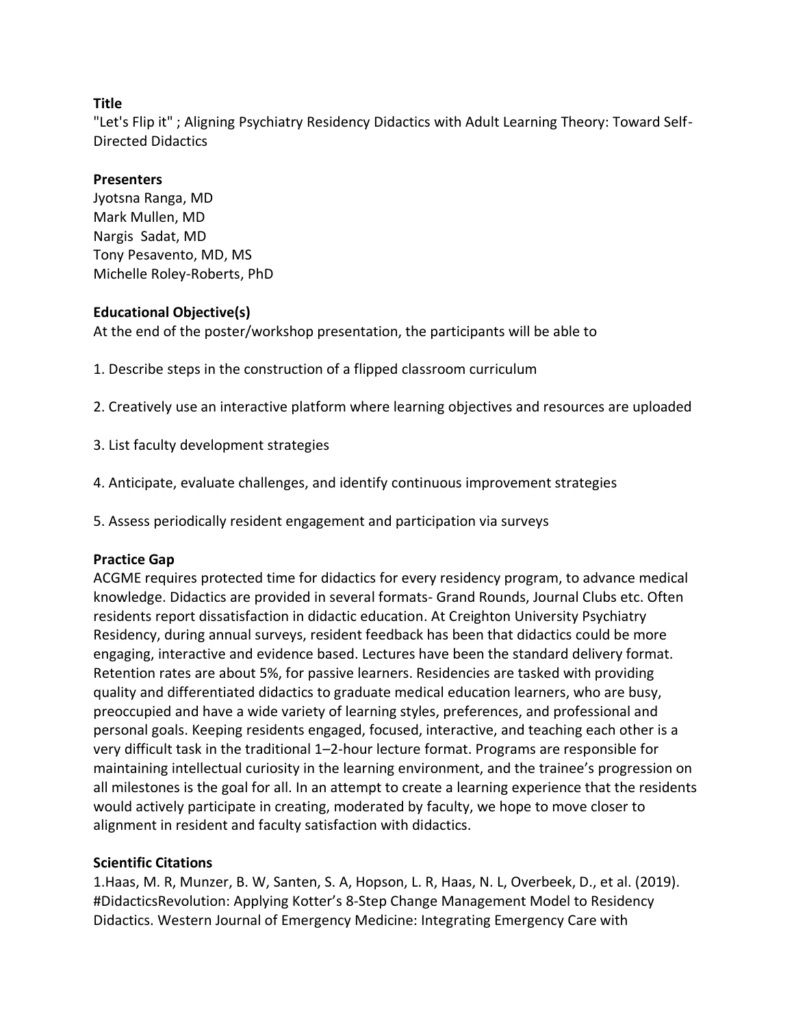**Title**

"Let's Flip it" ; Aligning Psychiatry Residency Didactics with Adult Learning Theory: Toward Self-Directed Didactics

**Presenters**

Jyotsna Ranga, MD
Mark Mullen, MD
Nargis Sadat, MD
Tony Pesavento, MD, MS
Michelle Roley-Roberts, PhD

**Educational Objective(s)**

At the end of the poster/workshop presentation, the participants will be able to

1. Describe steps in the construction of a flipped classroom curriculum

2. Creatively use an interactive platform where learning objectives and resources are uploaded

3. List faculty development strategies

4. Anticipate, evaluate challenges, and identify continuous improvement strategies

5. Assess periodically resident engagement and participation via surveys

**Practice Gap**

ACGME requires protected time for didactics for every residency program, to advance medical knowledge. Didactics are provided in several formats- Grand Rounds, Journal Clubs etc. Often residents report dissatisfaction in didactic education. At Creighton University Psychiatry Residency, during annual surveys, resident feedback has been that didactics could be more engaging, interactive and evidence based. Lectures have been the standard delivery format. Retention rates are about 5%, for passive learners. Residencies are tasked with providing quality and differentiated didactics to graduate medical education learners, who are busy, preoccupied and have a wide variety of learning styles, preferences, and professional and personal goals. Keeping residents engaged, focused, interactive, and teaching each other is a very difficult task in the traditional 1–2-hour lecture format. Programs are responsible for maintaining intellectual curiosity in the learning environment, and the trainee's progression on all milestones is the goal for all. In an attempt to create a learning experience that the residents would actively participate in creating, moderated by faculty, we hope to move closer to alignment in resident and faculty satisfaction with didactics.

**Scientific Citations**

1.Haas, M. R, Munzer, B. W, Santen, S. A, Hopson, L. R, Haas, N. L, Overbeek, D., et al. (2019). #DidacticsRevolution: Applying Kotter's 8-Step Change Management Model to Residency Didactics. Western Journal of Emergency Medicine: Integrating Emergency Care with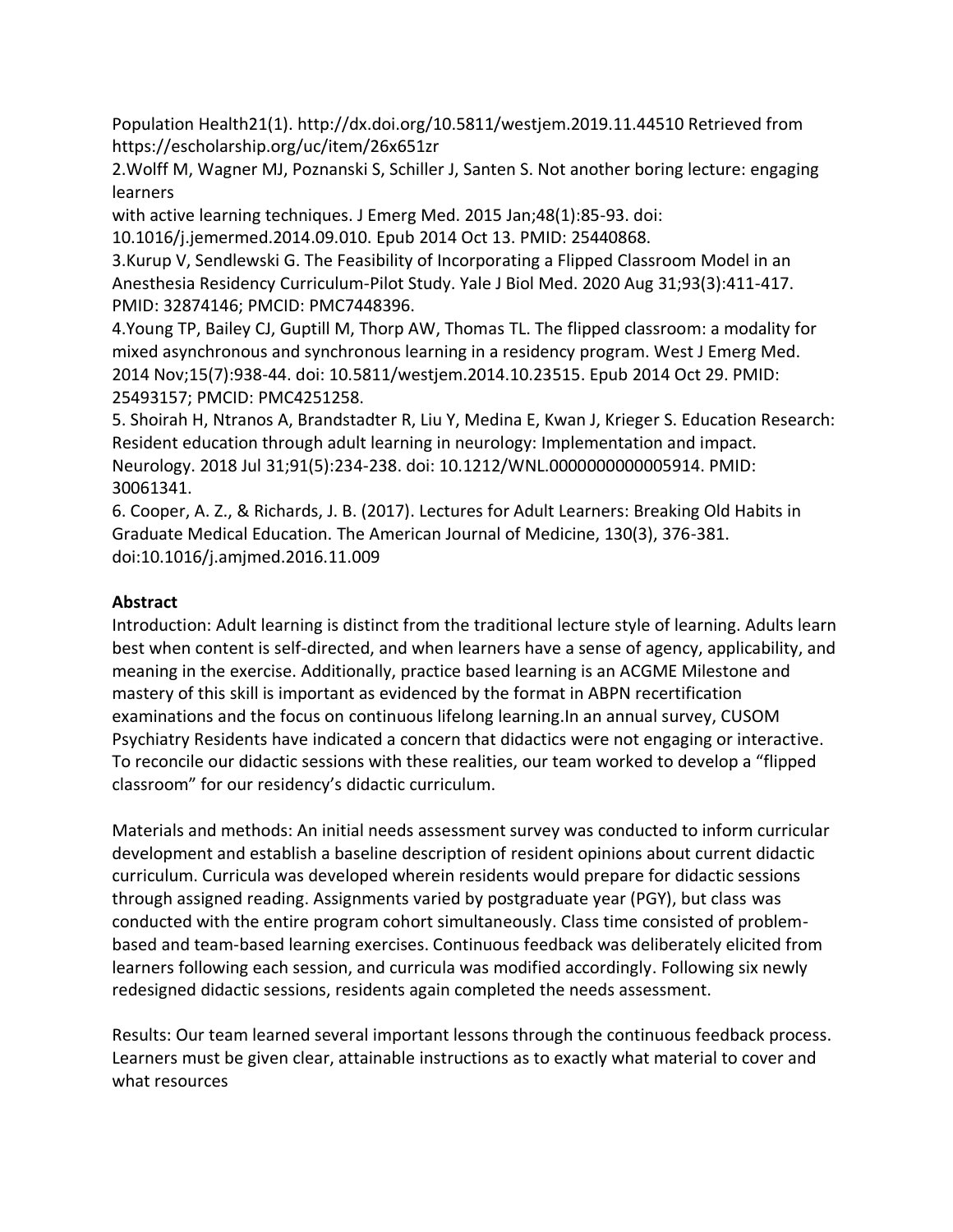Population Health21(1). http://dx.doi.org/10.5811/westjem.2019.11.44510 Retrieved from https://escholarship.org/uc/item/26x651zr

2.Wolff M, Wagner MJ, Poznanski S, Schiller J, Santen S. Not another boring lecture: engaging learners with active learning techniques. J Emerg Med. 2015 Jan;48(1):85-93. doi: 10.1016/j.jemermed.2014.09.010. Epub 2014 Oct 13. PMID: 25440868.

3.Kurup V, Sendlewski G. The Feasibility of Incorporating a Flipped Classroom Model in an Anesthesia Residency Curriculum-Pilot Study. Yale J Biol Med. 2020 Aug 31;93(3):411-417. PMID: 32874146; PMCID: PMC7448396.

4.Young TP, Bailey CJ, Guptill M, Thorp AW, Thomas TL. The flipped classroom: a modality for mixed asynchronous and synchronous learning in a residency program. West J Emerg Med. 2014 Nov;15(7):938-44. doi: 10.5811/westjem.2014.10.23515. Epub 2014 Oct 29. PMID: 25493157; PMCID: PMC4251258.

5. Shoirah H, Ntranos A, Brandstadter R, Liu Y, Medina E, Kwan J, Krieger S. Education Research: Resident education through adult learning in neurology: Implementation and impact. Neurology. 2018 Jul 31;91(5):234-238. doi: 10.1212/WNL.0000000000005914. PMID: 30061341.

6. Cooper, A. Z., & Richards, J. B. (2017). Lectures for Adult Learners: Breaking Old Habits in Graduate Medical Education. The American Journal of Medicine, 130(3), 376-381. doi:10.1016/j.amjmed.2016.11.009

**Abstract**

Introduction: Adult learning is distinct from the traditional lecture style of learning. Adults learn best when content is self-directed, and when learners have a sense of agency, applicability, and meaning in the exercise. Additionally, practice based learning is an ACGME Milestone and mastery of this skill is important as evidenced by the format in ABPN recertification examinations and the focus on continuous lifelong learning.In an annual survey, CUSOM Psychiatry Residents have indicated a concern that didactics were not engaging or interactive. To reconcile our didactic sessions with these realities, our team worked to develop a "flipped classroom" for our residency's didactic curriculum.

Materials and methods: An initial needs assessment survey was conducted to inform curricular development and establish a baseline description of resident opinions about current didactic curriculum. Curricula was developed wherein residents would prepare for didactic sessions through assigned reading. Assignments varied by postgraduate year (PGY), but class was conducted with the entire program cohort simultaneously. Class time consisted of problem-based and team-based learning exercises. Continuous feedback was deliberately elicited from learners following each session, and curricula was modified accordingly. Following six newly redesigned didactic sessions, residents again completed the needs assessment.

Results: Our team learned several important lessons through the continuous feedback process. Learners must be given clear, attainable instructions as to exactly what material to cover and what resources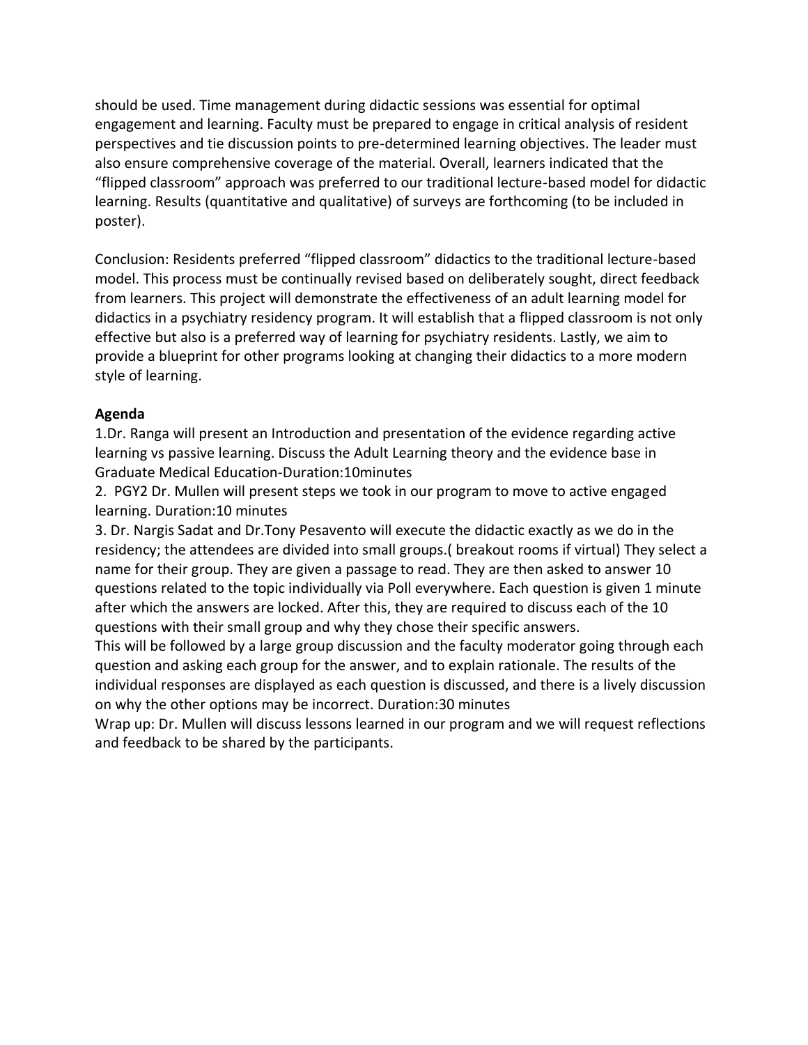should be used. Time management during didactic sessions was essential for optimal engagement and learning. Faculty must be prepared to engage in critical analysis of resident perspectives and tie discussion points to pre-determined learning objectives. The leader must also ensure comprehensive coverage of the material. Overall, learners indicated that the "flipped classroom" approach was preferred to our traditional lecture-based model for didactic learning. Results (quantitative and qualitative) of surveys are forthcoming (to be included in poster).

Conclusion: Residents preferred "flipped classroom" didactics to the traditional lecture-based model. This process must be continually revised based on deliberately sought, direct feedback from learners. This project will demonstrate the effectiveness of an adult learning model for didactics in a psychiatry residency program. It will establish that a flipped classroom is not only effective but also is a preferred way of learning for psychiatry residents. Lastly, we aim to provide a blueprint for other programs looking at changing their didactics to a more modern style of learning.

**Agenda**

1.Dr. Ranga will present an Introduction and presentation of the evidence regarding active learning vs passive learning. Discuss the Adult Learning theory and the evidence base in Graduate Medical Education-Duration:10minutes

2. PGY2 Dr. Mullen will present steps we took in our program to move to active engaged learning. Duration:10 minutes

3. Dr. Nargis Sadat and Dr.Tony Pesavento will execute the didactic exactly as we do in the residency; the attendees are divided into small groups.( breakout rooms if virtual) They select a name for their group. They are given a passage to read. They are then asked to answer 10 questions related to the topic individually via Poll everywhere. Each question is given 1 minute after which the answers are locked. After this, they are required to discuss each of the 10 questions with their small group and why they chose their specific answers.

This will be followed by a large group discussion and the faculty moderator going through each question and asking each group for the answer, and to explain rationale. The results of the individual responses are displayed as each question is discussed, and there is a lively discussion on why the other options may be incorrect. Duration:30 minutes

Wrap up: Dr. Mullen will discuss lessons learned in our program and we will request reflections and feedback to be shared by the participants.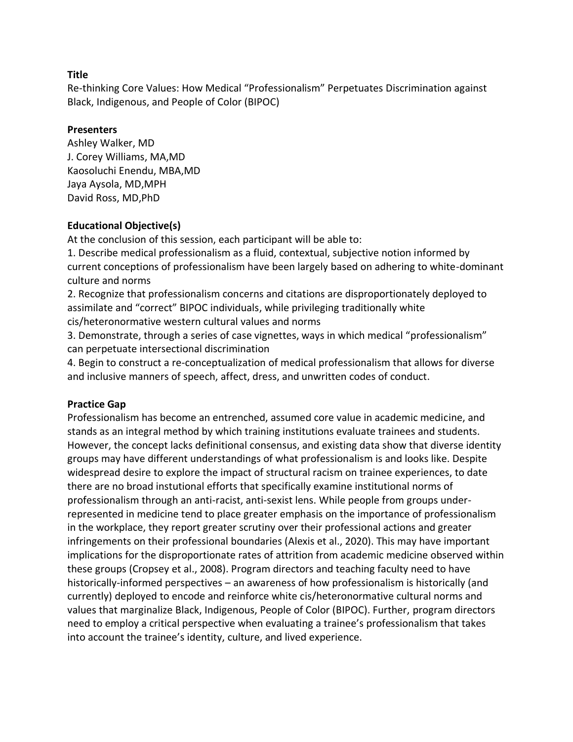**Title**

Re-thinking Core Values: How Medical "Professionalism" Perpetuates Discrimination against Black, Indigenous, and People of Color (BIPOC)

**Presenters**

Ashley Walker, MD
J. Corey Williams, MA,MD
Kaosoluchi Enendu, MBA,MD
Jaya Aysola, MD,MPH
David Ross, MD,PhD

**Educational Objective(s)**

At the conclusion of this session, each participant will be able to:

1. Describe medical professionalism as a fluid, contextual, subjective notion informed by current conceptions of professionalism have been largely based on adhering to white-dominant culture and norms
2. Recognize that professionalism concerns and citations are disproportionately deployed to assimilate and "correct" BIPOC individuals, while privileging traditionally white cis/heteronormative western cultural values and norms
3. Demonstrate, through a series of case vignettes, ways in which medical "professionalism" can perpetuate intersectional discrimination
4. Begin to construct a re-conceptualization of medical professionalism that allows for diverse and inclusive manners of speech, affect, dress, and unwritten codes of conduct.

**Practice Gap**

Professionalism has become an entrenched, assumed core value in academic medicine, and stands as an integral method by which training institutions evaluate trainees and students. However, the concept lacks definitional consensus, and existing data show that diverse identity groups may have different understandings of what professionalism is and looks like. Despite widespread desire to explore the impact of structural racism on trainee experiences, to date there are no broad instutional efforts that specifically examine institutional norms of professionalism through an anti-racist, anti-sexist lens. While people from groups under-represented in medicine tend to place greater emphasis on the importance of professionalism in the workplace, they report greater scrutiny over their professional actions and greater infringements on their professional boundaries (Alexis et al., 2020). This may have important implications for the disproportionate rates of attrition from academic medicine observed within these groups (Cropsey et al., 2008). Program directors and teaching faculty need to have historically-informed perspectives – an awareness of how professionalism is historically (and currently) deployed to encode and reinforce white cis/heteronormative cultural norms and values that marginalize Black, Indigenous, People of Color (BIPOC). Further, program directors need to employ a critical perspective when evaluating a trainee's professionalism that takes into account the trainee's identity, culture, and lived experience.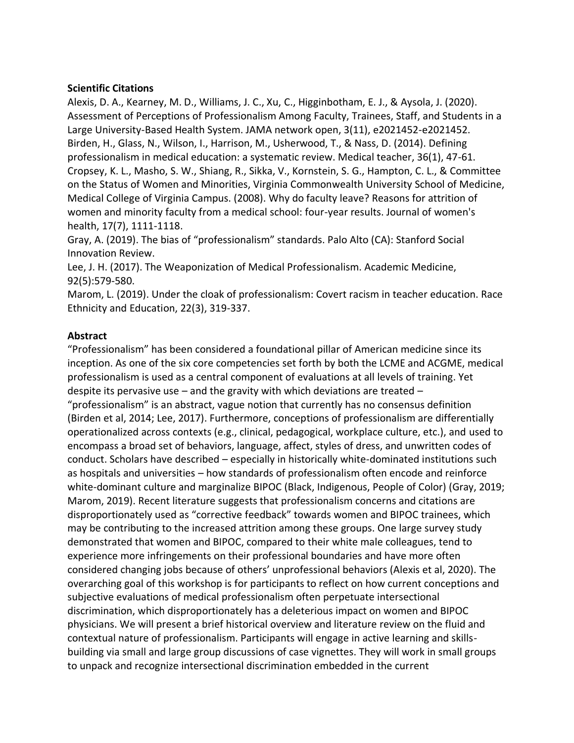**Scientific Citations**

Alexis, D. A., Kearney, M. D., Williams, J. C., Xu, C., Higginbotham, E. J., & Aysola, J. (2020). Assessment of Perceptions of Professionalism Among Faculty, Trainees, Staff, and Students in a Large University-Based Health System. JAMA network open, 3(11), e2021452-e2021452.

Birden, H., Glass, N., Wilson, I., Harrison, M., Usherwood, T., & Nass, D. (2014). Defining professionalism in medical education: a systematic review. Medical teacher, 36(1), 47-61.

Cropsey, K. L., Masho, S. W., Shiang, R., Sikka, V., Kornstein, S. G., Hampton, C. L., & Committee on the Status of Women and Minorities, Virginia Commonwealth University School of Medicine, Medical College of Virginia Campus. (2008). Why do faculty leave? Reasons for attrition of women and minority faculty from a medical school: four-year results. Journal of women's health, 17(7), 1111-1118.

Gray, A. (2019). The bias of "professionalism" standards. Palo Alto (CA): Stanford Social Innovation Review.

Lee, J. H. (2017). The Weaponization of Medical Professionalism. Academic Medicine, 92(5):579-580.

Marom, L. (2019). Under the cloak of professionalism: Covert racism in teacher education. Race Ethnicity and Education, 22(3), 319-337.

**Abstract**

"Professionalism" has been considered a foundational pillar of American medicine since its inception. As one of the six core competencies set forth by both the LCME and ACGME, medical professionalism is used as a central component of evaluations at all levels of training. Yet despite its pervasive use – and the gravity with which deviations are treated – "professionalism" is an abstract, vague notion that currently has no consensus definition (Birden et al, 2014; Lee, 2017). Furthermore, conceptions of professionalism are differentially operationalized across contexts (e.g., clinical, pedagogical, workplace culture, etc.), and used to encompass a broad set of behaviors, language, affect, styles of dress, and unwritten codes of conduct. Scholars have described – especially in historically white-dominated institutions such as hospitals and universities – how standards of professionalism often encode and reinforce white-dominant culture and marginalize BIPOC (Black, Indigenous, People of Color) (Gray, 2019; Marom, 2019). Recent literature suggests that professionalism concerns and citations are disproportionately used as "corrective feedback" towards women and BIPOC trainees, which may be contributing to the increased attrition among these groups. One large survey study demonstrated that women and BIPOC, compared to their white male colleagues, tend to experience more infringements on their professional boundaries and have more often considered changing jobs because of others' unprofessional behaviors (Alexis et al, 2020). The overarching goal of this workshop is for participants to reflect on how current conceptions and subjective evaluations of medical professionalism often perpetuate intersectional discrimination, which disproportionately has a deleterious impact on women and BIPOC physicians. We will present a brief historical overview and literature review on the fluid and contextual nature of professionalism. Participants will engage in active learning and skills-building via small and large group discussions of case vignettes. They will work in small groups to unpack and recognize intersectional discrimination embedded in the current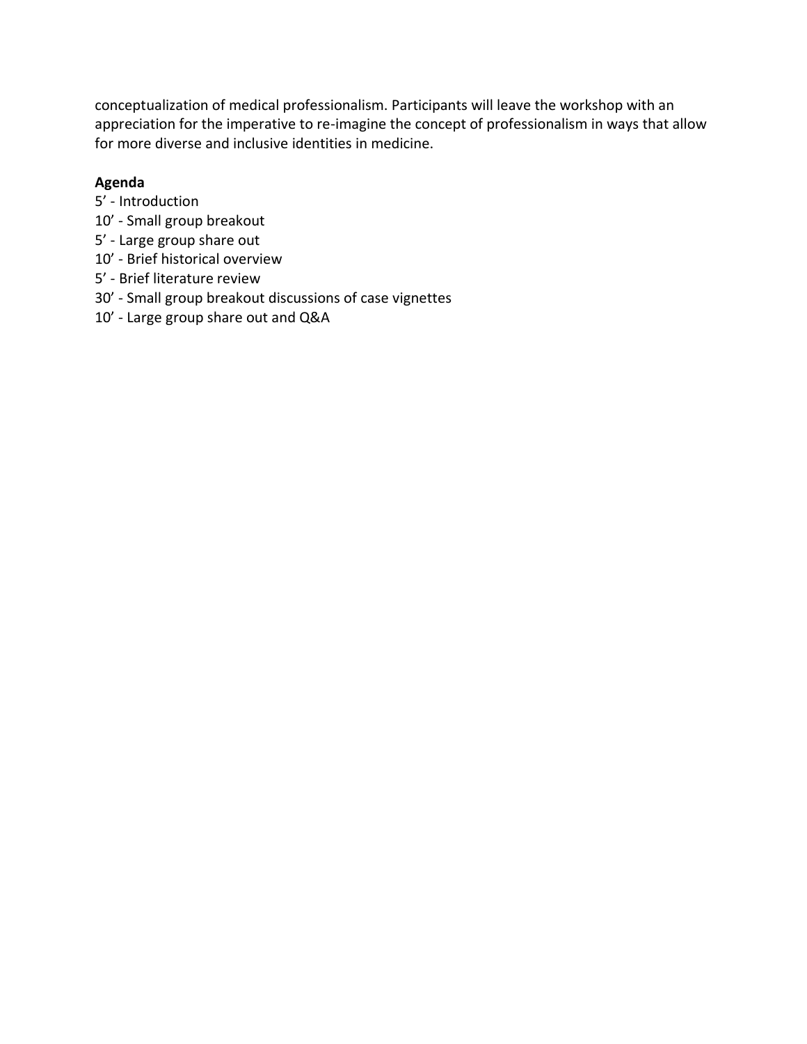conceptualization of medical professionalism. Participants will leave the workshop with an appreciation for the imperative to re-imagine the concept of professionalism in ways that allow for more diverse and inclusive identities in medicine.

**Agenda**

5’ - Introduction  
10’ - Small group breakout  
5’ - Large group share out  
10’ - Brief historical overview  
5’ - Brief literature review  
30’ - Small group breakout discussions of case vignettes  
10’ - Large group share out and Q&A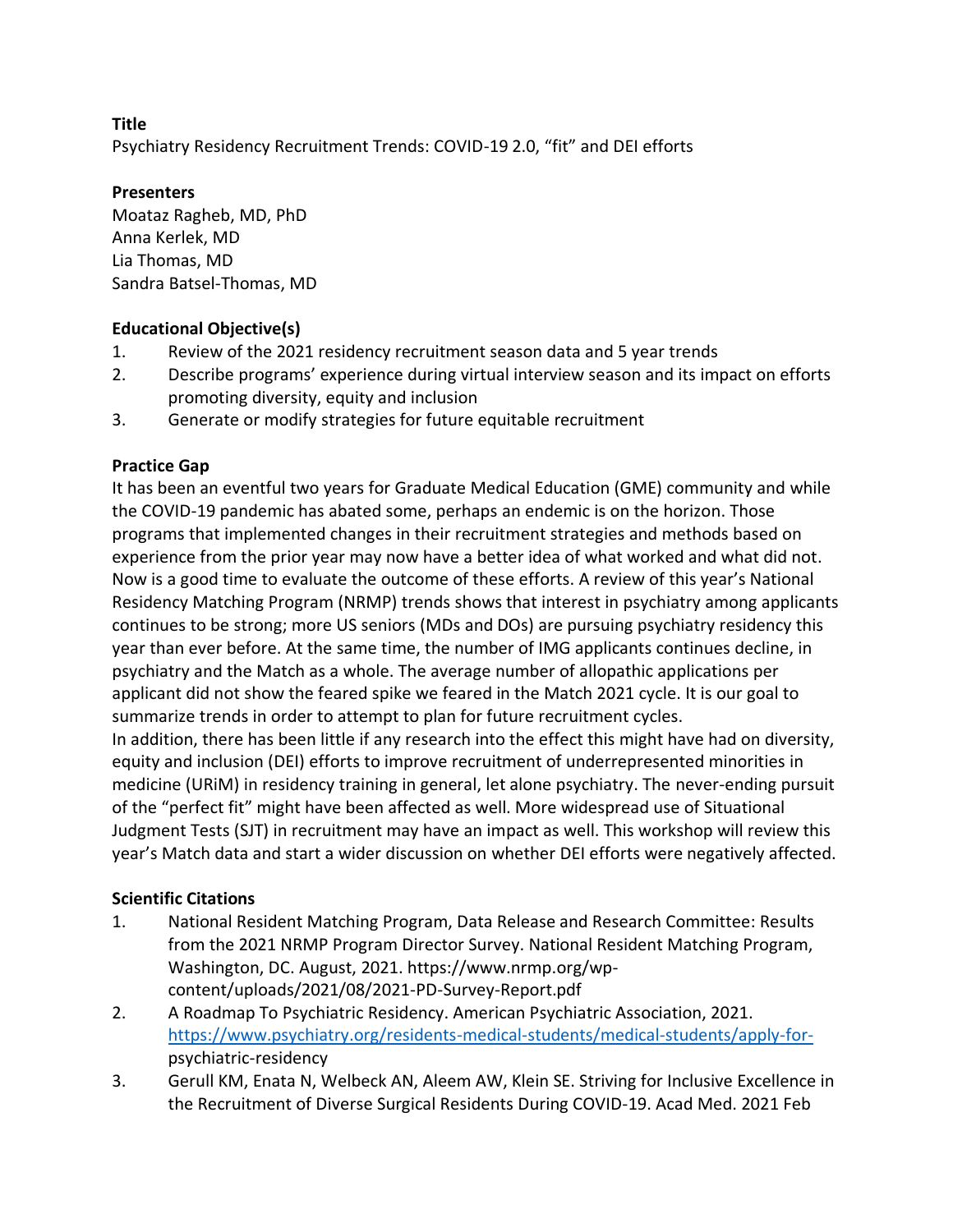**Title**

Psychiatry Residency Recruitment Trends: COVID-19 2.0, "fit" and DEI efforts

**Presenters**

Moataz Ragheb, MD, PhD
Anna Kerlek, MD
Lia Thomas, MD
Sandra Batsel-Thomas, MD

**Educational Objective(s)**

1. Review of the 2021 residency recruitment season data and 5 year trends
2. Describe programs' experience during virtual interview season and its impact on efforts promoting diversity, equity and inclusion
3. Generate or modify strategies for future equitable recruitment

**Practice Gap**

It has been an eventful two years for Graduate Medical Education (GME) community and while the COVID-19 pandemic has abated some, perhaps an endemic is on the horizon. Those programs that implemented changes in their recruitment strategies and methods based on experience from the prior year may now have a better idea of what worked and what did not. Now is a good time to evaluate the outcome of these efforts. A review of this year's National Residency Matching Program (NRMP) trends shows that interest in psychiatry among applicants continues to be strong; more US seniors (MDs and DOs) are pursuing psychiatry residency this year than ever before. At the same time, the number of IMG applicants continues decline, in psychiatry and the Match as a whole. The average number of allopathic applications per applicant did not show the feared spike we feared in the Match 2021 cycle. It is our goal to summarize trends in order to attempt to plan for future recruitment cycles.
In addition, there has been little if any research into the effect this might have had on diversity, equity and inclusion (DEI) efforts to improve recruitment of underrepresented minorities in medicine (URiM) in residency training in general, let alone psychiatry. The never-ending pursuit of the "perfect fit" might have been affected as well. More widespread use of Situational Judgment Tests (SJT) in recruitment may have an impact as well. This workshop will review this year's Match data and start a wider discussion on whether DEI efforts were negatively affected.

**Scientific Citations**

1. National Resident Matching Program, Data Release and Research Committee: Results from the 2021 NRMP Program Director Survey. National Resident Matching Program, Washington, DC. August, 2021. https://www.nrmp.org/wp-content/uploads/2021/08/2021-PD-Survey-Report.pdf
2. A Roadmap To Psychiatric Residency. American Psychiatric Association, 2021. https://www.psychiatry.org/residents-medical-students/medical-students/apply-for-psychiatric-residency
3. Gerull KM, Enata N, Welbeck AN, Aleem AW, Klein SE. Striving for Inclusive Excellence in the Recruitment of Diverse Surgical Residents During COVID-19. Acad Med. 2021 Feb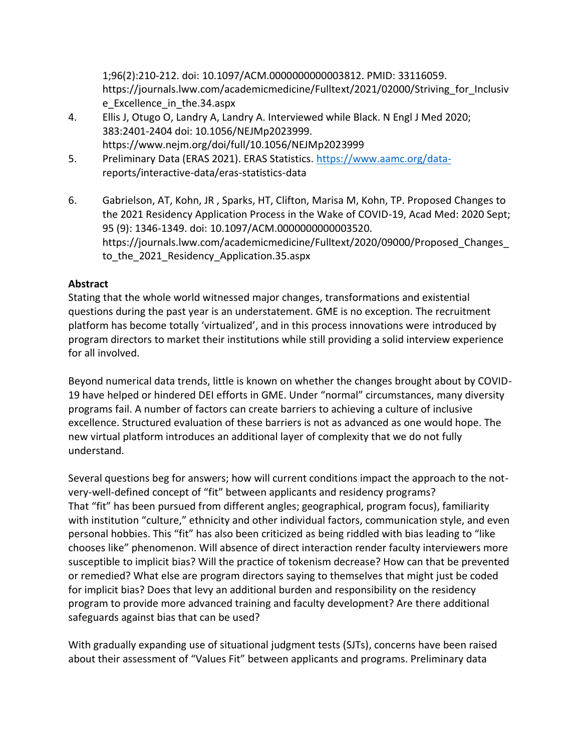1;96(2):210-212. doi: 10.1097/ACM.0000000000003812. PMID: 33116059. https://journals.lww.com/academicmedicine/Fulltext/2021/02000/Striving_for_Inclusive_Excellence_in_the.34.aspx

4. Ellis J, Otugo O, Landry A, Landry A. Interviewed while Black. N Engl J Med 2020; 383:2401-2404 doi: 10.1056/NEJMp2023999. https://www.nejm.org/doi/full/10.1056/NEJMp2023999
5. Preliminary Data (ERAS 2021). ERAS Statistics. https://www.aamc.org/data-reports/interactive-data/eras-statistics-data
6. Gabrielson, AT, Kohn, JR , Sparks, HT, Clifton, Marisa M, Kohn, TP. Proposed Changes to the 2021 Residency Application Process in the Wake of COVID-19, Acad Med: 2020 Sept; 95 (9): 1346-1349. doi: 10.1097/ACM.0000000000003520. https://journals.lww.com/academicmedicine/Fulltext/2020/09000/Proposed_Changes_to_the_2021_Residency_Application.35.aspx

**Abstract**

Stating that the whole world witnessed major changes, transformations and existential questions during the past year is an understatement. GME is no exception. The recruitment platform has become totally 'virtualized', and in this process innovations were introduced by program directors to market their institutions while still providing a solid interview experience for all involved.

Beyond numerical data trends, little is known on whether the changes brought about by COVID-19 have helped or hindered DEI efforts in GME. Under "normal" circumstances, many diversity programs fail. A number of factors can create barriers to achieving a culture of inclusive excellence. Structured evaluation of these barriers is not as advanced as one would hope. The new virtual platform introduces an additional layer of complexity that we do not fully understand.

Several questions beg for answers; how will current conditions impact the approach to the not-very-well-defined concept of "fit" between applicants and residency programs? That "fit" has been pursued from different angles; geographical, program focus), familiarity with institution "culture," ethnicity and other individual factors, communication style, and even personal hobbies. This "fit" has also been criticized as being riddled with bias leading to "like chooses like" phenomenon. Will absence of direct interaction render faculty interviewers more susceptible to implicit bias? Will the practice of tokenism decrease? How can that be prevented or remedied? What else are program directors saying to themselves that might just be coded for implicit bias? Does that levy an additional burden and responsibility on the residency program to provide more advanced training and faculty development? Are there additional safeguards against bias that can be used?

With gradually expanding use of situational judgment tests (SJTs), concerns have been raised about their assessment of "Values Fit" between applicants and programs. Preliminary data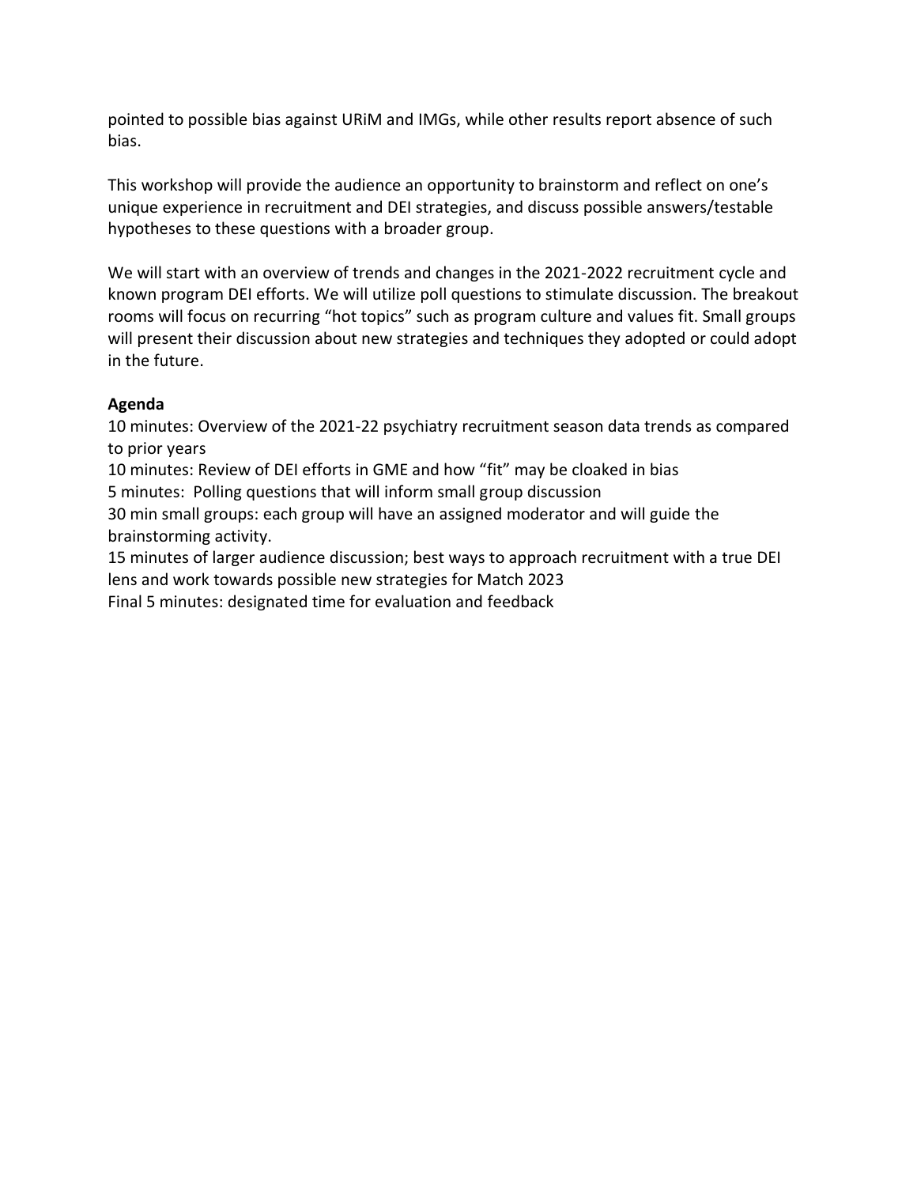pointed to possible bias against URiM and IMGs, while other results report absence of such bias.

This workshop will provide the audience an opportunity to brainstorm and reflect on one's unique experience in recruitment and DEI strategies, and discuss possible answers/testable hypotheses to these questions with a broader group.

We will start with an overview of trends and changes in the 2021-2022 recruitment cycle and known program DEI efforts. We will utilize poll questions to stimulate discussion. The breakout rooms will focus on recurring "hot topics" such as program culture and values fit. Small groups will present their discussion about new strategies and techniques they adopted or could adopt in the future.

**Agenda**

10 minutes: Overview of the 2021-22 psychiatry recruitment season data trends as compared to prior years

10 minutes: Review of DEI efforts in GME and how "fit" may be cloaked in bias

5 minutes: Polling questions that will inform small group discussion

30 min small groups: each group will have an assigned moderator and will guide the brainstorming activity.

15 minutes of larger audience discussion; best ways to approach recruitment with a true DEI lens and work towards possible new strategies for Match 2023

Final 5 minutes: designated time for evaluation and feedback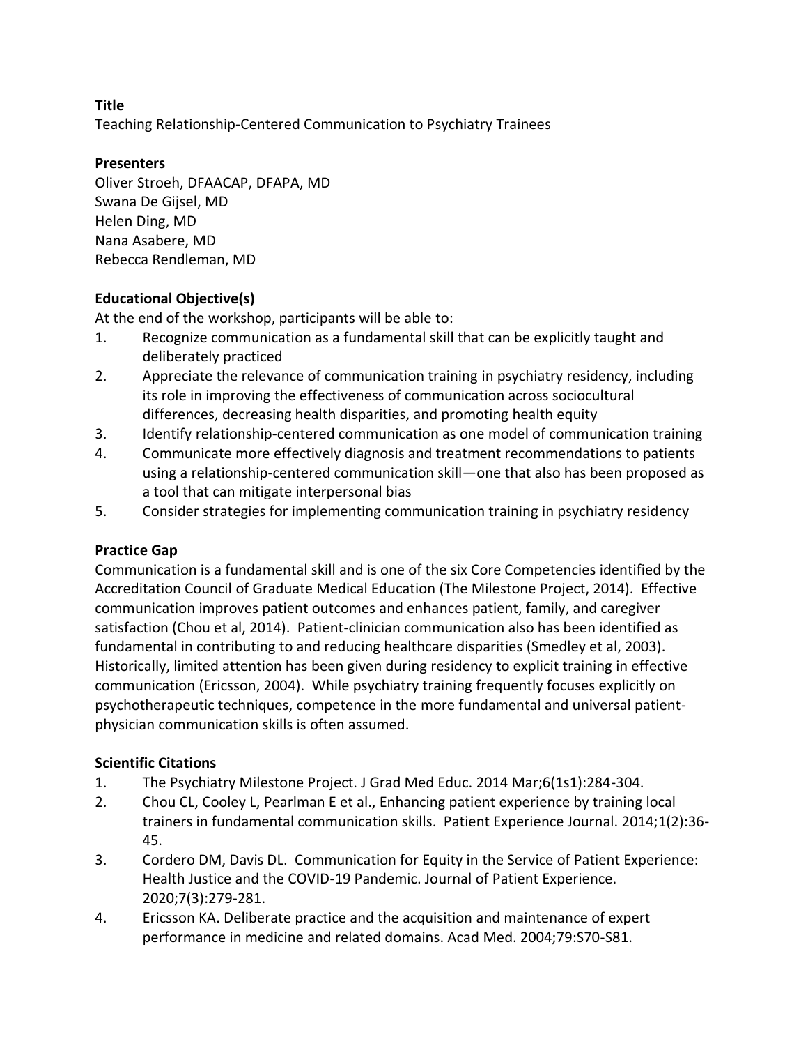**Title**

Teaching Relationship-Centered Communication to Psychiatry Trainees

**Presenters**

Oliver Stroeh, DFAACAP, DFAPA, MD
Swana De Gijsel, MD
Helen Ding, MD
Nana Asabere, MD
Rebecca Rendleman, MD

**Educational Objective(s)**

At the end of the workshop, participants will be able to:

1. Recognize communication as a fundamental skill that can be explicitly taught and deliberately practiced
2. Appreciate the relevance of communication training in psychiatry residency, including its role in improving the effectiveness of communication across sociocultural differences, decreasing health disparities, and promoting health equity
3. Identify relationship-centered communication as one model of communication training
4. Communicate more effectively diagnosis and treatment recommendations to patients using a relationship-centered communication skill—one that also has been proposed as a tool that can mitigate interpersonal bias
5. Consider strategies for implementing communication training in psychiatry residency

**Practice Gap**

Communication is a fundamental skill and is one of the six Core Competencies identified by the Accreditation Council of Graduate Medical Education (The Milestone Project, 2014). Effective communication improves patient outcomes and enhances patient, family, and caregiver satisfaction (Chou et al, 2014). Patient-clinician communication also has been identified as fundamental in contributing to and reducing healthcare disparities (Smedley et al, 2003). Historically, limited attention has been given during residency to explicit training in effective communication (Ericsson, 2004). While psychiatry training frequently focuses explicitly on psychotherapeutic techniques, competence in the more fundamental and universal patient-physician communication skills is often assumed.

**Scientific Citations**

1. The Psychiatry Milestone Project. J Grad Med Educ. 2014 Mar;6(1s1):284-304.
2. Chou CL, Cooley L, Pearlman E et al., Enhancing patient experience by training local trainers in fundamental communication skills. Patient Experience Journal. 2014;1(2):36-45.
3. Cordero DM, Davis DL. Communication for Equity in the Service of Patient Experience: Health Justice and the COVID-19 Pandemic. Journal of Patient Experience. 2020;7(3):279-281.
4. Ericsson KA. Deliberate practice and the acquisition and maintenance of expert performance in medicine and related domains. Acad Med. 2004;79:S70-S81.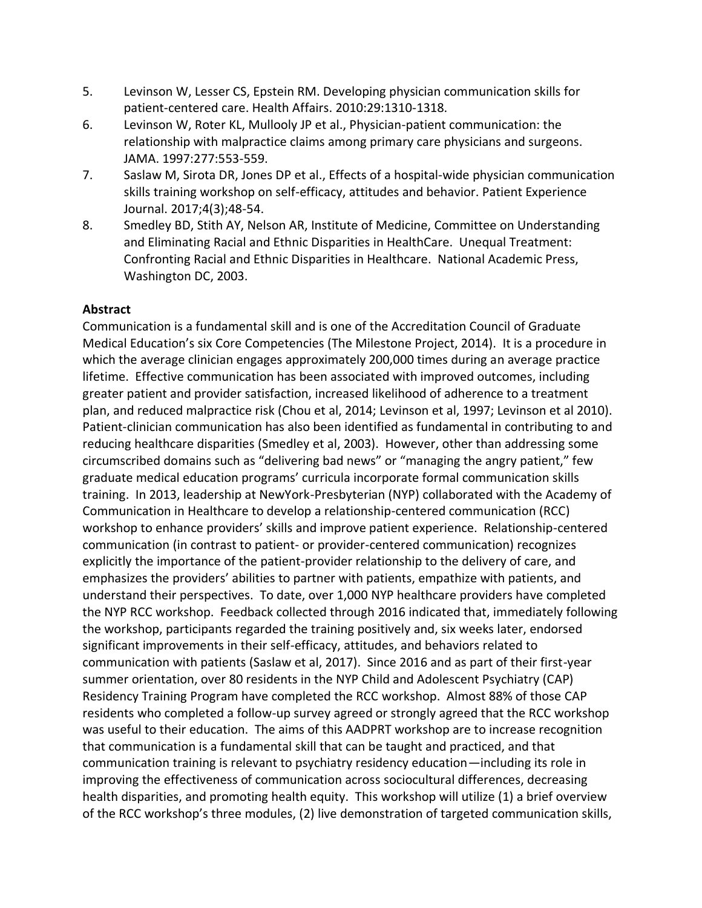5. Levinson W, Lesser CS, Epstein RM. Developing physician communication skills for patient-centered care. Health Affairs. 2010:29:1310-1318.
6. Levinson W, Roter KL, Mullooly JP et al., Physician-patient communication: the relationship with malpractice claims among primary care physicians and surgeons. JAMA. 1997:277:553-559.
7. Saslaw M, Sirota DR, Jones DP et al., Effects of a hospital-wide physician communication skills training workshop on self-efficacy, attitudes and behavior. Patient Experience Journal. 2017;4(3);48-54.
8. Smedley BD, Stith AY, Nelson AR, Institute of Medicine, Committee on Understanding and Eliminating Racial and Ethnic Disparities in HealthCare. Unequal Treatment: Confronting Racial and Ethnic Disparities in Healthcare. National Academic Press, Washington DC, 2003.

**Abstract**

Communication is a fundamental skill and is one of the Accreditation Council of Graduate Medical Education's six Core Competencies (The Milestone Project, 2014). It is a procedure in which the average clinician engages approximately 200,000 times during an average practice lifetime. Effective communication has been associated with improved outcomes, including greater patient and provider satisfaction, increased likelihood of adherence to a treatment plan, and reduced malpractice risk (Chou et al, 2014; Levinson et al, 1997; Levinson et al 2010). Patient-clinician communication has also been identified as fundamental in contributing to and reducing healthcare disparities (Smedley et al, 2003). However, other than addressing some circumscribed domains such as "delivering bad news" or "managing the angry patient," few graduate medical education programs' curricula incorporate formal communication skills training. In 2013, leadership at NewYork-Presbyterian (NYP) collaborated with the Academy of Communication in Healthcare to develop a relationship-centered communication (RCC) workshop to enhance providers' skills and improve patient experience. Relationship-centered communication (in contrast to patient- or provider-centered communication) recognizes explicitly the importance of the patient-provider relationship to the delivery of care, and emphasizes the providers' abilities to partner with patients, empathize with patients, and understand their perspectives. To date, over 1,000 NYP healthcare providers have completed the NYP RCC workshop. Feedback collected through 2016 indicated that, immediately following the workshop, participants regarded the training positively and, six weeks later, endorsed significant improvements in their self-efficacy, attitudes, and behaviors related to communication with patients (Saslaw et al, 2017). Since 2016 and as part of their first-year summer orientation, over 80 residents in the NYP Child and Adolescent Psychiatry (CAP) Residency Training Program have completed the RCC workshop. Almost 88% of those CAP residents who completed a follow-up survey agreed or strongly agreed that the RCC workshop was useful to their education. The aims of this AADPRT workshop are to increase recognition that communication is a fundamental skill that can be taught and practiced, and that communication training is relevant to psychiatry residency education—including its role in improving the effectiveness of communication across sociocultural differences, decreasing health disparities, and promoting health equity. This workshop will utilize (1) a brief overview of the RCC workshop's three modules, (2) live demonstration of targeted communication skills,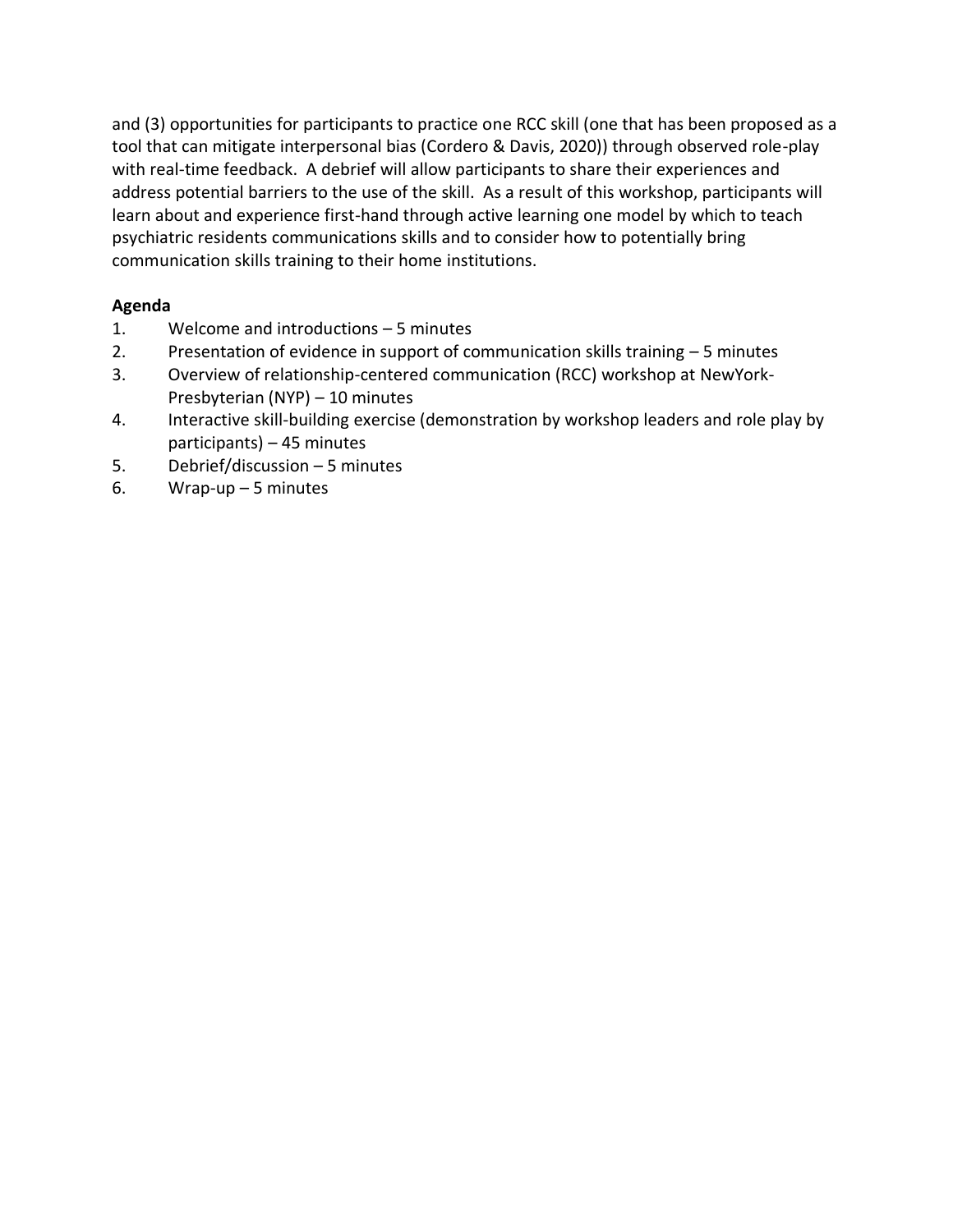and (3) opportunities for participants to practice one RCC skill (one that has been proposed as a tool that can mitigate interpersonal bias (Cordero & Davis, 2020)) through observed role-play with real-time feedback. A debrief will allow participants to share their experiences and address potential barriers to the use of the skill. As a result of this workshop, participants will learn about and experience first-hand through active learning one model by which to teach psychiatric residents communications skills and to consider how to potentially bring communication skills training to their home institutions.

**Agenda**

1. Welcome and introductions – 5 minutes
2. Presentation of evidence in support of communication skills training – 5 minutes
3. Overview of relationship-centered communication (RCC) workshop at NewYork-Presbyterian (NYP) – 10 minutes
4. Interactive skill-building exercise (demonstration by workshop leaders and role play by participants) – 45 minutes
5. Debrief/discussion – 5 minutes
6. Wrap-up – 5 minutes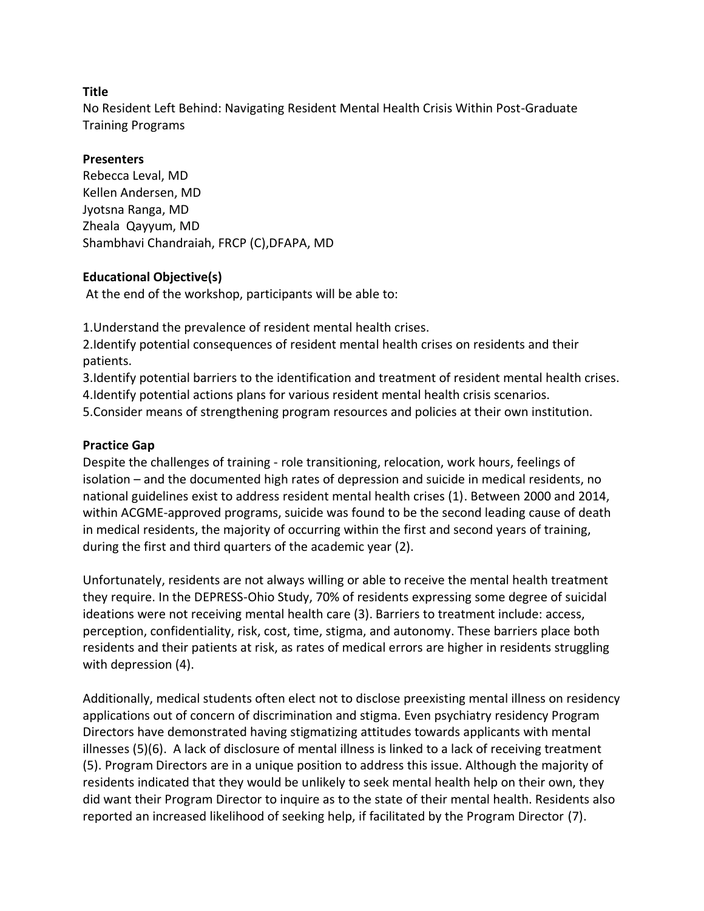**Title**

No Resident Left Behind: Navigating Resident Mental Health Crisis Within Post-Graduate Training Programs

**Presenters**

Rebecca Leval, MD
Kellen Andersen, MD
Jyotsna Ranga, MD
Zheala Qayyum, MD
Shambhavi Chandraiah, FRCP (C),DFAPA, MD

**Educational Objective(s)**

At the end of the workshop, participants will be able to:

1.Understand the prevalence of resident mental health crises.
2.Identify potential consequences of resident mental health crises on residents and their patients.
3.Identify potential barriers to the identification and treatment of resident mental health crises.
4.Identify potential actions plans for various resident mental health crisis scenarios.
5.Consider means of strengthening program resources and policies at their own institution.

**Practice Gap**

Despite the challenges of training - role transitioning, relocation, work hours, feelings of isolation – and the documented high rates of depression and suicide in medical residents, no national guidelines exist to address resident mental health crises (1). Between 2000 and 2014, within ACGME-approved programs, suicide was found to be the second leading cause of death in medical residents, the majority of occurring within the first and second years of training, during the first and third quarters of the academic year (2).

Unfortunately, residents are not always willing or able to receive the mental health treatment they require. In the DEPRESS-Ohio Study, 70% of residents expressing some degree of suicidal ideations were not receiving mental health care (3). Barriers to treatment include: access, perception, confidentiality, risk, cost, time, stigma, and autonomy. These barriers place both residents and their patients at risk, as rates of medical errors are higher in residents struggling with depression (4).

Additionally, medical students often elect not to disclose preexisting mental illness on residency applications out of concern of discrimination and stigma. Even psychiatry residency Program Directors have demonstrated having stigmatizing attitudes towards applicants with mental illnesses (5)(6). A lack of disclosure of mental illness is linked to a lack of receiving treatment (5). Program Directors are in a unique position to address this issue. Although the majority of residents indicated that they would be unlikely to seek mental health help on their own, they did want their Program Director to inquire as to the state of their mental health. Residents also reported an increased likelihood of seeking help, if facilitated by the Program Director (7).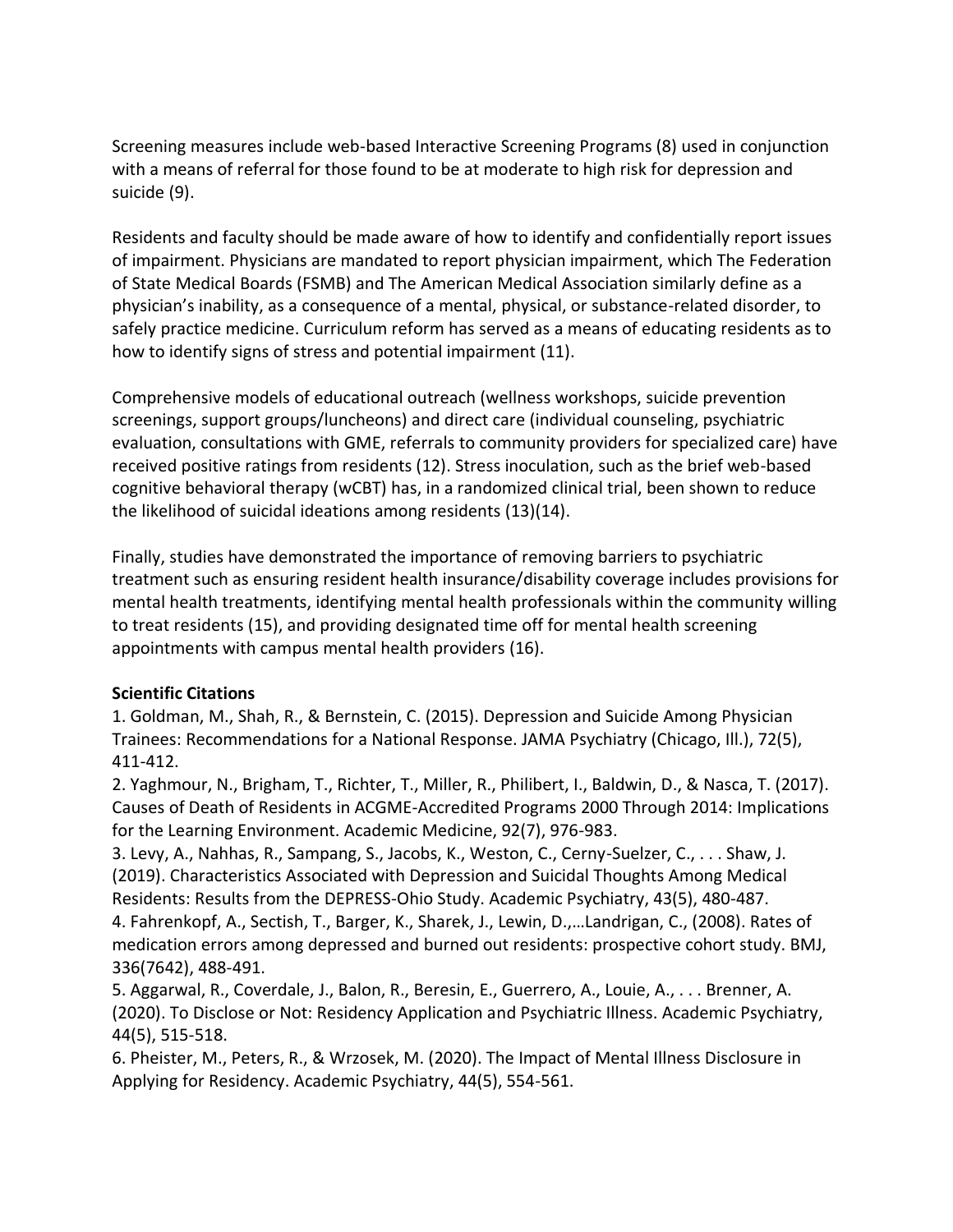Screening measures include web-based Interactive Screening Programs (8) used in conjunction with a means of referral for those found to be at moderate to high risk for depression and suicide (9).

Residents and faculty should be made aware of how to identify and confidentially report issues of impairment. Physicians are mandated to report physician impairment, which The Federation of State Medical Boards (FSMB) and The American Medical Association similarly define as a physician's inability, as a consequence of a mental, physical, or substance-related disorder, to safely practice medicine. Curriculum reform has served as a means of educating residents as to how to identify signs of stress and potential impairment (11).

Comprehensive models of educational outreach (wellness workshops, suicide prevention screenings, support groups/luncheons) and direct care (individual counseling, psychiatric evaluation, consultations with GME, referrals to community providers for specialized care) have received positive ratings from residents (12). Stress inoculation, such as the brief web-based cognitive behavioral therapy (wCBT) has, in a randomized clinical trial, been shown to reduce the likelihood of suicidal ideations among residents (13)(14).

Finally, studies have demonstrated the importance of removing barriers to psychiatric treatment such as ensuring resident health insurance/disability coverage includes provisions for mental health treatments, identifying mental health professionals within the community willing to treat residents (15), and providing designated time off for mental health screening appointments with campus mental health providers (16).

**Scientific Citations**

1. Goldman, M., Shah, R., & Bernstein, C. (2015). Depression and Suicide Among Physician Trainees: Recommendations for a National Response. JAMA Psychiatry (Chicago, Ill.), 72(5), 411-412.
2. Yaghmour, N., Brigham, T., Richter, T., Miller, R., Philibert, I., Baldwin, D., & Nasca, T. (2017). Causes of Death of Residents in ACGME-Accredited Programs 2000 Through 2014: Implications for the Learning Environment. Academic Medicine, 92(7), 976-983.
3. Levy, A., Nahhas, R., Sampang, S., Jacobs, K., Weston, C., Cerny-Suelzer, C., . . . Shaw, J. (2019). Characteristics Associated with Depression and Suicidal Thoughts Among Medical Residents: Results from the DEPRESS-Ohio Study. Academic Psychiatry, 43(5), 480-487.
4. Fahrenkopf, A., Sectish, T., Barger, K., Sharek, J., Lewin, D.,…Landrigan, C., (2008). Rates of medication errors among depressed and burned out residents: prospective cohort study. BMJ, 336(7642), 488-491.
5. Aggarwal, R., Coverdale, J., Balon, R., Beresin, E., Guerrero, A., Louie, A., . . . Brenner, A. (2020). To Disclose or Not: Residency Application and Psychiatric Illness. Academic Psychiatry, 44(5), 515-518.
6. Pheister, M., Peters, R., & Wrzosek, M. (2020). The Impact of Mental Illness Disclosure in Applying for Residency. Academic Psychiatry, 44(5), 554-561.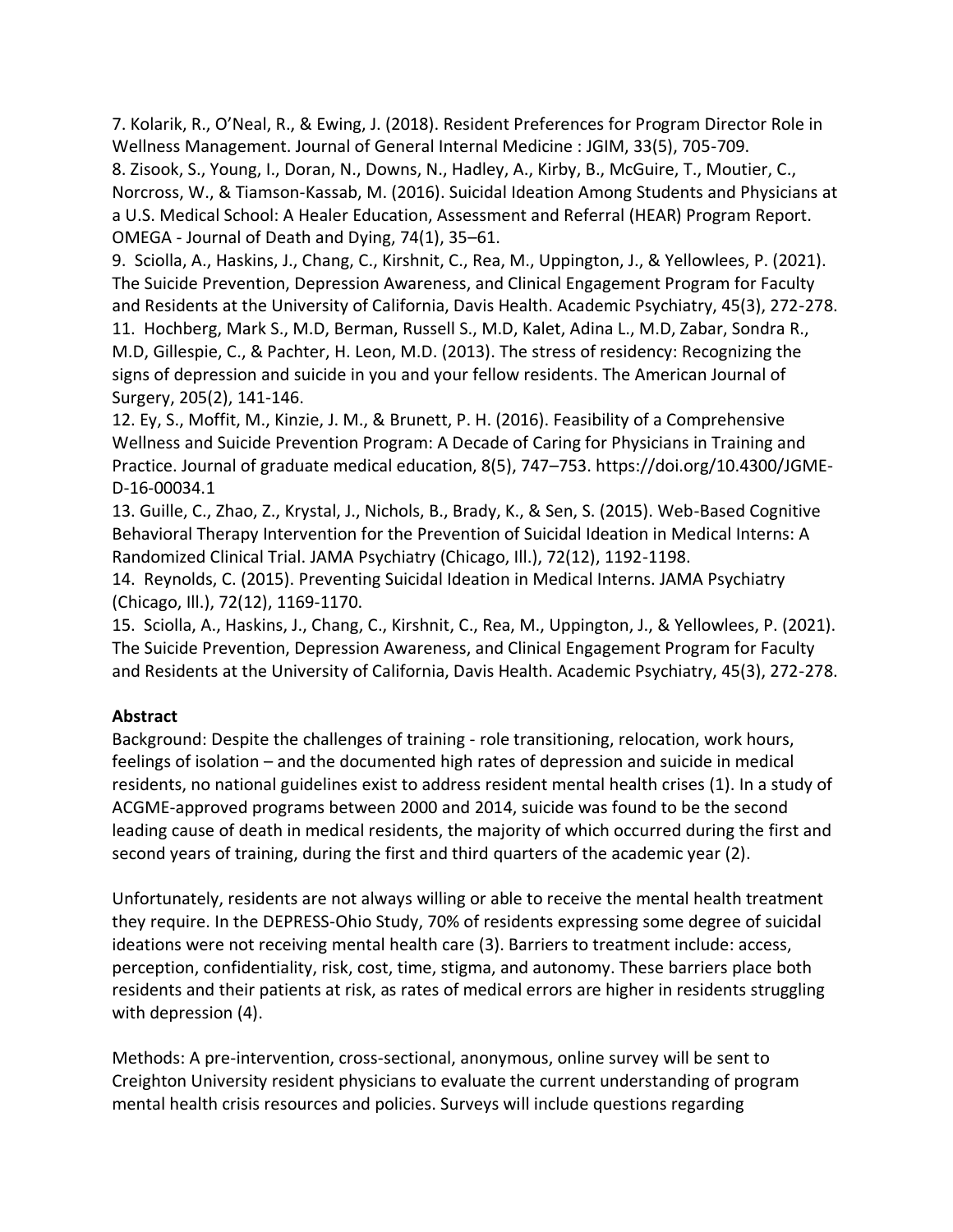7. Kolarik, R., O'Neal, R., & Ewing, J. (2018). Resident Preferences for Program Director Role in Wellness Management. Journal of General Internal Medicine : JGIM, 33(5), 705-709.
8. Zisook, S., Young, I., Doran, N., Downs, N., Hadley, A., Kirby, B., McGuire, T., Moutier, C., Norcross, W., & Tiamson-Kassab, M. (2016). Suicidal Ideation Among Students and Physicians at a U.S. Medical School: A Healer Education, Assessment and Referral (HEAR) Program Report. OMEGA - Journal of Death and Dying, 74(1), 35–61.
9. Sciolla, A., Haskins, J., Chang, C., Kirshnit, C., Rea, M., Uppington, J., & Yellowlees, P. (2021). The Suicide Prevention, Depression Awareness, and Clinical Engagement Program for Faculty and Residents at the University of California, Davis Health. Academic Psychiatry, 45(3), 272-278.
11. Hochberg, Mark S., M.D, Berman, Russell S., M.D, Kalet, Adina L., M.D, Zabar, Sondra R., M.D, Gillespie, C., & Pachter, H. Leon, M.D. (2013). The stress of residency: Recognizing the signs of depression and suicide in you and your fellow residents. The American Journal of Surgery, 205(2), 141-146.
12. Ey, S., Moffit, M., Kinzie, J. M., & Brunett, P. H. (2016). Feasibility of a Comprehensive Wellness and Suicide Prevention Program: A Decade of Caring for Physicians in Training and Practice. Journal of graduate medical education, 8(5), 747–753. https://doi.org/10.4300/JGME-D-16-00034.1
13. Guille, C., Zhao, Z., Krystal, J., Nichols, B., Brady, K., & Sen, S. (2015). Web-Based Cognitive Behavioral Therapy Intervention for the Prevention of Suicidal Ideation in Medical Interns: A Randomized Clinical Trial. JAMA Psychiatry (Chicago, Ill.), 72(12), 1192-1198.
14. Reynolds, C. (2015). Preventing Suicidal Ideation in Medical Interns. JAMA Psychiatry (Chicago, Ill.), 72(12), 1169-1170.
15. Sciolla, A., Haskins, J., Chang, C., Kirshnit, C., Rea, M., Uppington, J., & Yellowlees, P. (2021). The Suicide Prevention, Depression Awareness, and Clinical Engagement Program for Faculty and Residents at the University of California, Davis Health. Academic Psychiatry, 45(3), 272-278.

**Abstract**

Background: Despite the challenges of training - role transitioning, relocation, work hours, feelings of isolation – and the documented high rates of depression and suicide in medical residents, no national guidelines exist to address resident mental health crises (1). In a study of ACGME-approved programs between 2000 and 2014, suicide was found to be the second leading cause of death in medical residents, the majority of which occurred during the first and second years of training, during the first and third quarters of the academic year (2).

Unfortunately, residents are not always willing or able to receive the mental health treatment they require. In the DEPRESS-Ohio Study, 70% of residents expressing some degree of suicidal ideations were not receiving mental health care (3). Barriers to treatment include: access, perception, confidentiality, risk, cost, time, stigma, and autonomy. These barriers place both residents and their patients at risk, as rates of medical errors are higher in residents struggling with depression (4).

Methods: A pre-intervention, cross-sectional, anonymous, online survey will be sent to Creighton University resident physicians to evaluate the current understanding of program mental health crisis resources and policies. Surveys will include questions regarding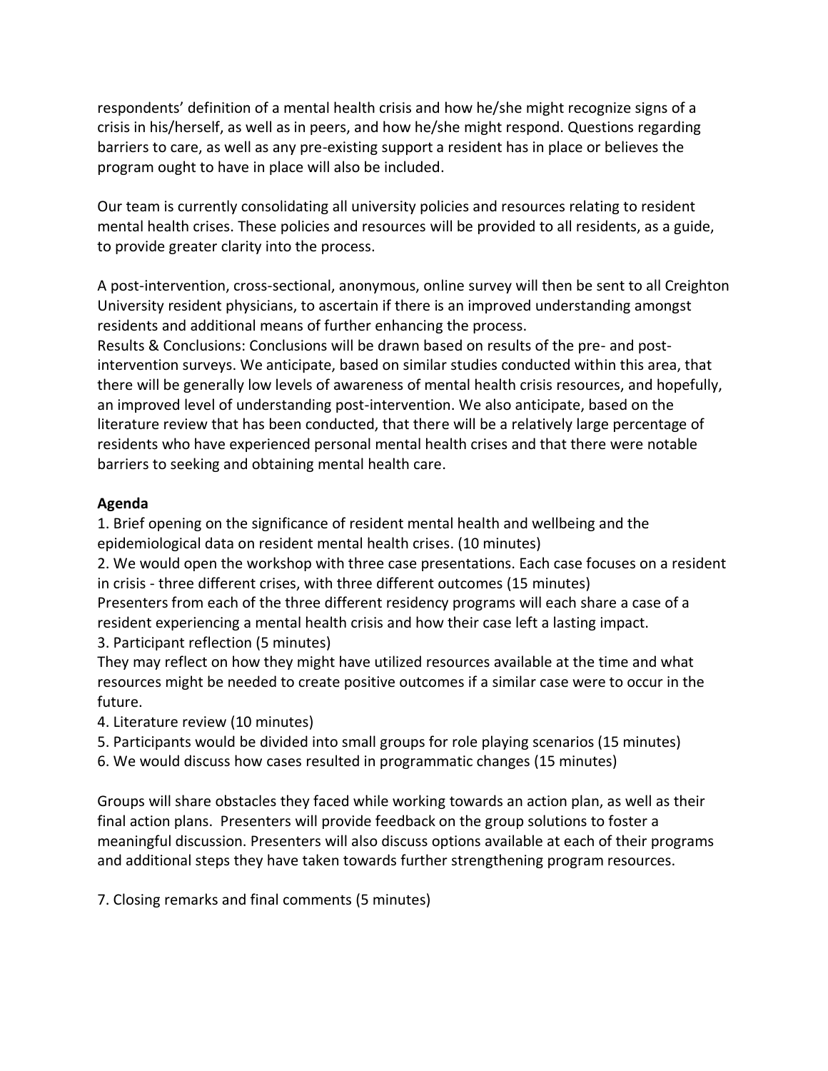respondents' definition of a mental health crisis and how he/she might recognize signs of a crisis in his/herself, as well as in peers, and how he/she might respond. Questions regarding barriers to care, as well as any pre-existing support a resident has in place or believes the program ought to have in place will also be included.

Our team is currently consolidating all university policies and resources relating to resident mental health crises. These policies and resources will be provided to all residents, as a guide, to provide greater clarity into the process.

A post-intervention, cross-sectional, anonymous, online survey will then be sent to all Creighton University resident physicians, to ascertain if there is an improved understanding amongst residents and additional means of further enhancing the process.
Results & Conclusions: Conclusions will be drawn based on results of the pre- and post-intervention surveys. We anticipate, based on similar studies conducted within this area, that there will be generally low levels of awareness of mental health crisis resources, and hopefully, an improved level of understanding post-intervention. We also anticipate, based on the literature review that has been conducted, that there will be a relatively large percentage of residents who have experienced personal mental health crises and that there were notable barriers to seeking and obtaining mental health care.

**Agenda**

1. Brief opening on the significance of resident mental health and wellbeing and the epidemiological data on resident mental health crises. (10 minutes)
2. We would open the workshop with three case presentations. Each case focuses on a resident in crisis - three different crises, with three different outcomes (15 minutes)
Presenters from each of the three different residency programs will each share a case of a resident experiencing a mental health crisis and how their case left a lasting impact.
3. Participant reflection (5 minutes)
They may reflect on how they might have utilized resources available at the time and what resources might be needed to create positive outcomes if a similar case were to occur in the future.
4. Literature review (10 minutes)
5. Participants would be divided into small groups for role playing scenarios (15 minutes)
6. We would discuss how cases resulted in programmatic changes (15 minutes)

Groups will share obstacles they faced while working towards an action plan, as well as their final action plans. Presenters will provide feedback on the group solutions to foster a meaningful discussion. Presenters will also discuss options available at each of their programs and additional steps they have taken towards further strengthening program resources.

7. Closing remarks and final comments (5 minutes)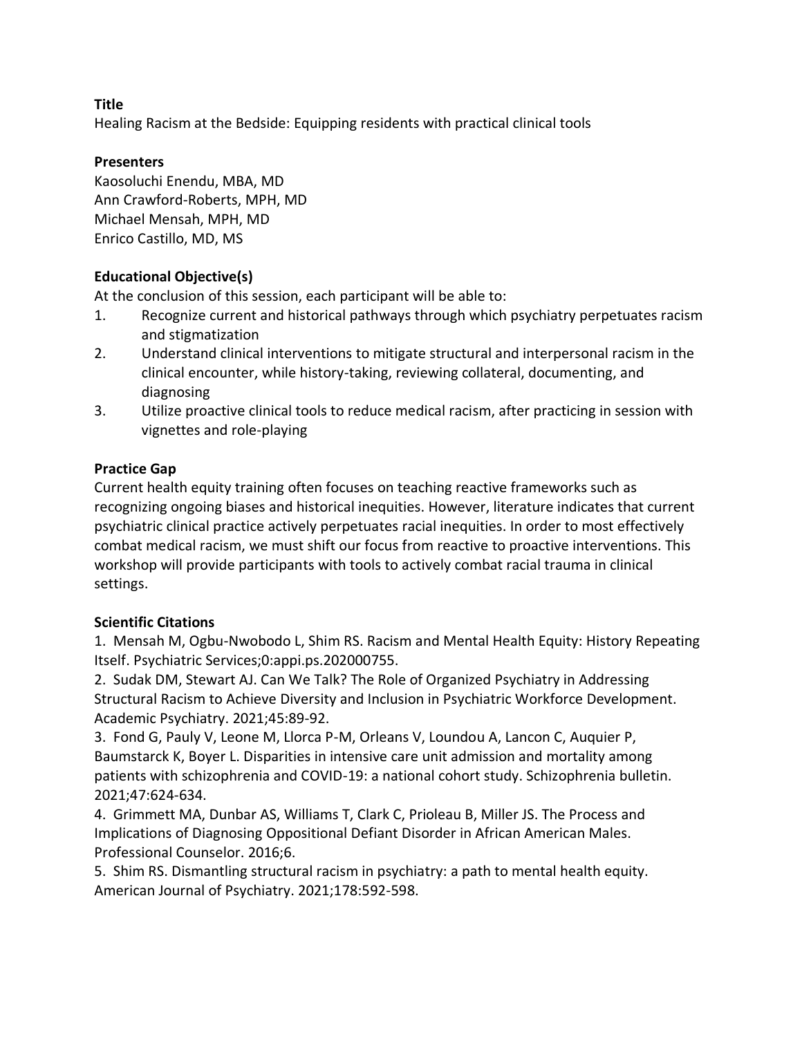**Title**

Healing Racism at the Bedside: Equipping residents with practical clinical tools

**Presenters**

Kaosoluchi Enendu, MBA, MD
Ann Crawford-Roberts, MPH, MD
Michael Mensah, MPH, MD
Enrico Castillo, MD, MS

**Educational Objective(s)**

At the conclusion of this session, each participant will be able to:

1. Recognize current and historical pathways through which psychiatry perpetuates racism and stigmatization
2. Understand clinical interventions to mitigate structural and interpersonal racism in the clinical encounter, while history-taking, reviewing collateral, documenting, and diagnosing
3. Utilize proactive clinical tools to reduce medical racism, after practicing in session with vignettes and role-playing

**Practice Gap**

Current health equity training often focuses on teaching reactive frameworks such as recognizing ongoing biases and historical inequities. However, literature indicates that current psychiatric clinical practice actively perpetuates racial inequities. In order to most effectively combat medical racism, we must shift our focus from reactive to proactive interventions. This workshop will provide participants with tools to actively combat racial trauma in clinical settings.

**Scientific Citations**

1. Mensah M, Ogbu-Nwobodo L, Shim RS. Racism and Mental Health Equity: History Repeating Itself. Psychiatric Services;0:appi.ps.202000755.
2. Sudak DM, Stewart AJ. Can We Talk? The Role of Organized Psychiatry in Addressing Structural Racism to Achieve Diversity and Inclusion in Psychiatric Workforce Development. Academic Psychiatry. 2021;45:89-92.
3. Fond G, Pauly V, Leone M, Llorca P-M, Orleans V, Loundou A, Lancon C, Auquier P, Baumstarck K, Boyer L. Disparities in intensive care unit admission and mortality among patients with schizophrenia and COVID-19: a national cohort study. Schizophrenia bulletin. 2021;47:624-634.
4. Grimmett MA, Dunbar AS, Williams T, Clark C, Prioleau B, Miller JS. The Process and Implications of Diagnosing Oppositional Defiant Disorder in African American Males. Professional Counselor. 2016;6.
5. Shim RS. Dismantling structural racism in psychiatry: a path to mental health equity. American Journal of Psychiatry. 2021;178:592-598.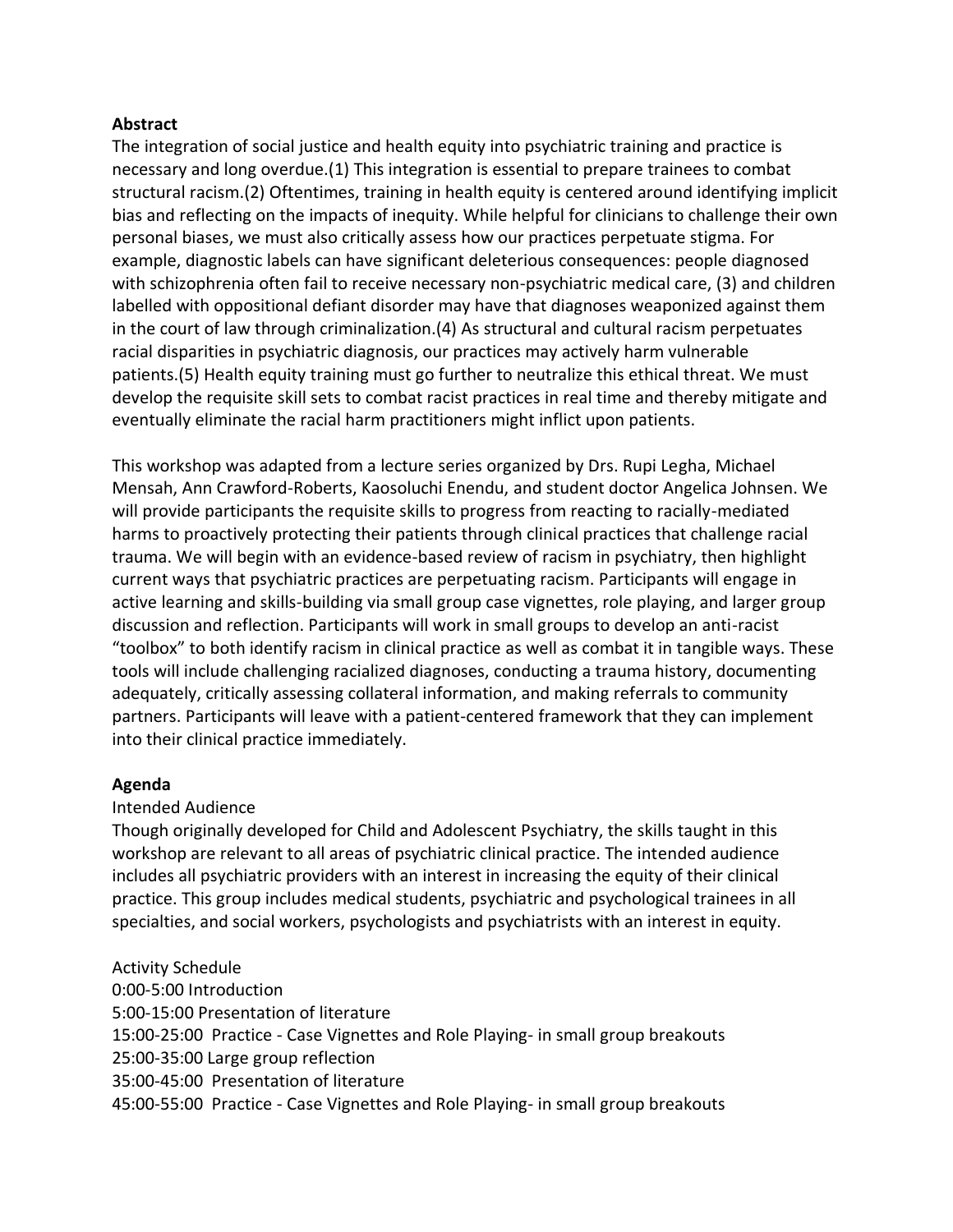**Abstract**

The integration of social justice and health equity into psychiatric training and practice is necessary and long overdue.(1) This integration is essential to prepare trainees to combat structural racism.(2) Oftentimes, training in health equity is centered around identifying implicit bias and reflecting on the impacts of inequity. While helpful for clinicians to challenge their own personal biases, we must also critically assess how our practices perpetuate stigma. For example, diagnostic labels can have significant deleterious consequences: people diagnosed with schizophrenia often fail to receive necessary non-psychiatric medical care, (3) and children labelled with oppositional defiant disorder may have that diagnoses weaponized against them in the court of law through criminalization.(4) As structural and cultural racism perpetuates racial disparities in psychiatric diagnosis, our practices may actively harm vulnerable patients.(5) Health equity training must go further to neutralize this ethical threat. We must develop the requisite skill sets to combat racist practices in real time and thereby mitigate and eventually eliminate the racial harm practitioners might inflict upon patients.

This workshop was adapted from a lecture series organized by Drs. Rupi Legha, Michael Mensah, Ann Crawford-Roberts, Kaosoluchi Enendu, and student doctor Angelica Johnsen. We will provide participants the requisite skills to progress from reacting to racially-mediated harms to proactively protecting their patients through clinical practices that challenge racial trauma. We will begin with an evidence-based review of racism in psychiatry, then highlight current ways that psychiatric practices are perpetuating racism. Participants will engage in active learning and skills-building via small group case vignettes, role playing, and larger group discussion and reflection. Participants will work in small groups to develop an anti-racist "toolbox" to both identify racism in clinical practice as well as combat it in tangible ways. These tools will include challenging racialized diagnoses, conducting a trauma history, documenting adequately, critically assessing collateral information, and making referrals to community partners. Participants will leave with a patient-centered framework that they can implement into their clinical practice immediately.

**Agenda**

Intended Audience

Though originally developed for Child and Adolescent Psychiatry, the skills taught in this workshop are relevant to all areas of psychiatric clinical practice. The intended audience includes all psychiatric providers with an interest in increasing the equity of their clinical practice. This group includes medical students, psychiatric and psychological trainees in all specialties, and social workers, psychologists and psychiatrists with an interest in equity.

Activity Schedule

0:00-5:00 Introduction
5:00-15:00 Presentation of literature
15:00-25:00 Practice - Case Vignettes and Role Playing- in small group breakouts
25:00-35:00 Large group reflection
35:00-45:00 Presentation of literature
45:00-55:00 Practice - Case Vignettes and Role Playing- in small group breakouts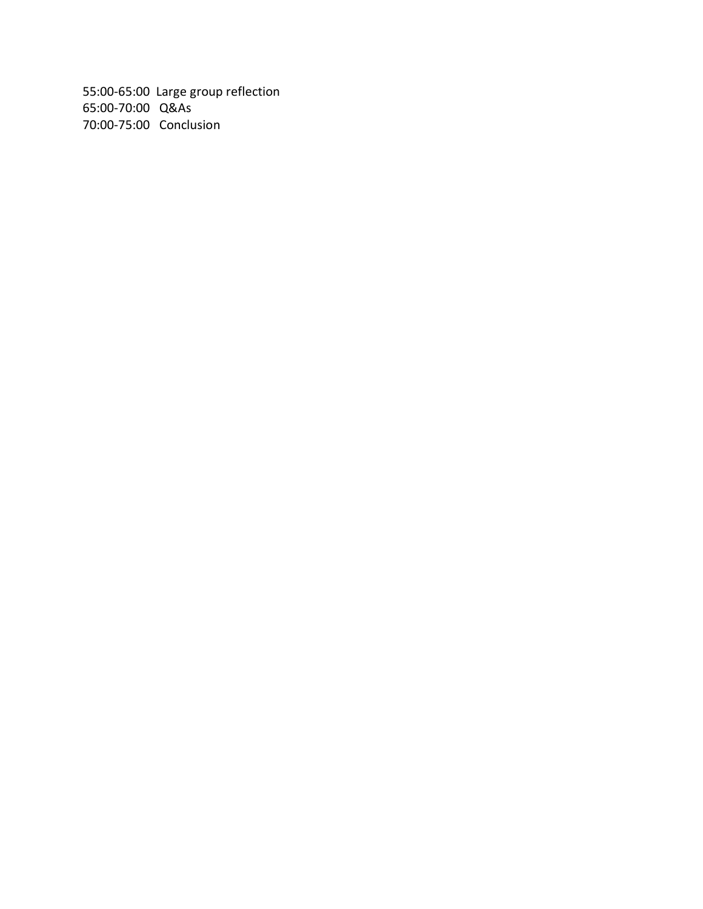55:00-65:00 Large group reflection
65:00-70:00 Q&As
70:00-75:00 Conclusion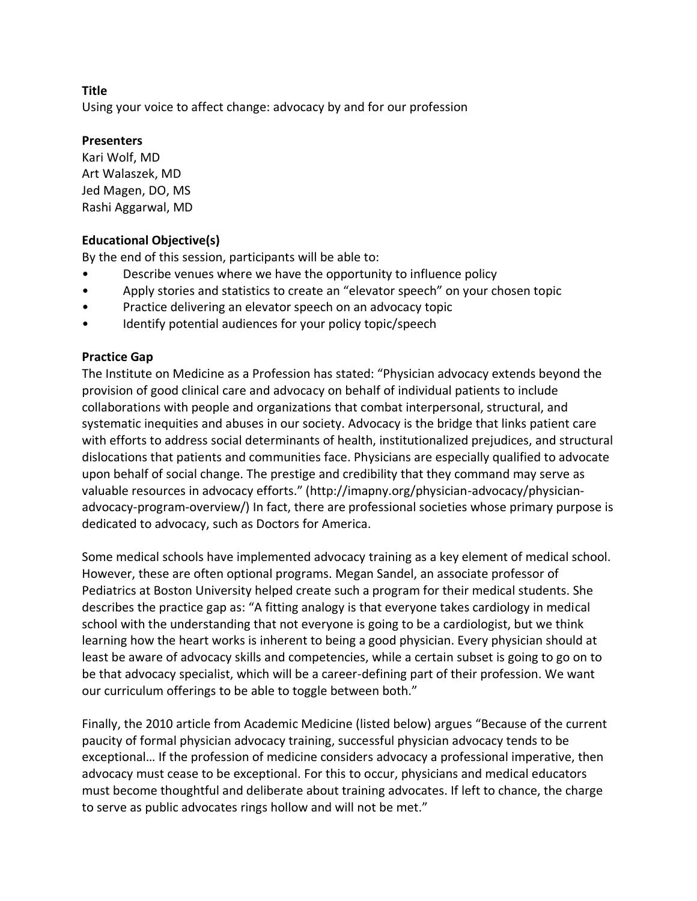**Title**

Using your voice to affect change: advocacy by and for our profession

**Presenters**

Kari Wolf, MD
Art Walaszek, MD
Jed Magen, DO, MS
Rashi Aggarwal, MD

**Educational Objective(s)**

By the end of this session, participants will be able to:

- Describe venues where we have the opportunity to influence policy
- Apply stories and statistics to create an "elevator speech" on your chosen topic
- Practice delivering an elevator speech on an advocacy topic
- Identify potential audiences for your policy topic/speech

**Practice Gap**

The Institute on Medicine as a Profession has stated: "Physician advocacy extends beyond the provision of good clinical care and advocacy on behalf of individual patients to include collaborations with people and organizations that combat interpersonal, structural, and systematic inequities and abuses in our society. Advocacy is the bridge that links patient care with efforts to address social determinants of health, institutionalized prejudices, and structural dislocations that patients and communities face. Physicians are especially qualified to advocate upon behalf of social change. The prestige and credibility that they command may serve as valuable resources in advocacy efforts." (http://imapny.org/physician-advocacy/physician-advocacy-program-overview/) In fact, there are professional societies whose primary purpose is dedicated to advocacy, such as Doctors for America.

Some medical schools have implemented advocacy training as a key element of medical school. However, these are often optional programs. Megan Sandel, an associate professor of Pediatrics at Boston University helped create such a program for their medical students. She describes the practice gap as: "A fitting analogy is that everyone takes cardiology in medical school with the understanding that not everyone is going to be a cardiologist, but we think learning how the heart works is inherent to being a good physician. Every physician should at least be aware of advocacy skills and competencies, while a certain subset is going to go on to be that advocacy specialist, which will be a career-defining part of their profession. We want our curriculum offerings to be able to toggle between both."

Finally, the 2010 article from Academic Medicine (listed below) argues "Because of the current paucity of formal physician advocacy training, successful physician advocacy tends to be exceptional… If the profession of medicine considers advocacy a professional imperative, then advocacy must cease to be exceptional. For this to occur, physicians and medical educators must become thoughtful and deliberate about training advocates. If left to chance, the charge to serve as public advocates rings hollow and will not be met."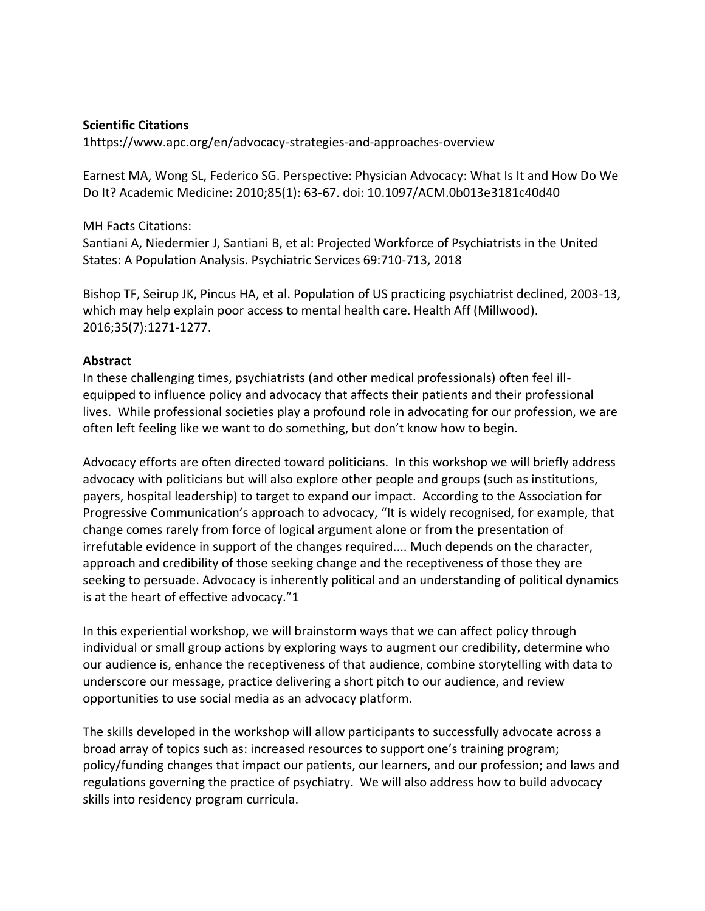**Scientific Citations**
1https://www.apc.org/en/advocacy-strategies-and-approaches-overview

Earnest MA, Wong SL, Federico SG. Perspective: Physician Advocacy: What Is It and How Do We Do It? Academic Medicine: 2010;85(1): 63-67. doi: 10.1097/ACM.0b013e3181c40d40

MH Facts Citations:
Santiani A, Niedermier J, Santiani B, et al: Projected Workforce of Psychiatrists in the United States: A Population Analysis. Psychiatric Services 69:710-713, 2018

Bishop TF, Seirup JK, Pincus HA, et al. Population of US practicing psychiatrist declined, 2003-13, which may help explain poor access to mental health care. Health Aff (Millwood). 2016;35(7):1271-1277.

**Abstract**
In these challenging times, psychiatrists (and other medical professionals) often feel ill-equipped to influence policy and advocacy that affects their patients and their professional lives. While professional societies play a profound role in advocating for our profession, we are often left feeling like we want to do something, but don't know how to begin.

Advocacy efforts are often directed toward politicians. In this workshop we will briefly address advocacy with politicians but will also explore other people and groups (such as institutions, payers, hospital leadership) to target to expand our impact. According to the Association for Progressive Communication's approach to advocacy, "It is widely recognised, for example, that change comes rarely from force of logical argument alone or from the presentation of irrefutable evidence in support of the changes required.... Much depends on the character, approach and credibility of those seeking change and the receptiveness of those they are seeking to persuade. Advocacy is inherently political and an understanding of political dynamics is at the heart of effective advocacy."1

In this experiential workshop, we will brainstorm ways that we can affect policy through individual or small group actions by exploring ways to augment our credibility, determine who our audience is, enhance the receptiveness of that audience, combine storytelling with data to underscore our message, practice delivering a short pitch to our audience, and review opportunities to use social media as an advocacy platform.

The skills developed in the workshop will allow participants to successfully advocate across a broad array of topics such as: increased resources to support one's training program; policy/funding changes that impact our patients, our learners, and our profession; and laws and regulations governing the practice of psychiatry. We will also address how to build advocacy skills into residency program curricula.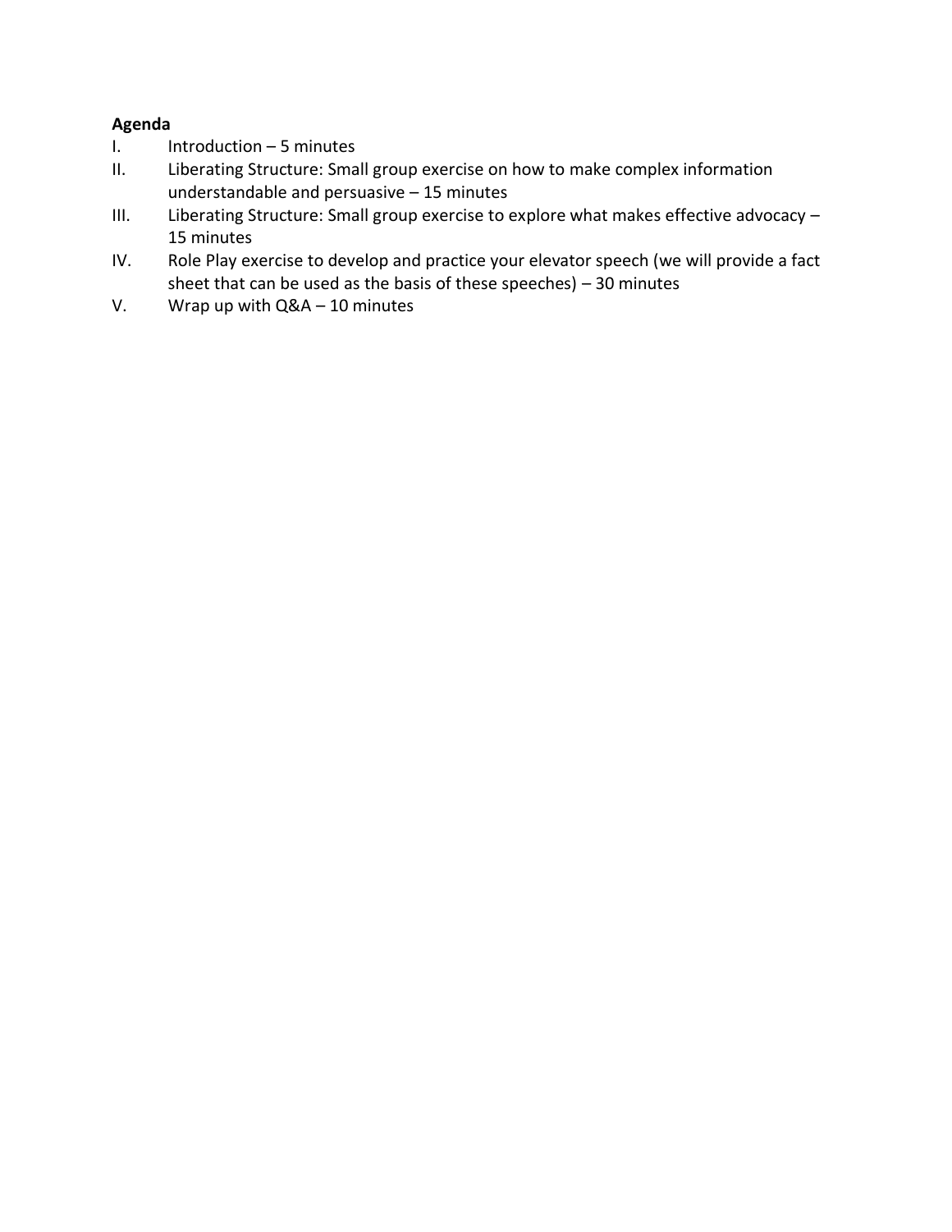**Agenda**

I. Introduction – 5 minutes

II. Liberating Structure: Small group exercise on how to make complex information understandable and persuasive – 15 minutes

III. Liberating Structure: Small group exercise to explore what makes effective advocacy – 15 minutes

IV. Role Play exercise to develop and practice your elevator speech (we will provide a fact sheet that can be used as the basis of these speeches) – 30 minutes

V. Wrap up with Q&A – 10 minutes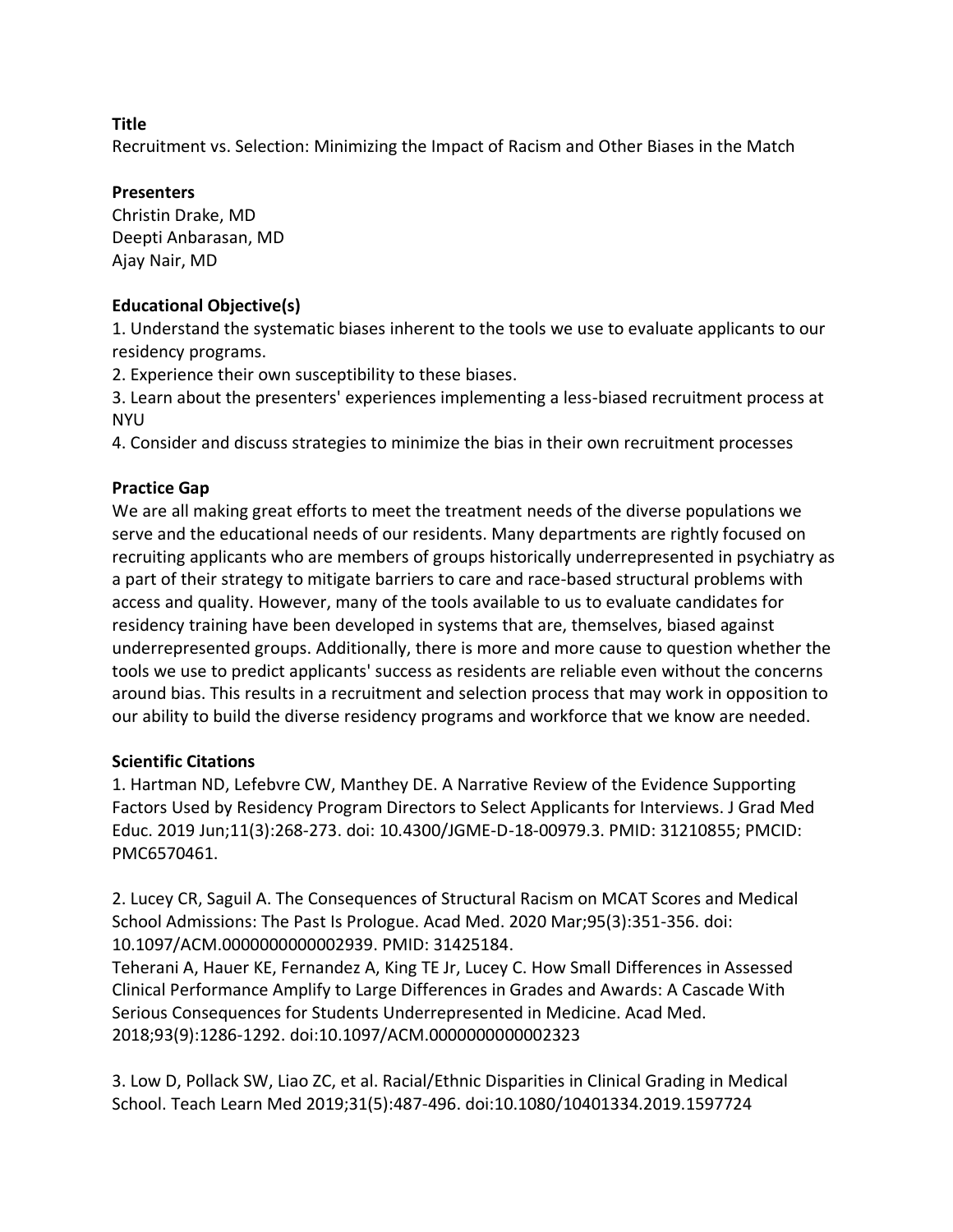**Title**

Recruitment vs. Selection: Minimizing the Impact of Racism and Other Biases in the Match

**Presenters**

Christin Drake, MD
Deepti Anbarasan, MD
Ajay Nair, MD

**Educational Objective(s)**

1. Understand the systematic biases inherent to the tools we use to evaluate applicants to our residency programs.
2. Experience their own susceptibility to these biases.
3. Learn about the presenters' experiences implementing a less-biased recruitment process at NYU
4. Consider and discuss strategies to minimize the bias in their own recruitment processes

**Practice Gap**

We are all making great efforts to meet the treatment needs of the diverse populations we serve and the educational needs of our residents. Many departments are rightly focused on recruiting applicants who are members of groups historically underrepresented in psychiatry as a part of their strategy to mitigate barriers to care and race-based structural problems with access and quality. However, many of the tools available to us to evaluate candidates for residency training have been developed in systems that are, themselves, biased against underrepresented groups. Additionally, there is more and more cause to question whether the tools we use to predict applicants' success as residents are reliable even without the concerns around bias. This results in a recruitment and selection process that may work in opposition to our ability to build the diverse residency programs and workforce that we know are needed.

**Scientific Citations**

1. Hartman ND, Lefebvre CW, Manthey DE. A Narrative Review of the Evidence Supporting Factors Used by Residency Program Directors to Select Applicants for Interviews. J Grad Med Educ. 2019 Jun;11(3):268-273. doi: 10.4300/JGME-D-18-00979.3. PMID: 31210855; PMCID: PMC6570461.

2. Lucey CR, Saguil A. The Consequences of Structural Racism on MCAT Scores and Medical School Admissions: The Past Is Prologue. Acad Med. 2020 Mar;95(3):351-356. doi: 10.1097/ACM.0000000000002939. PMID: 31425184.
Teherani A, Hauer KE, Fernandez A, King TE Jr, Lucey C. How Small Differences in Assessed Clinical Performance Amplify to Large Differences in Grades and Awards: A Cascade With Serious Consequences for Students Underrepresented in Medicine. Acad Med. 2018;93(9):1286-1292. doi:10.1097/ACM.0000000000002323

3. Low D, Pollack SW, Liao ZC, et al. Racial/Ethnic Disparities in Clinical Grading in Medical School. Teach Learn Med 2019;31(5):487-496. doi:10.1080/10401334.2019.1597724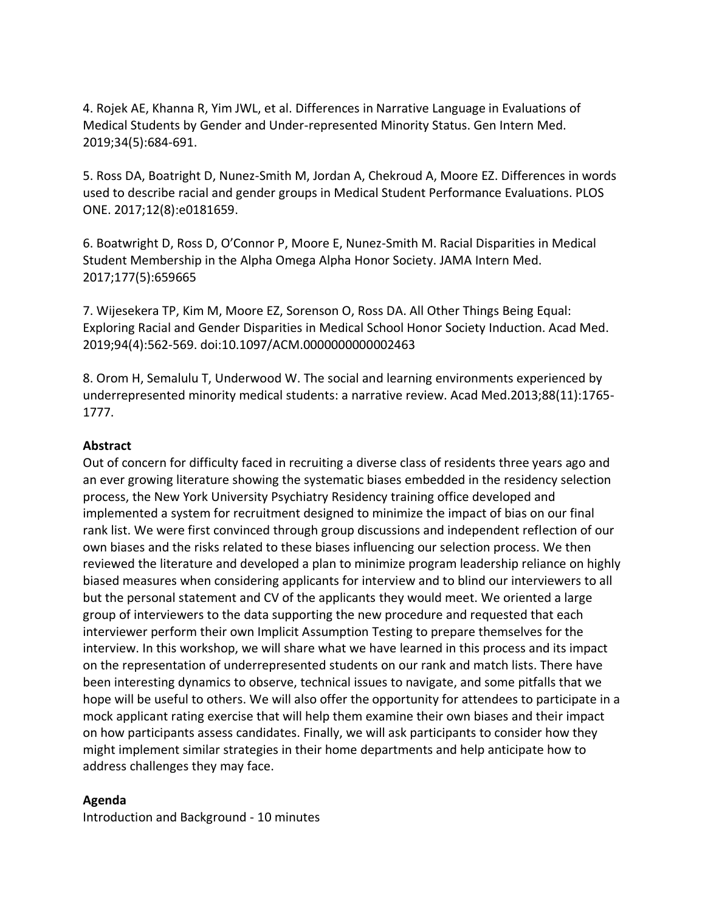4. Rojek AE, Khanna R, Yim JWL, et al. Differences in Narrative Language in Evaluations of Medical Students by Gender and Under-represented Minority Status. Gen Intern Med. 2019;34(5):684-691.

5. Ross DA, Boatright D, Nunez-Smith M, Jordan A, Chekroud A, Moore EZ. Differences in words used to describe racial and gender groups in Medical Student Performance Evaluations. PLOS ONE. 2017;12(8):e0181659.

6. Boatwright D, Ross D, O'Connor P, Moore E, Nunez-Smith M. Racial Disparities in Medical Student Membership in the Alpha Omega Alpha Honor Society. JAMA Intern Med. 2017;177(5):659665

7. Wijesekera TP, Kim M, Moore EZ, Sorenson O, Ross DA. All Other Things Being Equal: Exploring Racial and Gender Disparities in Medical School Honor Society Induction. Acad Med. 2019;94(4):562-569. doi:10.1097/ACM.0000000000002463

8. Orom H, Semalulu T, Underwood W. The social and learning environments experienced by underrepresented minority medical students: a narrative review. Acad Med.2013;88(11):1765-1777.

**Abstract**

Out of concern for difficulty faced in recruiting a diverse class of residents three years ago and an ever growing literature showing the systematic biases embedded in the residency selection process, the New York University Psychiatry Residency training office developed and implemented a system for recruitment designed to minimize the impact of bias on our final rank list. We were first convinced through group discussions and independent reflection of our own biases and the risks related to these biases influencing our selection process. We then reviewed the literature and developed a plan to minimize program leadership reliance on highly biased measures when considering applicants for interview and to blind our interviewers to all but the personal statement and CV of the applicants they would meet. We oriented a large group of interviewers to the data supporting the new procedure and requested that each interviewer perform their own Implicit Assumption Testing to prepare themselves for the interview. In this workshop, we will share what we have learned in this process and its impact on the representation of underrepresented students on our rank and match lists. There have been interesting dynamics to observe, technical issues to navigate, and some pitfalls that we hope will be useful to others. We will also offer the opportunity for attendees to participate in a mock applicant rating exercise that will help them examine their own biases and their impact on how participants assess candidates. Finally, we will ask participants to consider how they might implement similar strategies in their home departments and help anticipate how to address challenges they may face.

**Agenda**

Introduction and Background - 10 minutes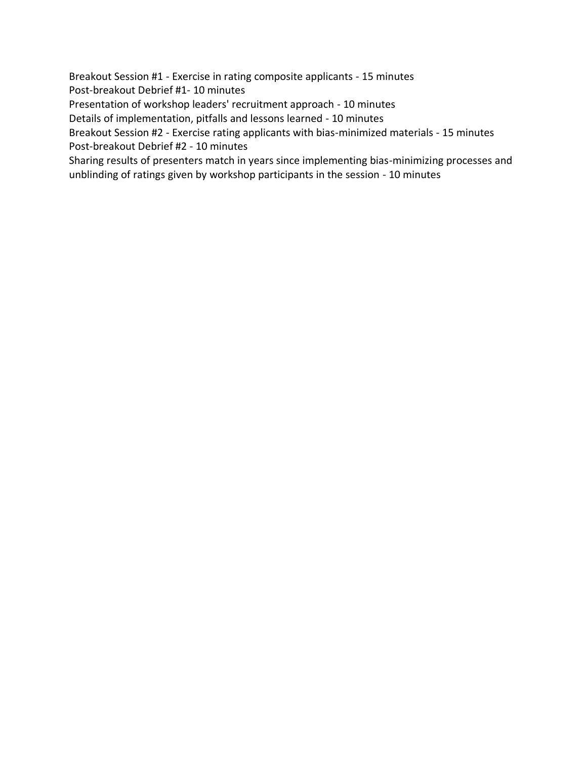Breakout Session #1 - Exercise in rating composite applicants - 15 minutes
Post-breakout Debrief #1- 10 minutes
Presentation of workshop leaders' recruitment approach - 10 minutes
Details of implementation, pitfalls and lessons learned - 10 minutes
Breakout Session #2 - Exercise rating applicants with bias-minimized materials - 15 minutes
Post-breakout Debrief #2 - 10 minutes
Sharing results of presenters match in years since implementing bias-minimizing processes and unblinding of ratings given by workshop participants in the session - 10 minutes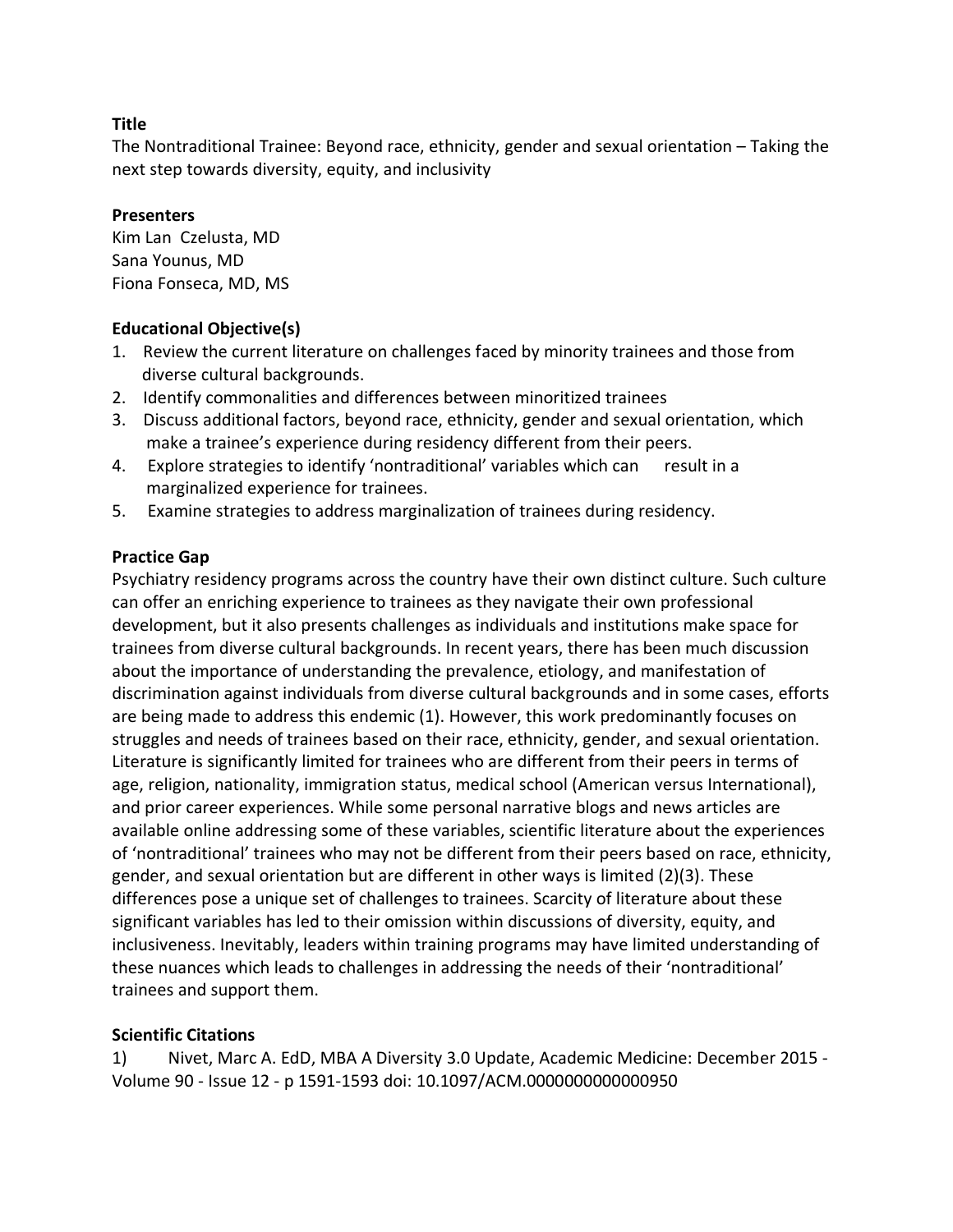**Title**

The Nontraditional Trainee: Beyond race, ethnicity, gender and sexual orientation – Taking the next step towards diversity, equity, and inclusivity

**Presenters**

Kim Lan Czelusta, MD
Sana Younus, MD
Fiona Fonseca, MD, MS

**Educational Objective(s)**

1. Review the current literature on challenges faced by minority trainees and those from diverse cultural backgrounds.
2. Identify commonalities and differences between minoritized trainees
3. Discuss additional factors, beyond race, ethnicity, gender and sexual orientation, which make a trainee's experience during residency different from their peers.
4. Explore strategies to identify 'nontraditional' variables which can result in a marginalized experience for trainees.
5. Examine strategies to address marginalization of trainees during residency.

**Practice Gap**

Psychiatry residency programs across the country have their own distinct culture. Such culture can offer an enriching experience to trainees as they navigate their own professional development, but it also presents challenges as individuals and institutions make space for trainees from diverse cultural backgrounds. In recent years, there has been much discussion about the importance of understanding the prevalence, etiology, and manifestation of discrimination against individuals from diverse cultural backgrounds and in some cases, efforts are being made to address this endemic (1). However, this work predominantly focuses on struggles and needs of trainees based on their race, ethnicity, gender, and sexual orientation. Literature is significantly limited for trainees who are different from their peers in terms of age, religion, nationality, immigration status, medical school (American versus International), and prior career experiences. While some personal narrative blogs and news articles are available online addressing some of these variables, scientific literature about the experiences of 'nontraditional' trainees who may not be different from their peers based on race, ethnicity, gender, and sexual orientation but are different in other ways is limited (2)(3). These differences pose a unique set of challenges to trainees. Scarcity of literature about these significant variables has led to their omission within discussions of diversity, equity, and inclusiveness. Inevitably, leaders within training programs may have limited understanding of these nuances which leads to challenges in addressing the needs of their 'nontraditional' trainees and support them.

**Scientific Citations**

1) Nivet, Marc A. EdD, MBA A Diversity 3.0 Update, Academic Medicine: December 2015 - Volume 90 - Issue 12 - p 1591-1593 doi: 10.1097/ACM.0000000000000950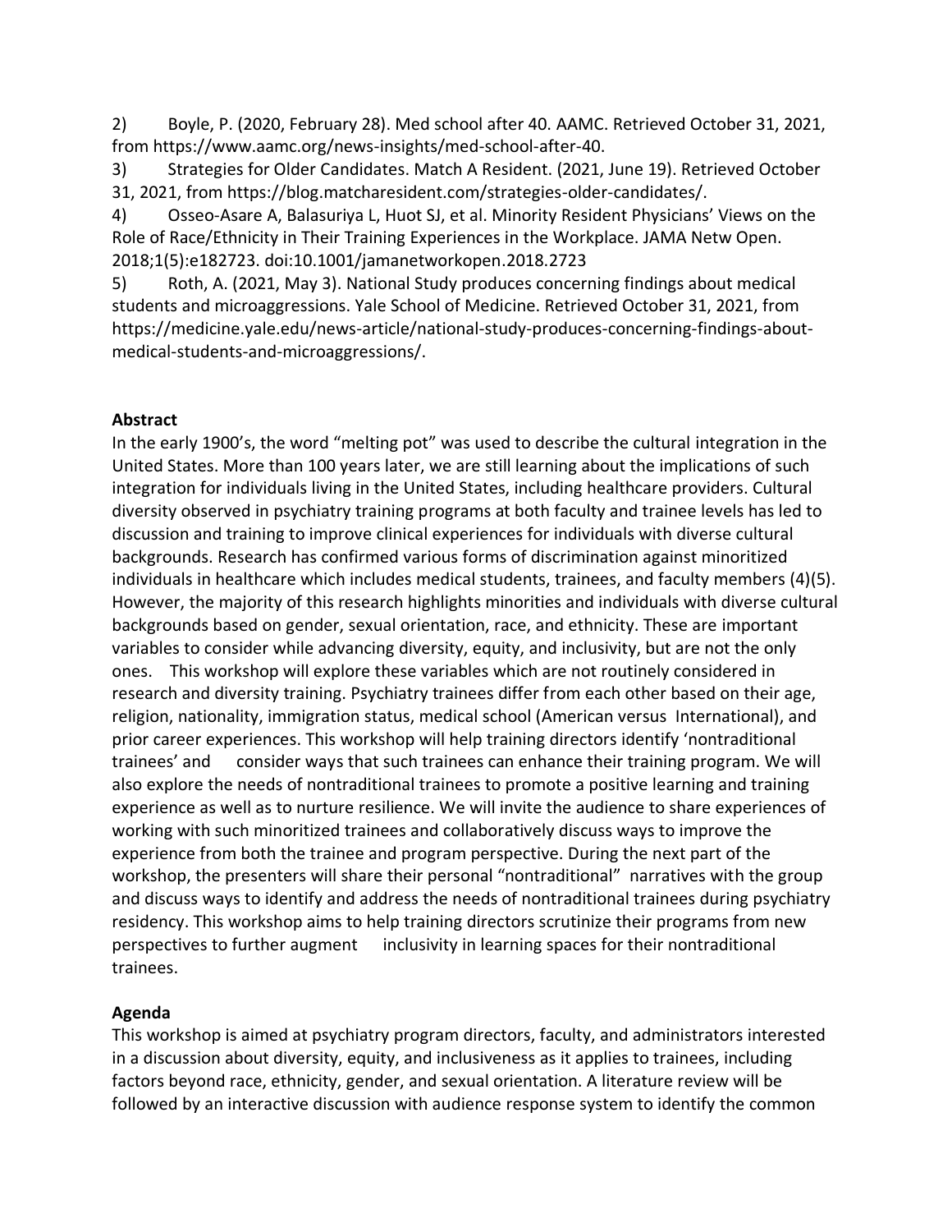2) Boyle, P. (2020, February 28). Med school after 40. AAMC. Retrieved October 31, 2021, from https://www.aamc.org/news-insights/med-school-after-40.

3) Strategies for Older Candidates. Match A Resident. (2021, June 19). Retrieved October 31, 2021, from https://blog.matcharesident.com/strategies-older-candidates/.

4) Osseo-Asare A, Balasuriya L, Huot SJ, et al. Minority Resident Physicians' Views on the Role of Race/Ethnicity in Their Training Experiences in the Workplace. JAMA Netw Open. 2018;1(5):e182723. doi:10.1001/jamanetworkopen.2018.2723

5) Roth, A. (2021, May 3). National Study produces concerning findings about medical students and microaggressions. Yale School of Medicine. Retrieved October 31, 2021, from https://medicine.yale.edu/news-article/national-study-produces-concerning-findings-about-medical-students-and-microaggressions/.

**Abstract**

In the early 1900's, the word "melting pot" was used to describe the cultural integration in the United States. More than 100 years later, we are still learning about the implications of such integration for individuals living in the United States, including healthcare providers. Cultural diversity observed in psychiatry training programs at both faculty and trainee levels has led to discussion and training to improve clinical experiences for individuals with diverse cultural backgrounds. Research has confirmed various forms of discrimination against minoritized individuals in healthcare which includes medical students, trainees, and faculty members (4)(5). However, the majority of this research highlights minorities and individuals with diverse cultural backgrounds based on gender, sexual orientation, race, and ethnicity. These are important variables to consider while advancing diversity, equity, and inclusivity, but are not the only ones. This workshop will explore these variables which are not routinely considered in research and diversity training. Psychiatry trainees differ from each other based on their age, religion, nationality, immigration status, medical school (American versus International), and prior career experiences. This workshop will help training directors identify 'nontraditional trainees' and consider ways that such trainees can enhance their training program. We will also explore the needs of nontraditional trainees to promote a positive learning and training experience as well as to nurture resilience. We will invite the audience to share experiences of working with such minoritized trainees and collaboratively discuss ways to improve the experience from both the trainee and program perspective. During the next part of the workshop, the presenters will share their personal "nontraditional" narratives with the group and discuss ways to identify and address the needs of nontraditional trainees during psychiatry residency. This workshop aims to help training directors scrutinize their programs from new perspectives to further augment inclusivity in learning spaces for their nontraditional trainees.

**Agenda**

This workshop is aimed at psychiatry program directors, faculty, and administrators interested in a discussion about diversity, equity, and inclusiveness as it applies to trainees, including factors beyond race, ethnicity, gender, and sexual orientation. A literature review will be followed by an interactive discussion with audience response system to identify the common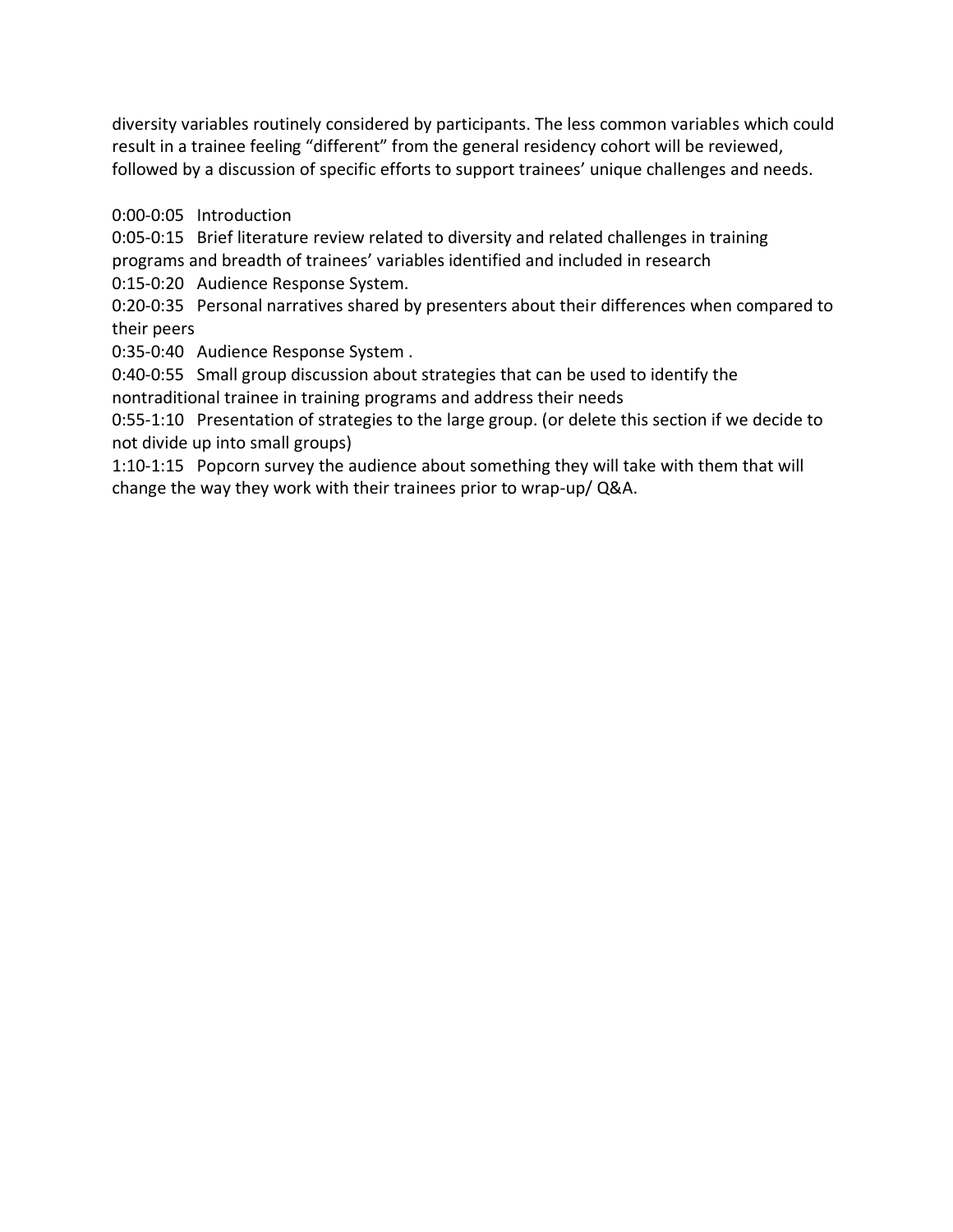diversity variables routinely considered by participants. The less common variables which could result in a trainee feeling "different" from the general residency cohort will be reviewed, followed by a discussion of specific efforts to support trainees' unique challenges and needs.

0:00-0:05 Introduction
0:05-0:15 Brief literature review related to diversity and related challenges in training programs and breadth of trainees' variables identified and included in research
0:15-0:20 Audience Response System.
0:20-0:35 Personal narratives shared by presenters about their differences when compared to their peers
0:35-0:40 Audience Response System .
0:40-0:55 Small group discussion about strategies that can be used to identify the nontraditional trainee in training programs and address their needs
0:55-1:10 Presentation of strategies to the large group. (or delete this section if we decide to not divide up into small groups)
1:10-1:15 Popcorn survey the audience about something they will take with them that will change the way they work with their trainees prior to wrap-up/ Q&A.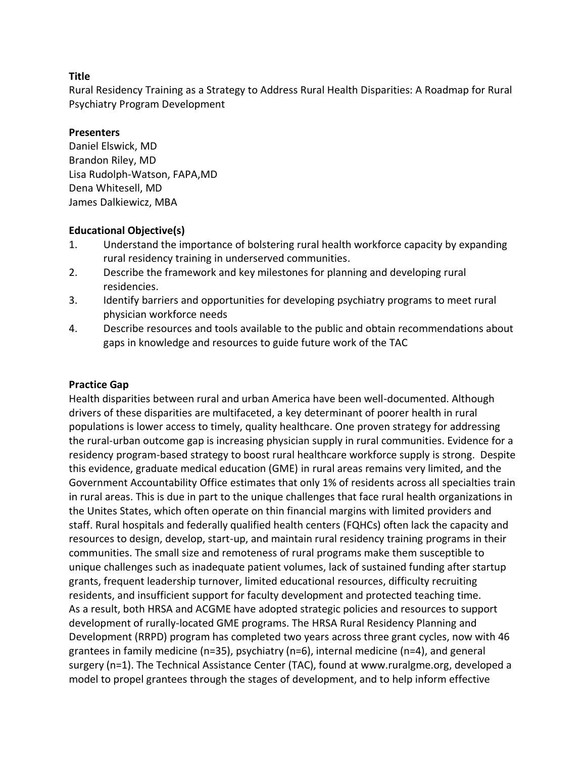**Title**

Rural Residency Training as a Strategy to Address Rural Health Disparities: A Roadmap for Rural Psychiatry Program Development

**Presenters**

Daniel Elswick, MD
Brandon Riley, MD
Lisa Rudolph-Watson, FAPA,MD
Dena Whitesell, MD
James Dalkiewicz, MBA

**Educational Objective(s)**

1. Understand the importance of bolstering rural health workforce capacity by expanding rural residency training in underserved communities.
2. Describe the framework and key milestones for planning and developing rural residencies.
3. Identify barriers and opportunities for developing psychiatry programs to meet rural physician workforce needs
4. Describe resources and tools available to the public and obtain recommendations about gaps in knowledge and resources to guide future work of the TAC

**Practice Gap**

Health disparities between rural and urban America have been well-documented. Although drivers of these disparities are multifaceted, a key determinant of poorer health in rural populations is lower access to timely, quality healthcare. One proven strategy for addressing the rural-urban outcome gap is increasing physician supply in rural communities. Evidence for a residency program-based strategy to boost rural healthcare workforce supply is strong. Despite this evidence, graduate medical education (GME) in rural areas remains very limited, and the Government Accountability Office estimates that only 1% of residents across all specialties train in rural areas. This is due in part to the unique challenges that face rural health organizations in the Unites States, which often operate on thin financial margins with limited providers and staff. Rural hospitals and federally qualified health centers (FQHCs) often lack the capacity and resources to design, develop, start-up, and maintain rural residency training programs in their communities. The small size and remoteness of rural programs make them susceptible to unique challenges such as inadequate patient volumes, lack of sustained funding after startup grants, frequent leadership turnover, limited educational resources, difficulty recruiting residents, and insufficient support for faculty development and protected teaching time.
As a result, both HRSA and ACGME have adopted strategic policies and resources to support development of rurally-located GME programs. The HRSA Rural Residency Planning and Development (RRPD) program has completed two years across three grant cycles, now with 46 grantees in family medicine (n=35), psychiatry (n=6), internal medicine (n=4), and general surgery (n=1). The Technical Assistance Center (TAC), found at www.ruralgme.org, developed a model to propel grantees through the stages of development, and to help inform effective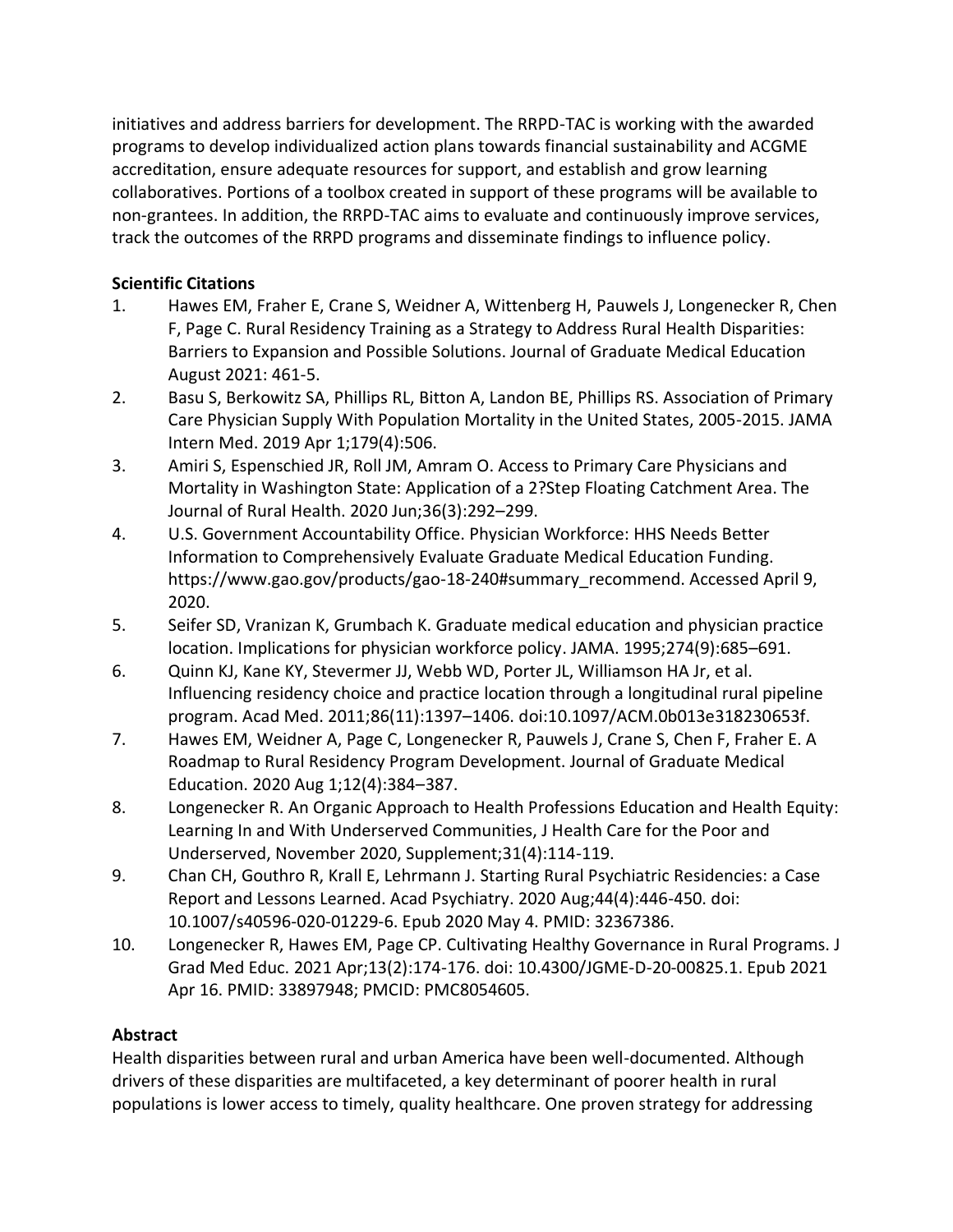initiatives and address barriers for development. The RRPD-TAC is working with the awarded programs to develop individualized action plans towards financial sustainability and ACGME accreditation, ensure adequate resources for support, and establish and grow learning collaboratives. Portions of a toolbox created in support of these programs will be available to non-grantees. In addition, the RRPD-TAC aims to evaluate and continuously improve services, track the outcomes of the RRPD programs and disseminate findings to influence policy.

**Scientific Citations**

1. Hawes EM, Fraher E, Crane S, Weidner A, Wittenberg H, Pauwels J, Longenecker R, Chen F, Page C. Rural Residency Training as a Strategy to Address Rural Health Disparities: Barriers to Expansion and Possible Solutions. Journal of Graduate Medical Education August 2021: 461-5.
2. Basu S, Berkowitz SA, Phillips RL, Bitton A, Landon BE, Phillips RS. Association of Primary Care Physician Supply With Population Mortality in the United States, 2005-2015. JAMA Intern Med. 2019 Apr 1;179(4):506.
3. Amiri S, Espenschied JR, Roll JM, Amram O. Access to Primary Care Physicians and Mortality in Washington State: Application of a 2?Step Floating Catchment Area. The Journal of Rural Health. 2020 Jun;36(3):292–299.
4. U.S. Government Accountability Office. Physician Workforce: HHS Needs Better Information to Comprehensively Evaluate Graduate Medical Education Funding. https://www.gao.gov/products/gao-18-240#summary_recommend. Accessed April 9, 2020.
5. Seifer SD, Vranizan K, Grumbach K. Graduate medical education and physician practice location. Implications for physician workforce policy. JAMA. 1995;274(9):685–691.
6. Quinn KJ, Kane KY, Stevermer JJ, Webb WD, Porter JL, Williamson HA Jr, et al. Influencing residency choice and practice location through a longitudinal rural pipeline program. Acad Med. 2011;86(11):1397–1406. doi:10.1097/ACM.0b013e318230653f.
7. Hawes EM, Weidner A, Page C, Longenecker R, Pauwels J, Crane S, Chen F, Fraher E. A Roadmap to Rural Residency Program Development. Journal of Graduate Medical Education. 2020 Aug 1;12(4):384–387.
8. Longenecker R. An Organic Approach to Health Professions Education and Health Equity: Learning In and With Underserved Communities, J Health Care for the Poor and Underserved, November 2020, Supplement;31(4):114-119.
9. Chan CH, Gouthro R, Krall E, Lehrmann J. Starting Rural Psychiatric Residencies: a Case Report and Lessons Learned. Acad Psychiatry. 2020 Aug;44(4):446-450. doi: 10.1007/s40596-020-01229-6. Epub 2020 May 4. PMID: 32367386.
10. Longenecker R, Hawes EM, Page CP. Cultivating Healthy Governance in Rural Programs. J Grad Med Educ. 2021 Apr;13(2):174-176. doi: 10.4300/JGME-D-20-00825.1. Epub 2021 Apr 16. PMID: 33897948; PMCID: PMC8054605.

**Abstract**

Health disparities between rural and urban America have been well-documented. Although drivers of these disparities are multifaceted, a key determinant of poorer health in rural populations is lower access to timely, quality healthcare. One proven strategy for addressing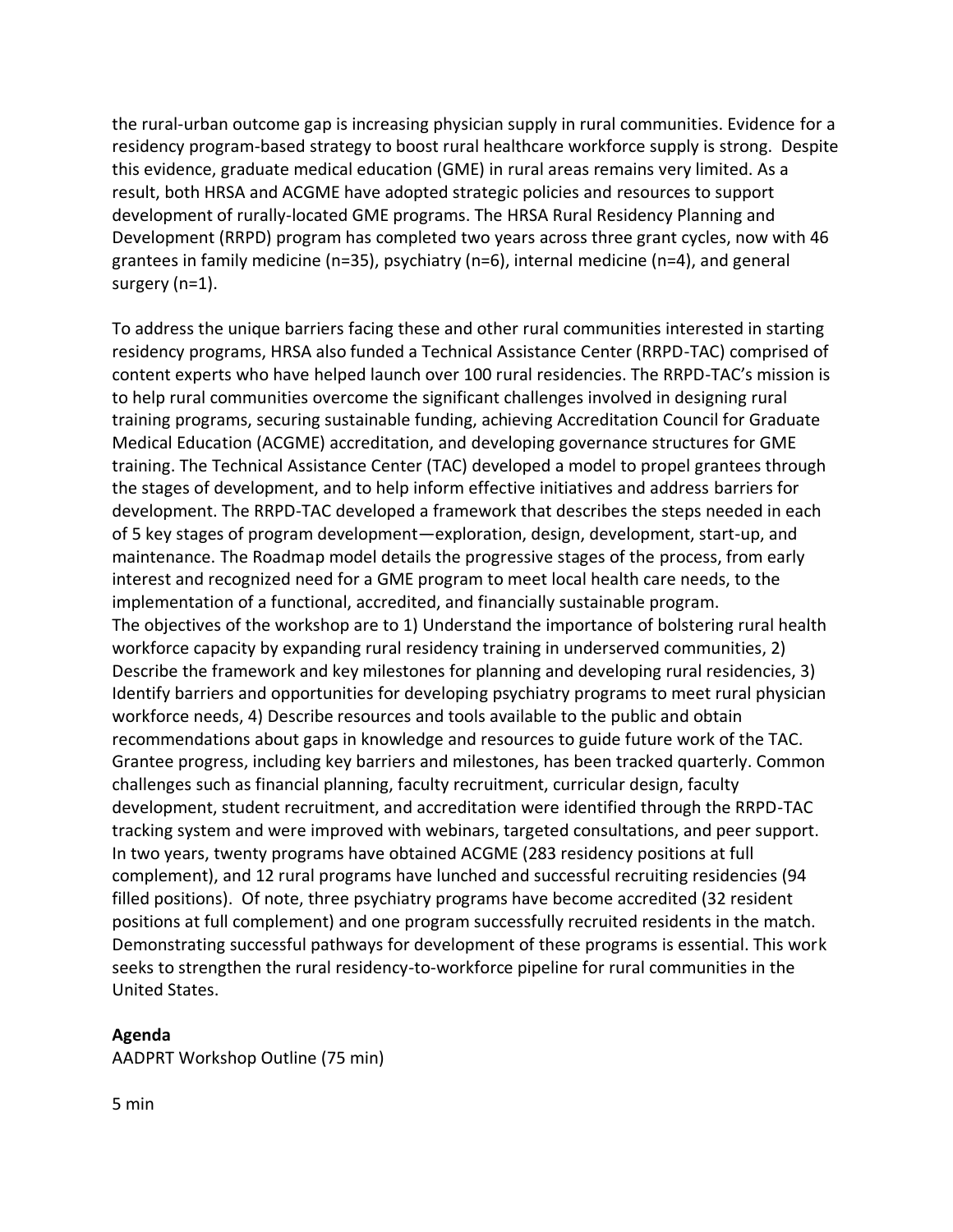the rural-urban outcome gap is increasing physician supply in rural communities. Evidence for a residency program-based strategy to boost rural healthcare workforce supply is strong. Despite this evidence, graduate medical education (GME) in rural areas remains very limited. As a result, both HRSA and ACGME have adopted strategic policies and resources to support development of rurally-located GME programs. The HRSA Rural Residency Planning and Development (RRPD) program has completed two years across three grant cycles, now with 46 grantees in family medicine (n=35), psychiatry (n=6), internal medicine (n=4), and general surgery (n=1).

To address the unique barriers facing these and other rural communities interested in starting residency programs, HRSA also funded a Technical Assistance Center (RRPD-TAC) comprised of content experts who have helped launch over 100 rural residencies. The RRPD-TAC's mission is to help rural communities overcome the significant challenges involved in designing rural training programs, securing sustainable funding, achieving Accreditation Council for Graduate Medical Education (ACGME) accreditation, and developing governance structures for GME training. The Technical Assistance Center (TAC) developed a model to propel grantees through the stages of development, and to help inform effective initiatives and address barriers for development. The RRPD-TAC developed a framework that describes the steps needed in each of 5 key stages of program development—exploration, design, development, start-up, and maintenance. The Roadmap model details the progressive stages of the process, from early interest and recognized need for a GME program to meet local health care needs, to the implementation of a functional, accredited, and financially sustainable program.
The objectives of the workshop are to 1) Understand the importance of bolstering rural health workforce capacity by expanding rural residency training in underserved communities, 2) Describe the framework and key milestones for planning and developing rural residencies, 3) Identify barriers and opportunities for developing psychiatry programs to meet rural physician workforce needs, 4) Describe resources and tools available to the public and obtain recommendations about gaps in knowledge and resources to guide future work of the TAC.
Grantee progress, including key barriers and milestones, has been tracked quarterly. Common challenges such as financial planning, faculty recruitment, curricular design, faculty development, student recruitment, and accreditation were identified through the RRPD-TAC tracking system and were improved with webinars, targeted consultations, and peer support.
In two years, twenty programs have obtained ACGME (283 residency positions at full complement), and 12 rural programs have lunched and successful recruiting residencies (94 filled positions). Of note, three psychiatry programs have become accredited (32 resident positions at full complement) and one program successfully recruited residents in the match.
Demonstrating successful pathways for development of these programs is essential. This work seeks to strengthen the rural residency-to-workforce pipeline for rural communities in the United States.

**Agenda**

AADPRT Workshop Outline (75 min)

5 min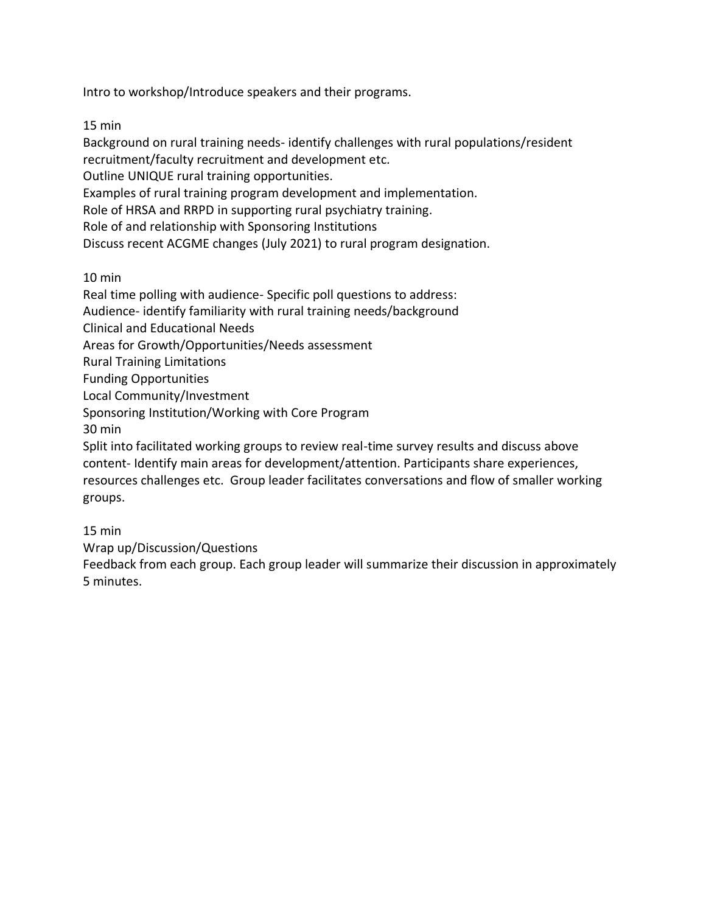Intro to workshop/Introduce speakers and their programs.

15 min

Background on rural training needs- identify challenges with rural populations/resident recruitment/faculty recruitment and development etc.

Outline UNIQUE rural training opportunities.

Examples of rural training program development and implementation.

Role of HRSA and RRPD in supporting rural psychiatry training.

Role of and relationship with Sponsoring Institutions

Discuss recent ACGME changes (July 2021) to rural program designation.

10 min

Real time polling with audience- Specific poll questions to address:

Audience- identify familiarity with rural training needs/background

Clinical and Educational Needs

Areas for Growth/Opportunities/Needs assessment

Rural Training Limitations

Funding Opportunities

Local Community/Investment

Sponsoring Institution/Working with Core Program

30 min

Split into facilitated working groups to review real-time survey results and discuss above content- Identify main areas for development/attention. Participants share experiences, resources challenges etc. Group leader facilitates conversations and flow of smaller working groups.

15 min

Wrap up/Discussion/Questions

Feedback from each group. Each group leader will summarize their discussion in approximately 5 minutes.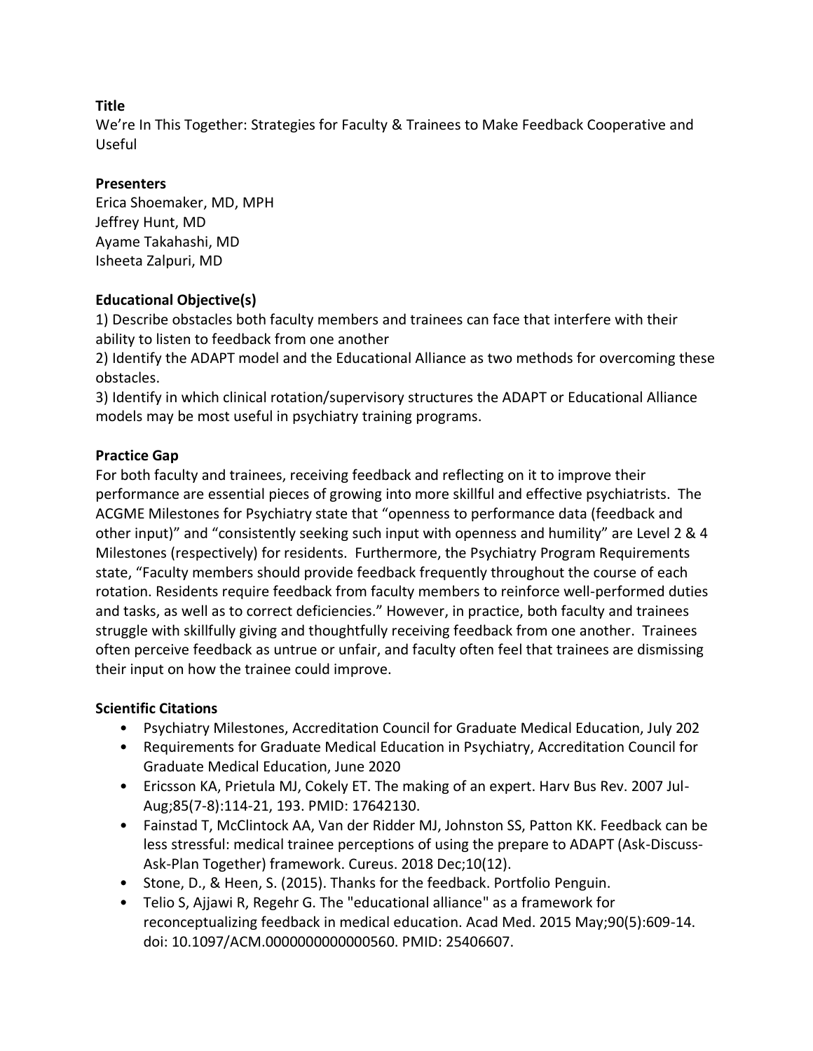**Title**

We're In This Together: Strategies for Faculty & Trainees to Make Feedback Cooperative and Useful

**Presenters**

Erica Shoemaker, MD, MPH
Jeffrey Hunt, MD
Ayame Takahashi, MD
Isheeta Zalpuri, MD

**Educational Objective(s)**

1) Describe obstacles both faculty members and trainees can face that interfere with their ability to listen to feedback from one another
2) Identify the ADAPT model and the Educational Alliance as two methods for overcoming these obstacles.
3) Identify in which clinical rotation/supervisory structures the ADAPT or Educational Alliance models may be most useful in psychiatry training programs.

**Practice Gap**

For both faculty and trainees, receiving feedback and reflecting on it to improve their performance are essential pieces of growing into more skillful and effective psychiatrists. The ACGME Milestones for Psychiatry state that "openness to performance data (feedback and other input)" and "consistently seeking such input with openness and humility" are Level 2 & 4 Milestones (respectively) for residents. Furthermore, the Psychiatry Program Requirements state, "Faculty members should provide feedback frequently throughout the course of each rotation. Residents require feedback from faculty members to reinforce well-performed duties and tasks, as well as to correct deficiencies." However, in practice, both faculty and trainees struggle with skillfully giving and thoughtfully receiving feedback from one another. Trainees often perceive feedback as untrue or unfair, and faculty often feel that trainees are dismissing their input on how the trainee could improve.

**Scientific Citations**

- Psychiatry Milestones, Accreditation Council for Graduate Medical Education, July 202
- Requirements for Graduate Medical Education in Psychiatry, Accreditation Council for Graduate Medical Education, June 2020
- Ericsson KA, Prietula MJ, Cokely ET. The making of an expert. Harv Bus Rev. 2007 Jul-Aug;85(7-8):114-21, 193. PMID: 17642130.
- Fainstad T, McClintock AA, Van der Ridder MJ, Johnston SS, Patton KK. Feedback can be less stressful: medical trainee perceptions of using the prepare to ADAPT (Ask-Discuss-Ask-Plan Together) framework. Cureus. 2018 Dec;10(12).
- Stone, D., & Heen, S. (2015). Thanks for the feedback. Portfolio Penguin.
- Telio S, Ajjawi R, Regehr G. The "educational alliance" as a framework for reconceptualizing feedback in medical education. Acad Med. 2015 May;90(5):609-14. doi: 10.1097/ACM.0000000000000560. PMID: 25406607.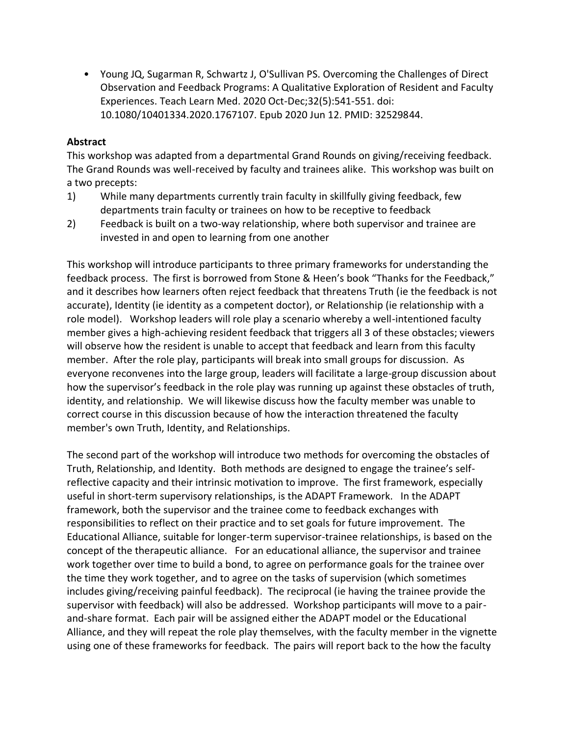- Young JQ, Sugarman R, Schwartz J, O'Sullivan PS. Overcoming the Challenges of Direct Observation and Feedback Programs: A Qualitative Exploration of Resident and Faculty Experiences. Teach Learn Med. 2020 Oct-Dec;32(5):541-551. doi: 10.1080/10401334.2020.1767107. Epub 2020 Jun 12. PMID: 32529844.

**Abstract**

This workshop was adapted from a departmental Grand Rounds on giving/receiving feedback. The Grand Rounds was well-received by faculty and trainees alike. This workshop was built on a two precepts:

1) While many departments currently train faculty in skillfully giving feedback, few departments train faculty or trainees on how to be receptive to feedback
2) Feedback is built on a two-way relationship, where both supervisor and trainee are invested in and open to learning from one another

This workshop will introduce participants to three primary frameworks for understanding the feedback process. The first is borrowed from Stone & Heen's book "Thanks for the Feedback," and it describes how learners often reject feedback that threatens Truth (ie the feedback is not accurate), Identity (ie identity as a competent doctor), or Relationship (ie relationship with a role model). Workshop leaders will role play a scenario whereby a well-intentioned faculty member gives a high-achieving resident feedback that triggers all 3 of these obstacles; viewers will observe how the resident is unable to accept that feedback and learn from this faculty member. After the role play, participants will break into small groups for discussion. As everyone reconvenes into the large group, leaders will facilitate a large-group discussion about how the supervisor's feedback in the role play was running up against these obstacles of truth, identity, and relationship. We will likewise discuss how the faculty member was unable to correct course in this discussion because of how the interaction threatened the faculty member's own Truth, Identity, and Relationships.

The second part of the workshop will introduce two methods for overcoming the obstacles of Truth, Relationship, and Identity. Both methods are designed to engage the trainee's self-reflective capacity and their intrinsic motivation to improve. The first framework, especially useful in short-term supervisory relationships, is the ADAPT Framework. In the ADAPT framework, both the supervisor and the trainee come to feedback exchanges with responsibilities to reflect on their practice and to set goals for future improvement. The Educational Alliance, suitable for longer-term supervisor-trainee relationships, is based on the concept of the therapeutic alliance. For an educational alliance, the supervisor and trainee work together over time to build a bond, to agree on performance goals for the trainee over the time they work together, and to agree on the tasks of supervision (which sometimes includes giving/receiving painful feedback). The reciprocal (ie having the trainee provide the supervisor with feedback) will also be addressed. Workshop participants will move to a pair-and-share format. Each pair will be assigned either the ADAPT model or the Educational Alliance, and they will repeat the role play themselves, with the faculty member in the vignette using one of these frameworks for feedback. The pairs will report back to the how the faculty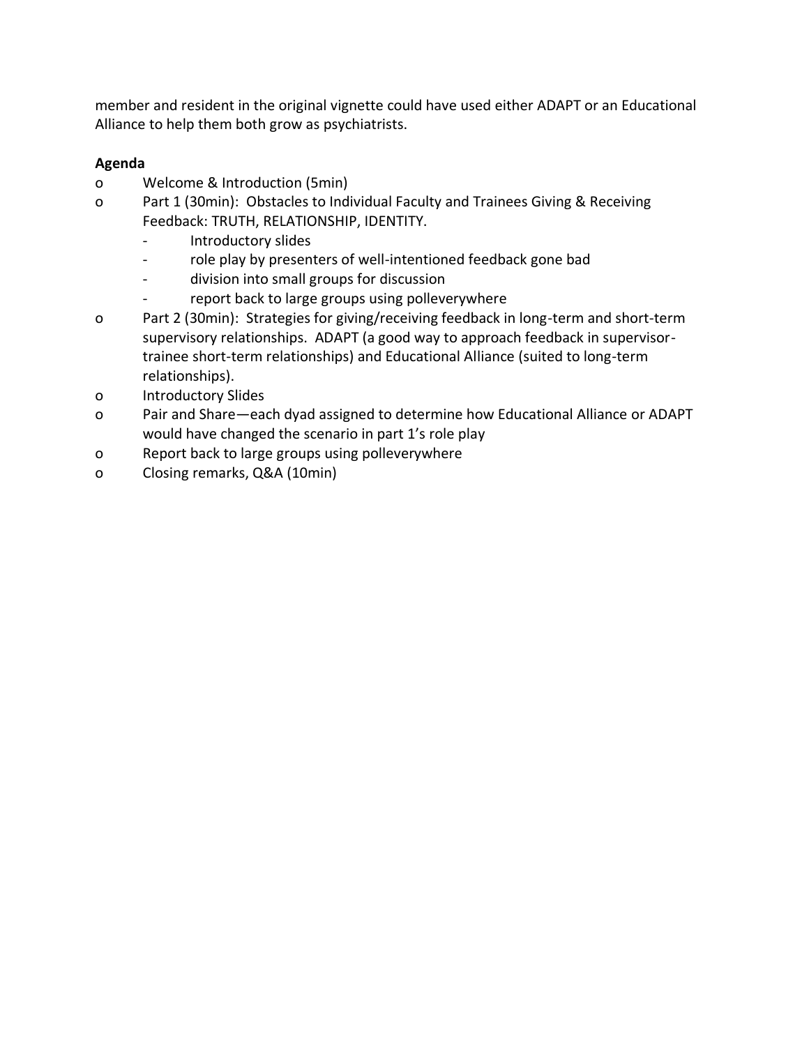member and resident in the original vignette could have used either ADAPT or an Educational Alliance to help them both grow as psychiatrists.

**Agenda**

- Welcome & Introduction (5min)
- Part 1 (30min): Obstacles to Individual Faculty and Trainees Giving & Receiving Feedback: TRUTH, RELATIONSHIP, IDENTITY.
  - Introductory slides
  - role play by presenters of well-intentioned feedback gone bad
  - division into small groups for discussion
  - report back to large groups using polleverywhere
- Part 2 (30min): Strategies for giving/receiving feedback in long-term and short-term supervisory relationships. ADAPT (a good way to approach feedback in supervisor-trainee short-term relationships) and Educational Alliance (suited to long-term relationships).
- Introductory Slides
- Pair and Share—each dyad assigned to determine how Educational Alliance or ADAPT would have changed the scenario in part 1's role play
- Report back to large groups using polleverywhere
- Closing remarks, Q&A (10min)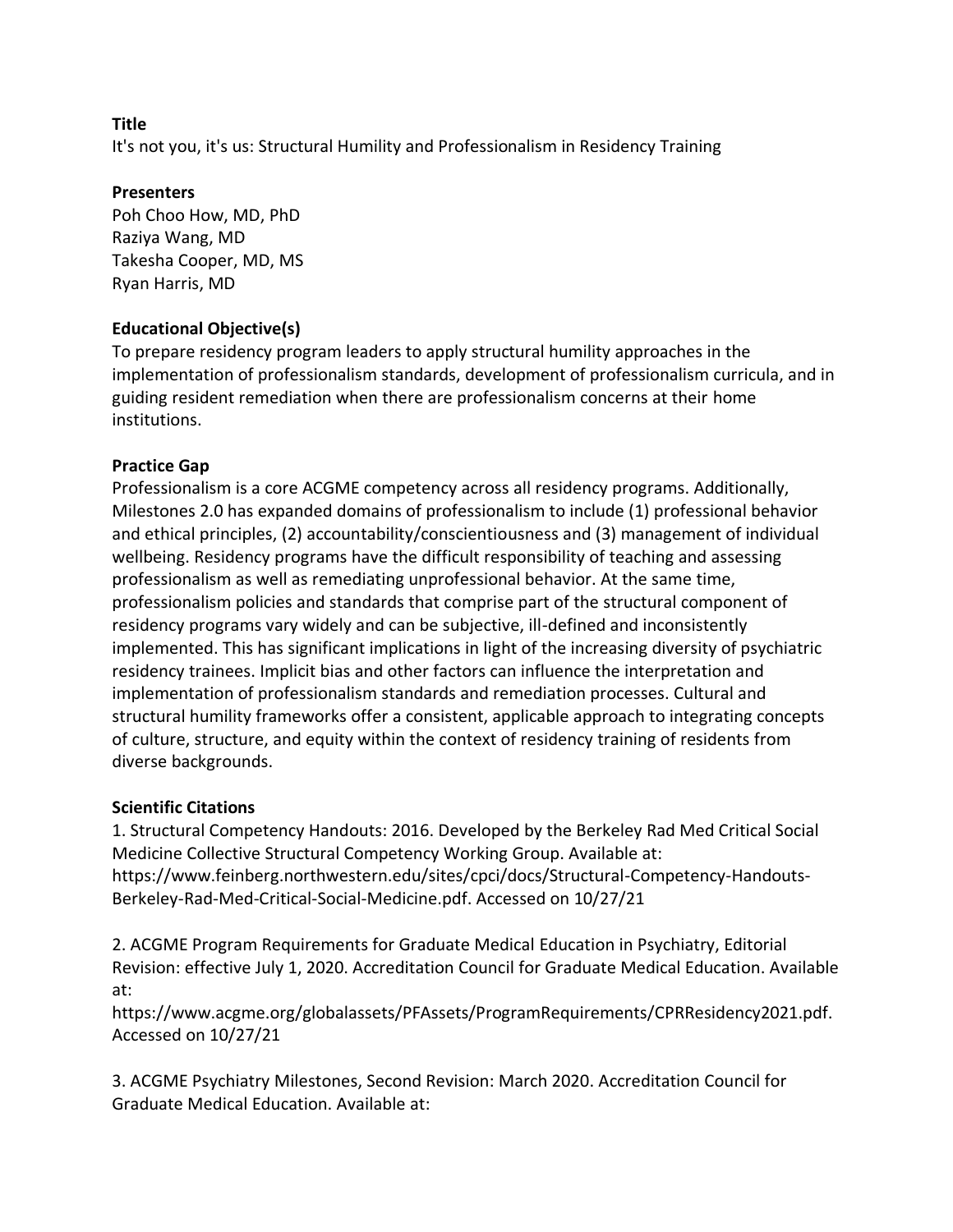**Title**

It's not you, it's us: Structural Humility and Professionalism in Residency Training

**Presenters**

Poh Choo How, MD, PhD
Raziya Wang, MD
Takesha Cooper, MD, MS
Ryan Harris, MD

**Educational Objective(s)**

To prepare residency program leaders to apply structural humility approaches in the implementation of professionalism standards, development of professionalism curricula, and in guiding resident remediation when there are professionalism concerns at their home institutions.

**Practice Gap**

Professionalism is a core ACGME competency across all residency programs. Additionally, Milestones 2.0 has expanded domains of professionalism to include (1) professional behavior and ethical principles, (2) accountability/conscientiousness and (3) management of individual wellbeing. Residency programs have the difficult responsibility of teaching and assessing professionalism as well as remediating unprofessional behavior. At the same time, professionalism policies and standards that comprise part of the structural component of residency programs vary widely and can be subjective, ill-defined and inconsistently implemented. This has significant implications in light of the increasing diversity of psychiatric residency trainees. Implicit bias and other factors can influence the interpretation and implementation of professionalism standards and remediation processes. Cultural and structural humility frameworks offer a consistent, applicable approach to integrating concepts of culture, structure, and equity within the context of residency training of residents from diverse backgrounds.

**Scientific Citations**

1. Structural Competency Handouts: 2016. Developed by the Berkeley Rad Med Critical Social Medicine Collective Structural Competency Working Group. Available at: https://www.feinberg.northwestern.edu/sites/cpci/docs/Structural-Competency-Handouts-Berkeley-Rad-Med-Critical-Social-Medicine.pdf. Accessed on 10/27/21

2. ACGME Program Requirements for Graduate Medical Education in Psychiatry, Editorial Revision: effective July 1, 2020. Accreditation Council for Graduate Medical Education. Available at: https://www.acgme.org/globalassets/PFAssets/ProgramRequirements/CPRResidency2021.pdf. Accessed on 10/27/21

3. ACGME Psychiatry Milestones, Second Revision: March 2020. Accreditation Council for Graduate Medical Education. Available at: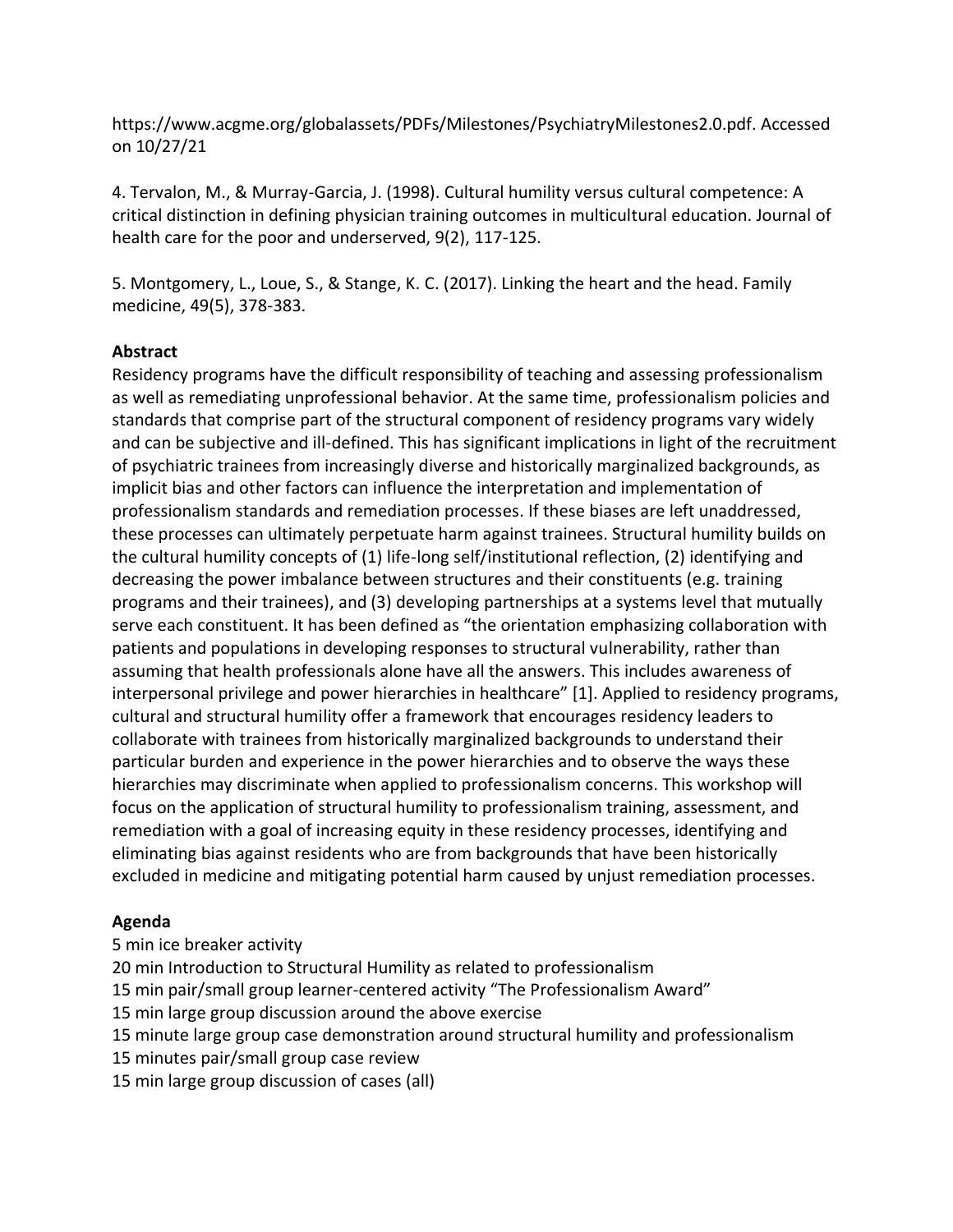https://www.acgme.org/globalassets/PDFs/Milestones/PsychiatryMilestones2.0.pdf. Accessed on 10/27/21

4. Tervalon, M., & Murray-Garcia, J. (1998). Cultural humility versus cultural competence: A critical distinction in defining physician training outcomes in multicultural education. Journal of health care for the poor and underserved, 9(2), 117-125.

5. Montgomery, L., Loue, S., & Stange, K. C. (2017). Linking the heart and the head. Family medicine, 49(5), 378-383.

**Abstract**

Residency programs have the difficult responsibility of teaching and assessing professionalism as well as remediating unprofessional behavior. At the same time, professionalism policies and standards that comprise part of the structural component of residency programs vary widely and can be subjective and ill-defined. This has significant implications in light of the recruitment of psychiatric trainees from increasingly diverse and historically marginalized backgrounds, as implicit bias and other factors can influence the interpretation and implementation of professionalism standards and remediation processes. If these biases are left unaddressed, these processes can ultimately perpetuate harm against trainees. Structural humility builds on the cultural humility concepts of (1) life-long self/institutional reflection, (2) identifying and decreasing the power imbalance between structures and their constituents (e.g. training programs and their trainees), and (3) developing partnerships at a systems level that mutually serve each constituent. It has been defined as "the orientation emphasizing collaboration with patients and populations in developing responses to structural vulnerability, rather than assuming that health professionals alone have all the answers. This includes awareness of interpersonal privilege and power hierarchies in healthcare" [1]. Applied to residency programs, cultural and structural humility offer a framework that encourages residency leaders to collaborate with trainees from historically marginalized backgrounds to understand their particular burden and experience in the power hierarchies and to observe the ways these hierarchies may discriminate when applied to professionalism concerns. This workshop will focus on the application of structural humility to professionalism training, assessment, and remediation with a goal of increasing equity in these residency processes, identifying and eliminating bias against residents who are from backgrounds that have been historically excluded in medicine and mitigating potential harm caused by unjust remediation processes.

**Agenda**

5 min ice breaker activity
20 min Introduction to Structural Humility as related to professionalism
15 min pair/small group learner-centered activity "The Professionalism Award"
15 min large group discussion around the above exercise
15 minute large group case demonstration around structural humility and professionalism
15 minutes pair/small group case review
15 min large group discussion of cases (all)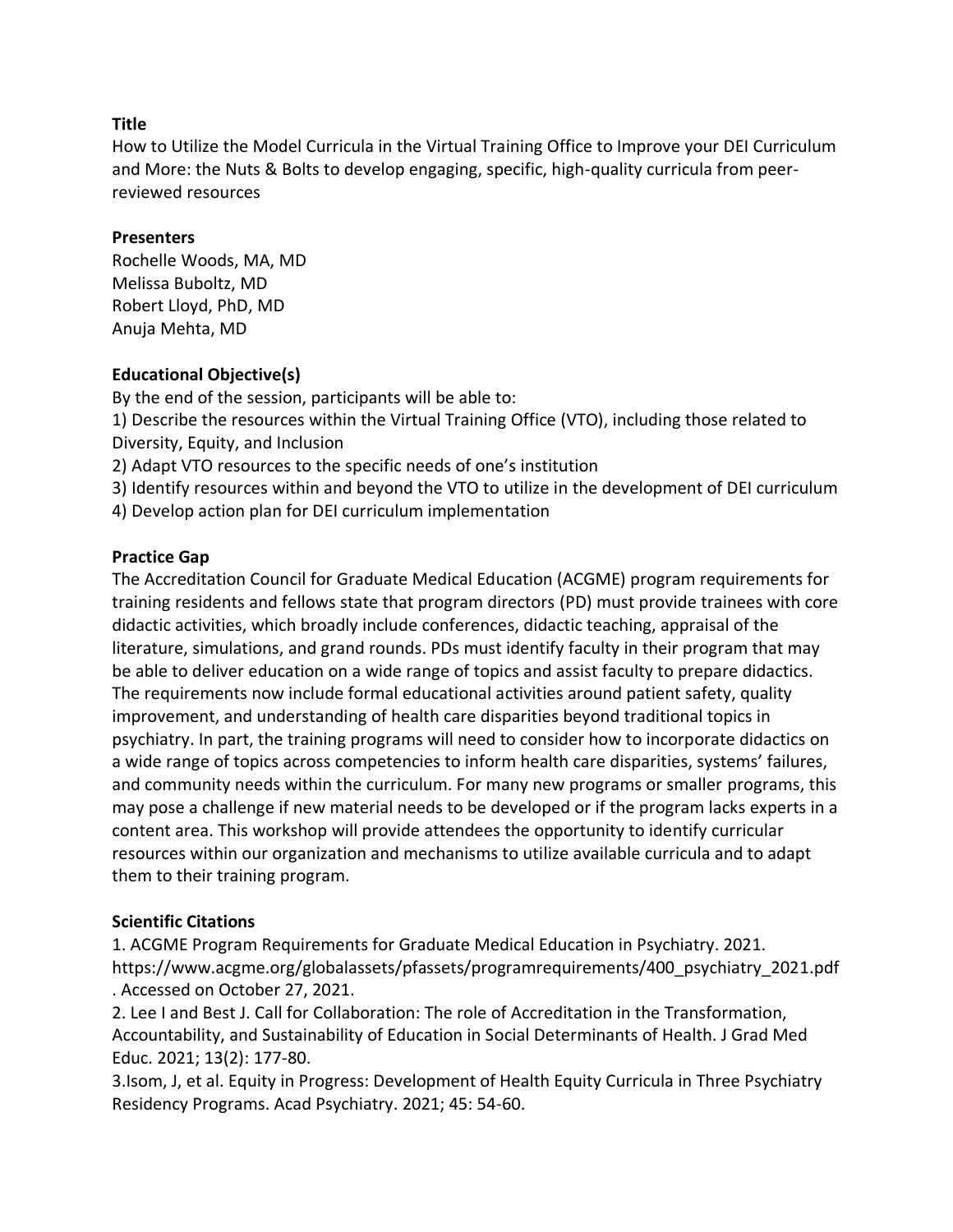**Title**

How to Utilize the Model Curricula in the Virtual Training Office to Improve your DEI Curriculum and More: the Nuts & Bolts to develop engaging, specific, high-quality curricula from peer-reviewed resources

**Presenters**

Rochelle Woods, MA, MD
Melissa Buboltz, MD
Robert Lloyd, PhD, MD
Anuja Mehta, MD

**Educational Objective(s)**

By the end of the session, participants will be able to:

1) Describe the resources within the Virtual Training Office (VTO), including those related to Diversity, Equity, and Inclusion
2) Adapt VTO resources to the specific needs of one's institution
3) Identify resources within and beyond the VTO to utilize in the development of DEI curriculum
4) Develop action plan for DEI curriculum implementation

**Practice Gap**

The Accreditation Council for Graduate Medical Education (ACGME) program requirements for training residents and fellows state that program directors (PD) must provide trainees with core didactic activities, which broadly include conferences, didactic teaching, appraisal of the literature, simulations, and grand rounds. PDs must identify faculty in their program that may be able to deliver education on a wide range of topics and assist faculty to prepare didactics. The requirements now include formal educational activities around patient safety, quality improvement, and understanding of health care disparities beyond traditional topics in psychiatry. In part, the training programs will need to consider how to incorporate didactics on a wide range of topics across competencies to inform health care disparities, systems' failures, and community needs within the curriculum. For many new programs or smaller programs, this may pose a challenge if new material needs to be developed or if the program lacks experts in a content area. This workshop will provide attendees the opportunity to identify curricular resources within our organization and mechanisms to utilize available curricula and to adapt them to their training program.

**Scientific Citations**

1. ACGME Program Requirements for Graduate Medical Education in Psychiatry. 2021. https://www.acgme.org/globalassets/pfassets/programrequirements/400_psychiatry_2021.pdf . Accessed on October 27, 2021.
2. Lee I and Best J. Call for Collaboration: The role of Accreditation in the Transformation, Accountability, and Sustainability of Education in Social Determinants of Health. J Grad Med Educ. 2021; 13(2): 177-80.
3. Isom, J, et al. Equity in Progress: Development of Health Equity Curricula in Three Psychiatry Residency Programs. Acad Psychiatry. 2021; 45: 54-60.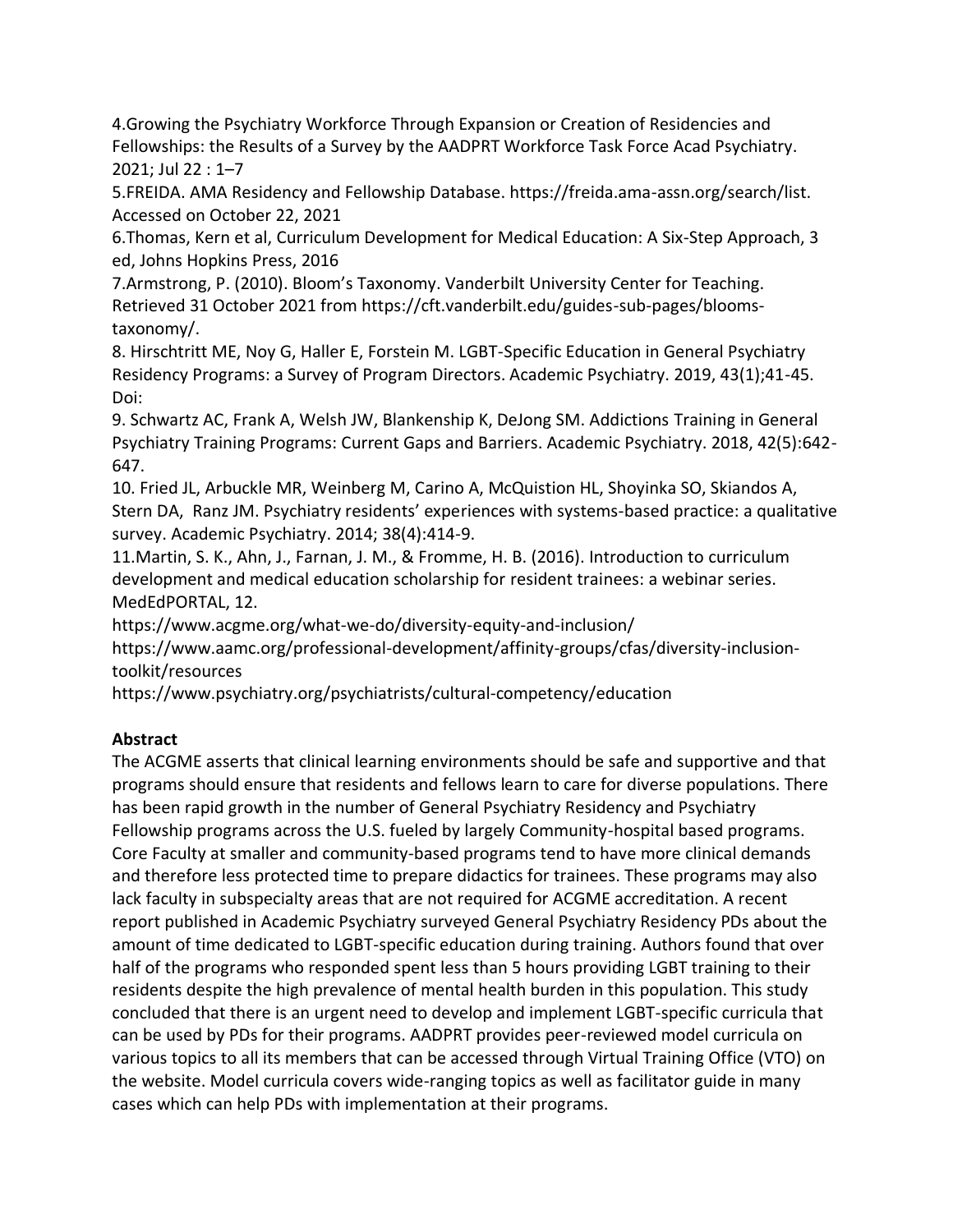4.Growing the Psychiatry Workforce Through Expansion or Creation of Residencies and Fellowships: the Results of a Survey by the AADPRT Workforce Task Force Acad Psychiatry. 2021; Jul 22 : 1–7

5.FREIDA. AMA Residency and Fellowship Database. https://freida.ama-assn.org/search/list. Accessed on October 22, 2021

6.Thomas, Kern et al, Curriculum Development for Medical Education: A Six-Step Approach, 3 ed, Johns Hopkins Press, 2016

7.Armstrong, P. (2010). Bloom's Taxonomy. Vanderbilt University Center for Teaching. Retrieved 31 October 2021 from https://cft.vanderbilt.edu/guides-sub-pages/blooms-taxonomy/.

8. Hirschtritt ME, Noy G, Haller E, Forstein M. LGBT-Specific Education in General Psychiatry Residency Programs: a Survey of Program Directors. Academic Psychiatry. 2019, 43(1);41-45. Doi:

9. Schwartz AC, Frank A, Welsh JW, Blankenship K, DeJong SM. Addictions Training in General Psychiatry Training Programs: Current Gaps and Barriers. Academic Psychiatry. 2018, 42(5):642-647.

10. Fried JL, Arbuckle MR, Weinberg M, Carino A, McQuistion HL, Shoyinka SO, Skiandos A, Stern DA, Ranz JM. Psychiatry residents' experiences with systems-based practice: a qualitative survey. Academic Psychiatry. 2014; 38(4):414-9.

11.Martin, S. K., Ahn, J., Farnan, J. M., & Fromme, H. B. (2016). Introduction to curriculum development and medical education scholarship for resident trainees: a webinar series. MedEdPORTAL, 12.

https://www.acgme.org/what-we-do/diversity-equity-and-inclusion/

https://www.aamc.org/professional-development/affinity-groups/cfas/diversity-inclusion-toolkit/resources

https://www.psychiatry.org/psychiatrists/cultural-competency/education

**Abstract**

The ACGME asserts that clinical learning environments should be safe and supportive and that programs should ensure that residents and fellows learn to care for diverse populations. There has been rapid growth in the number of General Psychiatry Residency and Psychiatry Fellowship programs across the U.S. fueled by largely Community-hospital based programs. Core Faculty at smaller and community-based programs tend to have more clinical demands and therefore less protected time to prepare didactics for trainees. These programs may also lack faculty in subspecialty areas that are not required for ACGME accreditation. A recent report published in Academic Psychiatry surveyed General Psychiatry Residency PDs about the amount of time dedicated to LGBT-specific education during training. Authors found that over half of the programs who responded spent less than 5 hours providing LGBT training to their residents despite the high prevalence of mental health burden in this population. This study concluded that there is an urgent need to develop and implement LGBT-specific curricula that can be used by PDs for their programs. AADPRT provides peer-reviewed model curricula on various topics to all its members that can be accessed through Virtual Training Office (VTO) on the website. Model curricula covers wide-ranging topics as well as facilitator guide in many cases which can help PDs with implementation at their programs.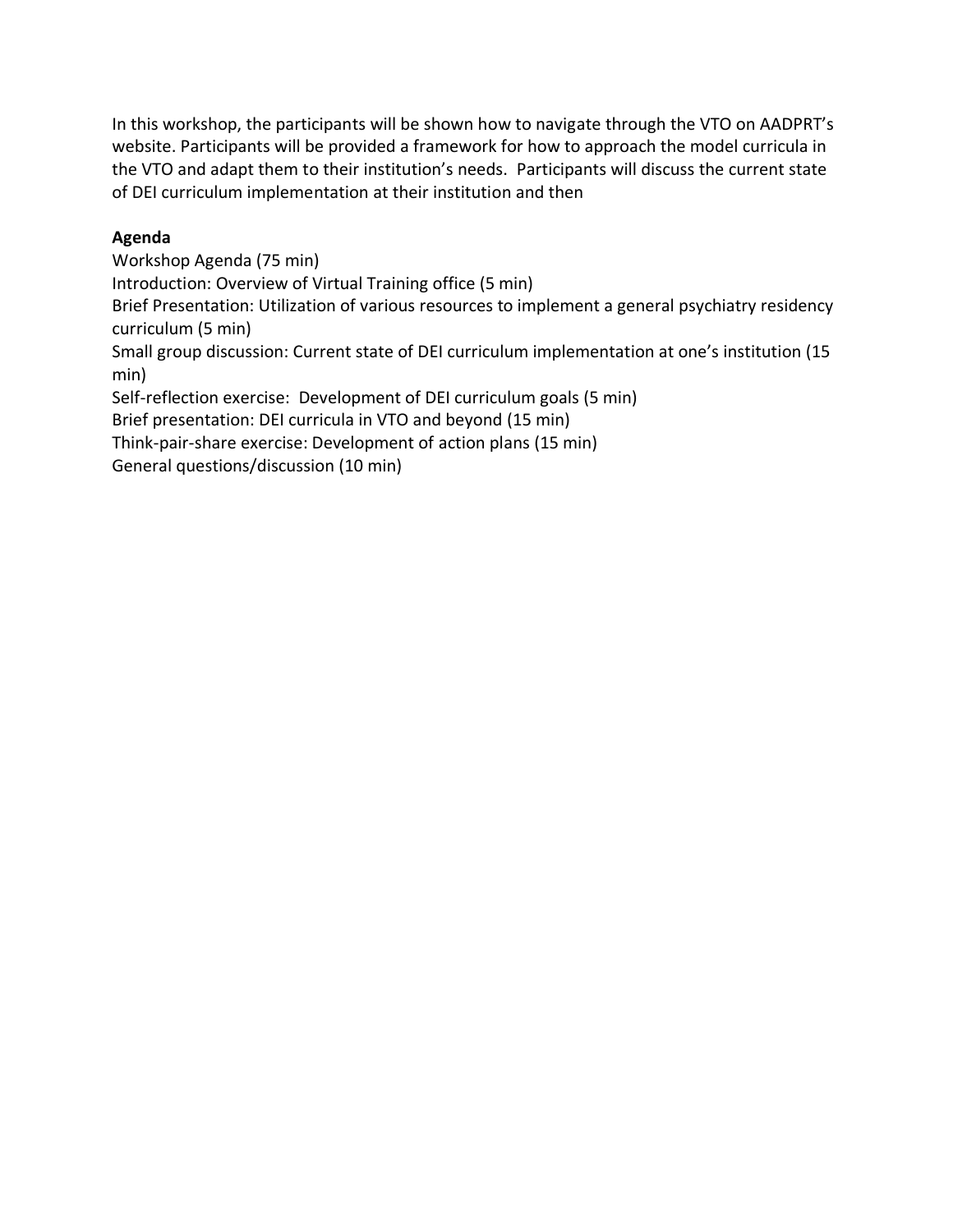In this workshop, the participants will be shown how to navigate through the VTO on AADPRT's website. Participants will be provided a framework for how to approach the model curricula in the VTO and adapt them to their institution's needs. Participants will discuss the current state of DEI curriculum implementation at their institution and then

**Agenda**

Workshop Agenda (75 min)

Introduction: Overview of Virtual Training office (5 min)

Brief Presentation: Utilization of various resources to implement a general psychiatry residency curriculum (5 min)

Small group discussion: Current state of DEI curriculum implementation at one's institution (15 min)

Self-reflection exercise: Development of DEI curriculum goals (5 min)

Brief presentation: DEI curricula in VTO and beyond (15 min)

Think-pair-share exercise: Development of action plans (15 min)

General questions/discussion (10 min)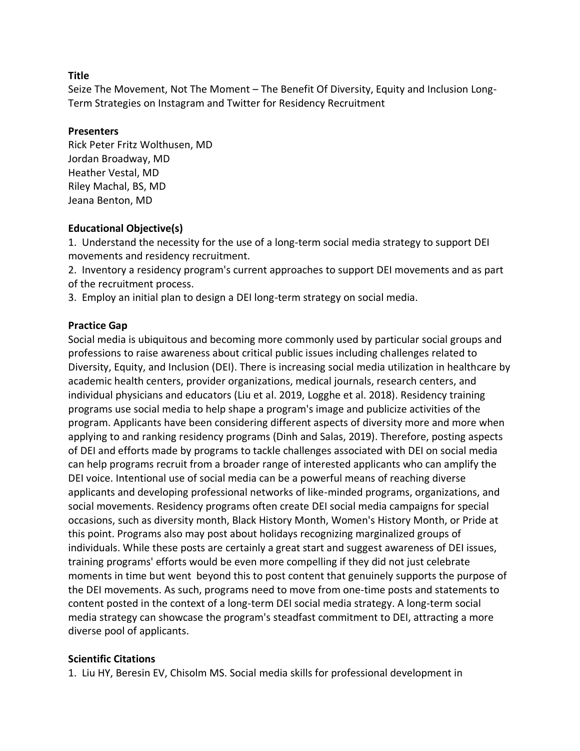**Title**

Seize The Movement, Not The Moment – The Benefit Of Diversity, Equity and Inclusion Long-Term Strategies on Instagram and Twitter for Residency Recruitment

**Presenters**

Rick Peter Fritz Wolthusen, MD
Jordan Broadway, MD
Heather Vestal, MD
Riley Machal, BS, MD
Jeana Benton, MD

**Educational Objective(s)**

1. Understand the necessity for the use of a long-term social media strategy to support DEI movements and residency recruitment.
2. Inventory a residency program's current approaches to support DEI movements and as part of the recruitment process.
3. Employ an initial plan to design a DEI long-term strategy on social media.

**Practice Gap**

Social media is ubiquitous and becoming more commonly used by particular social groups and professions to raise awareness about critical public issues including challenges related to Diversity, Equity, and Inclusion (DEI). There is increasing social media utilization in healthcare by academic health centers, provider organizations, medical journals, research centers, and individual physicians and educators (Liu et al. 2019, Logghe et al. 2018). Residency training programs use social media to help shape a program's image and publicize activities of the program. Applicants have been considering different aspects of diversity more and more when applying to and ranking residency programs (Dinh and Salas, 2019). Therefore, posting aspects of DEI and efforts made by programs to tackle challenges associated with DEI on social media can help programs recruit from a broader range of interested applicants who can amplify the DEI voice. Intentional use of social media can be a powerful means of reaching diverse applicants and developing professional networks of like-minded programs, organizations, and social movements. Residency programs often create DEI social media campaigns for special occasions, such as diversity month, Black History Month, Women's History Month, or Pride at this point. Programs also may post about holidays recognizing marginalized groups of individuals. While these posts are certainly a great start and suggest awareness of DEI issues, training programs' efforts would be even more compelling if they did not just celebrate moments in time but went beyond this to post content that genuinely supports the purpose of the DEI movements. As such, programs need to move from one-time posts and statements to content posted in the context of a long-term DEI social media strategy. A long-term social media strategy can showcase the program's steadfast commitment to DEI, attracting a more diverse pool of applicants.

**Scientific Citations**

1. Liu HY, Beresin EV, Chisolm MS. Social media skills for professional development in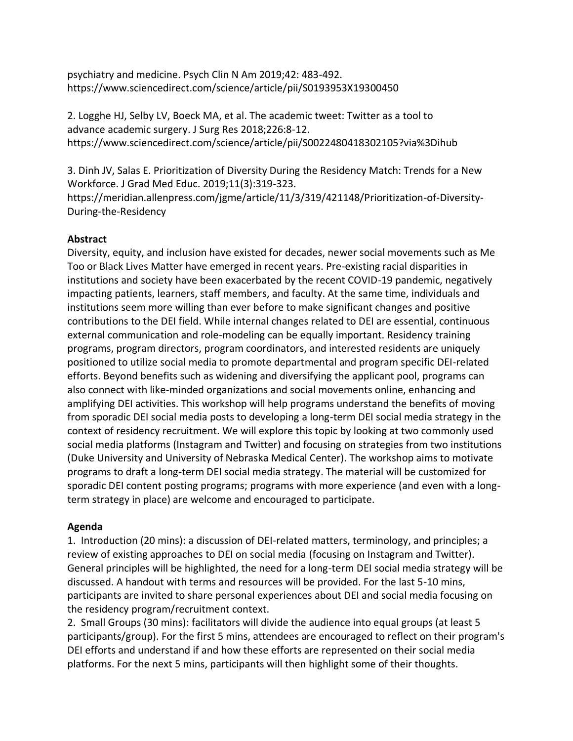psychiatry and medicine. Psych Clin N Am 2019;42: 483-492.
https://www.sciencedirect.com/science/article/pii/S0193953X19300450

2. Logghe HJ, Selby LV, Boeck MA, et al. The academic tweet: Twitter as a tool to advance academic surgery. J Surg Res 2018;226:8-12.
https://www.sciencedirect.com/science/article/pii/S0022480418302105?via%3Dihub

3. Dinh JV, Salas E. Prioritization of Diversity During the Residency Match: Trends for a New Workforce. J Grad Med Educ. 2019;11(3):319-323.
https://meridian.allenpress.com/jgme/article/11/3/319/421148/Prioritization-of-Diversity-During-the-Residency

**Abstract**

Diversity, equity, and inclusion have existed for decades, newer social movements such as Me Too or Black Lives Matter have emerged in recent years. Pre-existing racial disparities in institutions and society have been exacerbated by the recent COVID-19 pandemic, negatively impacting patients, learners, staff members, and faculty. At the same time, individuals and institutions seem more willing than ever before to make significant changes and positive contributions to the DEI field. While internal changes related to DEI are essential, continuous external communication and role-modeling can be equally important. Residency training programs, program directors, program coordinators, and interested residents are uniquely positioned to utilize social media to promote departmental and program specific DEI-related efforts. Beyond benefits such as widening and diversifying the applicant pool, programs can also connect with like-minded organizations and social movements online, enhancing and amplifying DEI activities. This workshop will help programs understand the benefits of moving from sporadic DEI social media posts to developing a long-term DEI social media strategy in the context of residency recruitment. We will explore this topic by looking at two commonly used social media platforms (Instagram and Twitter) and focusing on strategies from two institutions (Duke University and University of Nebraska Medical Center). The workshop aims to motivate programs to draft a long-term DEI social media strategy. The material will be customized for sporadic DEI content posting programs; programs with more experience (and even with a long-term strategy in place) are welcome and encouraged to participate.

**Agenda**

1. Introduction (20 mins): a discussion of DEI-related matters, terminology, and principles; a review of existing approaches to DEI on social media (focusing on Instagram and Twitter). General principles will be highlighted, the need for a long-term DEI social media strategy will be discussed. A handout with terms and resources will be provided. For the last 5-10 mins, participants are invited to share personal experiences about DEI and social media focusing on the residency program/recruitment context.
2. Small Groups (30 mins): facilitators will divide the audience into equal groups (at least 5 participants/group). For the first 5 mins, attendees are encouraged to reflect on their program's DEI efforts and understand if and how these efforts are represented on their social media platforms. For the next 5 mins, participants will then highlight some of their thoughts.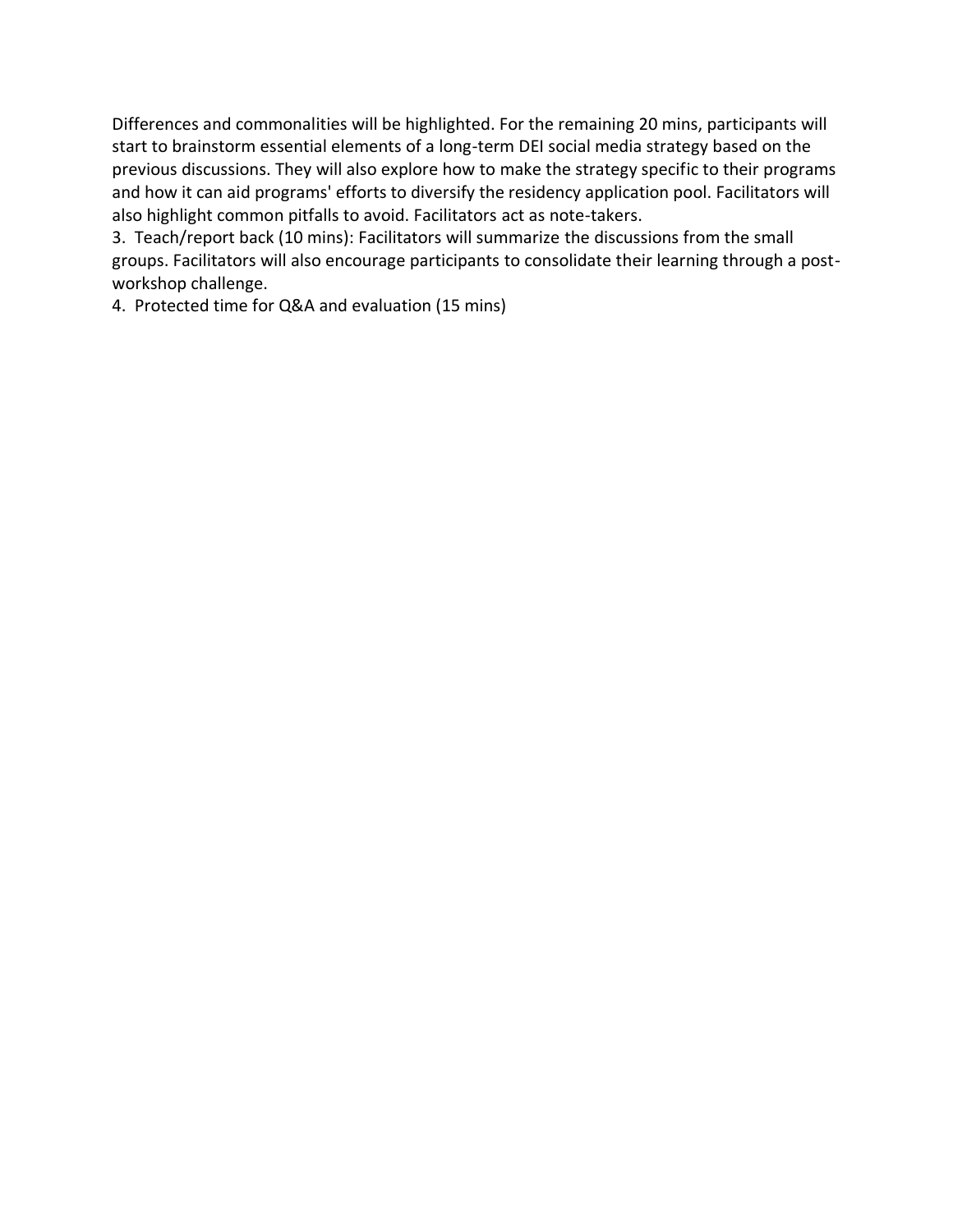Differences and commonalities will be highlighted. For the remaining 20 mins, participants will start to brainstorm essential elements of a long-term DEI social media strategy based on the previous discussions. They will also explore how to make the strategy specific to their programs and how it can aid programs' efforts to diversify the residency application pool. Facilitators will also highlight common pitfalls to avoid. Facilitators act as note-takers.

3. Teach/report back (10 mins): Facilitators will summarize the discussions from the small groups. Facilitators will also encourage participants to consolidate their learning through a post-workshop challenge.
4. Protected time for Q&A and evaluation (15 mins)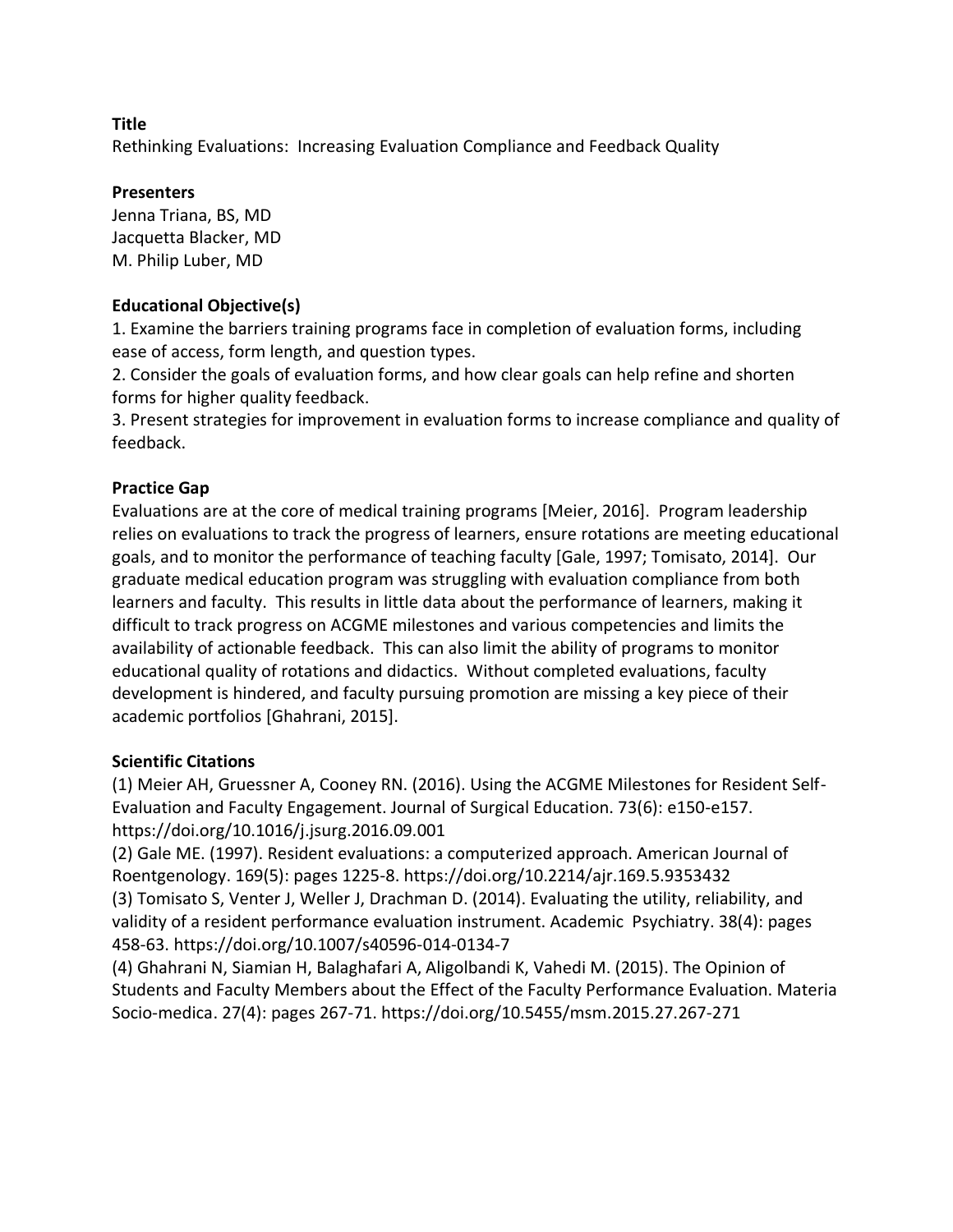**Title**

Rethinking Evaluations: Increasing Evaluation Compliance and Feedback Quality

**Presenters**

Jenna Triana, BS, MD
Jacquetta Blacker, MD
M. Philip Luber, MD

**Educational Objective(s)**

1. Examine the barriers training programs face in completion of evaluation forms, including ease of access, form length, and question types.
2. Consider the goals of evaluation forms, and how clear goals can help refine and shorten forms for higher quality feedback.
3. Present strategies for improvement in evaluation forms to increase compliance and quality of feedback.

**Practice Gap**

Evaluations are at the core of medical training programs [Meier, 2016]. Program leadership relies on evaluations to track the progress of learners, ensure rotations are meeting educational goals, and to monitor the performance of teaching faculty [Gale, 1997; Tomisato, 2014]. Our graduate medical education program was struggling with evaluation compliance from both learners and faculty. This results in little data about the performance of learners, making it difficult to track progress on ACGME milestones and various competencies and limits the availability of actionable feedback. This can also limit the ability of programs to monitor educational quality of rotations and didactics. Without completed evaluations, faculty development is hindered, and faculty pursuing promotion are missing a key piece of their academic portfolios [Ghahrani, 2015].

**Scientific Citations**

(1) Meier AH, Gruessner A, Cooney RN. (2016). Using the ACGME Milestones for Resident Self-Evaluation and Faculty Engagement. Journal of Surgical Education. 73(6): e150-e157. https://doi.org/10.1016/j.jsurg.2016.09.001
(2) Gale ME. (1997). Resident evaluations: a computerized approach. American Journal of Roentgenology. 169(5): pages 1225-8. https://doi.org/10.2214/ajr.169.5.9353432
(3) Tomisato S, Venter J, Weller J, Drachman D. (2014). Evaluating the utility, reliability, and validity of a resident performance evaluation instrument. Academic Psychiatry. 38(4): pages 458-63. https://doi.org/10.1007/s40596-014-0134-7
(4) Ghahrani N, Siamian H, Balaghafari A, Aligolbandi K, Vahedi M. (2015). The Opinion of Students and Faculty Members about the Effect of the Faculty Performance Evaluation. Materia Socio-medica. 27(4): pages 267-71. https://doi.org/10.5455/msm.2015.27.267-271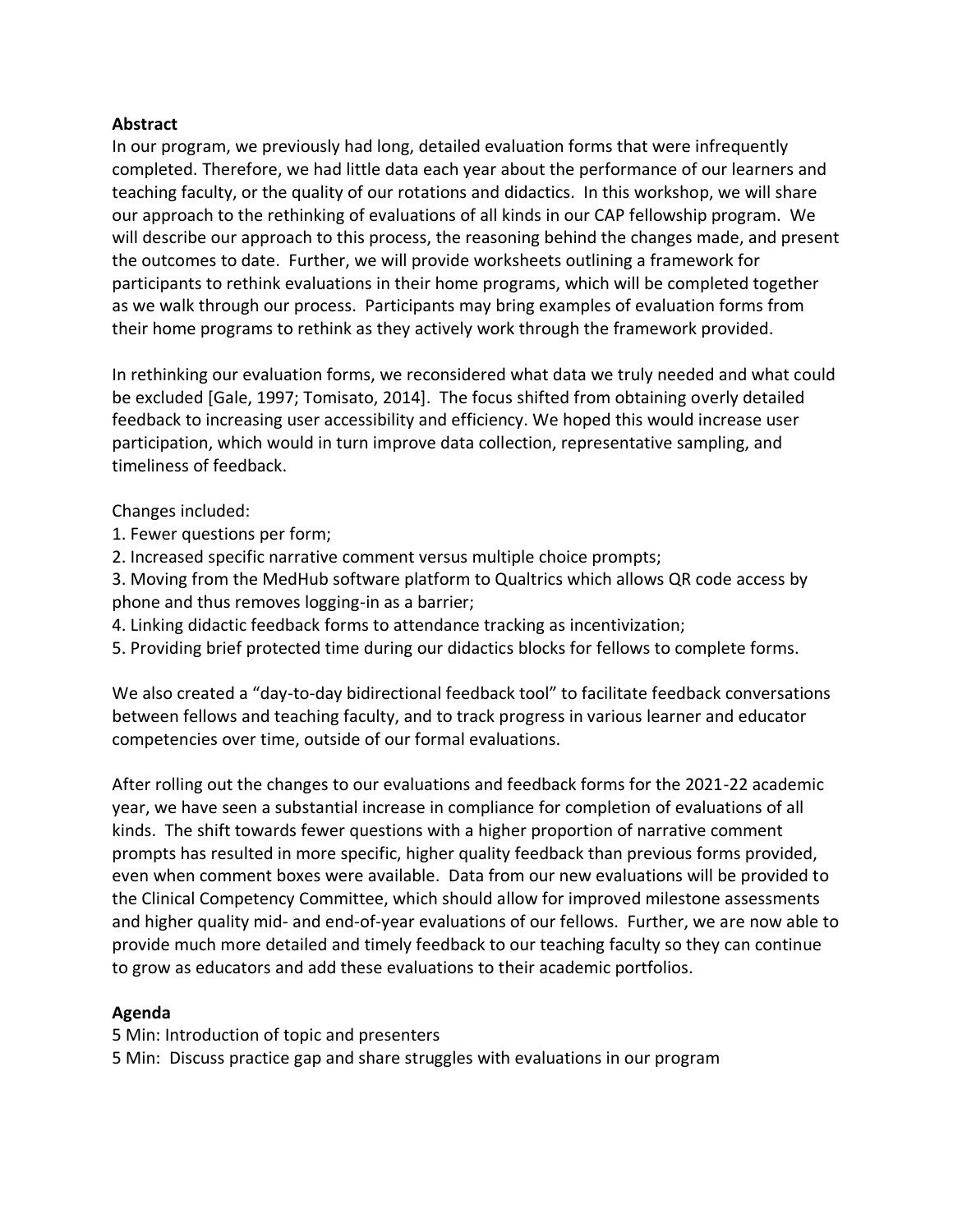**Abstract**

In our program, we previously had long, detailed evaluation forms that were infrequently completed. Therefore, we had little data each year about the performance of our learners and teaching faculty, or the quality of our rotations and didactics. In this workshop, we will share our approach to the rethinking of evaluations of all kinds in our CAP fellowship program. We will describe our approach to this process, the reasoning behind the changes made, and present the outcomes to date. Further, we will provide worksheets outlining a framework for participants to rethink evaluations in their home programs, which will be completed together as we walk through our process. Participants may bring examples of evaluation forms from their home programs to rethink as they actively work through the framework provided.

In rethinking our evaluation forms, we reconsidered what data we truly needed and what could be excluded [Gale, 1997; Tomisato, 2014]. The focus shifted from obtaining overly detailed feedback to increasing user accessibility and efficiency. We hoped this would increase user participation, which would in turn improve data collection, representative sampling, and timeliness of feedback.

Changes included:

1. Fewer questions per form;
2. Increased specific narrative comment versus multiple choice prompts;
3. Moving from the MedHub software platform to Qualtrics which allows QR code access by phone and thus removes logging-in as a barrier;
4. Linking didactic feedback forms to attendance tracking as incentivization;
5. Providing brief protected time during our didactics blocks for fellows to complete forms.

We also created a "day-to-day bidirectional feedback tool" to facilitate feedback conversations between fellows and teaching faculty, and to track progress in various learner and educator competencies over time, outside of our formal evaluations.

After rolling out the changes to our evaluations and feedback forms for the 2021-22 academic year, we have seen a substantial increase in compliance for completion of evaluations of all kinds. The shift towards fewer questions with a higher proportion of narrative comment prompts has resulted in more specific, higher quality feedback than previous forms provided, even when comment boxes were available. Data from our new evaluations will be provided to the Clinical Competency Committee, which should allow for improved milestone assessments and higher quality mid- and end-of-year evaluations of our fellows. Further, we are now able to provide much more detailed and timely feedback to our teaching faculty so they can continue to grow as educators and add these evaluations to their academic portfolios.

**Agenda**

5 Min: Introduction of topic and presenters

5 Min: Discuss practice gap and share struggles with evaluations in our program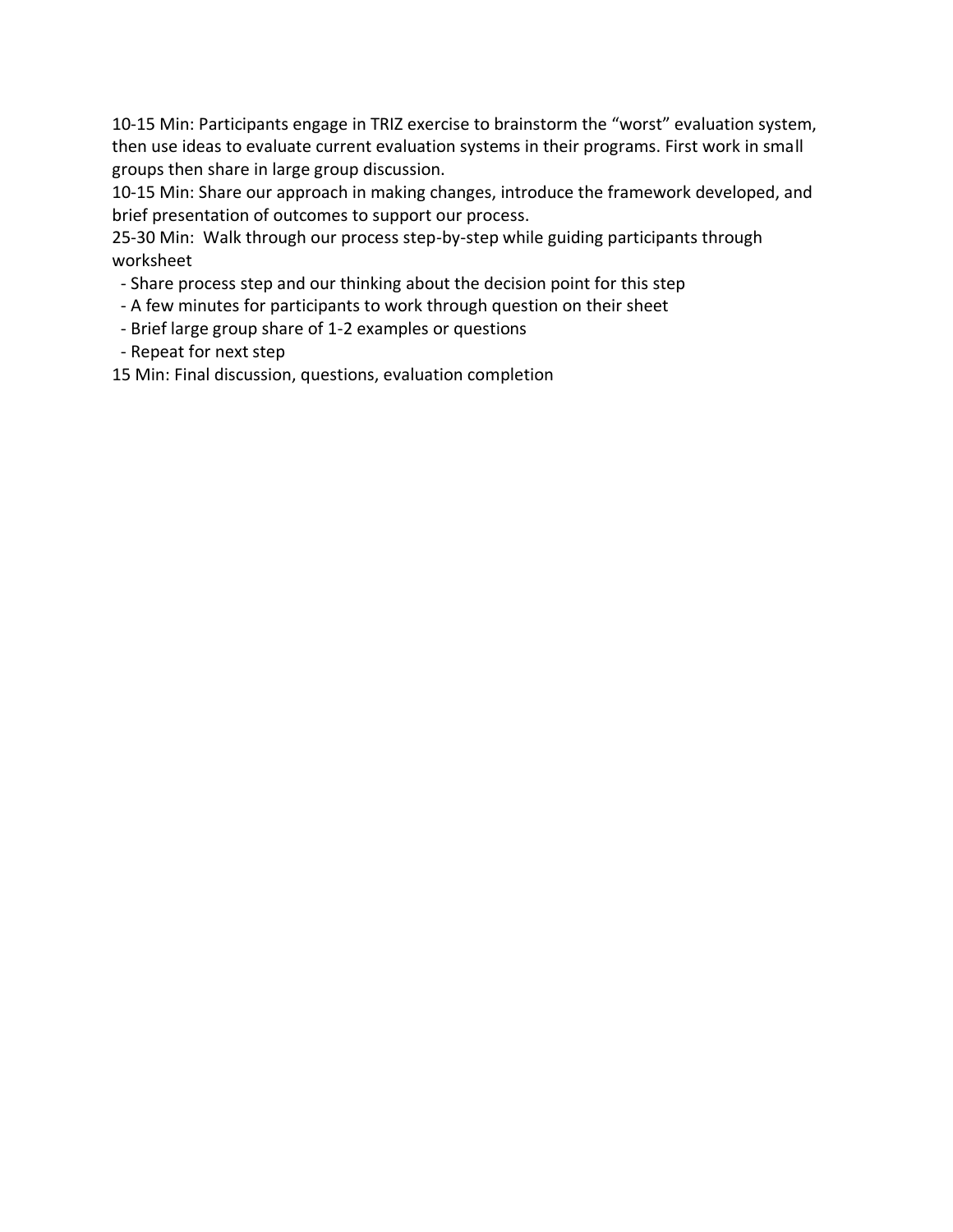10-15 Min: Participants engage in TRIZ exercise to brainstorm the "worst" evaluation system, then use ideas to evaluate current evaluation systems in their programs. First work in small groups then share in large group discussion.

10-15 Min: Share our approach in making changes, introduce the framework developed, and brief presentation of outcomes to support our process.

25-30 Min: Walk through our process step-by-step while guiding participants through worksheet

- Share process step and our thinking about the decision point for this step
- A few minutes for participants to work through question on their sheet
- Brief large group share of 1-2 examples or questions
- Repeat for next step

15 Min: Final discussion, questions, evaluation completion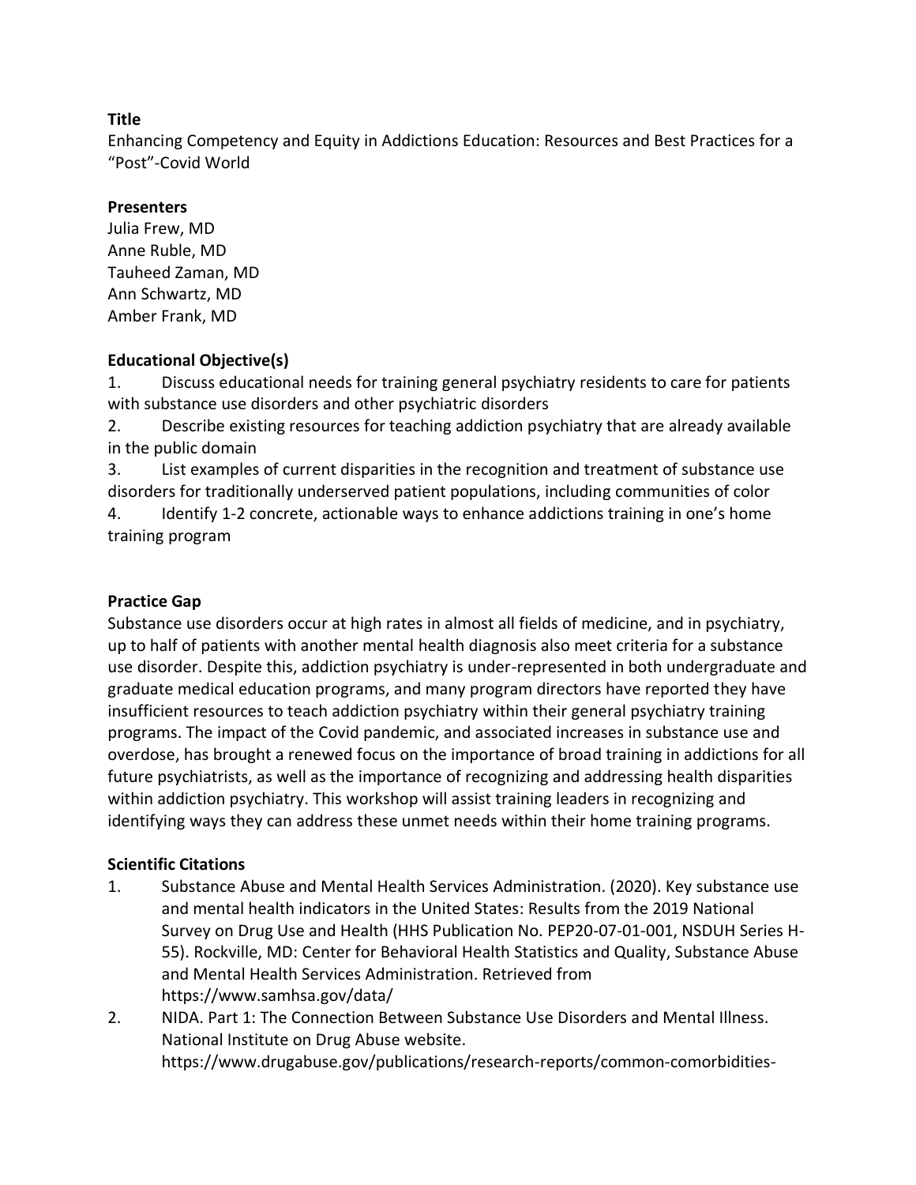**Title**

Enhancing Competency and Equity in Addictions Education: Resources and Best Practices for a "Post"-Covid World

**Presenters**

Julia Frew, MD
Anne Ruble, MD
Tauheed Zaman, MD
Ann Schwartz, MD
Amber Frank, MD

**Educational Objective(s)**

1. Discuss educational needs for training general psychiatry residents to care for patients with substance use disorders and other psychiatric disorders
2. Describe existing resources for teaching addiction psychiatry that are already available in the public domain
3. List examples of current disparities in the recognition and treatment of substance use disorders for traditionally underserved patient populations, including communities of color
4. Identify 1-2 concrete, actionable ways to enhance addictions training in one's home training program

**Practice Gap**

Substance use disorders occur at high rates in almost all fields of medicine, and in psychiatry, up to half of patients with another mental health diagnosis also meet criteria for a substance use disorder. Despite this, addiction psychiatry is under-represented in both undergraduate and graduate medical education programs, and many program directors have reported they have insufficient resources to teach addiction psychiatry within their general psychiatry training programs. The impact of the Covid pandemic, and associated increases in substance use and overdose, has brought a renewed focus on the importance of broad training in addictions for all future psychiatrists, as well as the importance of recognizing and addressing health disparities within addiction psychiatry. This workshop will assist training leaders in recognizing and identifying ways they can address these unmet needs within their home training programs.

**Scientific Citations**

1. Substance Abuse and Mental Health Services Administration. (2020). Key substance use and mental health indicators in the United States: Results from the 2019 National Survey on Drug Use and Health (HHS Publication No. PEP20-07-01-001, NSDUH Series H-55). Rockville, MD: Center for Behavioral Health Statistics and Quality, Substance Abuse and Mental Health Services Administration. Retrieved from https://www.samhsa.gov/data/
2. NIDA. Part 1: The Connection Between Substance Use Disorders and Mental Illness. National Institute on Drug Abuse website. https://www.drugabuse.gov/publications/research-reports/common-comorbidities-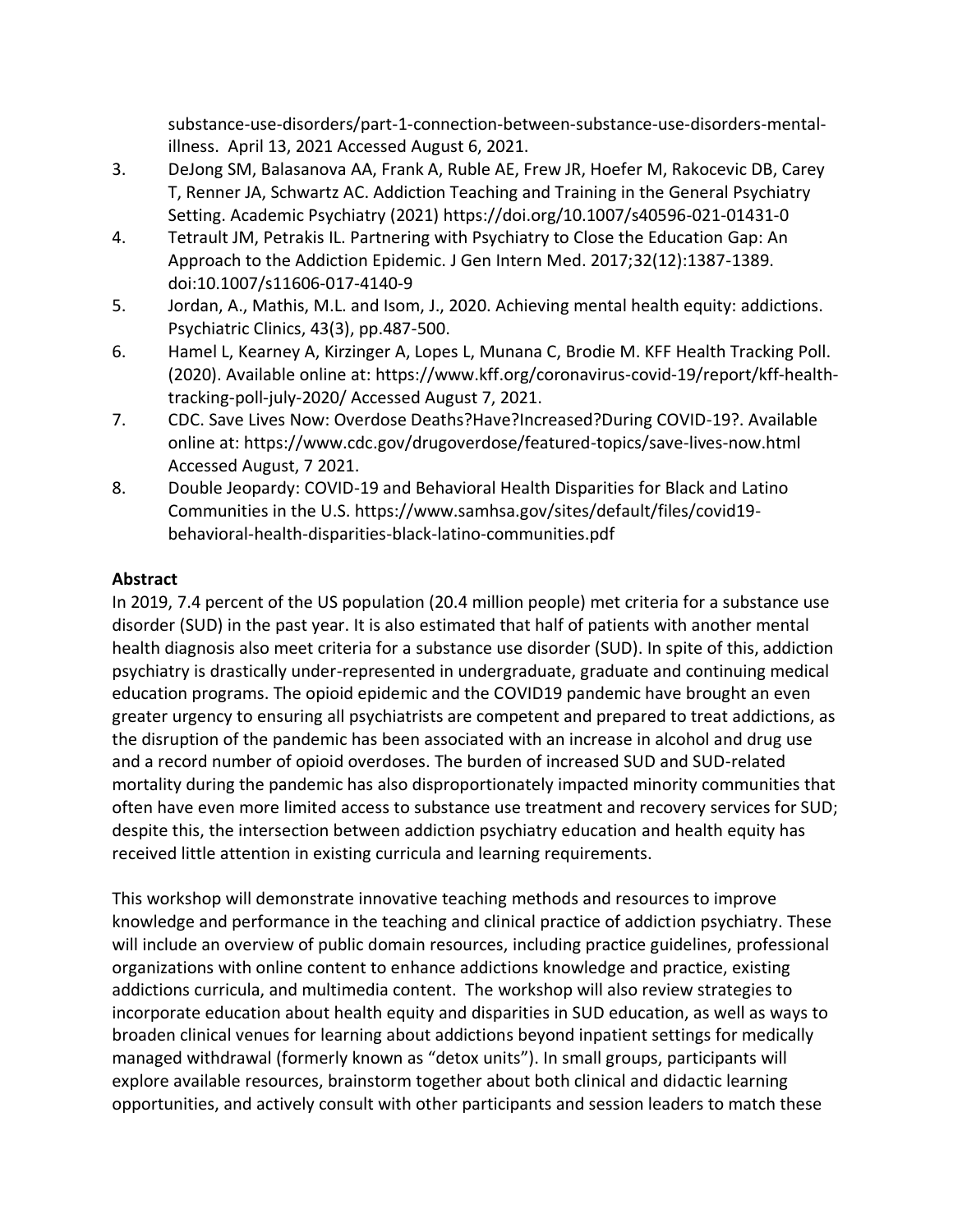substance-use-disorders/part-1-connection-between-substance-use-disorders-mental-illness. April 13, 2021 Accessed August 6, 2021.

3. DeJong SM, Balasanova AA, Frank A, Ruble AE, Frew JR, Hoefer M, Rakocevic DB, Carey T, Renner JA, Schwartz AC. Addiction Teaching and Training in the General Psychiatry Setting. Academic Psychiatry (2021) https://doi.org/10.1007/s40596-021-01431-0
4. Tetrault JM, Petrakis IL. Partnering with Psychiatry to Close the Education Gap: An Approach to the Addiction Epidemic. J Gen Intern Med. 2017;32(12):1387-1389. doi:10.1007/s11606-017-4140-9
5. Jordan, A., Mathis, M.L. and Isom, J., 2020. Achieving mental health equity: addictions. Psychiatric Clinics, 43(3), pp.487-500.
6. Hamel L, Kearney A, Kirzinger A, Lopes L, Munana C, Brodie M. KFF Health Tracking Poll. (2020). Available online at: https://www.kff.org/coronavirus-covid-19/report/kff-health-tracking-poll-july-2020/ Accessed August 7, 2021.
7. CDC. Save Lives Now: Overdose Deaths?Have?Increased?During COVID-19?. Available online at: https://www.cdc.gov/drugoverdose/featured-topics/save-lives-now.html Accessed August, 7 2021.
8. Double Jeopardy: COVID-19 and Behavioral Health Disparities for Black and Latino Communities in the U.S. https://www.samhsa.gov/sites/default/files/covid19-behavioral-health-disparities-black-latino-communities.pdf

**Abstract**

In 2019, 7.4 percent of the US population (20.4 million people) met criteria for a substance use disorder (SUD) in the past year. It is also estimated that half of patients with another mental health diagnosis also meet criteria for a substance use disorder (SUD). In spite of this, addiction psychiatry is drastically under-represented in undergraduate, graduate and continuing medical education programs. The opioid epidemic and the COVID19 pandemic have brought an even greater urgency to ensuring all psychiatrists are competent and prepared to treat addictions, as the disruption of the pandemic has been associated with an increase in alcohol and drug use and a record number of opioid overdoses. The burden of increased SUD and SUD-related mortality during the pandemic has also disproportionately impacted minority communities that often have even more limited access to substance use treatment and recovery services for SUD; despite this, the intersection between addiction psychiatry education and health equity has received little attention in existing curricula and learning requirements.

This workshop will demonstrate innovative teaching methods and resources to improve knowledge and performance in the teaching and clinical practice of addiction psychiatry. These will include an overview of public domain resources, including practice guidelines, professional organizations with online content to enhance addictions knowledge and practice, existing addictions curricula, and multimedia content. The workshop will also review strategies to incorporate education about health equity and disparities in SUD education, as well as ways to broaden clinical venues for learning about addictions beyond inpatient settings for medically managed withdrawal (formerly known as "detox units"). In small groups, participants will explore available resources, brainstorm together about both clinical and didactic learning opportunities, and actively consult with other participants and session leaders to match these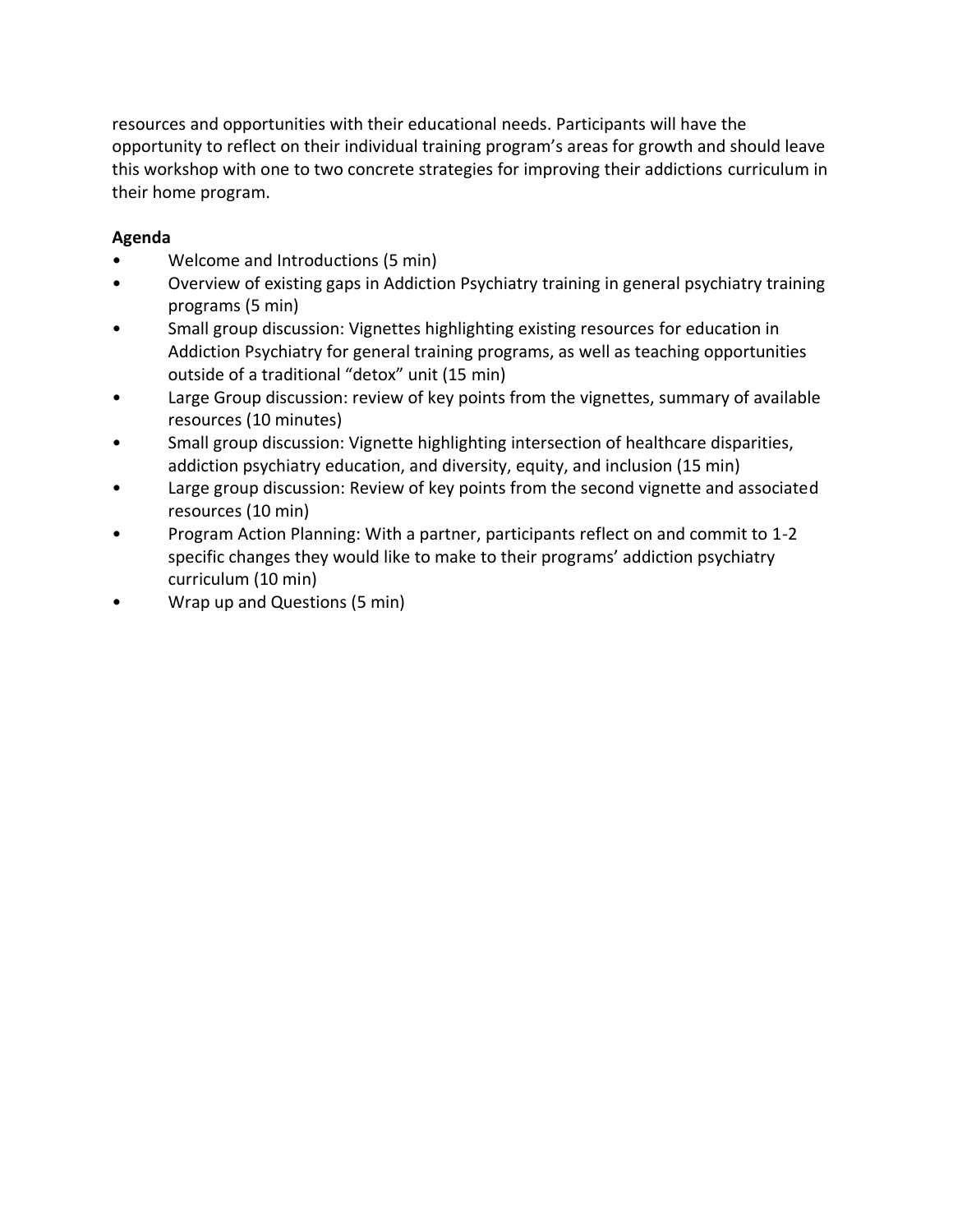resources and opportunities with their educational needs. Participants will have the opportunity to reflect on their individual training program's areas for growth and should leave this workshop with one to two concrete strategies for improving their addictions curriculum in their home program.

**Agenda**

- Welcome and Introductions (5 min)
- Overview of existing gaps in Addiction Psychiatry training in general psychiatry training programs (5 min)
- Small group discussion: Vignettes highlighting existing resources for education in Addiction Psychiatry for general training programs, as well as teaching opportunities outside of a traditional "detox" unit (15 min)
- Large Group discussion: review of key points from the vignettes, summary of available resources (10 minutes)
- Small group discussion: Vignette highlighting intersection of healthcare disparities, addiction psychiatry education, and diversity, equity, and inclusion (15 min)
- Large group discussion: Review of key points from the second vignette and associated resources (10 min)
- Program Action Planning: With a partner, participants reflect on and commit to 1-2 specific changes they would like to make to their programs' addiction psychiatry curriculum (10 min)
- Wrap up and Questions (5 min)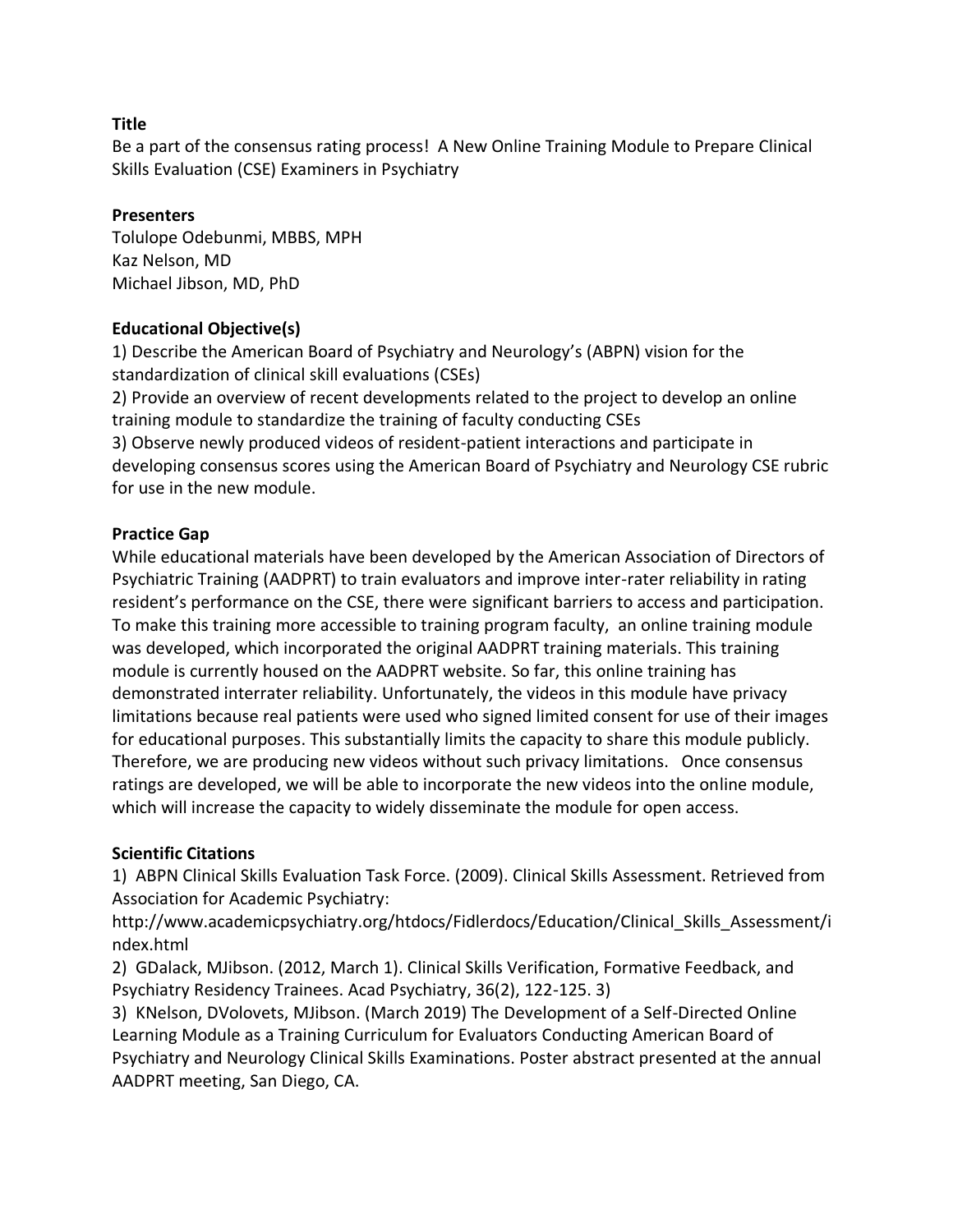**Title**

Be a part of the consensus rating process! A New Online Training Module to Prepare Clinical Skills Evaluation (CSE) Examiners in Psychiatry

**Presenters**

Tolulope Odebunmi, MBBS, MPH
Kaz Nelson, MD
Michael Jibson, MD, PhD

**Educational Objective(s)**

1) Describe the American Board of Psychiatry and Neurology's (ABPN) vision for the standardization of clinical skill evaluations (CSEs)
2) Provide an overview of recent developments related to the project to develop an online training module to standardize the training of faculty conducting CSEs
3) Observe newly produced videos of resident-patient interactions and participate in developing consensus scores using the American Board of Psychiatry and Neurology CSE rubric for use in the new module.

**Practice Gap**

While educational materials have been developed by the American Association of Directors of Psychiatric Training (AADPRT) to train evaluators and improve inter-rater reliability in rating resident's performance on the CSE, there were significant barriers to access and participation. To make this training more accessible to training program faculty, an online training module was developed, which incorporated the original AADPRT training materials. This training module is currently housed on the AADPRT website. So far, this online training has demonstrated interrater reliability. Unfortunately, the videos in this module have privacy limitations because real patients were used who signed limited consent for use of their images for educational purposes. This substantially limits the capacity to share this module publicly. Therefore, we are producing new videos without such privacy limitations. Once consensus ratings are developed, we will be able to incorporate the new videos into the online module, which will increase the capacity to widely disseminate the module for open access.

**Scientific Citations**

1) ABPN Clinical Skills Evaluation Task Force. (2009). Clinical Skills Assessment. Retrieved from Association for Academic Psychiatry: http://www.academicpsychiatry.org/htdocs/Fidlerdocs/Education/Clinical_Skills_Assessment/index.html
2) GDalack, MJibson. (2012, March 1). Clinical Skills Verification, Formative Feedback, and Psychiatry Residency Trainees. Acad Psychiatry, 36(2), 122-125. 3)
3) KNelson, DVolovets, MJibson. (March 2019) The Development of a Self-Directed Online Learning Module as a Training Curriculum for Evaluators Conducting American Board of Psychiatry and Neurology Clinical Skills Examinations. Poster abstract presented at the annual AADPRT meeting, San Diego, CA.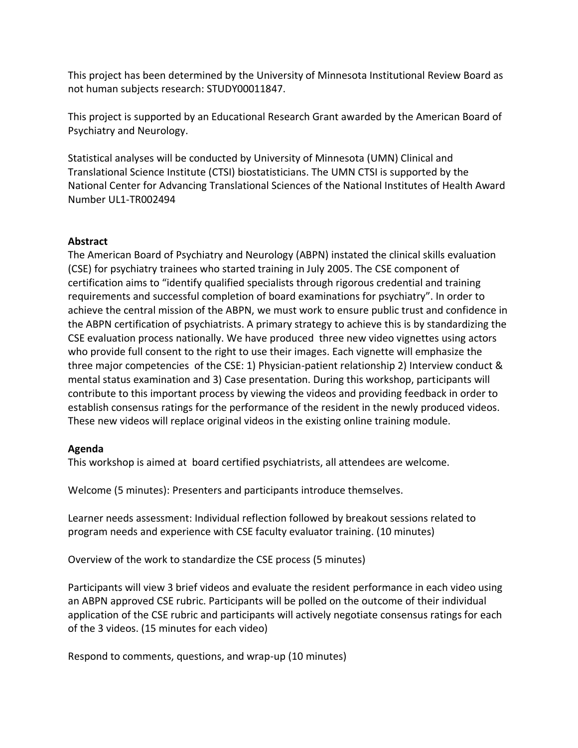This project has been determined by the University of Minnesota Institutional Review Board as not human subjects research: STUDY00011847.

This project is supported by an Educational Research Grant awarded by the American Board of Psychiatry and Neurology.

Statistical analyses will be conducted by University of Minnesota (UMN) Clinical and Translational Science Institute (CTSI) biostatisticians. The UMN CTSI is supported by the National Center for Advancing Translational Sciences of the National Institutes of Health Award Number UL1-TR002494

**Abstract**

The American Board of Psychiatry and Neurology (ABPN) instated the clinical skills evaluation (CSE) for psychiatry trainees who started training in July 2005. The CSE component of certification aims to "identify qualified specialists through rigorous credential and training requirements and successful completion of board examinations for psychiatry". In order to achieve the central mission of the ABPN, we must work to ensure public trust and confidence in the ABPN certification of psychiatrists. A primary strategy to achieve this is by standardizing the CSE evaluation process nationally. We have produced three new video vignettes using actors who provide full consent to the right to use their images. Each vignette will emphasize the three major competencies of the CSE: 1) Physician-patient relationship 2) Interview conduct & mental status examination and 3) Case presentation. During this workshop, participants will contribute to this important process by viewing the videos and providing feedback in order to establish consensus ratings for the performance of the resident in the newly produced videos. These new videos will replace original videos in the existing online training module.

**Agenda**

This workshop is aimed at board certified psychiatrists, all attendees are welcome.

Welcome (5 minutes): Presenters and participants introduce themselves.

Learner needs assessment: Individual reflection followed by breakout sessions related to program needs and experience with CSE faculty evaluator training. (10 minutes)

Overview of the work to standardize the CSE process (5 minutes)

Participants will view 3 brief videos and evaluate the resident performance in each video using an ABPN approved CSE rubric. Participants will be polled on the outcome of their individual application of the CSE rubric and participants will actively negotiate consensus ratings for each of the 3 videos. (15 minutes for each video)

Respond to comments, questions, and wrap-up (10 minutes)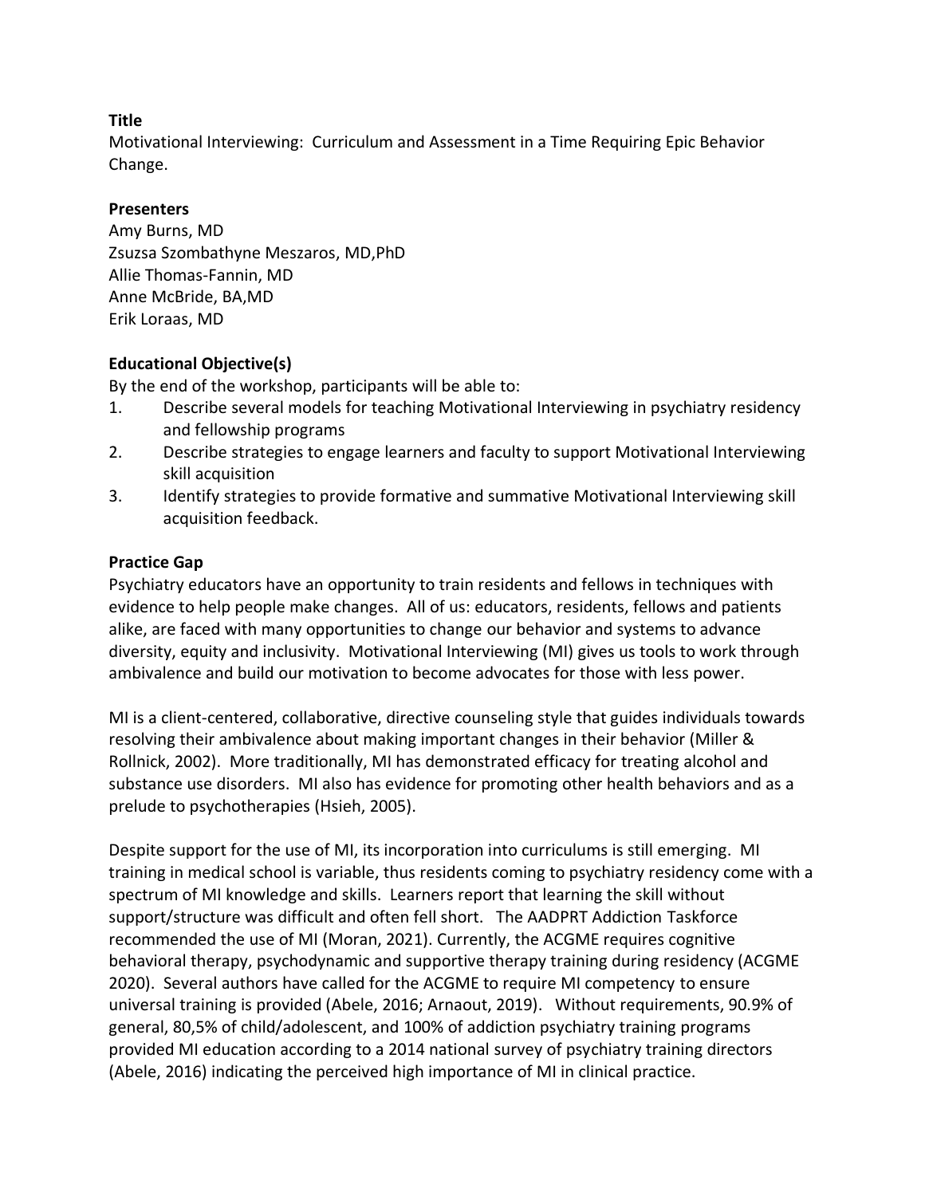**Title**

Motivational Interviewing: Curriculum and Assessment in a Time Requiring Epic Behavior Change.

**Presenters**

Amy Burns, MD
Zsuzsa Szombathyne Meszaros, MD,PhD
Allie Thomas-Fannin, MD
Anne McBride, BA,MD
Erik Loraas, MD

**Educational Objective(s)**

By the end of the workshop, participants will be able to:

1. Describe several models for teaching Motivational Interviewing in psychiatry residency and fellowship programs
2. Describe strategies to engage learners and faculty to support Motivational Interviewing skill acquisition
3. Identify strategies to provide formative and summative Motivational Interviewing skill acquisition feedback.

**Practice Gap**

Psychiatry educators have an opportunity to train residents and fellows in techniques with evidence to help people make changes. All of us: educators, residents, fellows and patients alike, are faced with many opportunities to change our behavior and systems to advance diversity, equity and inclusivity. Motivational Interviewing (MI) gives us tools to work through ambivalence and build our motivation to become advocates for those with less power.

MI is a client-centered, collaborative, directive counseling style that guides individuals towards resolving their ambivalence about making important changes in their behavior (Miller & Rollnick, 2002). More traditionally, MI has demonstrated efficacy for treating alcohol and substance use disorders. MI also has evidence for promoting other health behaviors and as a prelude to psychotherapies (Hsieh, 2005).

Despite support for the use of MI, its incorporation into curriculums is still emerging. MI training in medical school is variable, thus residents coming to psychiatry residency come with a spectrum of MI knowledge and skills. Learners report that learning the skill without support/structure was difficult and often fell short. The AADPRT Addiction Taskforce recommended the use of MI (Moran, 2021). Currently, the ACGME requires cognitive behavioral therapy, psychodynamic and supportive therapy training during residency (ACGME 2020). Several authors have called for the ACGME to require MI competency to ensure universal training is provided (Abele, 2016; Arnaout, 2019). Without requirements, 90.9% of general, 80,5% of child/adolescent, and 100% of addiction psychiatry training programs provided MI education according to a 2014 national survey of psychiatry training directors (Abele, 2016) indicating the perceived high importance of MI in clinical practice.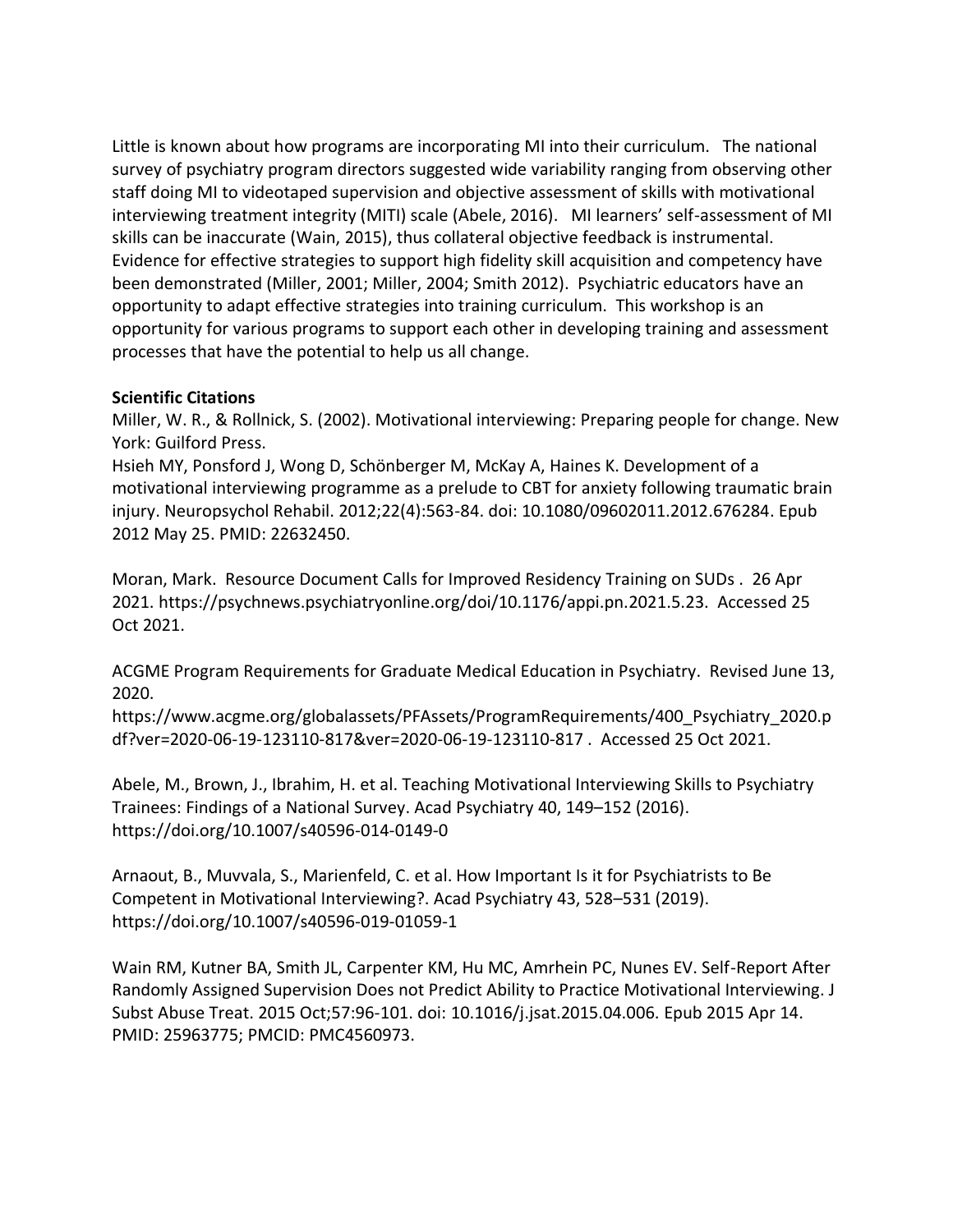Little is known about how programs are incorporating MI into their curriculum. The national survey of psychiatry program directors suggested wide variability ranging from observing other staff doing MI to videotaped supervision and objective assessment of skills with motivational interviewing treatment integrity (MITI) scale (Abele, 2016). MI learners' self-assessment of MI skills can be inaccurate (Wain, 2015), thus collateral objective feedback is instrumental. Evidence for effective strategies to support high fidelity skill acquisition and competency have been demonstrated (Miller, 2001; Miller, 2004; Smith 2012). Psychiatric educators have an opportunity to adapt effective strategies into training curriculum. This workshop is an opportunity for various programs to support each other in developing training and assessment processes that have the potential to help us all change.

**Scientific Citations**

Miller, W. R., & Rollnick, S. (2002). Motivational interviewing: Preparing people for change. New York: Guilford Press.

Hsieh MY, Ponsford J, Wong D, Schönberger M, McKay A, Haines K. Development of a motivational interviewing programme as a prelude to CBT for anxiety following traumatic brain injury. Neuropsychol Rehabil. 2012;22(4):563-84. doi: 10.1080/09602011.2012.676284. Epub 2012 May 25. PMID: 22632450.

Moran, Mark. Resource Document Calls for Improved Residency Training on SUDs . 26 Apr 2021. https://psychnews.psychiatryonline.org/doi/10.1176/appi.pn.2021.5.23. Accessed 25 Oct 2021.

ACGME Program Requirements for Graduate Medical Education in Psychiatry. Revised June 13, 2020.
https://www.acgme.org/globalassets/PFAssets/ProgramRequirements/400_Psychiatry_2020.pdf?ver=2020-06-19-123110-817&ver=2020-06-19-123110-817 . Accessed 25 Oct 2021.

Abele, M., Brown, J., Ibrahim, H. et al. Teaching Motivational Interviewing Skills to Psychiatry Trainees: Findings of a National Survey. Acad Psychiatry 40, 149–152 (2016). https://doi.org/10.1007/s40596-014-0149-0

Arnaout, B., Muvvala, S., Marienfeld, C. et al. How Important Is it for Psychiatrists to Be Competent in Motivational Interviewing?. Acad Psychiatry 43, 528–531 (2019). https://doi.org/10.1007/s40596-019-01059-1

Wain RM, Kutner BA, Smith JL, Carpenter KM, Hu MC, Amrhein PC, Nunes EV. Self-Report After Randomly Assigned Supervision Does not Predict Ability to Practice Motivational Interviewing. J Subst Abuse Treat. 2015 Oct;57:96-101. doi: 10.1016/j.jsat.2015.04.006. Epub 2015 Apr 14. PMID: 25963775; PMCID: PMC4560973.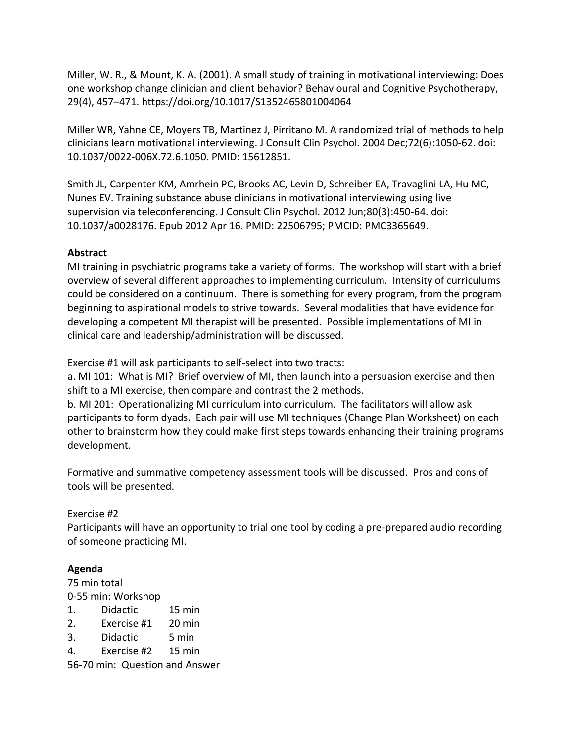Miller, W. R., & Mount, K. A. (2001). A small study of training in motivational interviewing: Does one workshop change clinician and client behavior? Behavioural and Cognitive Psychotherapy, 29(4), 457–471. https://doi.org/10.1017/S1352465801004064

Miller WR, Yahne CE, Moyers TB, Martinez J, Pirritano M. A randomized trial of methods to help clinicians learn motivational interviewing. J Consult Clin Psychol. 2004 Dec;72(6):1050-62. doi: 10.1037/0022-006X.72.6.1050. PMID: 15612851.

Smith JL, Carpenter KM, Amrhein PC, Brooks AC, Levin D, Schreiber EA, Travaglini LA, Hu MC, Nunes EV. Training substance abuse clinicians in motivational interviewing using live supervision via teleconferencing. J Consult Clin Psychol. 2012 Jun;80(3):450-64. doi: 10.1037/a0028176. Epub 2012 Apr 16. PMID: 22506795; PMCID: PMC3365649.

**Abstract**

MI training in psychiatric programs take a variety of forms. The workshop will start with a brief overview of several different approaches to implementing curriculum. Intensity of curriculums could be considered on a continuum. There is something for every program, from the program beginning to aspirational models to strive towards. Several modalities that have evidence for developing a competent MI therapist will be presented. Possible implementations of MI in clinical care and leadership/administration will be discussed.

Exercise #1 will ask participants to self-select into two tracts:

a. MI 101: What is MI? Brief overview of MI, then launch into a persuasion exercise and then shift to a MI exercise, then compare and contrast the 2 methods.

b. MI 201: Operationalizing MI curriculum into curriculum. The facilitators will allow ask participants to form dyads. Each pair will use MI techniques (Change Plan Worksheet) on each other to brainstorm how they could make first steps towards enhancing their training programs development.

Formative and summative competency assessment tools will be discussed. Pros and cons of tools will be presented.

Exercise #2

Participants will have an opportunity to trial one tool by coding a pre-prepared audio recording of someone practicing MI.

**Agenda**

75 min total

0-55 min: Workshop

1. Didactic 15 min
2. Exercise #1 20 min
3. Didactic 5 min
4. Exercise #2 15 min

56-70 min: Question and Answer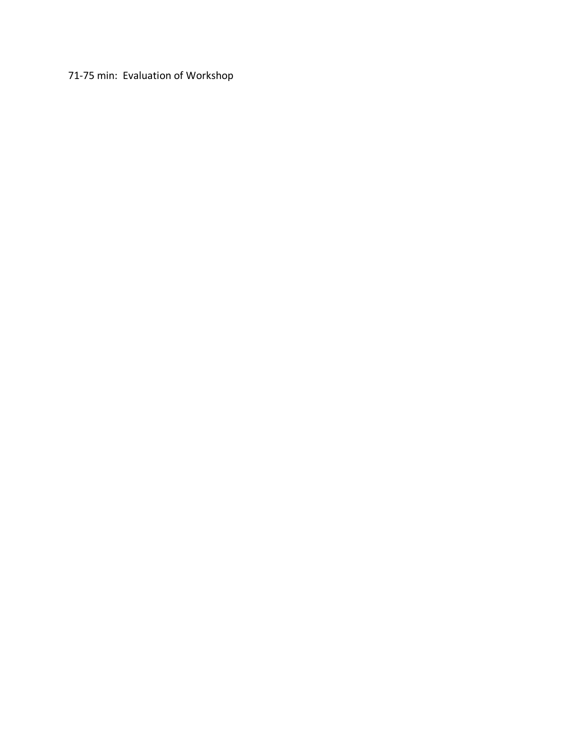71-75 min:  Evaluation of Workshop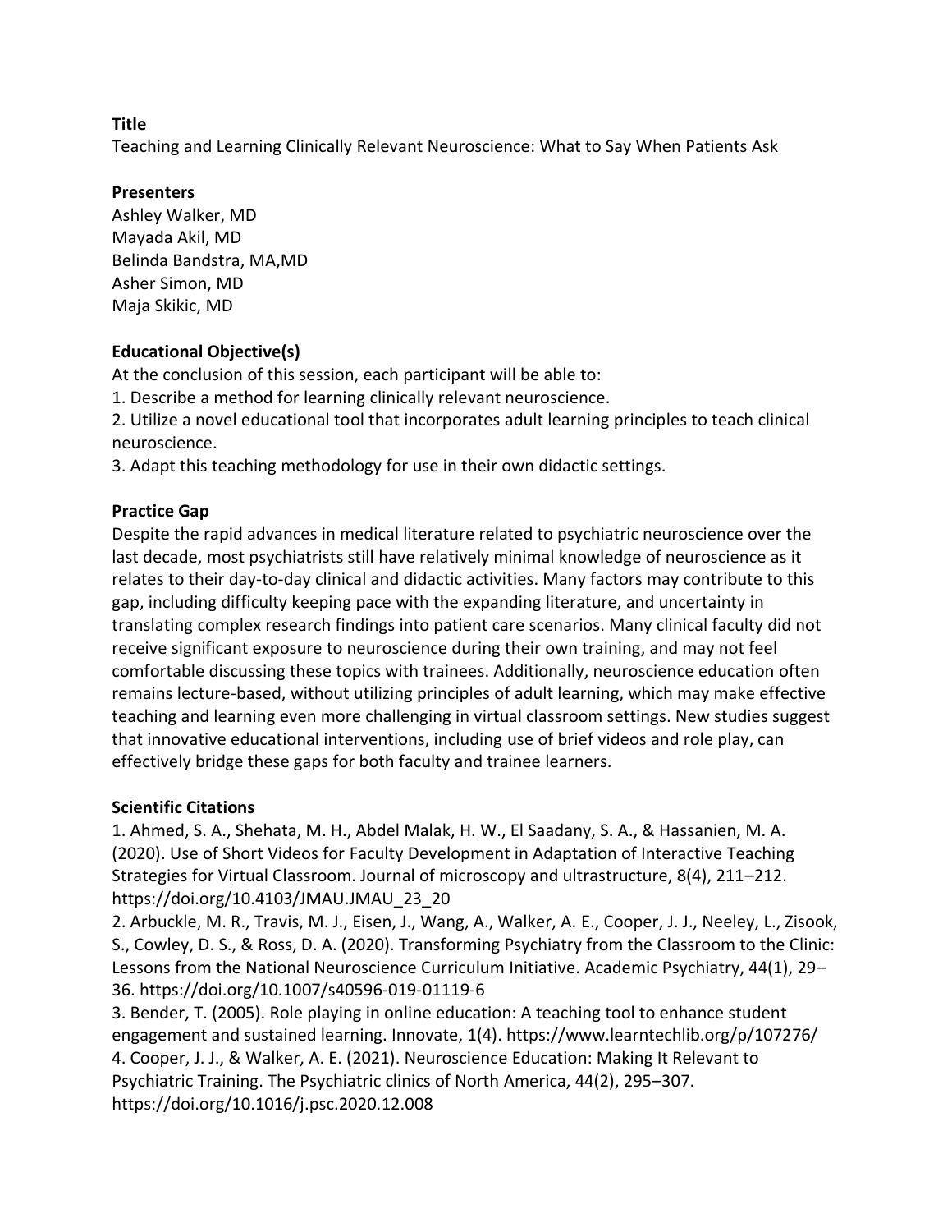## Title

Teaching and Learning Clinically Relevant Neuroscience: What to Say When Patients Ask

## Presenters

Ashley Walker, MD
Mayada Akil, MD
Belinda Bandstra, MA,MD
Asher Simon, MD
Maja Skikic, MD

## Educational Objective(s)

At the conclusion of this session, each participant will be able to:

1. Describe a method for learning clinically relevant neuroscience.
2. Utilize a novel educational tool that incorporates adult learning principles to teach clinical neuroscience.
3. Adapt this teaching methodology for use in their own didactic settings.

## Practice Gap

Despite the rapid advances in medical literature related to psychiatric neuroscience over the last decade, most psychiatrists still have relatively minimal knowledge of neuroscience as it relates to their day-to-day clinical and didactic activities. Many factors may contribute to this gap, including difficulty keeping pace with the expanding literature, and uncertainty in translating complex research findings into patient care scenarios. Many clinical faculty did not receive significant exposure to neuroscience during their own training, and may not feel comfortable discussing these topics with trainees. Additionally, neuroscience education often remains lecture-based, without utilizing principles of adult learning, which may make effective teaching and learning even more challenging in virtual classroom settings. New studies suggest that innovative educational interventions, including use of brief videos and role play, can effectively bridge these gaps for both faculty and trainee learners.

## Scientific Citations

1. Ahmed, S. A., Shehata, M. H., Abdel Malak, H. W., El Saadany, S. A., & Hassanien, M. A. (2020). Use of Short Videos for Faculty Development in Adaptation of Interactive Teaching Strategies for Virtual Classroom. Journal of microscopy and ultrastructure, 8(4), 211–212. https://doi.org/10.4103/JMAU.JMAU_23_20
2. Arbuckle, M. R., Travis, M. J., Eisen, J., Wang, A., Walker, A. E., Cooper, J. J., Neeley, L., Zisook, S., Cowley, D. S., & Ross, D. A. (2020). Transforming Psychiatry from the Classroom to the Clinic: Lessons from the National Neuroscience Curriculum Initiative. Academic Psychiatry, 44(1), 29–36. https://doi.org/10.1007/s40596-019-01119-6
3. Bender, T. (2005). Role playing in online education: A teaching tool to enhance student engagement and sustained learning. Innovate, 1(4). https://www.learntechlib.org/p/107276/
4. Cooper, J. J., & Walker, A. E. (2021). Neuroscience Education: Making It Relevant to Psychiatric Training. The Psychiatric clinics of North America, 44(2), 295–307. https://doi.org/10.1016/j.psc.2020.12.008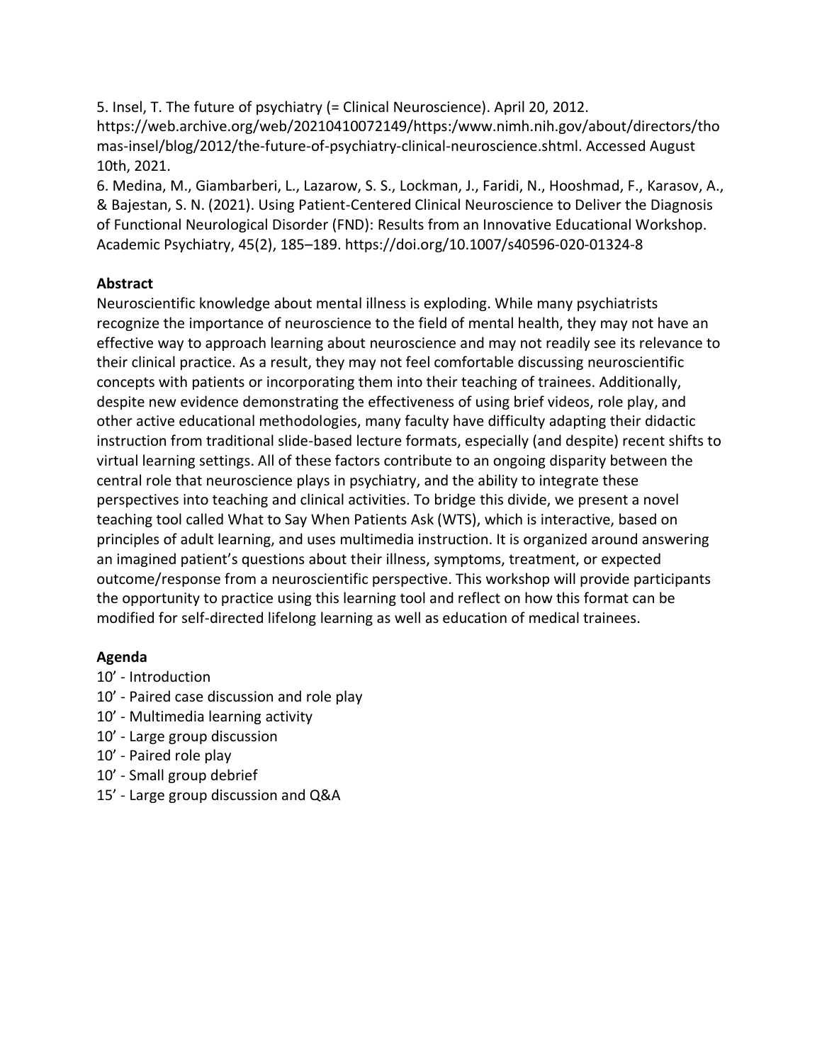5. Insel, T. The future of psychiatry (= Clinical Neuroscience). April 20, 2012. https://web.archive.org/web/20210410072149/https:/www.nimh.nih.gov/about/directors/thomas-insel/blog/2012/the-future-of-psychiatry-clinical-neuroscience.shtml. Accessed August 10th, 2021.

6. Medina, M., Giambarberi, L., Lazarow, S. S., Lockman, J., Faridi, N., Hooshmad, F., Karasov, A., & Bajestan, S. N. (2021). Using Patient-Centered Clinical Neuroscience to Deliver the Diagnosis of Functional Neurological Disorder (FND): Results from an Innovative Educational Workshop. Academic Psychiatry, 45(2), 185–189. https://doi.org/10.1007/s40596-020-01324-8

**Abstract**

Neuroscientific knowledge about mental illness is exploding. While many psychiatrists recognize the importance of neuroscience to the field of mental health, they may not have an effective way to approach learning about neuroscience and may not readily see its relevance to their clinical practice. As a result, they may not feel comfortable discussing neuroscientific concepts with patients or incorporating them into their teaching of trainees. Additionally, despite new evidence demonstrating the effectiveness of using brief videos, role play, and other active educational methodologies, many faculty have difficulty adapting their didactic instruction from traditional slide-based lecture formats, especially (and despite) recent shifts to virtual learning settings. All of these factors contribute to an ongoing disparity between the central role that neuroscience plays in psychiatry, and the ability to integrate these perspectives into teaching and clinical activities. To bridge this divide, we present a novel teaching tool called What to Say When Patients Ask (WTS), which is interactive, based on principles of adult learning, and uses multimedia instruction. It is organized around answering an imagined patient's questions about their illness, symptoms, treatment, or expected outcome/response from a neuroscientific perspective. This workshop will provide participants the opportunity to practice using this learning tool and reflect on how this format can be modified for self-directed lifelong learning as well as education of medical trainees.

**Agenda**

10' - Introduction
10' - Paired case discussion and role play
10' - Multimedia learning activity
10' - Large group discussion
10' - Paired role play
10' - Small group debrief
15' - Large group discussion and Q&A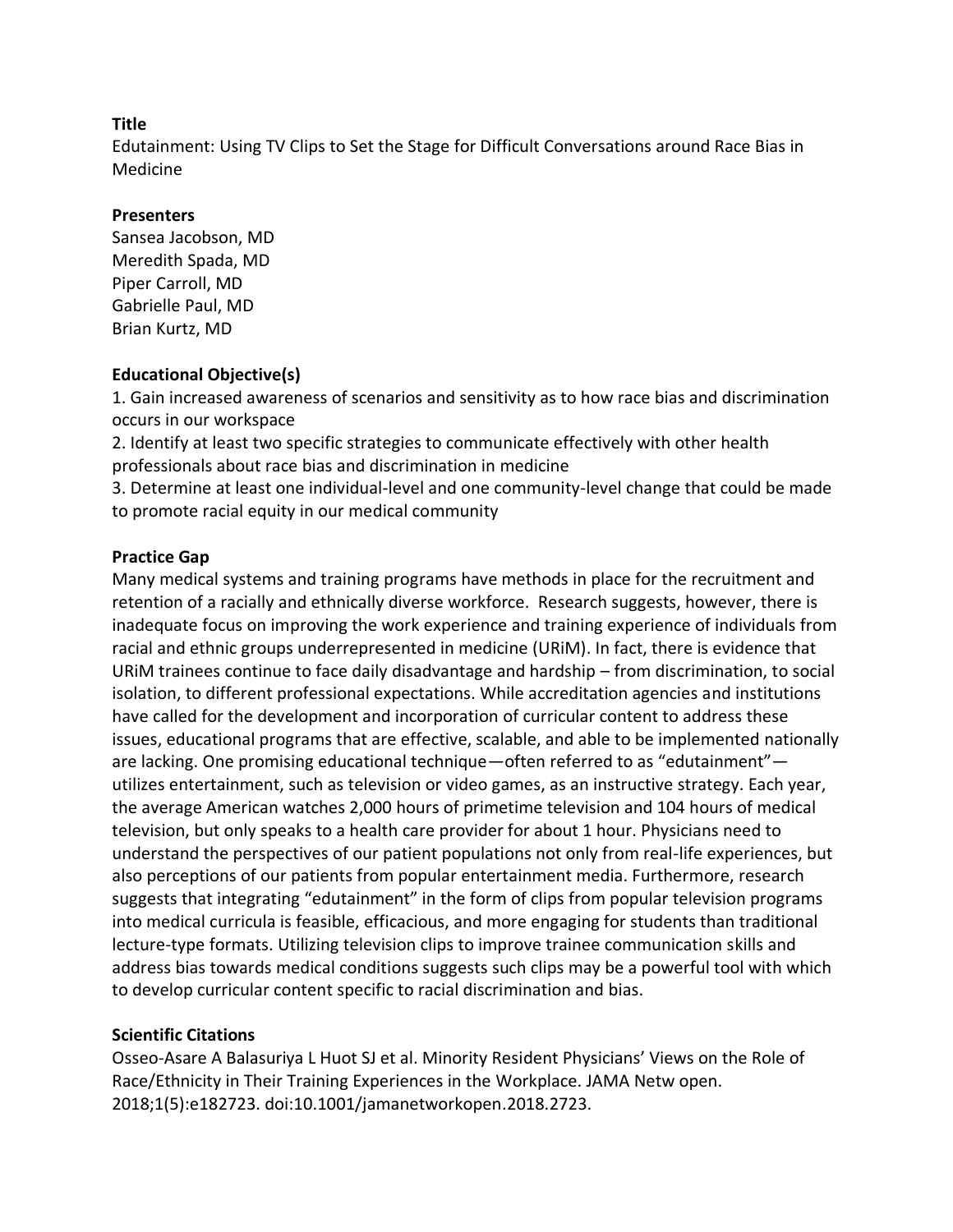**Title**

Edutainment: Using TV Clips to Set the Stage for Difficult Conversations around Race Bias in Medicine

**Presenters**

Sansea Jacobson, MD
Meredith Spada, MD
Piper Carroll, MD
Gabrielle Paul, MD
Brian Kurtz, MD

**Educational Objective(s)**

1. Gain increased awareness of scenarios and sensitivity as to how race bias and discrimination occurs in our workspace
2. Identify at least two specific strategies to communicate effectively with other health professionals about race bias and discrimination in medicine
3. Determine at least one individual-level and one community-level change that could be made to promote racial equity in our medical community

**Practice Gap**

Many medical systems and training programs have methods in place for the recruitment and retention of a racially and ethnically diverse workforce. Research suggests, however, there is inadequate focus on improving the work experience and training experience of individuals from racial and ethnic groups underrepresented in medicine (URiM). In fact, there is evidence that URiM trainees continue to face daily disadvantage and hardship – from discrimination, to social isolation, to different professional expectations. While accreditation agencies and institutions have called for the development and incorporation of curricular content to address these issues, educational programs that are effective, scalable, and able to be implemented nationally are lacking. One promising educational technique—often referred to as "edutainment"—utilizes entertainment, such as television or video games, as an instructive strategy. Each year, the average American watches 2,000 hours of primetime television and 104 hours of medical television, but only speaks to a health care provider for about 1 hour. Physicians need to understand the perspectives of our patient populations not only from real-life experiences, but also perceptions of our patients from popular entertainment media. Furthermore, research suggests that integrating "edutainment" in the form of clips from popular television programs into medical curricula is feasible, efficacious, and more engaging for students than traditional lecture-type formats. Utilizing television clips to improve trainee communication skills and address bias towards medical conditions suggests such clips may be a powerful tool with which to develop curricular content specific to racial discrimination and bias.

**Scientific Citations**

Osseo-Asare A Balasuriya L Huot SJ et al. Minority Resident Physicians' Views on the Role of Race/Ethnicity in Their Training Experiences in the Workplace. JAMA Netw open. 2018;1(5):e182723. doi:10.1001/jamanetworkopen.2018.2723.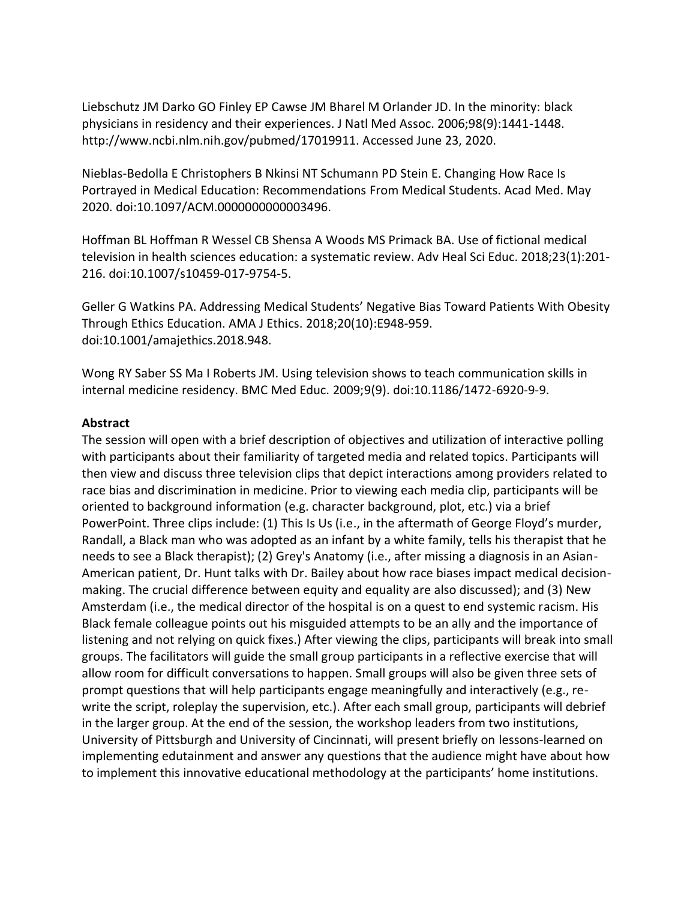Liebschutz JM Darko GO Finley EP Cawse JM Bharel M Orlander JD. In the minority: black physicians in residency and their experiences. J Natl Med Assoc. 2006;98(9):1441-1448. http://www.ncbi.nlm.nih.gov/pubmed/17019911. Accessed June 23, 2020.

Nieblas-Bedolla E Christophers B Nkinsi NT Schumann PD Stein E. Changing How Race Is Portrayed in Medical Education: Recommendations From Medical Students. Acad Med. May 2020. doi:10.1097/ACM.0000000000003496.

Hoffman BL Hoffman R Wessel CB Shensa A Woods MS Primack BA. Use of fictional medical television in health sciences education: a systematic review. Adv Heal Sci Educ. 2018;23(1):201-216. doi:10.1007/s10459-017-9754-5.

Geller G Watkins PA. Addressing Medical Students' Negative Bias Toward Patients With Obesity Through Ethics Education. AMA J Ethics. 2018;20(10):E948-959. doi:10.1001/amajethics.2018.948.

Wong RY Saber SS Ma I Roberts JM. Using television shows to teach communication skills in internal medicine residency. BMC Med Educ. 2009;9(9). doi:10.1186/1472-6920-9-9.

**Abstract**

The session will open with a brief description of objectives and utilization of interactive polling with participants about their familiarity of targeted media and related topics. Participants will then view and discuss three television clips that depict interactions among providers related to race bias and discrimination in medicine. Prior to viewing each media clip, participants will be oriented to background information (e.g. character background, plot, etc.) via a brief PowerPoint. Three clips include: (1) This Is Us (i.e., in the aftermath of George Floyd's murder, Randall, a Black man who was adopted as an infant by a white family, tells his therapist that he needs to see a Black therapist); (2) Grey's Anatomy (i.e., after missing a diagnosis in an Asian-American patient, Dr. Hunt talks with Dr. Bailey about how race biases impact medical decision-making. The crucial difference between equity and equality are also discussed); and (3) New Amsterdam (i.e., the medical director of the hospital is on a quest to end systemic racism. His Black female colleague points out his misguided attempts to be an ally and the importance of listening and not relying on quick fixes.) After viewing the clips, participants will break into small groups. The facilitators will guide the small group participants in a reflective exercise that will allow room for difficult conversations to happen. Small groups will also be given three sets of prompt questions that will help participants engage meaningfully and interactively (e.g., re-write the script, roleplay the supervision, etc.). After each small group, participants will debrief in the larger group. At the end of the session, the workshop leaders from two institutions, University of Pittsburgh and University of Cincinnati, will present briefly on lessons-learned on implementing edutainment and answer any questions that the audience might have about how to implement this innovative educational methodology at the participants' home institutions.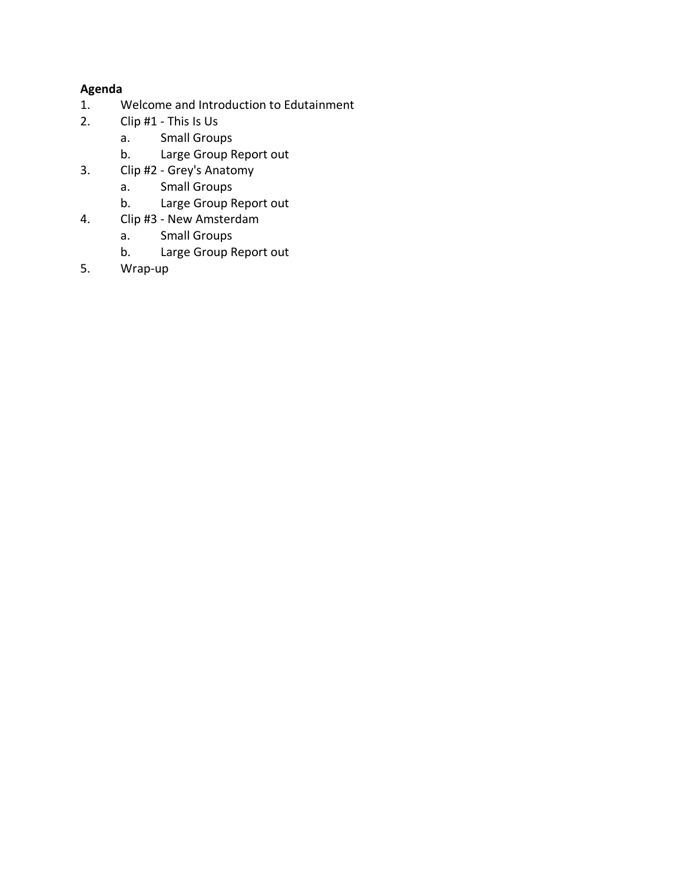**Agenda**

1. Welcome and Introduction to Edutainment
2. Clip #1 - This Is Us
    a. Small Groups
    b. Large Group Report out
3. Clip #2 - Grey's Anatomy
    a. Small Groups
    b. Large Group Report out
4. Clip #3 - New Amsterdam
    a. Small Groups
    b. Large Group Report out
5. Wrap-up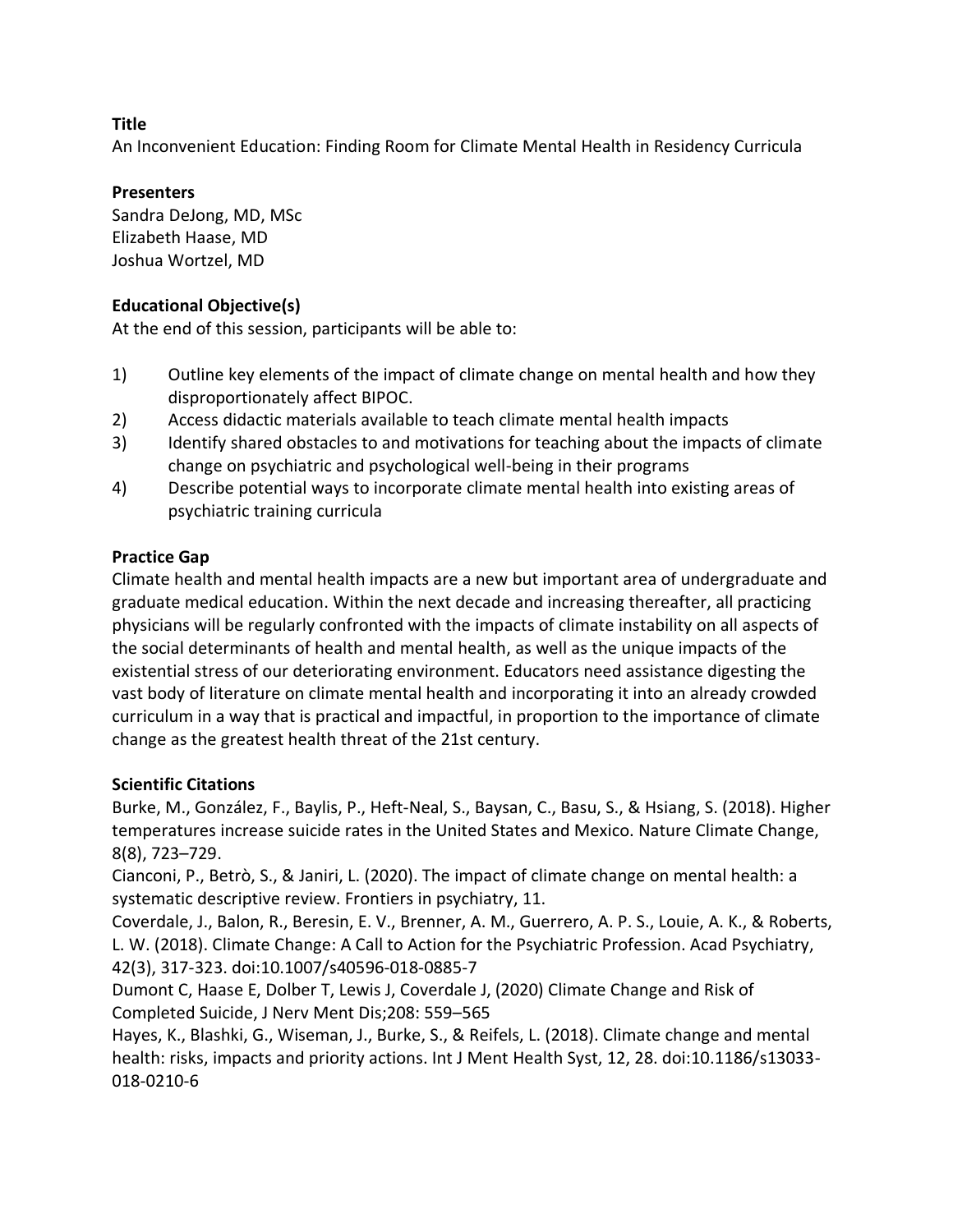**Title**

An Inconvenient Education: Finding Room for Climate Mental Health in Residency Curricula

**Presenters**

Sandra DeJong, MD, MSc
Elizabeth Haase, MD
Joshua Wortzel, MD

**Educational Objective(s)**

At the end of this session, participants will be able to:

1) Outline key elements of the impact of climate change on mental health and how they disproportionately affect BIPOC.
2) Access didactic materials available to teach climate mental health impacts
3) Identify shared obstacles to and motivations for teaching about the impacts of climate change on psychiatric and psychological well-being in their programs
4) Describe potential ways to incorporate climate mental health into existing areas of psychiatric training curricula

**Practice Gap**

Climate health and mental health impacts are a new but important area of undergraduate and graduate medical education. Within the next decade and increasing thereafter, all practicing physicians will be regularly confronted with the impacts of climate instability on all aspects of the social determinants of health and mental health, as well as the unique impacts of the existential stress of our deteriorating environment. Educators need assistance digesting the vast body of literature on climate mental health and incorporating it into an already crowded curriculum in a way that is practical and impactful, in proportion to the importance of climate change as the greatest health threat of the 21st century.

**Scientific Citations**

Burke, M., González, F., Baylis, P., Heft-Neal, S., Baysan, C., Basu, S., & Hsiang, S. (2018). Higher temperatures increase suicide rates in the United States and Mexico. Nature Climate Change, 8(8), 723–729.

Cianconi, P., Betrò, S., & Janiri, L. (2020). The impact of climate change on mental health: a systematic descriptive review. Frontiers in psychiatry, 11.

Coverdale, J., Balon, R., Beresin, E. V., Brenner, A. M., Guerrero, A. P. S., Louie, A. K., & Roberts, L. W. (2018). Climate Change: A Call to Action for the Psychiatric Profession. Acad Psychiatry, 42(3), 317-323. doi:10.1007/s40596-018-0885-7

Dumont C, Haase E, Dolber T, Lewis J, Coverdale J, (2020) Climate Change and Risk of Completed Suicide, J Nerv Ment Dis;208: 559–565

Hayes, K., Blashki, G., Wiseman, J., Burke, S., & Reifels, L. (2018). Climate change and mental health: risks, impacts and priority actions. Int J Ment Health Syst, 12, 28. doi:10.1186/s13033-018-0210-6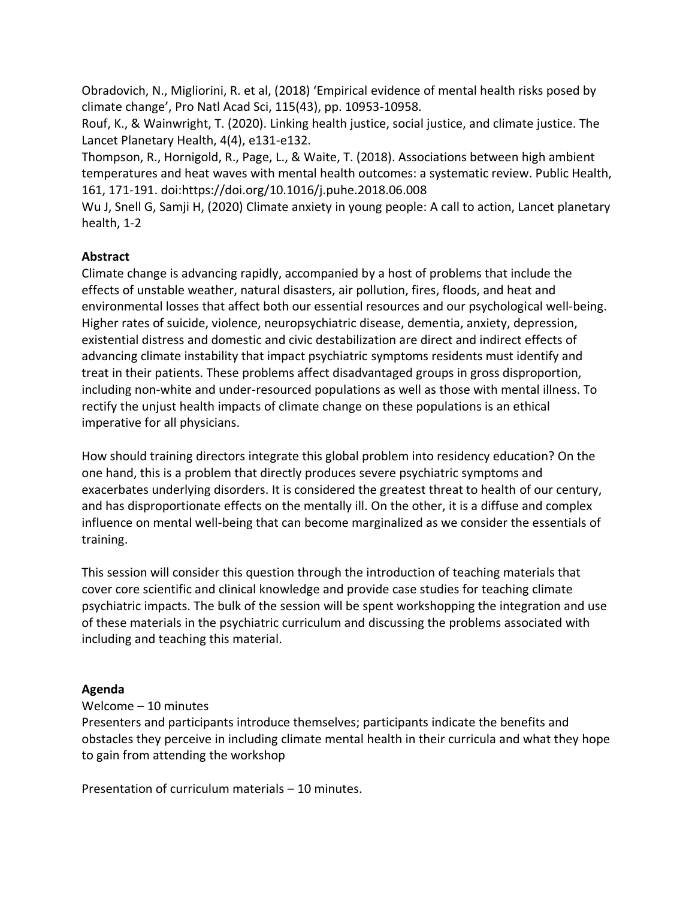Obradovich, N., Migliorini, R. et al, (2018) 'Empirical evidence of mental health risks posed by climate change', Pro Natl Acad Sci, 115(43), pp. 10953-10958.

Rouf, K., & Wainwright, T. (2020). Linking health justice, social justice, and climate justice. The Lancet Planetary Health, 4(4), e131-e132.

Thompson, R., Hornigold, R., Page, L., & Waite, T. (2018). Associations between high ambient temperatures and heat waves with mental health outcomes: a systematic review. Public Health, 161, 171-191. doi:https://doi.org/10.1016/j.puhe.2018.06.008

Wu J, Snell G, Samji H, (2020) Climate anxiety in young people: A call to action, Lancet planetary health, 1-2

**Abstract**

Climate change is advancing rapidly, accompanied by a host of problems that include the effects of unstable weather, natural disasters, air pollution, fires, floods, and heat and environmental losses that affect both our essential resources and our psychological well-being. Higher rates of suicide, violence, neuropsychiatric disease, dementia, anxiety, depression, existential distress and domestic and civic destabilization are direct and indirect effects of advancing climate instability that impact psychiatric symptoms residents must identify and treat in their patients. These problems affect disadvantaged groups in gross disproportion, including non-white and under-resourced populations as well as those with mental illness. To rectify the unjust health impacts of climate change on these populations is an ethical imperative for all physicians.

How should training directors integrate this global problem into residency education? On the one hand, this is a problem that directly produces severe psychiatric symptoms and exacerbates underlying disorders. It is considered the greatest threat to health of our century, and has disproportionate effects on the mentally ill. On the other, it is a diffuse and complex influence on mental well-being that can become marginalized as we consider the essentials of training.

This session will consider this question through the introduction of teaching materials that cover core scientific and clinical knowledge and provide case studies for teaching climate psychiatric impacts. The bulk of the session will be spent workshopping the integration and use of these materials in the psychiatric curriculum and discussing the problems associated with including and teaching this material.

**Agenda**

Welcome – 10 minutes

Presenters and participants introduce themselves; participants indicate the benefits and obstacles they perceive in including climate mental health in their curricula and what they hope to gain from attending the workshop

Presentation of curriculum materials – 10 minutes.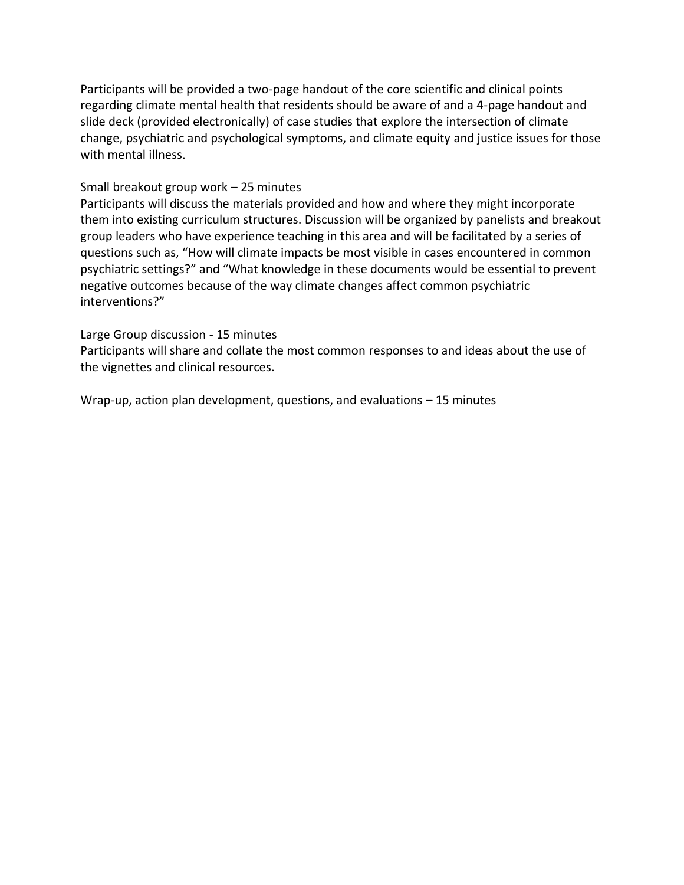Participants will be provided a two-page handout of the core scientific and clinical points regarding climate mental health that residents should be aware of and a 4-page handout and slide deck (provided electronically) of case studies that explore the intersection of climate change, psychiatric and psychological symptoms, and climate equity and justice issues for those with mental illness.

Small breakout group work – 25 minutes
Participants will discuss the materials provided and how and where they might incorporate them into existing curriculum structures. Discussion will be organized by panelists and breakout group leaders who have experience teaching in this area and will be facilitated by a series of questions such as, "How will climate impacts be most visible in cases encountered in common psychiatric settings?" and "What knowledge in these documents would be essential to prevent negative outcomes because of the way climate changes affect common psychiatric interventions?"

Large Group discussion - 15 minutes
Participants will share and collate the most common responses to and ideas about the use of the vignettes and clinical resources.

Wrap-up, action plan development, questions, and evaluations – 15 minutes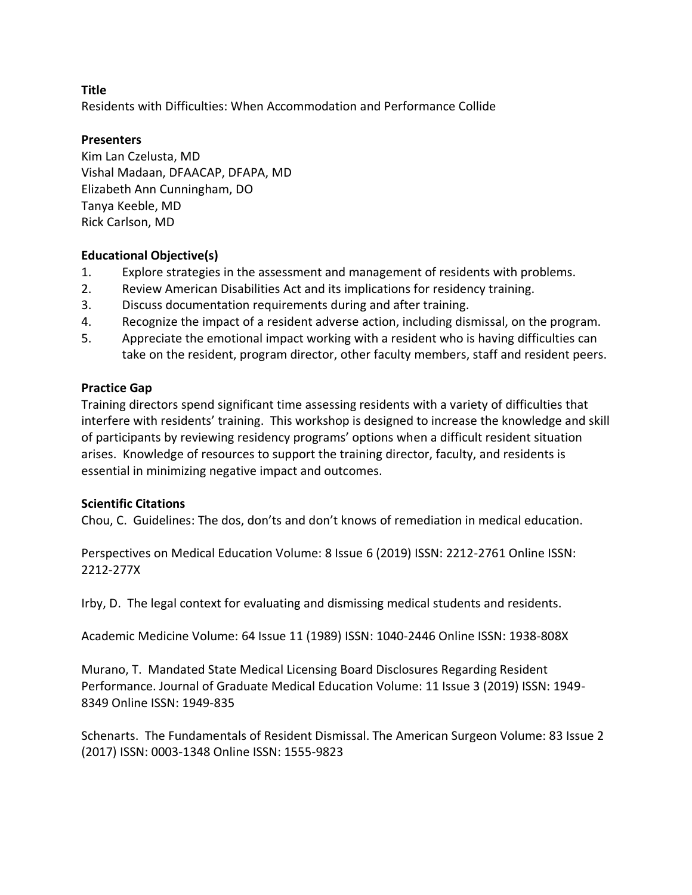**Title**

Residents with Difficulties: When Accommodation and Performance Collide

**Presenters**

Kim Lan Czelusta, MD
Vishal Madaan, DFAACAP, DFAPA, MD
Elizabeth Ann Cunningham, DO
Tanya Keeble, MD
Rick Carlson, MD

**Educational Objective(s)**

1. Explore strategies in the assessment and management of residents with problems.
2. Review American Disabilities Act and its implications for residency training.
3. Discuss documentation requirements during and after training.
4. Recognize the impact of a resident adverse action, including dismissal, on the program.
5. Appreciate the emotional impact working with a resident who is having difficulties can take on the resident, program director, other faculty members, staff and resident peers.

**Practice Gap**

Training directors spend significant time assessing residents with a variety of difficulties that interfere with residents' training. This workshop is designed to increase the knowledge and skill of participants by reviewing residency programs' options when a difficult resident situation arises. Knowledge of resources to support the training director, faculty, and residents is essential in minimizing negative impact and outcomes.

**Scientific Citations**

Chou, C. Guidelines: The dos, don'ts and don't knows of remediation in medical education.

Perspectives on Medical Education Volume: 8 Issue 6 (2019) ISSN: 2212-2761 Online ISSN: 2212-277X

Irby, D. The legal context for evaluating and dismissing medical students and residents.

Academic Medicine Volume: 64 Issue 11 (1989) ISSN: 1040-2446 Online ISSN: 1938-808X

Murano, T. Mandated State Medical Licensing Board Disclosures Regarding Resident Performance. Journal of Graduate Medical Education Volume: 11 Issue 3 (2019) ISSN: 1949-8349 Online ISSN: 1949-835

Schenarts. The Fundamentals of Resident Dismissal. The American Surgeon Volume: 83 Issue 2 (2017) ISSN: 0003-1348 Online ISSN: 1555-9823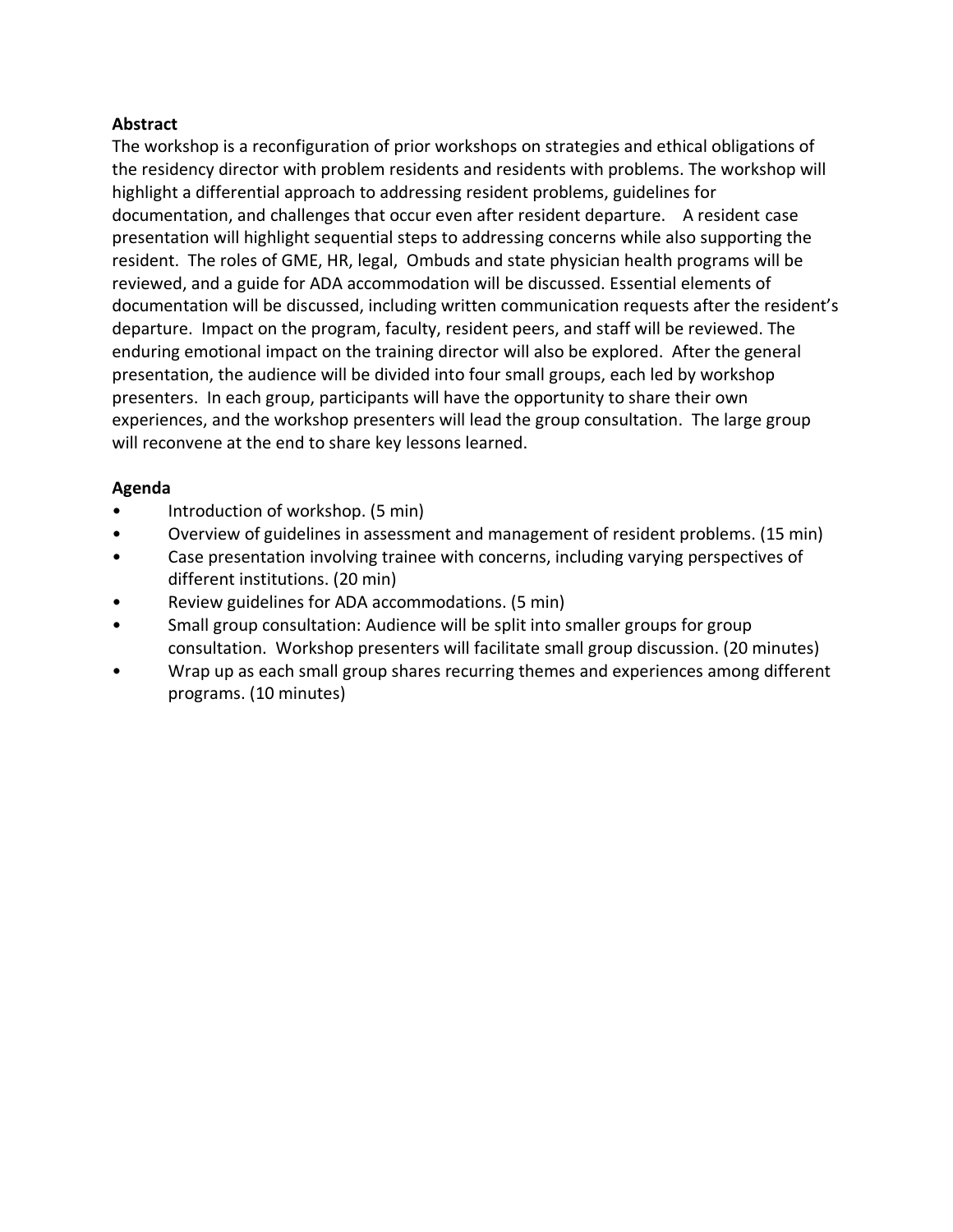**Abstract**

The workshop is a reconfiguration of prior workshops on strategies and ethical obligations of the residency director with problem residents and residents with problems. The workshop will highlight a differential approach to addressing resident problems, guidelines for documentation, and challenges that occur even after resident departure. A resident case presentation will highlight sequential steps to addressing concerns while also supporting the resident. The roles of GME, HR, legal, Ombuds and state physician health programs will be reviewed, and a guide for ADA accommodation will be discussed. Essential elements of documentation will be discussed, including written communication requests after the resident's departure. Impact on the program, faculty, resident peers, and staff will be reviewed. The enduring emotional impact on the training director will also be explored. After the general presentation, the audience will be divided into four small groups, each led by workshop presenters. In each group, participants will have the opportunity to share their own experiences, and the workshop presenters will lead the group consultation. The large group will reconvene at the end to share key lessons learned.

**Agenda**

- Introduction of workshop. (5 min)
- Overview of guidelines in assessment and management of resident problems. (15 min)
- Case presentation involving trainee with concerns, including varying perspectives of different institutions. (20 min)
- Review guidelines for ADA accommodations. (5 min)
- Small group consultation: Audience will be split into smaller groups for group consultation. Workshop presenters will facilitate small group discussion. (20 minutes)
- Wrap up as each small group shares recurring themes and experiences among different programs. (10 minutes)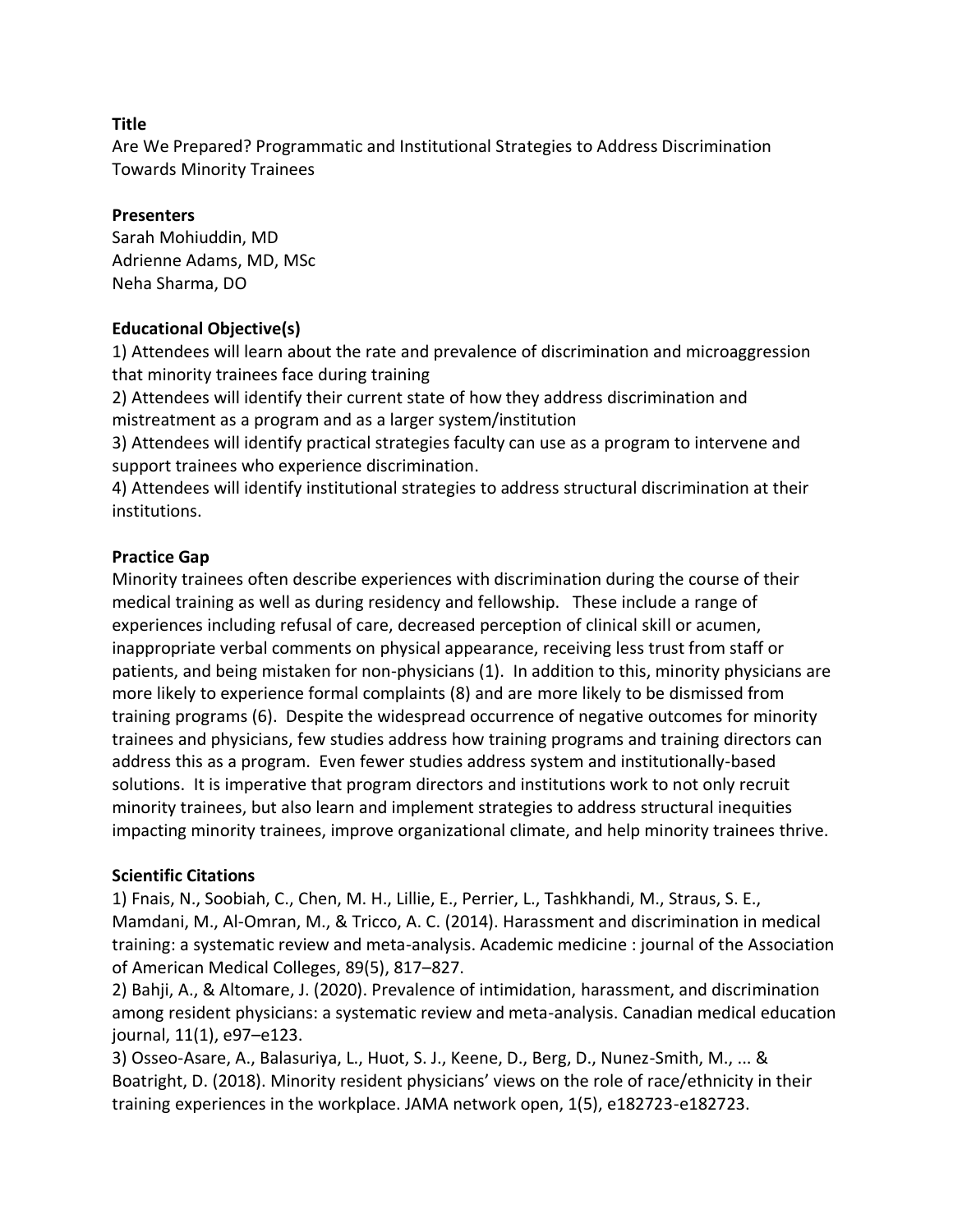**Title**

Are We Prepared? Programmatic and Institutional Strategies to Address Discrimination Towards Minority Trainees

**Presenters**

Sarah Mohiuddin, MD
Adrienne Adams, MD, MSc
Neha Sharma, DO

**Educational Objective(s)**

1) Attendees will learn about the rate and prevalence of discrimination and microaggression that minority trainees face during training
2) Attendees will identify their current state of how they address discrimination and mistreatment as a program and as a larger system/institution
3) Attendees will identify practical strategies faculty can use as a program to intervene and support trainees who experience discrimination.
4) Attendees will identify institutional strategies to address structural discrimination at their institutions.

**Practice Gap**

Minority trainees often describe experiences with discrimination during the course of their medical training as well as during residency and fellowship. These include a range of experiences including refusal of care, decreased perception of clinical skill or acumen, inappropriate verbal comments on physical appearance, receiving less trust from staff or patients, and being mistaken for non-physicians (1). In addition to this, minority physicians are more likely to experience formal complaints (8) and are more likely to be dismissed from training programs (6). Despite the widespread occurrence of negative outcomes for minority trainees and physicians, few studies address how training programs and training directors can address this as a program. Even fewer studies address system and institutionally-based solutions. It is imperative that program directors and institutions work to not only recruit minority trainees, but also learn and implement strategies to address structural inequities impacting minority trainees, improve organizational climate, and help minority trainees thrive.

**Scientific Citations**

1) Fnais, N., Soobiah, C., Chen, M. H., Lillie, E., Perrier, L., Tashkhandi, M., Straus, S. E., Mamdani, M., Al-Omran, M., & Tricco, A. C. (2014). Harassment and discrimination in medical training: a systematic review and meta-analysis. Academic medicine : journal of the Association of American Medical Colleges, 89(5), 817–827.
2) Bahji, A., & Altomare, J. (2020). Prevalence of intimidation, harassment, and discrimination among resident physicians: a systematic review and meta-analysis. Canadian medical education journal, 11(1), e97–e123.
3) Osseo-Asare, A., Balasuriya, L., Huot, S. J., Keene, D., Berg, D., Nunez-Smith, M., ... & Boatright, D. (2018). Minority resident physicians' views on the role of race/ethnicity in their training experiences in the workplace. JAMA network open, 1(5), e182723-e182723.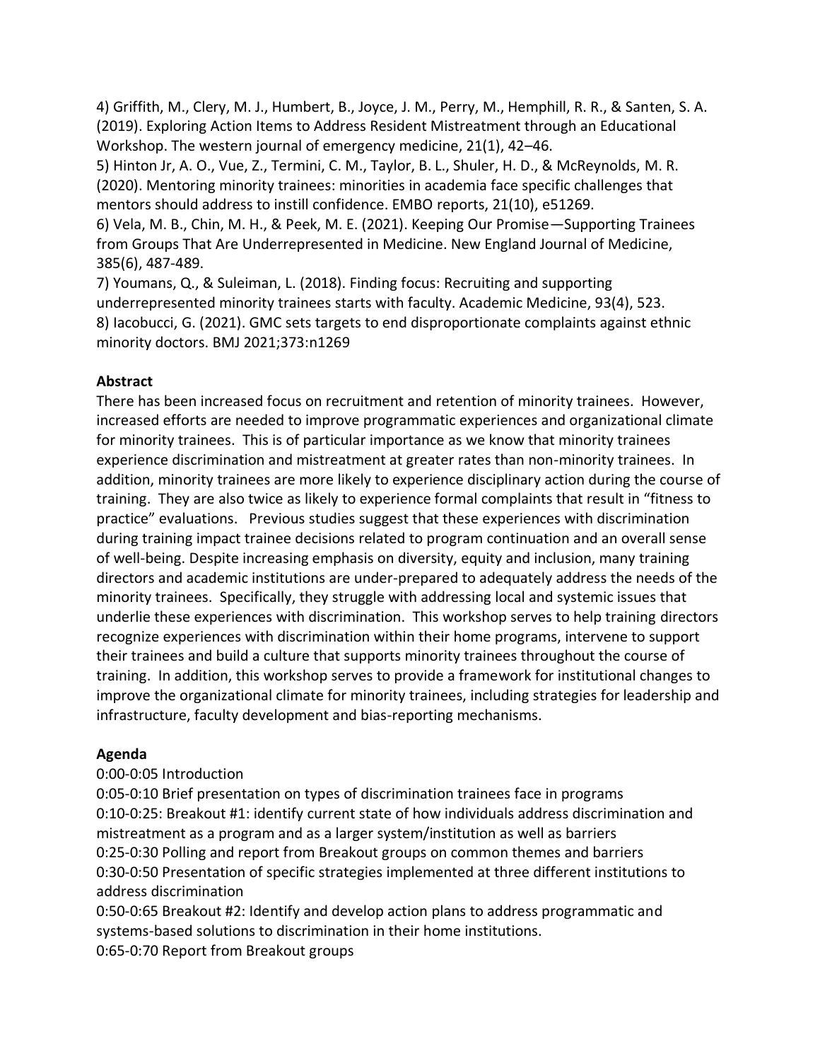4) Griffith, M., Clery, M. J., Humbert, B., Joyce, J. M., Perry, M., Hemphill, R. R., & Santen, S. A. (2019). Exploring Action Items to Address Resident Mistreatment through an Educational Workshop. The western journal of emergency medicine, 21(1), 42–46.

5) Hinton Jr, A. O., Vue, Z., Termini, C. M., Taylor, B. L., Shuler, H. D., & McReynolds, M. R. (2020). Mentoring minority trainees: minorities in academia face specific challenges that mentors should address to instill confidence. EMBO reports, 21(10), e51269.

6) Vela, M. B., Chin, M. H., & Peek, M. E. (2021). Keeping Our Promise—Supporting Trainees from Groups That Are Underrepresented in Medicine. New England Journal of Medicine, 385(6), 487-489.

7) Youmans, Q., & Suleiman, L. (2018). Finding focus: Recruiting and supporting underrepresented minority trainees starts with faculty. Academic Medicine, 93(4), 523.

8) Iacobucci, G. (2021). GMC sets targets to end disproportionate complaints against ethnic minority doctors. BMJ 2021;373:n1269

**Abstract**

There has been increased focus on recruitment and retention of minority trainees. However, increased efforts are needed to improve programmatic experiences and organizational climate for minority trainees. This is of particular importance as we know that minority trainees experience discrimination and mistreatment at greater rates than non-minority trainees. In addition, minority trainees are more likely to experience disciplinary action during the course of training. They are also twice as likely to experience formal complaints that result in "fitness to practice" evaluations. Previous studies suggest that these experiences with discrimination during training impact trainee decisions related to program continuation and an overall sense of well-being. Despite increasing emphasis on diversity, equity and inclusion, many training directors and academic institutions are under-prepared to adequately address the needs of the minority trainees. Specifically, they struggle with addressing local and systemic issues that underlie these experiences with discrimination. This workshop serves to help training directors recognize experiences with discrimination within their home programs, intervene to support their trainees and build a culture that supports minority trainees throughout the course of training. In addition, this workshop serves to provide a framework for institutional changes to improve the organizational climate for minority trainees, including strategies for leadership and infrastructure, faculty development and bias-reporting mechanisms.

**Agenda**

0:00-0:05 Introduction

0:05-0:10 Brief presentation on types of discrimination trainees face in programs

0:10-0:25: Breakout #1: identify current state of how individuals address discrimination and mistreatment as a program and as a larger system/institution as well as barriers

0:25-0:30 Polling and report from Breakout groups on common themes and barriers

0:30-0:50 Presentation of specific strategies implemented at three different institutions to address discrimination

0:50-0:65 Breakout #2: Identify and develop action plans to address programmatic and systems-based solutions to discrimination in their home institutions.

0:65-0:70 Report from Breakout groups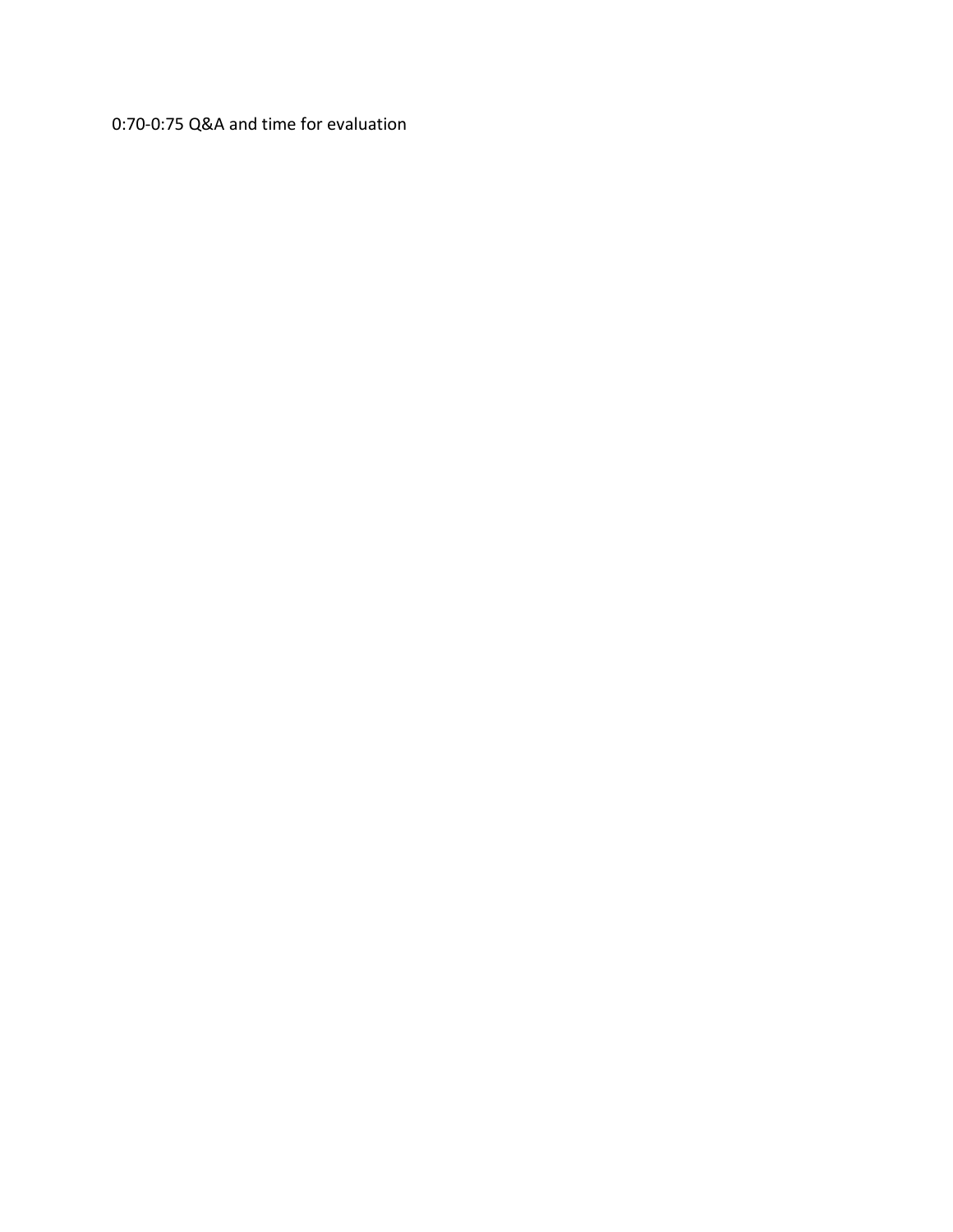0:70-0:75 Q&A and time for evaluation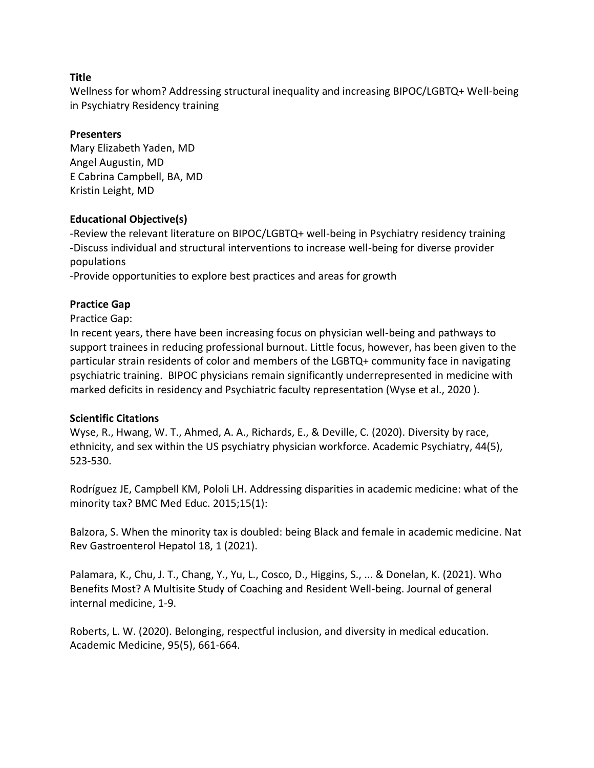**Title**

Wellness for whom? Addressing structural inequality and increasing BIPOC/LGBTQ+ Well-being in Psychiatry Residency training

**Presenters**

Mary Elizabeth Yaden, MD
Angel Augustin, MD
E Cabrina Campbell, BA, MD
Kristin Leight, MD

**Educational Objective(s)**

-Review the relevant literature on BIPOC/LGBTQ+ well-being in Psychiatry residency training
-Discuss individual and structural interventions to increase well-being for diverse provider populations
-Provide opportunities to explore best practices and areas for growth

**Practice Gap**

Practice Gap:
In recent years, there have been increasing focus on physician well-being and pathways to support trainees in reducing professional burnout. Little focus, however, has been given to the particular strain residents of color and members of the LGBTQ+ community face in navigating psychiatric training. BIPOC physicians remain significantly underrepresented in medicine with marked deficits in residency and Psychiatric faculty representation (Wyse et al., 2020 ).

**Scientific Citations**

Wyse, R., Hwang, W. T., Ahmed, A. A., Richards, E., & Deville, C. (2020). Diversity by race, ethnicity, and sex within the US psychiatry physician workforce. Academic Psychiatry, 44(5), 523-530.

Rodríguez JE, Campbell KM, Pololi LH. Addressing disparities in academic medicine: what of the minority tax? BMC Med Educ. 2015;15(1):

Balzora, S. When the minority tax is doubled: being Black and female in academic medicine. Nat Rev Gastroenterol Hepatol 18, 1 (2021).

Palamara, K., Chu, J. T., Chang, Y., Yu, L., Cosco, D., Higgins, S., ... & Donelan, K. (2021). Who Benefits Most? A Multisite Study of Coaching and Resident Well-being. Journal of general internal medicine, 1-9.

Roberts, L. W. (2020). Belonging, respectful inclusion, and diversity in medical education. Academic Medicine, 95(5), 661-664.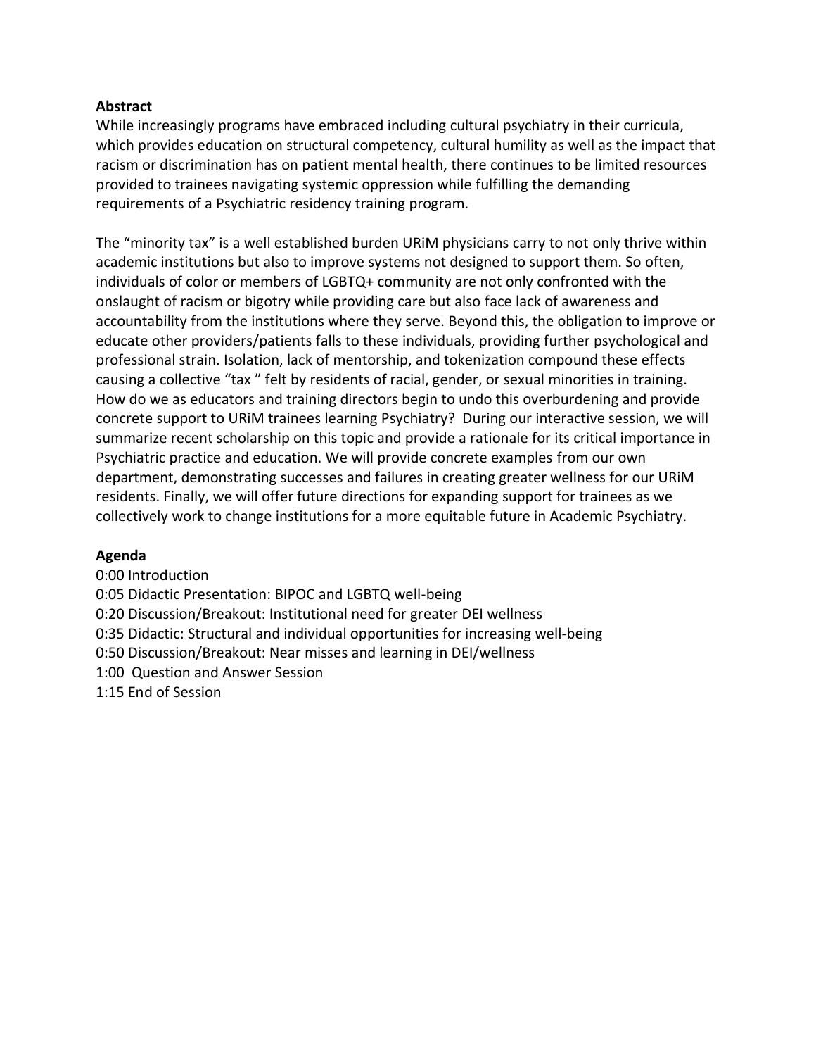**Abstract**

While increasingly programs have embraced including cultural psychiatry in their curricula, which provides education on structural competency, cultural humility as well as the impact that racism or discrimination has on patient mental health, there continues to be limited resources provided to trainees navigating systemic oppression while fulfilling the demanding requirements of a Psychiatric residency training program.

The "minority tax" is a well established burden URiM physicians carry to not only thrive within academic institutions but also to improve systems not designed to support them. So often, individuals of color or members of LGBTQ+ community are not only confronted with the onslaught of racism or bigotry while providing care but also face lack of awareness and accountability from the institutions where they serve. Beyond this, the obligation to improve or educate other providers/patients falls to these individuals, providing further psychological and professional strain. Isolation, lack of mentorship, and tokenization compound these effects causing a collective "tax " felt by residents of racial, gender, or sexual minorities in training. How do we as educators and training directors begin to undo this overburdening and provide concrete support to URiM trainees learning Psychiatry? During our interactive session, we will summarize recent scholarship on this topic and provide a rationale for its critical importance in Psychiatric practice and education. We will provide concrete examples from our own department, demonstrating successes and failures in creating greater wellness for our URiM residents. Finally, we will offer future directions for expanding support for trainees as we collectively work to change institutions for a more equitable future in Academic Psychiatry.

**Agenda**

0:00 Introduction
0:05 Didactic Presentation: BIPOC and LGBTQ well-being
0:20 Discussion/Breakout: Institutional need for greater DEI wellness
0:35 Didactic: Structural and individual opportunities for increasing well-being
0:50 Discussion/Breakout: Near misses and learning in DEI/wellness
1:00 Question and Answer Session
1:15 End of Session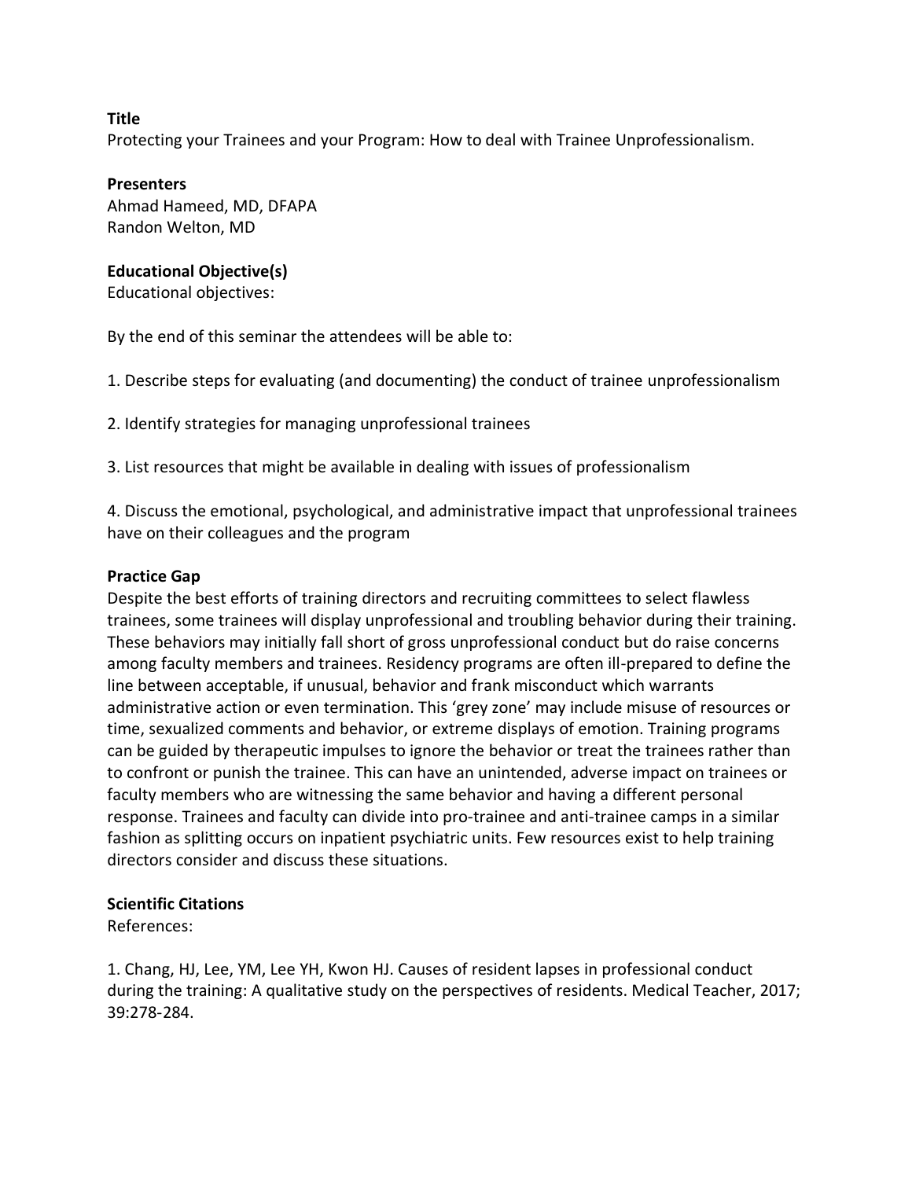**Title**

Protecting your Trainees and your Program: How to deal with Trainee Unprofessionalism.

**Presenters**

Ahmad Hameed, MD, DFAPA
Randon Welton, MD

**Educational Objective(s)**

Educational objectives:

By the end of this seminar the attendees will be able to:

1. Describe steps for evaluating (and documenting) the conduct of trainee unprofessionalism

2. Identify strategies for managing unprofessional trainees

3. List resources that might be available in dealing with issues of professionalism

4. Discuss the emotional, psychological, and administrative impact that unprofessional trainees have on their colleagues and the program

**Practice Gap**

Despite the best efforts of training directors and recruiting committees to select flawless trainees, some trainees will display unprofessional and troubling behavior during their training. These behaviors may initially fall short of gross unprofessional conduct but do raise concerns among faculty members and trainees. Residency programs are often ill-prepared to define the line between acceptable, if unusual, behavior and frank misconduct which warrants administrative action or even termination. This 'grey zone' may include misuse of resources or time, sexualized comments and behavior, or extreme displays of emotion. Training programs can be guided by therapeutic impulses to ignore the behavior or treat the trainees rather than to confront or punish the trainee. This can have an unintended, adverse impact on trainees or faculty members who are witnessing the same behavior and having a different personal response. Trainees and faculty can divide into pro-trainee and anti-trainee camps in a similar fashion as splitting occurs on inpatient psychiatric units. Few resources exist to help training directors consider and discuss these situations.

**Scientific Citations**

References:

1. Chang, HJ, Lee, YM, Lee YH, Kwon HJ. Causes of resident lapses in professional conduct during the training: A qualitative study on the perspectives of residents. Medical Teacher, 2017; 39:278-284.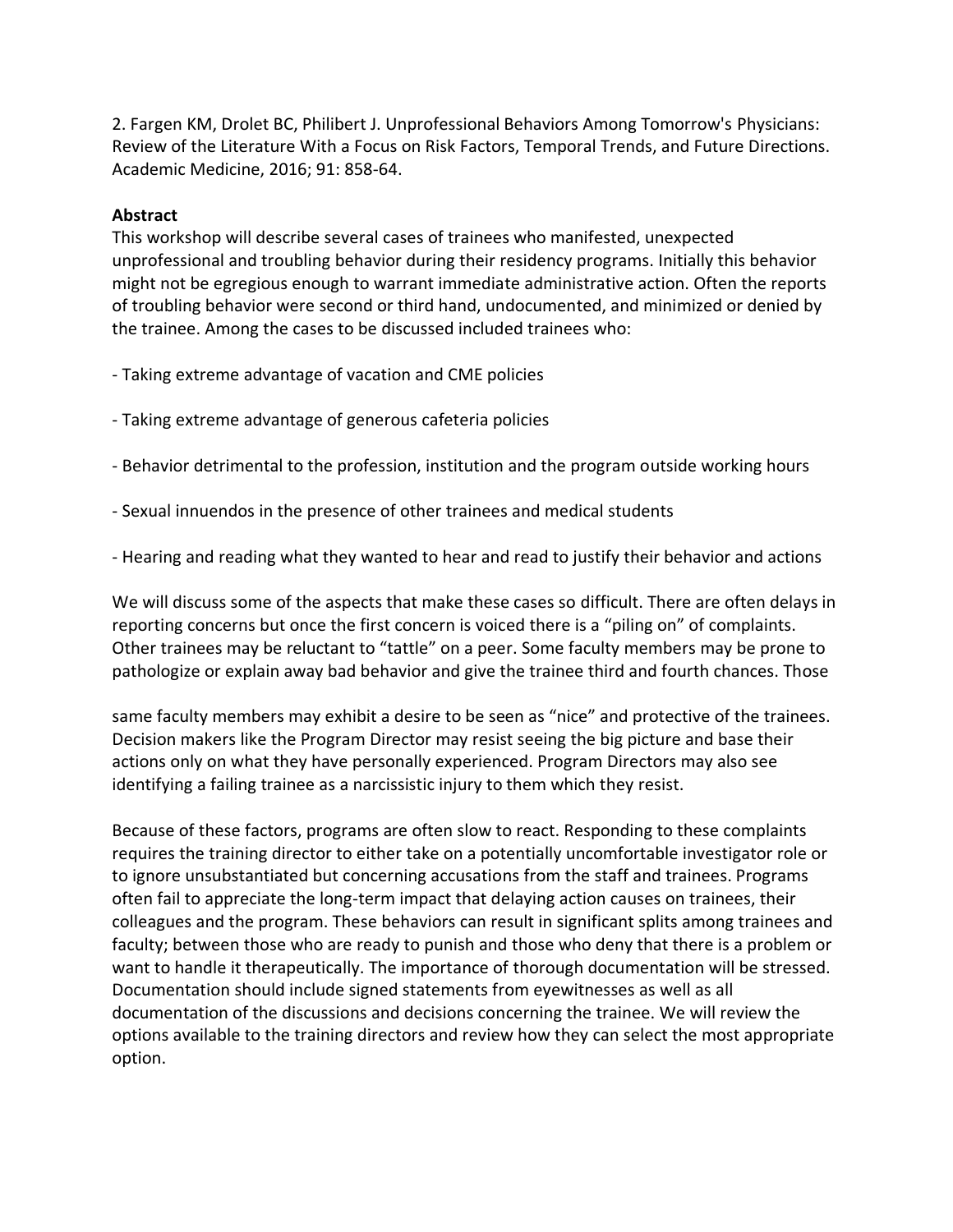2. Fargen KM, Drolet BC, Philibert J. Unprofessional Behaviors Among Tomorrow's Physicians: Review of the Literature With a Focus on Risk Factors, Temporal Trends, and Future Directions. Academic Medicine, 2016; 91: 858-64.

**Abstract**

This workshop will describe several cases of trainees who manifested, unexpected unprofessional and troubling behavior during their residency programs. Initially this behavior might not be egregious enough to warrant immediate administrative action. Often the reports of troubling behavior were second or third hand, undocumented, and minimized or denied by the trainee. Among the cases to be discussed included trainees who:

- Taking extreme advantage of vacation and CME policies

- Taking extreme advantage of generous cafeteria policies

- Behavior detrimental to the profession, institution and the program outside working hours

- Sexual innuendos in the presence of other trainees and medical students

- Hearing and reading what they wanted to hear and read to justify their behavior and actions

We will discuss some of the aspects that make these cases so difficult. There are often delays in reporting concerns but once the first concern is voiced there is a "piling on" of complaints. Other trainees may be reluctant to "tattle" on a peer. Some faculty members may be prone to pathologize or explain away bad behavior and give the trainee third and fourth chances. Those same faculty members may exhibit a desire to be seen as "nice" and protective of the trainees. Decision makers like the Program Director may resist seeing the big picture and base their actions only on what they have personally experienced. Program Directors may also see identifying a failing trainee as a narcissistic injury to them which they resist.

Because of these factors, programs are often slow to react. Responding to these complaints requires the training director to either take on a potentially uncomfortable investigator role or to ignore unsubstantiated but concerning accusations from the staff and trainees. Programs often fail to appreciate the long-term impact that delaying action causes on trainees, their colleagues and the program. These behaviors can result in significant splits among trainees and faculty; between those who are ready to punish and those who deny that there is a problem or want to handle it therapeutically. The importance of thorough documentation will be stressed. Documentation should include signed statements from eyewitnesses as well as all documentation of the discussions and decisions concerning the trainee. We will review the options available to the training directors and review how they can select the most appropriate option.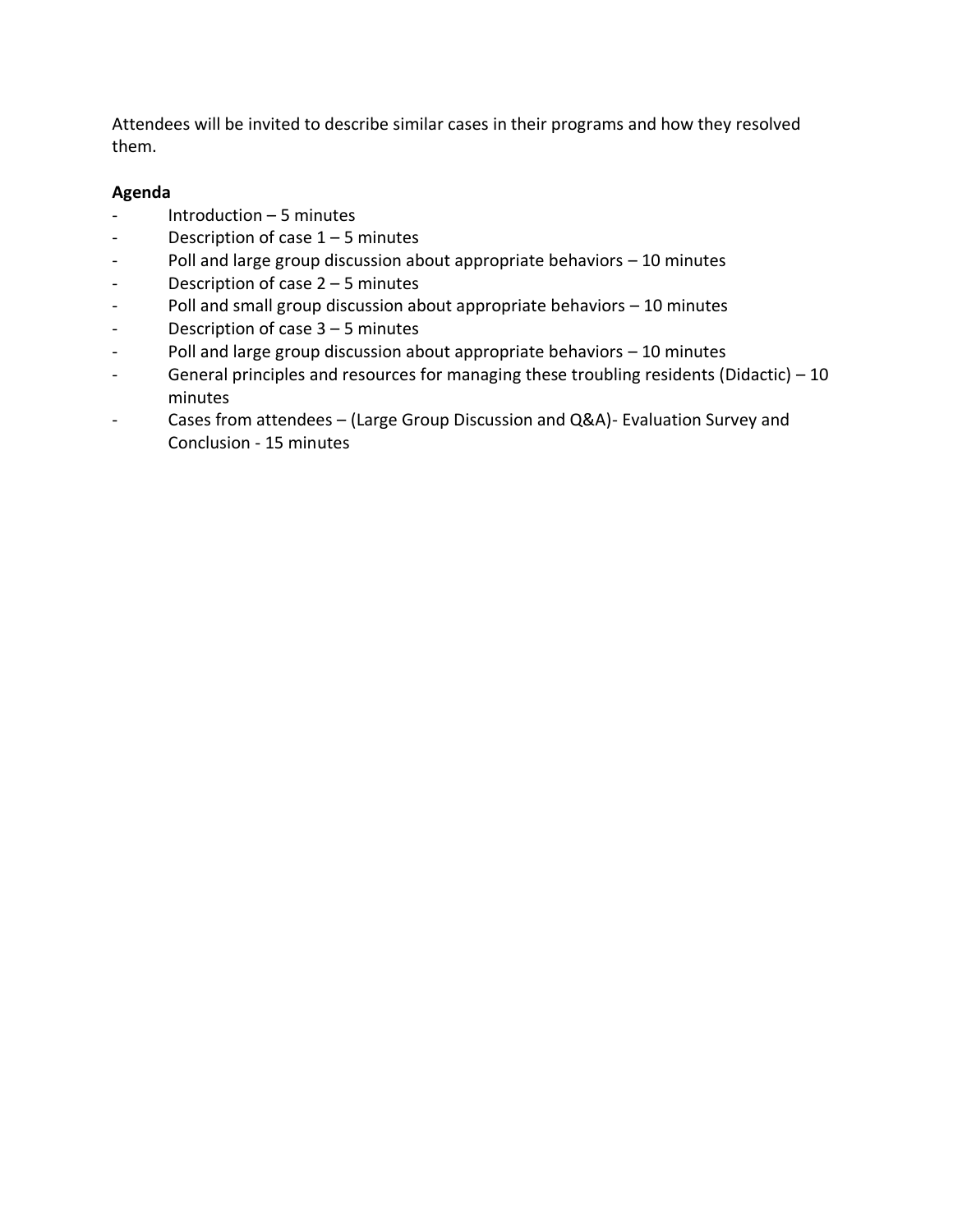Attendees will be invited to describe similar cases in their programs and how they resolved them.

**Agenda**

- Introduction – 5 minutes
- Description of case 1 – 5 minutes
- Poll and large group discussion about appropriate behaviors – 10 minutes
- Description of case 2 – 5 minutes
- Poll and small group discussion about appropriate behaviors – 10 minutes
- Description of case 3 – 5 minutes
- Poll and large group discussion about appropriate behaviors – 10 minutes
- General principles and resources for managing these troubling residents (Didactic) – 10 minutes
- Cases from attendees – (Large Group Discussion and Q&A)- Evaluation Survey and Conclusion - 15 minutes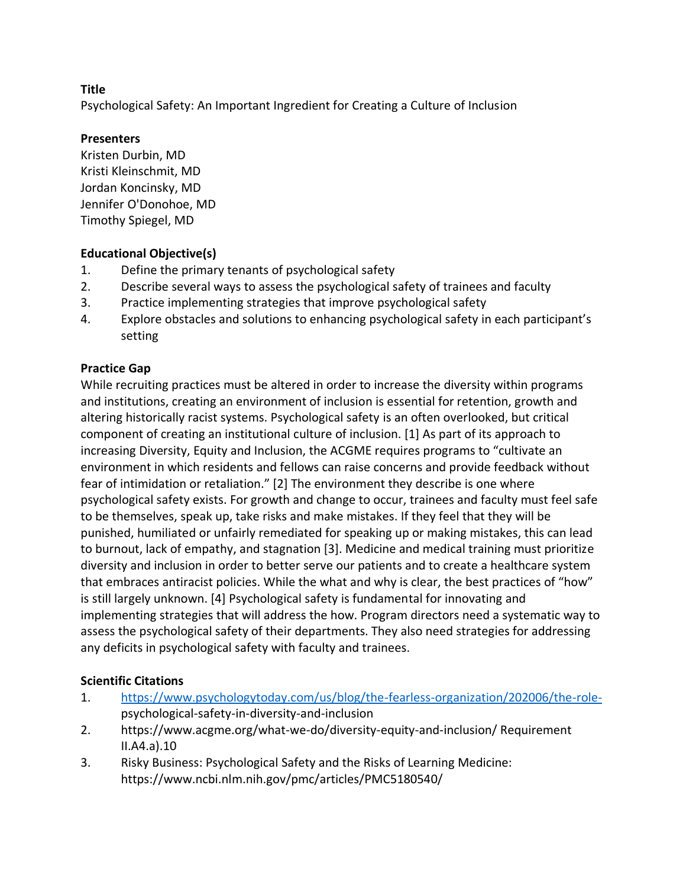**Title**

Psychological Safety: An Important Ingredient for Creating a Culture of Inclusion

**Presenters**

Kristen Durbin, MD
Kristi Kleinschmit, MD
Jordan Koncinsky, MD
Jennifer O'Donohoe, MD
Timothy Spiegel, MD

**Educational Objective(s)**

1. Define the primary tenants of psychological safety
2. Describe several ways to assess the psychological safety of trainees and faculty
3. Practice implementing strategies that improve psychological safety
4. Explore obstacles and solutions to enhancing psychological safety in each participant's setting

**Practice Gap**

While recruiting practices must be altered in order to increase the diversity within programs and institutions, creating an environment of inclusion is essential for retention, growth and altering historically racist systems. Psychological safety is an often overlooked, but critical component of creating an institutional culture of inclusion. [1] As part of its approach to increasing Diversity, Equity and Inclusion, the ACGME requires programs to "cultivate an environment in which residents and fellows can raise concerns and provide feedback without fear of intimidation or retaliation." [2] The environment they describe is one where psychological safety exists. For growth and change to occur, trainees and faculty must feel safe to be themselves, speak up, take risks and make mistakes. If they feel that they will be punished, humiliated or unfairly remediated for speaking up or making mistakes, this can lead to burnout, lack of empathy, and stagnation [3]. Medicine and medical training must prioritize diversity and inclusion in order to better serve our patients and to create a healthcare system that embraces antiracist policies. While the what and why is clear, the best practices of "how" is still largely unknown. [4] Psychological safety is fundamental for innovating and implementing strategies that will address the how. Program directors need a systematic way to assess the psychological safety of their departments. They also need strategies for addressing any deficits in psychological safety with faculty and trainees.

**Scientific Citations**

1. https://www.psychologytoday.com/us/blog/the-fearless-organization/202006/the-role-psychological-safety-in-diversity-and-inclusion
2. https://www.acgme.org/what-we-do/diversity-equity-and-inclusion/ Requirement II.A4.a).10
3. Risky Business: Psychological Safety and the Risks of Learning Medicine: https://www.ncbi.nlm.nih.gov/pmc/articles/PMC5180540/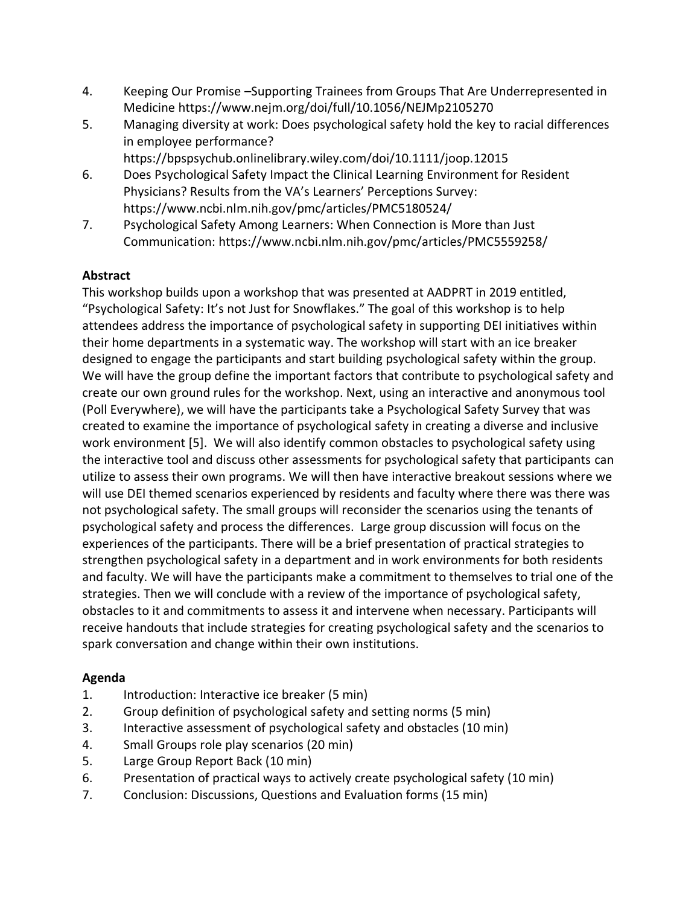4. Keeping Our Promise –Supporting Trainees from Groups That Are Underrepresented in Medicine https://www.nejm.org/doi/full/10.1056/NEJMp2105270
5. Managing diversity at work: Does psychological safety hold the key to racial differences in employee performance? https://bpspsychub.onlinelibrary.wiley.com/doi/10.1111/joop.12015
6. Does Psychological Safety Impact the Clinical Learning Environment for Resident Physicians? Results from the VA's Learners' Perceptions Survey: https://www.ncbi.nlm.nih.gov/pmc/articles/PMC5180524/
7. Psychological Safety Among Learners: When Connection is More than Just Communication: https://www.ncbi.nlm.nih.gov/pmc/articles/PMC5559258/

**Abstract**

This workshop builds upon a workshop that was presented at AADPRT in 2019 entitled, "Psychological Safety: It's not Just for Snowflakes." The goal of this workshop is to help attendees address the importance of psychological safety in supporting DEI initiatives within their home departments in a systematic way. The workshop will start with an ice breaker designed to engage the participants and start building psychological safety within the group. We will have the group define the important factors that contribute to psychological safety and create our own ground rules for the workshop. Next, using an interactive and anonymous tool (Poll Everywhere), we will have the participants take a Psychological Safety Survey that was created to examine the importance of psychological safety in creating a diverse and inclusive work environment [5]. We will also identify common obstacles to psychological safety using the interactive tool and discuss other assessments for psychological safety that participants can utilize to assess their own programs. We will then have interactive breakout sessions where we will use DEI themed scenarios experienced by residents and faculty where there was there was not psychological safety. The small groups will reconsider the scenarios using the tenants of psychological safety and process the differences. Large group discussion will focus on the experiences of the participants. There will be a brief presentation of practical strategies to strengthen psychological safety in a department and in work environments for both residents and faculty. We will have the participants make a commitment to themselves to trial one of the strategies. Then we will conclude with a review of the importance of psychological safety, obstacles to it and commitments to assess it and intervene when necessary. Participants will receive handouts that include strategies for creating psychological safety and the scenarios to spark conversation and change within their own institutions.

**Agenda**

1. Introduction: Interactive ice breaker (5 min)
2. Group definition of psychological safety and setting norms (5 min)
3. Interactive assessment of psychological safety and obstacles (10 min)
4. Small Groups role play scenarios (20 min)
5. Large Group Report Back (10 min)
6. Presentation of practical ways to actively create psychological safety (10 min)
7. Conclusion: Discussions, Questions and Evaluation forms (15 min)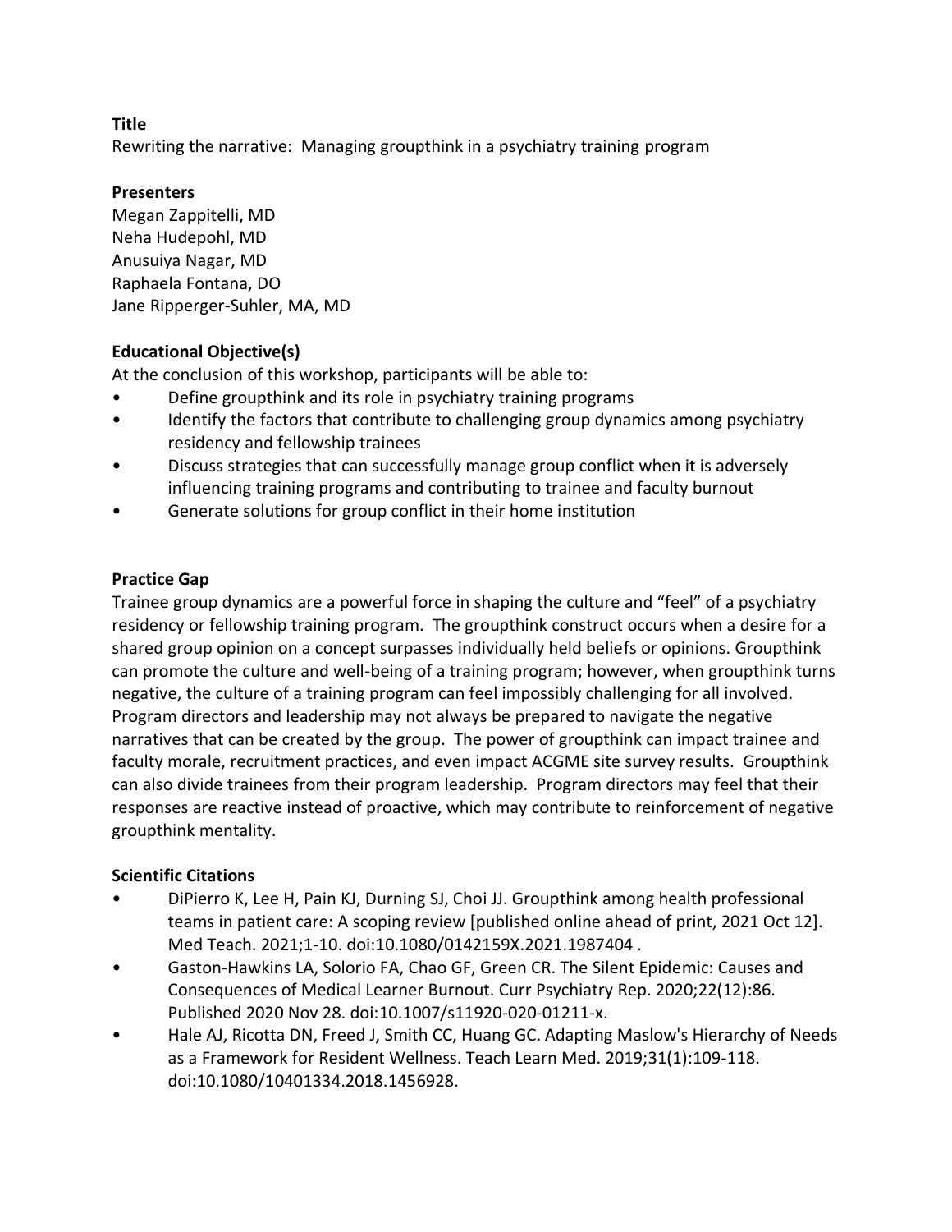**Title**

Rewriting the narrative: Managing groupthink in a psychiatry training program

**Presenters**

Megan Zappitelli, MD
Neha Hudepohl, MD
Anusuiya Nagar, MD
Raphaela Fontana, DO
Jane Ripperger-Suhler, MA, MD

**Educational Objective(s)**

At the conclusion of this workshop, participants will be able to:

- Define groupthink and its role in psychiatry training programs
- Identify the factors that contribute to challenging group dynamics among psychiatry residency and fellowship trainees
- Discuss strategies that can successfully manage group conflict when it is adversely influencing training programs and contributing to trainee and faculty burnout
- Generate solutions for group conflict in their home institution

**Practice Gap**

Trainee group dynamics are a powerful force in shaping the culture and "feel" of a psychiatry residency or fellowship training program. The groupthink construct occurs when a desire for a shared group opinion on a concept surpasses individually held beliefs or opinions. Groupthink can promote the culture and well-being of a training program; however, when groupthink turns negative, the culture of a training program can feel impossibly challenging for all involved. Program directors and leadership may not always be prepared to navigate the negative narratives that can be created by the group. The power of groupthink can impact trainee and faculty morale, recruitment practices, and even impact ACGME site survey results. Groupthink can also divide trainees from their program leadership. Program directors may feel that their responses are reactive instead of proactive, which may contribute to reinforcement of negative groupthink mentality.

**Scientific Citations**

- DiPierro K, Lee H, Pain KJ, Durning SJ, Choi JJ. Groupthink among health professional teams in patient care: A scoping review [published online ahead of print, 2021 Oct 12]. Med Teach. 2021;1-10. doi:10.1080/0142159X.2021.1987404 .
- Gaston-Hawkins LA, Solorio FA, Chao GF, Green CR. The Silent Epidemic: Causes and Consequences of Medical Learner Burnout. Curr Psychiatry Rep. 2020;22(12):86. Published 2020 Nov 28. doi:10.1007/s11920-020-01211-x.
- Hale AJ, Ricotta DN, Freed J, Smith CC, Huang GC. Adapting Maslow's Hierarchy of Needs as a Framework for Resident Wellness. Teach Learn Med. 2019;31(1):109-118. doi:10.1080/10401334.2018.1456928.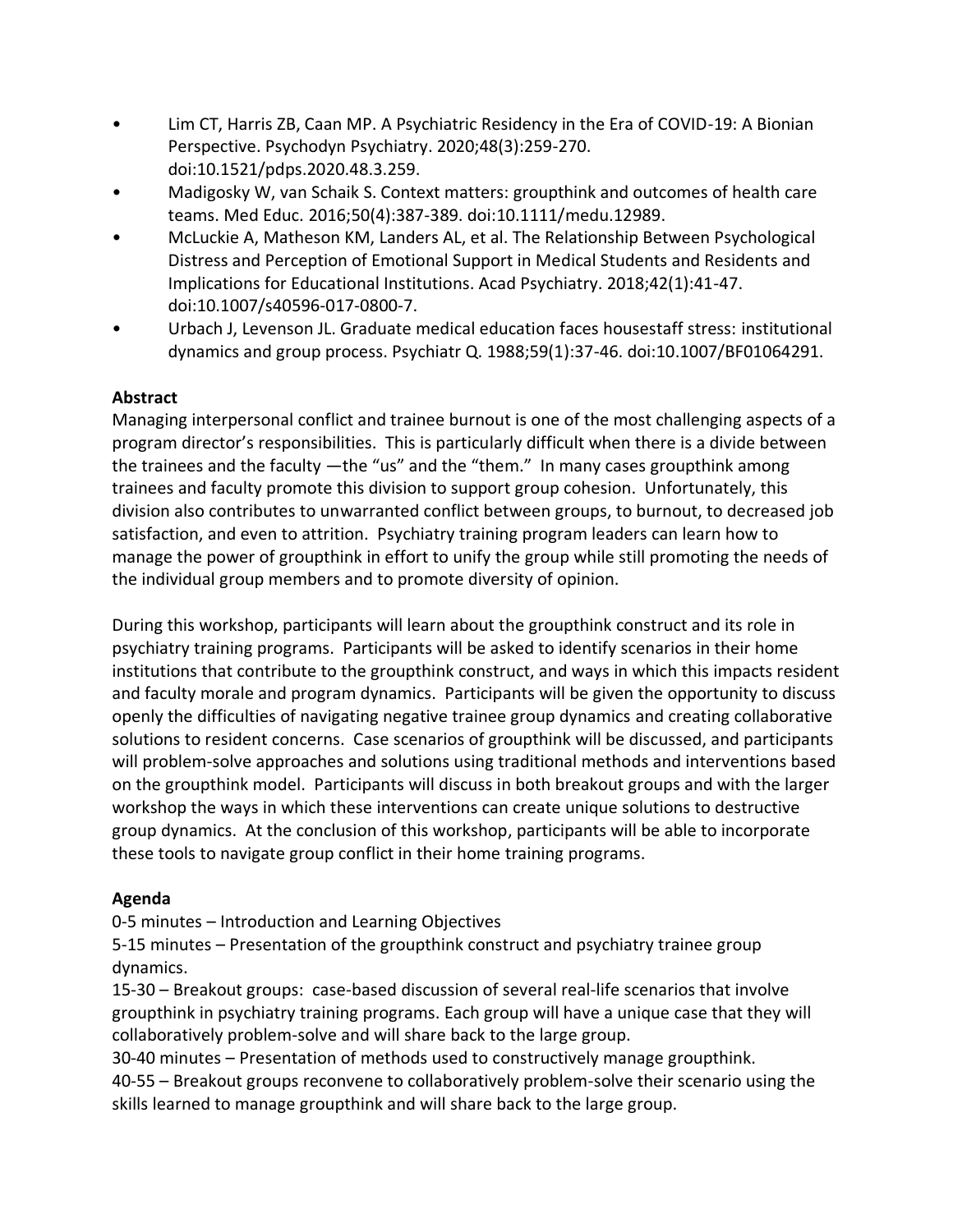- Lim CT, Harris ZB, Caan MP. A Psychiatric Residency in the Era of COVID-19: A Bionian Perspective. Psychodyn Psychiatry. 2020;48(3):259-270. doi:10.1521/pdps.2020.48.3.259.
- Madigosky W, van Schaik S. Context matters: groupthink and outcomes of health care teams. Med Educ. 2016;50(4):387-389. doi:10.1111/medu.12989.
- McLuckie A, Matheson KM, Landers AL, et al. The Relationship Between Psychological Distress and Perception of Emotional Support in Medical Students and Residents and Implications for Educational Institutions. Acad Psychiatry. 2018;42(1):41-47. doi:10.1007/s40596-017-0800-7.
- Urbach J, Levenson JL. Graduate medical education faces housestaff stress: institutional dynamics and group process. Psychiatr Q. 1988;59(1):37-46. doi:10.1007/BF01064291.

**Abstract**

Managing interpersonal conflict and trainee burnout is one of the most challenging aspects of a program director's responsibilities. This is particularly difficult when there is a divide between the trainees and the faculty —the "us" and the "them." In many cases groupthink among trainees and faculty promote this division to support group cohesion. Unfortunately, this division also contributes to unwarranted conflict between groups, to burnout, to decreased job satisfaction, and even to attrition. Psychiatry training program leaders can learn how to manage the power of groupthink in effort to unify the group while still promoting the needs of the individual group members and to promote diversity of opinion.

During this workshop, participants will learn about the groupthink construct and its role in psychiatry training programs. Participants will be asked to identify scenarios in their home institutions that contribute to the groupthink construct, and ways in which this impacts resident and faculty morale and program dynamics. Participants will be given the opportunity to discuss openly the difficulties of navigating negative trainee group dynamics and creating collaborative solutions to resident concerns. Case scenarios of groupthink will be discussed, and participants will problem-solve approaches and solutions using traditional methods and interventions based on the groupthink model. Participants will discuss in both breakout groups and with the larger workshop the ways in which these interventions can create unique solutions to destructive group dynamics. At the conclusion of this workshop, participants will be able to incorporate these tools to navigate group conflict in their home training programs.

**Agenda**

0-5 minutes – Introduction and Learning Objectives
5-15 minutes – Presentation of the groupthink construct and psychiatry trainee group dynamics.
15-30 – Breakout groups: case-based discussion of several real-life scenarios that involve groupthink in psychiatry training programs. Each group will have a unique case that they will collaboratively problem-solve and will share back to the large group.
30-40 minutes – Presentation of methods used to constructively manage groupthink.
40-55 – Breakout groups reconvene to collaboratively problem-solve their scenario using the skills learned to manage groupthink and will share back to the large group.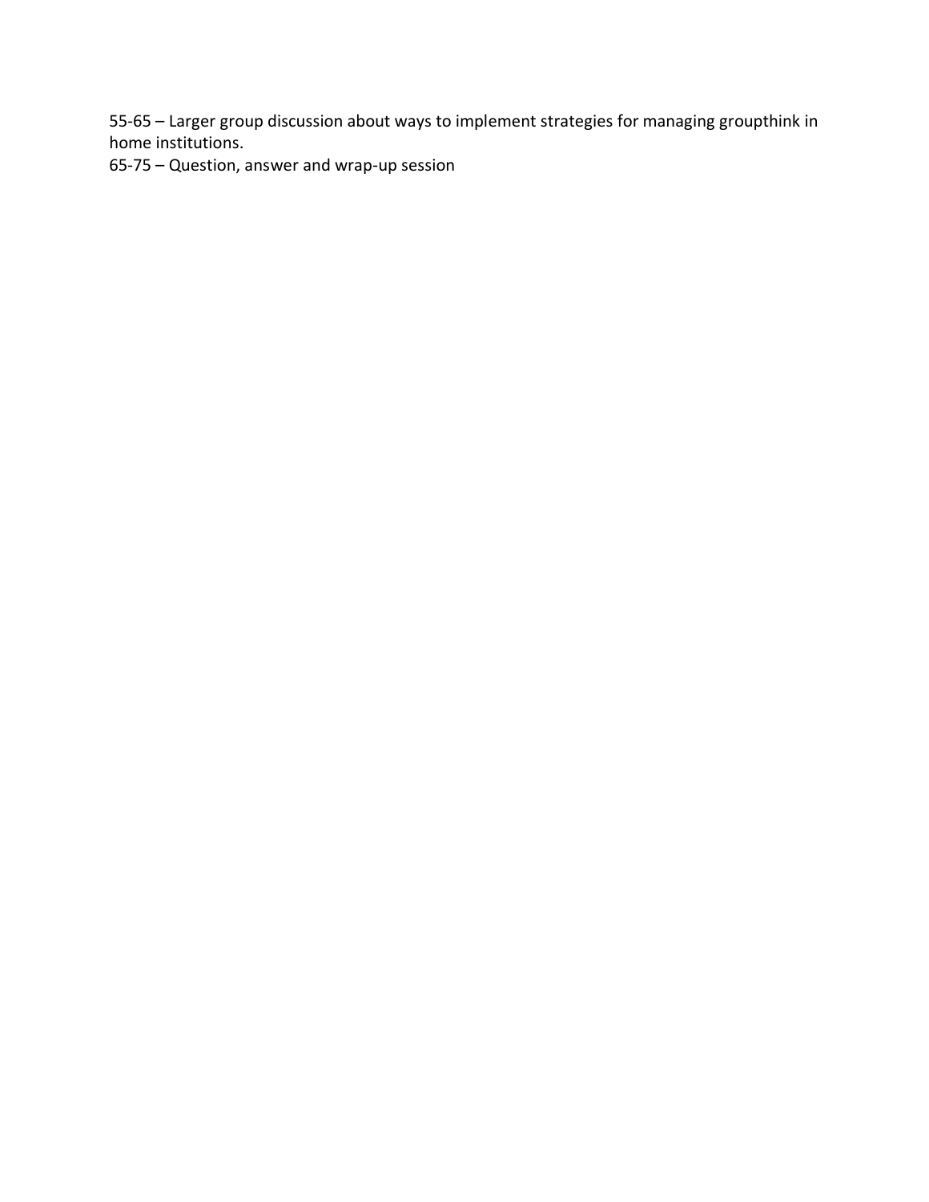55-65 – Larger group discussion about ways to implement strategies for managing groupthink in home institutions.
65-75 – Question, answer and wrap-up session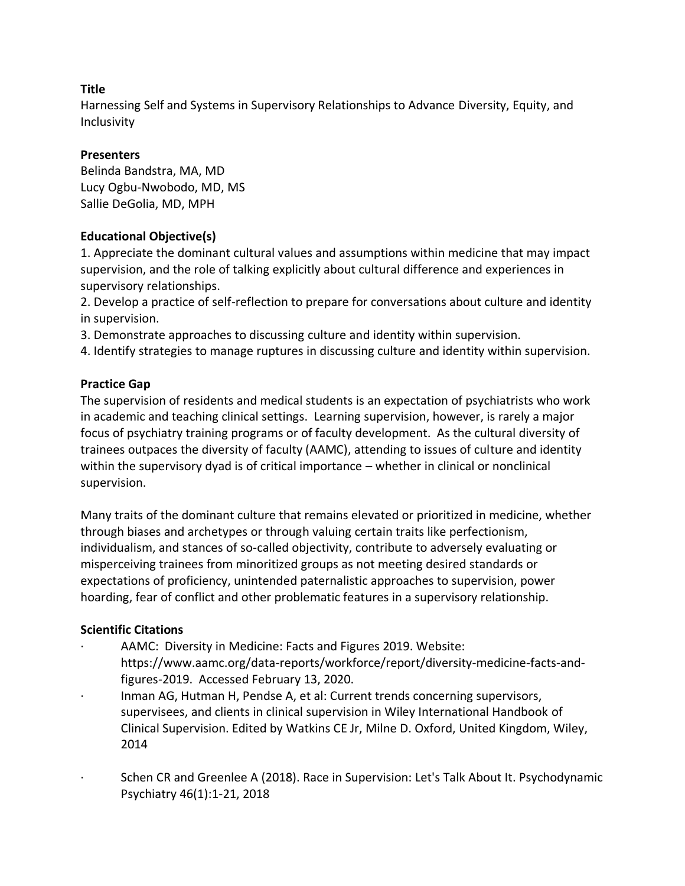**Title**

Harnessing Self and Systems in Supervisory Relationships to Advance Diversity, Equity, and Inclusivity

**Presenters**

Belinda Bandstra, MA, MD
Lucy Ogbu-Nwobodo, MD, MS
Sallie DeGolia, MD, MPH

**Educational Objective(s)**

1. Appreciate the dominant cultural values and assumptions within medicine that may impact supervision, and the role of talking explicitly about cultural difference and experiences in supervisory relationships.
2. Develop a practice of self-reflection to prepare for conversations about culture and identity in supervision.
3. Demonstrate approaches to discussing culture and identity within supervision.
4. Identify strategies to manage ruptures in discussing culture and identity within supervision.

**Practice Gap**

The supervision of residents and medical students is an expectation of psychiatrists who work in academic and teaching clinical settings. Learning supervision, however, is rarely a major focus of psychiatry training programs or of faculty development. As the cultural diversity of trainees outpaces the diversity of faculty (AAMC), attending to issues of culture and identity within the supervisory dyad is of critical importance – whether in clinical or nonclinical supervision.

Many traits of the dominant culture that remains elevated or prioritized in medicine, whether through biases and archetypes or through valuing certain traits like perfectionism, individualism, and stances of so-called objectivity, contribute to adversely evaluating or misperceiving trainees from minoritized groups as not meeting desired standards or expectations of proficiency, unintended paternalistic approaches to supervision, power hoarding, fear of conflict and other problematic features in a supervisory relationship.

**Scientific Citations**

- AAMC: Diversity in Medicine: Facts and Figures 2019. Website: https://www.aamc.org/data-reports/workforce/report/diversity-medicine-facts-and-figures-2019. Accessed February 13, 2020.
- Inman AG, Hutman H, Pendse A, et al: Current trends concerning supervisors, supervisees, and clients in clinical supervision in Wiley International Handbook of Clinical Supervision. Edited by Watkins CE Jr, Milne D. Oxford, United Kingdom, Wiley, 2014
- Schen CR and Greenlee A (2018). Race in Supervision: Let's Talk About It. Psychodynamic Psychiatry 46(1):1-21, 2018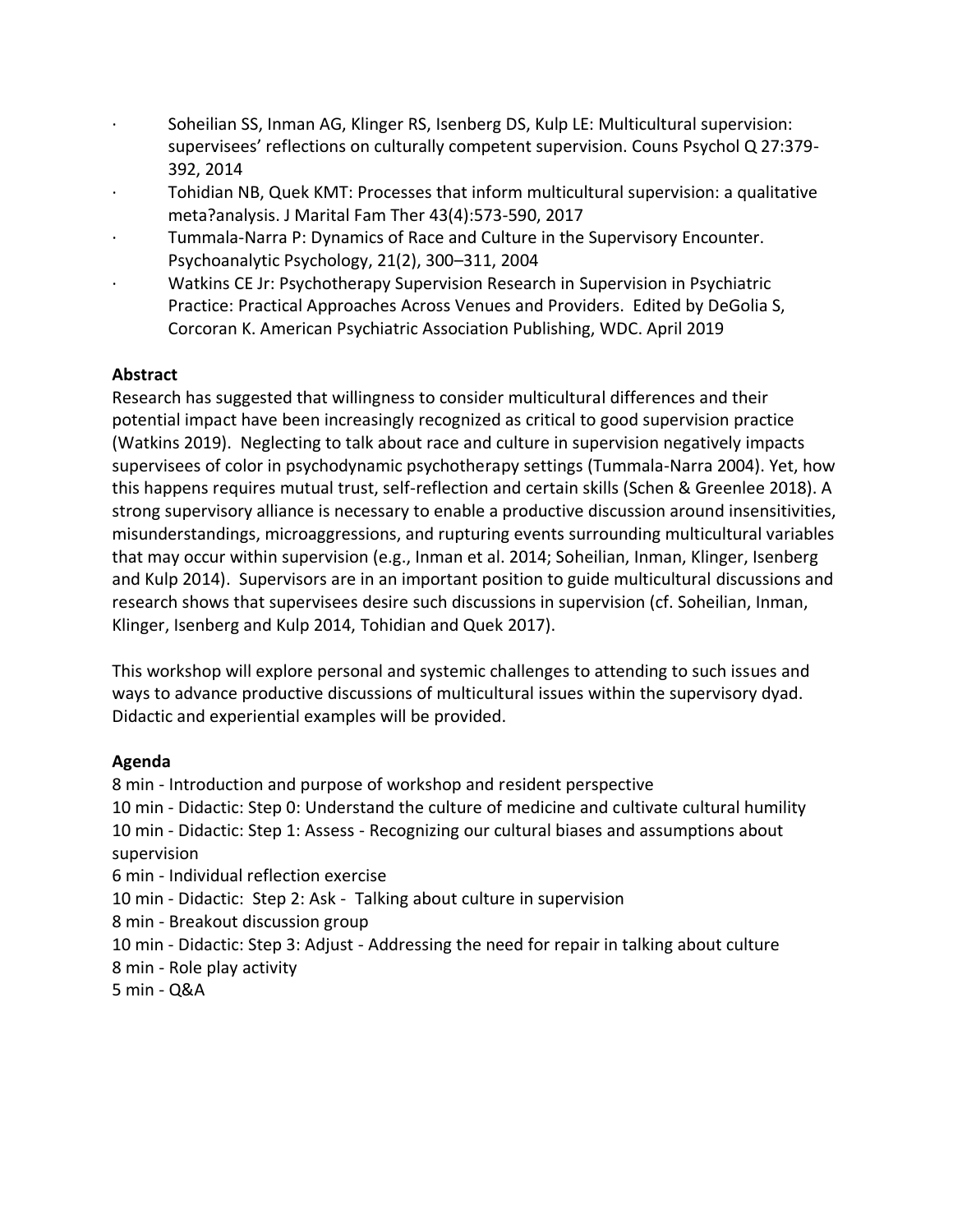- Soheilian SS, Inman AG, Klinger RS, Isenberg DS, Kulp LE: Multicultural supervision: supervisees' reflections on culturally competent supervision. Couns Psychol Q 27:379-392, 2014
- Tohidian NB, Quek KMT: Processes that inform multicultural supervision: a qualitative meta?analysis. J Marital Fam Ther 43(4):573-590, 2017
- Tummala-Narra P: Dynamics of Race and Culture in the Supervisory Encounter. Psychoanalytic Psychology, 21(2), 300–311, 2004
- Watkins CE Jr: Psychotherapy Supervision Research in Supervision in Psychiatric Practice: Practical Approaches Across Venues and Providers. Edited by DeGolia S, Corcoran K. American Psychiatric Association Publishing, WDC. April 2019

**Abstract**

Research has suggested that willingness to consider multicultural differences and their potential impact have been increasingly recognized as critical to good supervision practice (Watkins 2019). Neglecting to talk about race and culture in supervision negatively impacts supervisees of color in psychodynamic psychotherapy settings (Tummala-Narra 2004). Yet, how this happens requires mutual trust, self-reflection and certain skills (Schen & Greenlee 2018). A strong supervisory alliance is necessary to enable a productive discussion around insensitivities, misunderstandings, microaggressions, and rupturing events surrounding multicultural variables that may occur within supervision (e.g., Inman et al. 2014; Soheilian, Inman, Klinger, Isenberg and Kulp 2014). Supervisors are in an important position to guide multicultural discussions and research shows that supervisees desire such discussions in supervision (cf. Soheilian, Inman, Klinger, Isenberg and Kulp 2014, Tohidian and Quek 2017).

This workshop will explore personal and systemic challenges to attending to such issues and ways to advance productive discussions of multicultural issues within the supervisory dyad. Didactic and experiential examples will be provided.

**Agenda**

8 min - Introduction and purpose of workshop and resident perspective
10 min - Didactic: Step 0: Understand the culture of medicine and cultivate cultural humility
10 min - Didactic: Step 1: Assess - Recognizing our cultural biases and assumptions about supervision
6 min - Individual reflection exercise
10 min - Didactic: Step 2: Ask - Talking about culture in supervision
8 min - Breakout discussion group
10 min - Didactic: Step 3: Adjust - Addressing the need for repair in talking about culture
8 min - Role play activity
5 min - Q&A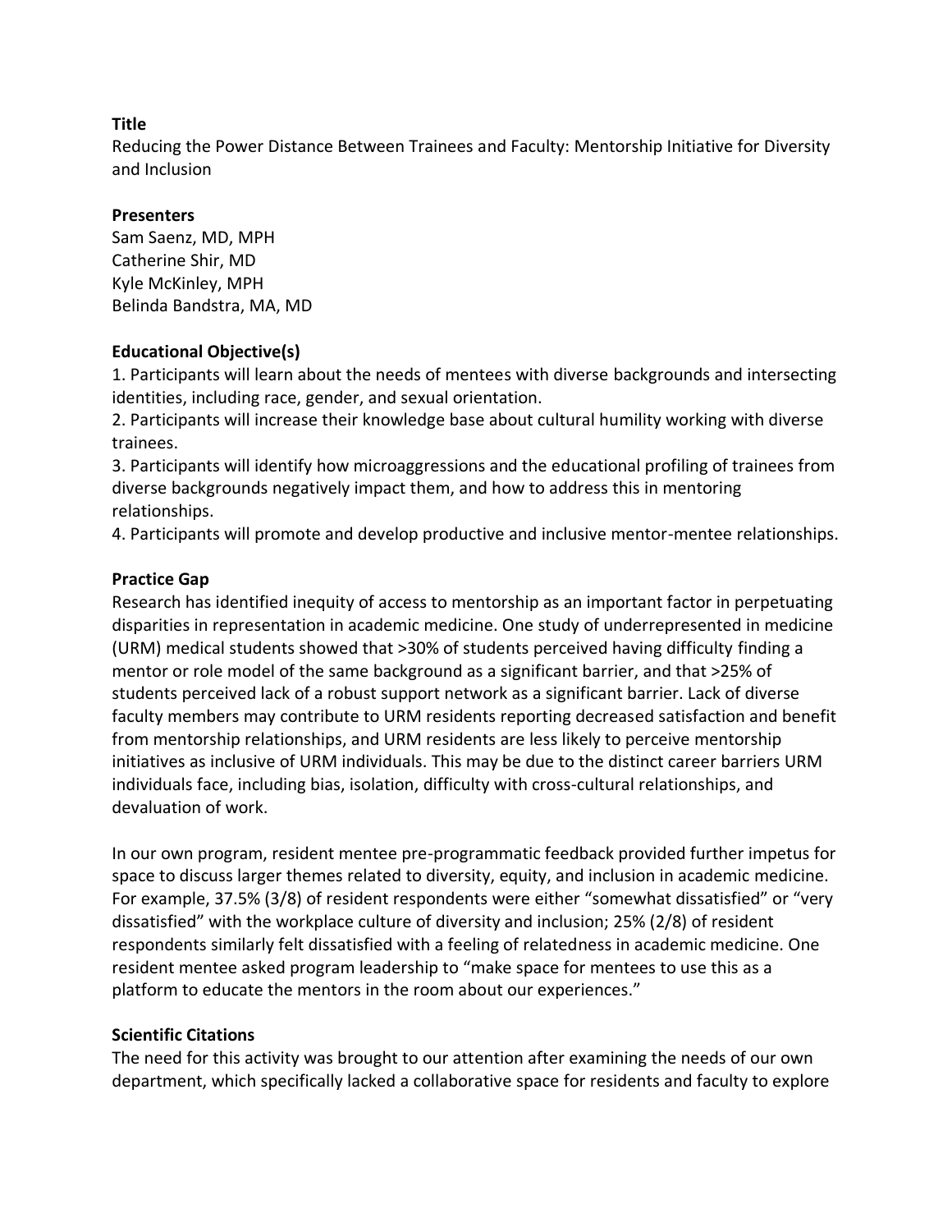### Title

Reducing the Power Distance Between Trainees and Faculty: Mentorship Initiative for Diversity and Inclusion

### Presenters

Sam Saenz, MD, MPH
Catherine Shir, MD
Kyle McKinley, MPH
Belinda Bandstra, MA, MD

### Educational Objective(s)

1. Participants will learn about the needs of mentees with diverse backgrounds and intersecting identities, including race, gender, and sexual orientation.
2. Participants will increase their knowledge base about cultural humility working with diverse trainees.
3. Participants will identify how microaggressions and the educational profiling of trainees from diverse backgrounds negatively impact them, and how to address this in mentoring relationships.
4. Participants will promote and develop productive and inclusive mentor-mentee relationships.

### Practice Gap

Research has identified inequity of access to mentorship as an important factor in perpetuating disparities in representation in academic medicine. One study of underrepresented in medicine (URM) medical students showed that >30% of students perceived having difficulty finding a mentor or role model of the same background as a significant barrier, and that >25% of students perceived lack of a robust support network as a significant barrier. Lack of diverse faculty members may contribute to URM residents reporting decreased satisfaction and benefit from mentorship relationships, and URM residents are less likely to perceive mentorship initiatives as inclusive of URM individuals. This may be due to the distinct career barriers URM individuals face, including bias, isolation, difficulty with cross-cultural relationships, and devaluation of work.

In our own program, resident mentee pre-programmatic feedback provided further impetus for space to discuss larger themes related to diversity, equity, and inclusion in academic medicine. For example, 37.5% (3/8) of resident respondents were either "somewhat dissatisfied" or "very dissatisfied" with the workplace culture of diversity and inclusion; 25% (2/8) of resident respondents similarly felt dissatisfied with a feeling of relatedness in academic medicine. One resident mentee asked program leadership to "make space for mentees to use this as a platform to educate the mentors in the room about our experiences."

### Scientific Citations

The need for this activity was brought to our attention after examining the needs of our own department, which specifically lacked a collaborative space for residents and faculty to explore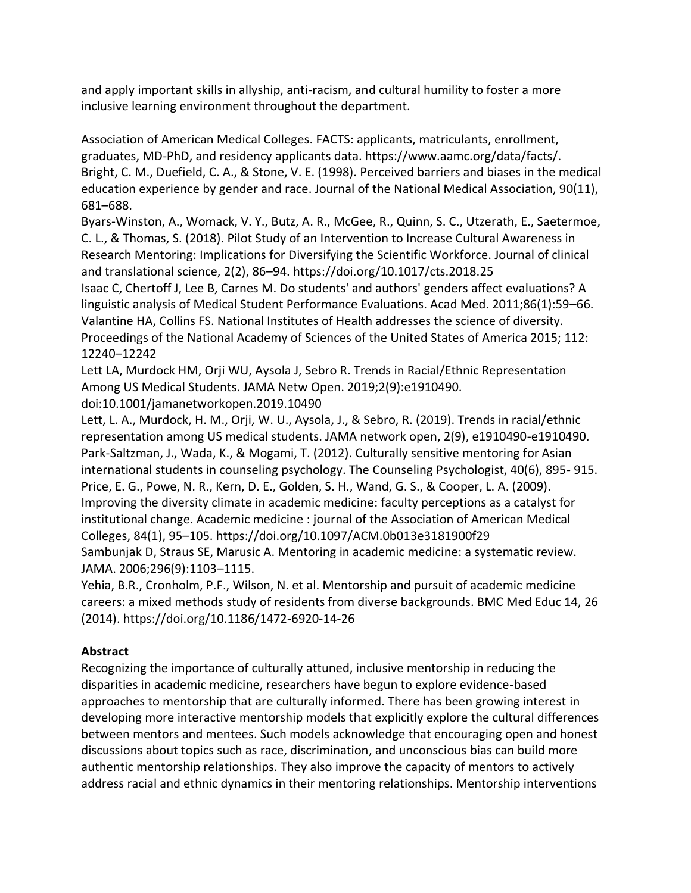and apply important skills in allyship, anti-racism, and cultural humility to foster a more inclusive learning environment throughout the department.

Association of American Medical Colleges. FACTS: applicants, matriculants, enrollment, graduates, MD-PhD, and residency applicants data. https://www.aamc.org/data/facts/.
Bright, C. M., Duefield, C. A., & Stone, V. E. (1998). Perceived barriers and biases in the medical education experience by gender and race. Journal of the National Medical Association, 90(11), 681–688.
Byars-Winston, A., Womack, V. Y., Butz, A. R., McGee, R., Quinn, S. C., Utzerath, E., Saetermoe, C. L., & Thomas, S. (2018). Pilot Study of an Intervention to Increase Cultural Awareness in Research Mentoring: Implications for Diversifying the Scientific Workforce. Journal of clinical and translational science, 2(2), 86–94. https://doi.org/10.1017/cts.2018.25
Isaac C, Chertoff J, Lee B, Carnes M. Do students' and authors' genders affect evaluations? A linguistic analysis of Medical Student Performance Evaluations. Acad Med. 2011;86(1):59–66.
Valantine HA, Collins FS. National Institutes of Health addresses the science of diversity. Proceedings of the National Academy of Sciences of the United States of America 2015; 112: 12240–12242
Lett LA, Murdock HM, Orji WU, Aysola J, Sebro R. Trends in Racial/Ethnic Representation Among US Medical Students. JAMA Netw Open. 2019;2(9):e1910490. doi:10.1001/jamanetworkopen.2019.10490
Lett, L. A., Murdock, H. M., Orji, W. U., Aysola, J., & Sebro, R. (2019). Trends in racial/ethnic representation among US medical students. JAMA network open, 2(9), e1910490-e1910490.
Park-Saltzman, J., Wada, K., & Mogami, T. (2012). Culturally sensitive mentoring for Asian international students in counseling psychology. The Counseling Psychologist, 40(6), 895- 915.
Price, E. G., Powe, N. R., Kern, D. E., Golden, S. H., Wand, G. S., & Cooper, L. A. (2009). Improving the diversity climate in academic medicine: faculty perceptions as a catalyst for institutional change. Academic medicine : journal of the Association of American Medical Colleges, 84(1), 95–105. https://doi.org/10.1097/ACM.0b013e3181900f29
Sambunjak D, Straus SE, Marusic A. Mentoring in academic medicine: a systematic review. JAMA. 2006;296(9):1103–1115.
Yehia, B.R., Cronholm, P.F., Wilson, N. et al. Mentorship and pursuit of academic medicine careers: a mixed methods study of residents from diverse backgrounds. BMC Med Educ 14, 26 (2014). https://doi.org/10.1186/1472-6920-14-26

**Abstract**

Recognizing the importance of culturally attuned, inclusive mentorship in reducing the disparities in academic medicine, researchers have begun to explore evidence-based approaches to mentorship that are culturally informed. There has been growing interest in developing more interactive mentorship models that explicitly explore the cultural differences between mentors and mentees. Such models acknowledge that encouraging open and honest discussions about topics such as race, discrimination, and unconscious bias can build more authentic mentorship relationships. They also improve the capacity of mentors to actively address racial and ethnic dynamics in their mentoring relationships. Mentorship interventions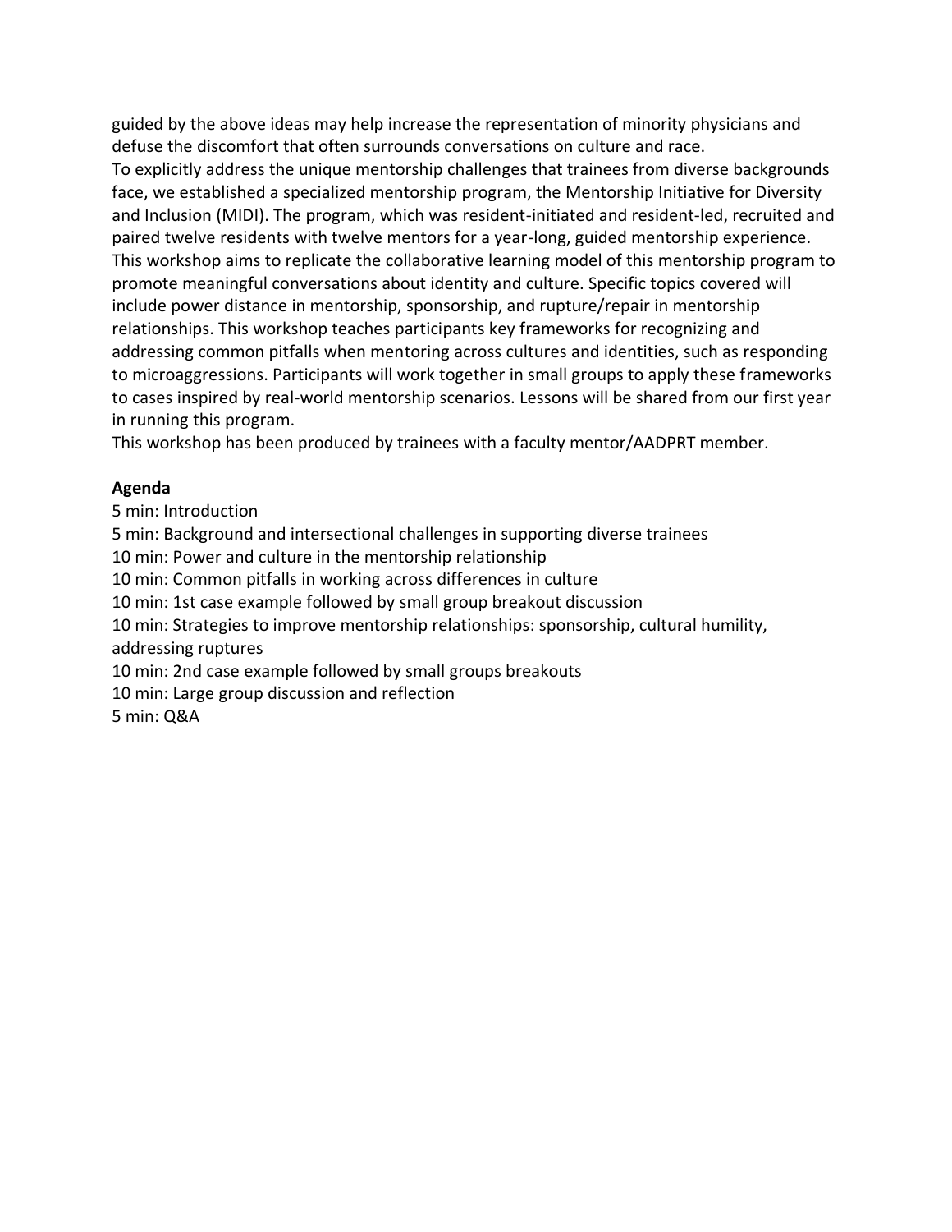guided by the above ideas may help increase the representation of minority physicians and defuse the discomfort that often surrounds conversations on culture and race.

To explicitly address the unique mentorship challenges that trainees from diverse backgrounds face, we established a specialized mentorship program, the Mentorship Initiative for Diversity and Inclusion (MIDI). The program, which was resident-initiated and resident-led, recruited and paired twelve residents with twelve mentors for a year-long, guided mentorship experience. This workshop aims to replicate the collaborative learning model of this mentorship program to promote meaningful conversations about identity and culture. Specific topics covered will include power distance in mentorship, sponsorship, and rupture/repair in mentorship relationships. This workshop teaches participants key frameworks for recognizing and addressing common pitfalls when mentoring across cultures and identities, such as responding to microaggressions. Participants will work together in small groups to apply these frameworks to cases inspired by real-world mentorship scenarios. Lessons will be shared from our first year in running this program.

This workshop has been produced by trainees with a faculty mentor/AADPRT member.

**Agenda**

5 min: Introduction
5 min: Background and intersectional challenges in supporting diverse trainees
10 min: Power and culture in the mentorship relationship
10 min: Common pitfalls in working across differences in culture
10 min: 1st case example followed by small group breakout discussion
10 min: Strategies to improve mentorship relationships: sponsorship, cultural humility, addressing ruptures
10 min: 2nd case example followed by small groups breakouts
10 min: Large group discussion and reflection
5 min: Q&A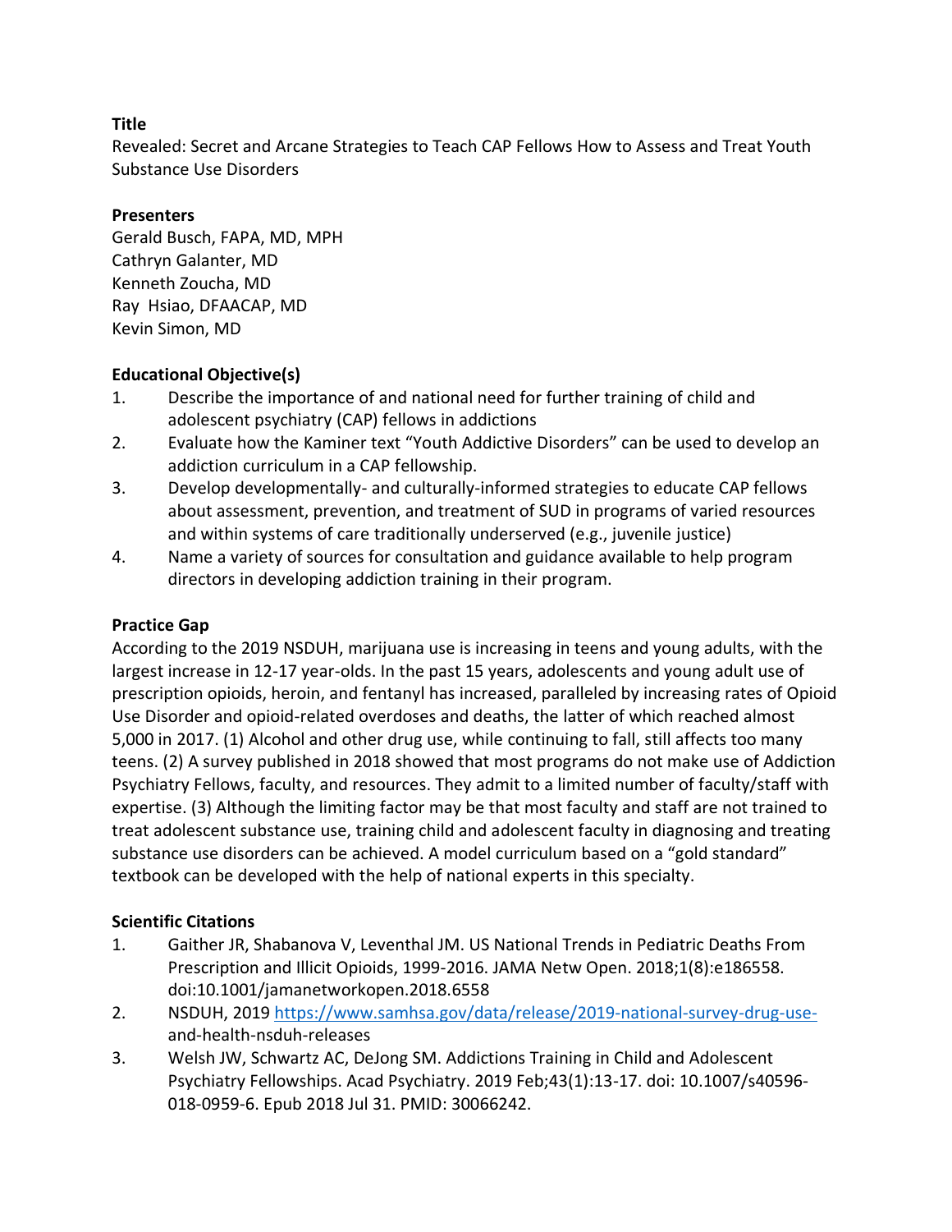**Title**

Revealed: Secret and Arcane Strategies to Teach CAP Fellows How to Assess and Treat Youth Substance Use Disorders

**Presenters**

Gerald Busch, FAPA, MD, MPH
Cathryn Galanter, MD
Kenneth Zoucha, MD
Ray Hsiao, DFAACAP, MD
Kevin Simon, MD

**Educational Objective(s)**

1. Describe the importance of and national need for further training of child and adolescent psychiatry (CAP) fellows in addictions
2. Evaluate how the Kaminer text "Youth Addictive Disorders" can be used to develop an addiction curriculum in a CAP fellowship.
3. Develop developmentally- and culturally-informed strategies to educate CAP fellows about assessment, prevention, and treatment of SUD in programs of varied resources and within systems of care traditionally underserved (e.g., juvenile justice)
4. Name a variety of sources for consultation and guidance available to help program directors in developing addiction training in their program.

**Practice Gap**

According to the 2019 NSDUH, marijuana use is increasing in teens and young adults, with the largest increase in 12-17 year-olds. In the past 15 years, adolescents and young adult use of prescription opioids, heroin, and fentanyl has increased, paralleled by increasing rates of Opioid Use Disorder and opioid-related overdoses and deaths, the latter of which reached almost 5,000 in 2017. (1) Alcohol and other drug use, while continuing to fall, still affects too many teens. (2) A survey published in 2018 showed that most programs do not make use of Addiction Psychiatry Fellows, faculty, and resources. They admit to a limited number of faculty/staff with expertise. (3) Although the limiting factor may be that most faculty and staff are not trained to treat adolescent substance use, training child and adolescent faculty in diagnosing and treating substance use disorders can be achieved. A model curriculum based on a "gold standard" textbook can be developed with the help of national experts in this specialty.

**Scientific Citations**

1. Gaither JR, Shabanova V, Leventhal JM. US National Trends in Pediatric Deaths From Prescription and Illicit Opioids, 1999-2016. JAMA Netw Open. 2018;1(8):e186558. doi:10.1001/jamanetworkopen.2018.6558
2. NSDUH, 2019 https://www.samhsa.gov/data/release/2019-national-survey-drug-use-and-health-nsduh-releases
3. Welsh JW, Schwartz AC, DeJong SM. Addictions Training in Child and Adolescent Psychiatry Fellowships. Acad Psychiatry. 2019 Feb;43(1):13-17. doi: 10.1007/s40596-018-0959-6. Epub 2018 Jul 31. PMID: 30066242.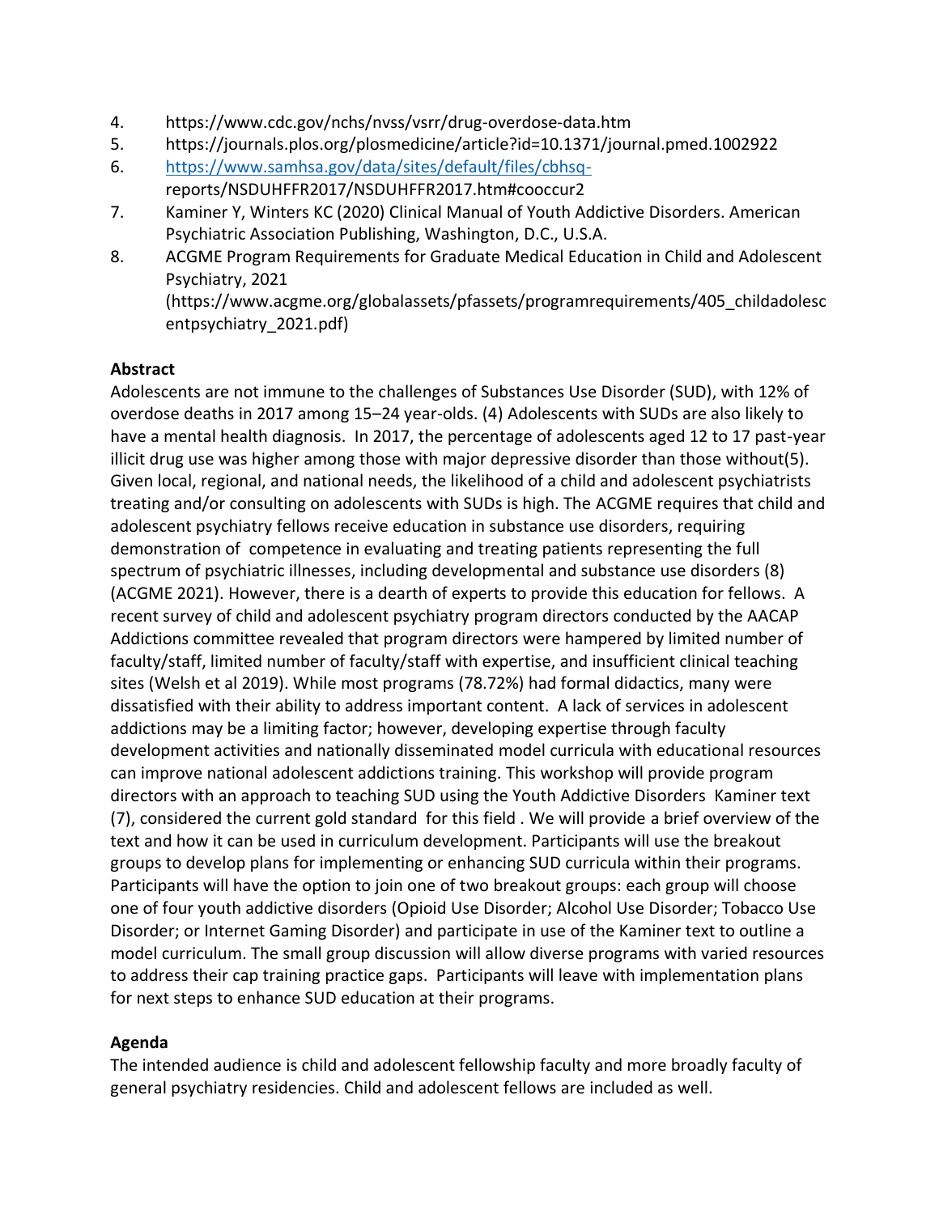4. https://www.cdc.gov/nchs/nvss/vsrr/drug-overdose-data.htm
5. https://journals.plos.org/plosmedicine/article?id=10.1371/journal.pmed.1002922
6. https://www.samhsa.gov/data/sites/default/files/cbhsq-reports/NSDUHFFR2017/NSDUHFFR2017.htm#cooccur2
7. Kaminer Y, Winters KC (2020) Clinical Manual of Youth Addictive Disorders. American Psychiatric Association Publishing, Washington, D.C., U.S.A.
8. ACGME Program Requirements for Graduate Medical Education in Child and Adolescent Psychiatry, 2021 (https://www.acgme.org/globalassets/pfassets/programrequirements/405_childadolescentpsychiatry_2021.pdf)

**Abstract**

Adolescents are not immune to the challenges of Substances Use Disorder (SUD), with 12% of overdose deaths in 2017 among 15–24 year-olds. (4) Adolescents with SUDs are also likely to have a mental health diagnosis. In 2017, the percentage of adolescents aged 12 to 17 past-year illicit drug use was higher among those with major depressive disorder than those without(5). Given local, regional, and national needs, the likelihood of a child and adolescent psychiatrists treating and/or consulting on adolescents with SUDs is high. The ACGME requires that child and adolescent psychiatry fellows receive education in substance use disorders, requiring demonstration of competence in evaluating and treating patients representing the full spectrum of psychiatric illnesses, including developmental and substance use disorders (8) (ACGME 2021). However, there is a dearth of experts to provide this education for fellows. A recent survey of child and adolescent psychiatry program directors conducted by the AACAP Addictions committee revealed that program directors were hampered by limited number of faculty/staff, limited number of faculty/staff with expertise, and insufficient clinical teaching sites (Welsh et al 2019). While most programs (78.72%) had formal didactics, many were dissatisfied with their ability to address important content. A lack of services in adolescent addictions may be a limiting factor; however, developing expertise through faculty development activities and nationally disseminated model curricula with educational resources can improve national adolescent addictions training. This workshop will provide program directors with an approach to teaching SUD using the Youth Addictive Disorders Kaminer text (7), considered the current gold standard for this field . We will provide a brief overview of the text and how it can be used in curriculum development. Participants will use the breakout groups to develop plans for implementing or enhancing SUD curricula within their programs. Participants will have the option to join one of two breakout groups: each group will choose one of four youth addictive disorders (Opioid Use Disorder; Alcohol Use Disorder; Tobacco Use Disorder; or Internet Gaming Disorder) and participate in use of the Kaminer text to outline a model curriculum. The small group discussion will allow diverse programs with varied resources to address their cap training practice gaps. Participants will leave with implementation plans for next steps to enhance SUD education at their programs.

**Agenda**

The intended audience is child and adolescent fellowship faculty and more broadly faculty of general psychiatry residencies. Child and adolescent fellows are included as well.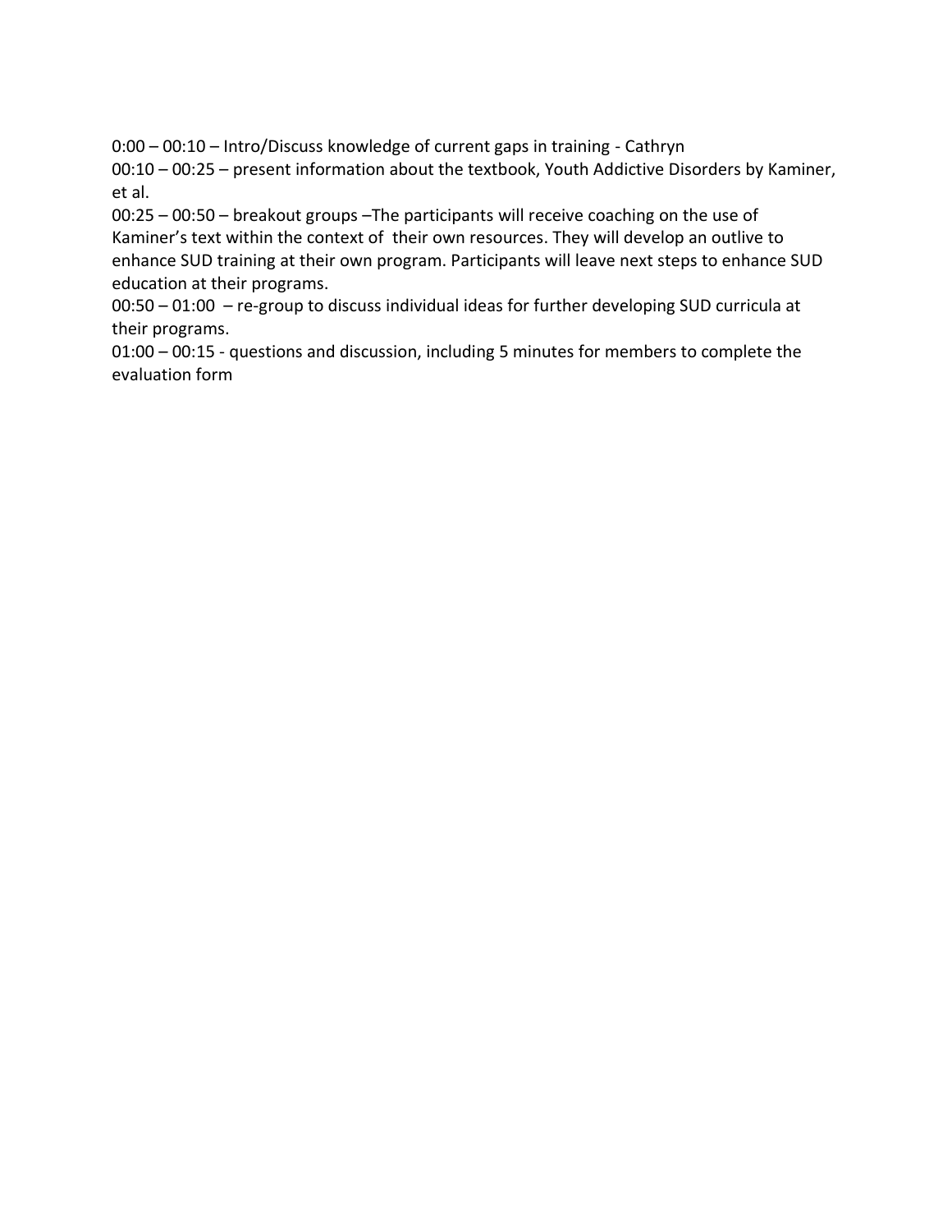0:00 – 00:10 – Intro/Discuss knowledge of current gaps in training - Cathryn

00:10 – 00:25 – present information about the textbook, Youth Addictive Disorders by Kaminer, et al.

00:25 – 00:50 – breakout groups –The participants will receive coaching on the use of Kaminer's text within the context of their own resources. They will develop an outlive to enhance SUD training at their own program. Participants will leave next steps to enhance SUD education at their programs.

00:50 – 01:00 – re-group to discuss individual ideas for further developing SUD curricula at their programs.

01:00 – 00:15 - questions and discussion, including 5 minutes for members to complete the evaluation form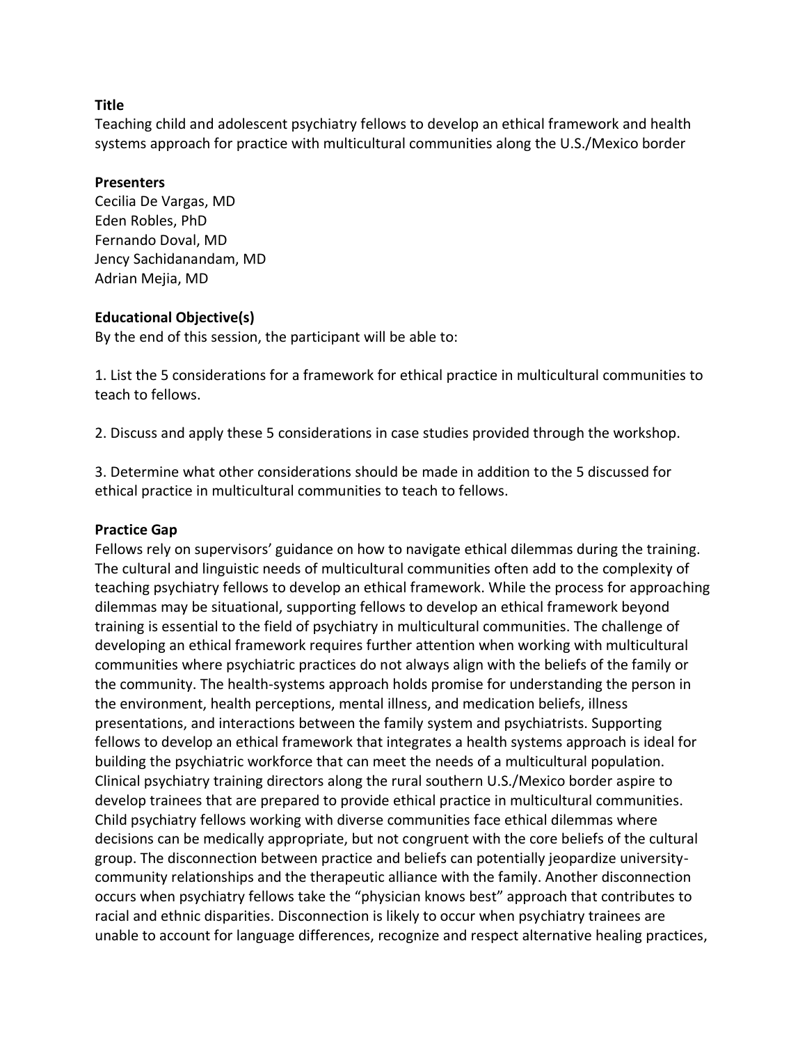## Title

Teaching child and adolescent psychiatry fellows to develop an ethical framework and health systems approach for practice with multicultural communities along the U.S./Mexico border

## Presenters

Cecilia De Vargas, MD
Eden Robles, PhD
Fernando Doval, MD
Jency Sachidanandam, MD
Adrian Mejia, MD

## Educational Objective(s)

By the end of this session, the participant will be able to:

1. List the 5 considerations for a framework for ethical practice in multicultural communities to teach to fellows.

2. Discuss and apply these 5 considerations in case studies provided through the workshop.

3. Determine what other considerations should be made in addition to the 5 discussed for ethical practice in multicultural communities to teach to fellows.

## Practice Gap

Fellows rely on supervisors' guidance on how to navigate ethical dilemmas during the training. The cultural and linguistic needs of multicultural communities often add to the complexity of teaching psychiatry fellows to develop an ethical framework. While the process for approaching dilemmas may be situational, supporting fellows to develop an ethical framework beyond training is essential to the field of psychiatry in multicultural communities. The challenge of developing an ethical framework requires further attention when working with multicultural communities where psychiatric practices do not always align with the beliefs of the family or the community. The health-systems approach holds promise for understanding the person in the environment, health perceptions, mental illness, and medication beliefs, illness presentations, and interactions between the family system and psychiatrists. Supporting fellows to develop an ethical framework that integrates a health systems approach is ideal for building the psychiatric workforce that can meet the needs of a multicultural population. Clinical psychiatry training directors along the rural southern U.S./Mexico border aspire to develop trainees that are prepared to provide ethical practice in multicultural communities. Child psychiatry fellows working with diverse communities face ethical dilemmas where decisions can be medically appropriate, but not congruent with the core beliefs of the cultural group. The disconnection between practice and beliefs can potentially jeopardize university-community relationships and the therapeutic alliance with the family. Another disconnection occurs when psychiatry fellows take the "physician knows best" approach that contributes to racial and ethnic disparities. Disconnection is likely to occur when psychiatry trainees are unable to account for language differences, recognize and respect alternative healing practices,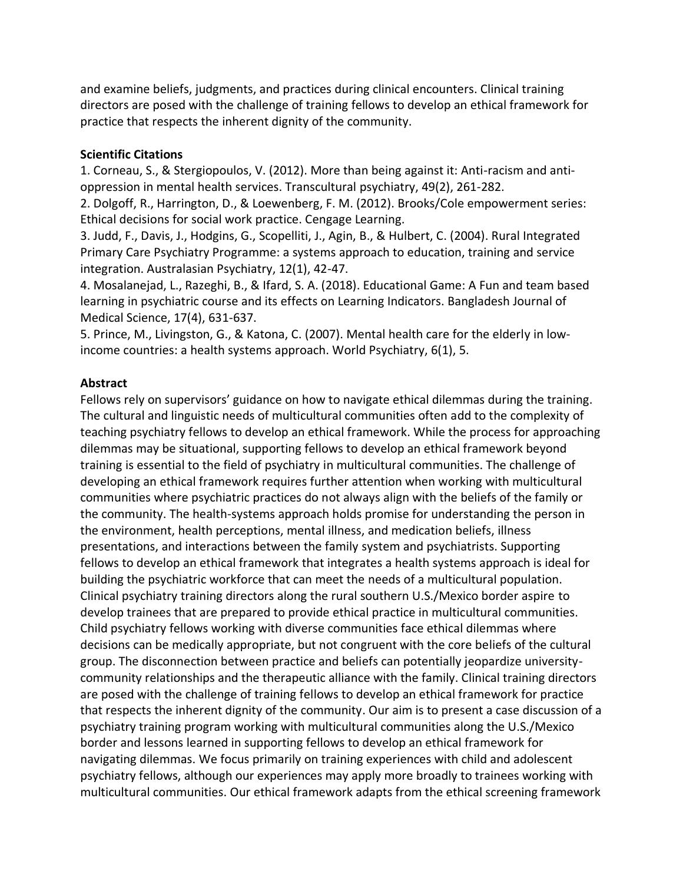and examine beliefs, judgments, and practices during clinical encounters. Clinical training directors are posed with the challenge of training fellows to develop an ethical framework for practice that respects the inherent dignity of the community.

**Scientific Citations**

1. Corneau, S., & Stergiopoulos, V. (2012). More than being against it: Anti-racism and anti-oppression in mental health services. Transcultural psychiatry, 49(2), 261-282.
2. Dolgoff, R., Harrington, D., & Loewenberg, F. M. (2012). Brooks/Cole empowerment series: Ethical decisions for social work practice. Cengage Learning.
3. Judd, F., Davis, J., Hodgins, G., Scopelliti, J., Agin, B., & Hulbert, C. (2004). Rural Integrated Primary Care Psychiatry Programme: a systems approach to education, training and service integration. Australasian Psychiatry, 12(1), 42-47.
4. Mosalanejad, L., Razeghi, B., & Ifard, S. A. (2018). Educational Game: A Fun and team based learning in psychiatric course and its effects on Learning Indicators. Bangladesh Journal of Medical Science, 17(4), 631-637.
5. Prince, M., Livingston, G., & Katona, C. (2007). Mental health care for the elderly in low-income countries: a health systems approach. World Psychiatry, 6(1), 5.

**Abstract**

Fellows rely on supervisors' guidance on how to navigate ethical dilemmas during the training. The cultural and linguistic needs of multicultural communities often add to the complexity of teaching psychiatry fellows to develop an ethical framework. While the process for approaching dilemmas may be situational, supporting fellows to develop an ethical framework beyond training is essential to the field of psychiatry in multicultural communities. The challenge of developing an ethical framework requires further attention when working with multicultural communities where psychiatric practices do not always align with the beliefs of the family or the community. The health-systems approach holds promise for understanding the person in the environment, health perceptions, mental illness, and medication beliefs, illness presentations, and interactions between the family system and psychiatrists. Supporting fellows to develop an ethical framework that integrates a health systems approach is ideal for building the psychiatric workforce that can meet the needs of a multicultural population. Clinical psychiatry training directors along the rural southern U.S./Mexico border aspire to develop trainees that are prepared to provide ethical practice in multicultural communities. Child psychiatry fellows working with diverse communities face ethical dilemmas where decisions can be medically appropriate, but not congruent with the core beliefs of the cultural group. The disconnection between practice and beliefs can potentially jeopardize university-community relationships and the therapeutic alliance with the family. Clinical training directors are posed with the challenge of training fellows to develop an ethical framework for practice that respects the inherent dignity of the community. Our aim is to present a case discussion of a psychiatry training program working with multicultural communities along the U.S./Mexico border and lessons learned in supporting fellows to develop an ethical framework for navigating dilemmas. We focus primarily on training experiences with child and adolescent psychiatry fellows, although our experiences may apply more broadly to trainees working with multicultural communities. Our ethical framework adapts from the ethical screening framework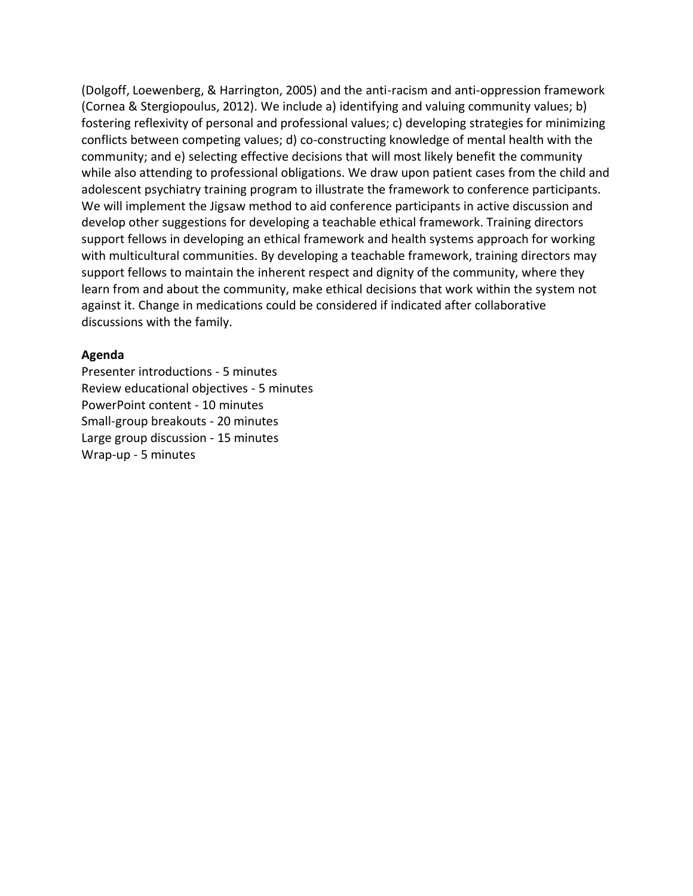(Dolgoff, Loewenberg, & Harrington, 2005) and the anti-racism and anti-oppression framework (Cornea & Stergiopoulus, 2012). We include a) identifying and valuing community values; b) fostering reflexivity of personal and professional values; c) developing strategies for minimizing conflicts between competing values; d) co-constructing knowledge of mental health with the community; and e) selecting effective decisions that will most likely benefit the community while also attending to professional obligations. We draw upon patient cases from the child and adolescent psychiatry training program to illustrate the framework to conference participants. We will implement the Jigsaw method to aid conference participants in active discussion and develop other suggestions for developing a teachable ethical framework. Training directors support fellows in developing an ethical framework and health systems approach for working with multicultural communities. By developing a teachable framework, training directors may support fellows to maintain the inherent respect and dignity of the community, where they learn from and about the community, make ethical decisions that work within the system not against it. Change in medications could be considered if indicated after collaborative discussions with the family.

**Agenda**

Presenter introductions - 5 minutes
Review educational objectives - 5 minutes
PowerPoint content - 10 minutes
Small-group breakouts - 20 minutes
Large group discussion - 15 minutes
Wrap-up - 5 minutes